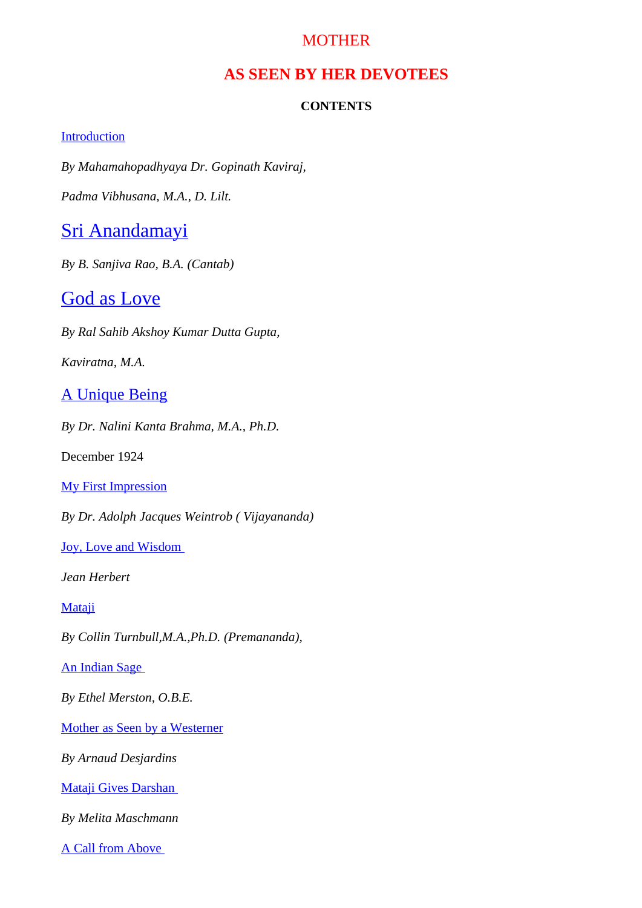# MOTHER

# AS SEEN BY HER DEVOTEES

**CONTENTS**

Introduction

*By Mahamahopadhyaya Dr. Gopinath Kaviraj,*

*Padma Vibhusana, M.A., D. Lilt.*

## Sri Anandamayi

*By B. Sanjiva Rao, B.A. (Cantab)*

## God as Love

*By Ral Sahib Akshoy Kumar Dutta Gupta,*

*Kaviratna, M.A.*

### A Unique Being

*By Dr. Nalini Kanta Brahma, M.A., Ph.D.*

December 1924

My First Impression

*By Dr. Adolph Jacques Weintrob ( Vijayananda)*

Joy, Love and Wisdom

*Jean Herbert*

Mataji

*By Collin Turnbull,M.A.,Ph.D. (Premananda),*

An Indian Sage

*By Ethel Merston, O.B.E.*

Mother as Seen by a Westerner

*By Arnaud Desjardins*

Mataji Gives Darshan

*By Melita Maschmann*

A Call from Above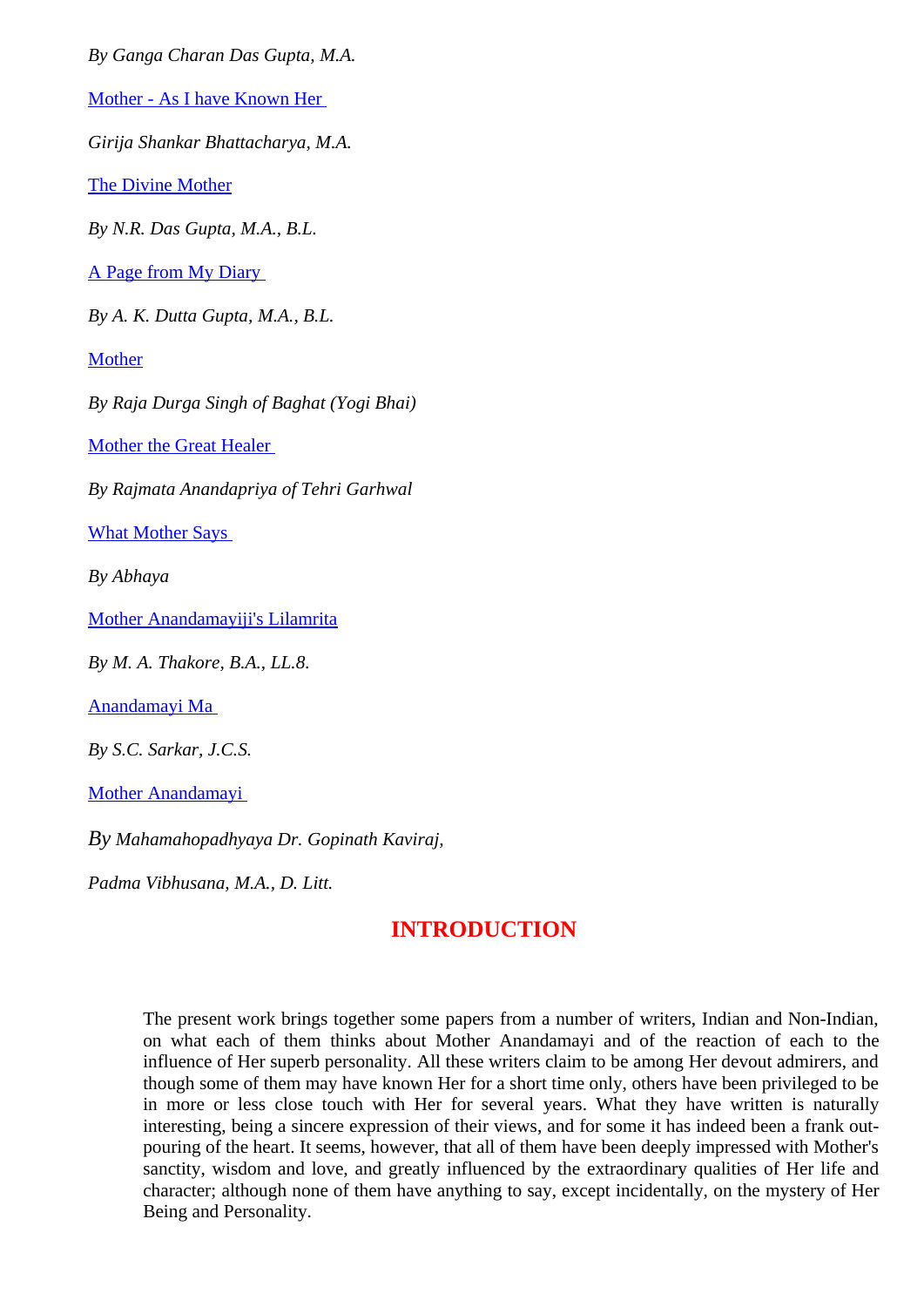*By Ganga Charan Das Gupta, M.A.*

Mother - As I have Known Her

*Girija Shankar Bhattacharya, M.A.*

The Divine Mother

*By N.R. Das Gupta, M.A., B.L.*

A Page from My Diary

*By A. K. Dutta Gupta, M.A., B.L.*

Mother

*By Raja Durga Singh of Baghat (Yogi Bhai)*

Mother the Great Healer

*By Rajmata Anandapriya of Tehri Garhwal*

What Mother Says

*By Abhaya*

Mother Anandamayiji's Lilamrita

*By M. A. Thakore, B.A., LL.8.*

Anandamayi Ma

*By S.C. Sarkar, J.C.S.*

Mother Anandamayi

*By Mahamahopadhyaya Dr. Gopinath Kaviraj,*

*Padma Vibhusana, M.A., D. Litt.*

## INTRODUCTION

The present work brings together some papers from a number of writers, Indian and Non-Indian, on what each of them thinks about Mother Anandamayi and of the reaction of each to the influence of Her superb personality. All these writers claim to be among Her devout admirers, and though some of them may have known Her for a short time only, others have been privileged to be in more or less close touch with Her for several years. What they have written is naturally interesting, being a sincere expression of their views, and for some it has indeed been a frank out-pouring of the heart. It seems, however, that all of them have been deeply impressed with Mother's sanctity, wisdom and love, and greatly influenced by the extraordinary qualities of Her life and character; although none of them have anything to say, except incidentally, on the mystery of Her Being and Personality.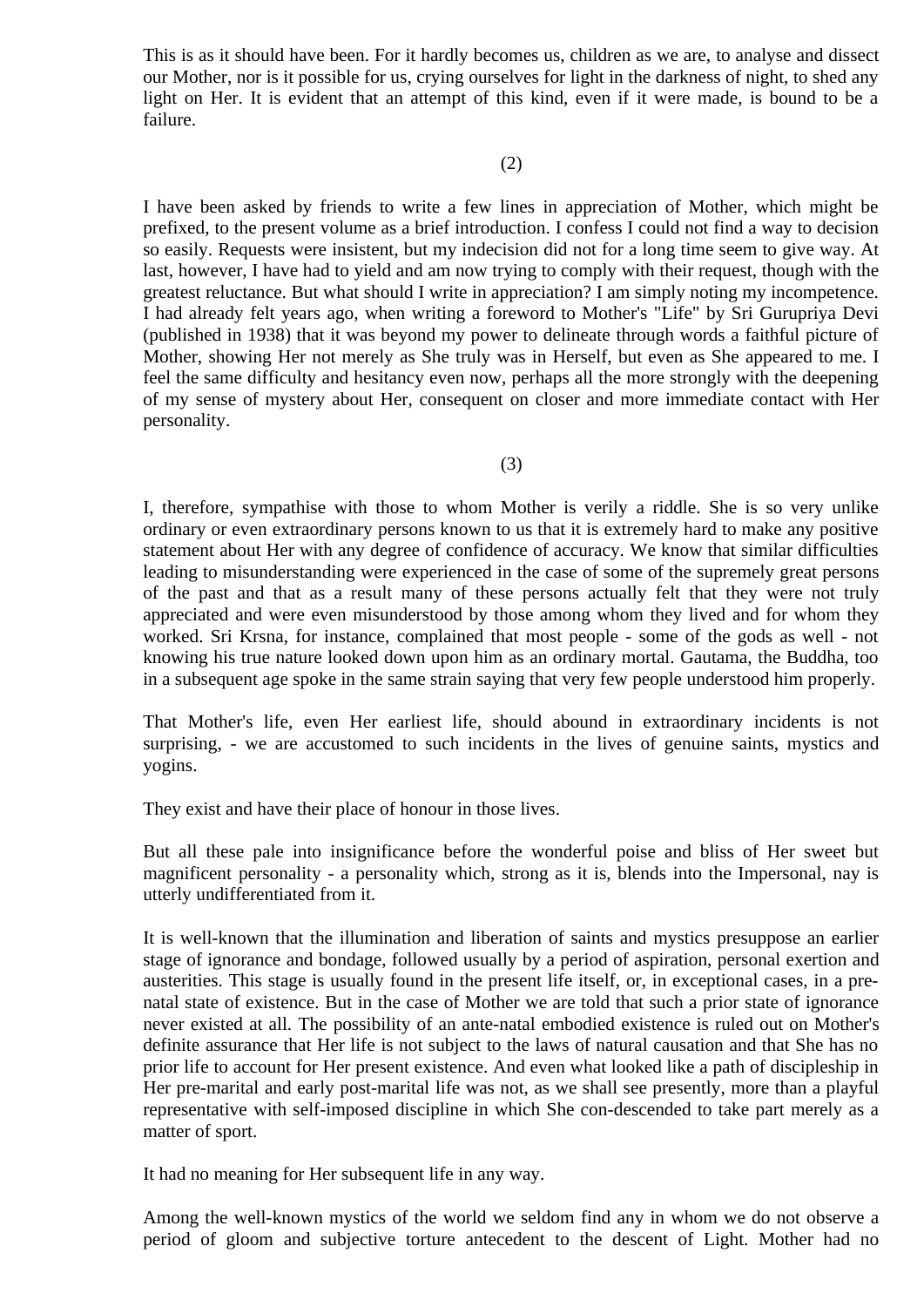This is as it should have been. For it hardly becomes us, children as we are, to analyse and dissect our Mother, nor is it possible for us, crying ourselves for light in the darkness of night, to shed any light on Her. It is evident that an attempt of this kind, even if it were made, is bound to be a failure.

(2)

I have been asked by friends to write a few lines in appreciation of Mother, which might be prefixed, to the present volume as a brief introduction. I confess I could not find a way to decision so easily. Requests were insistent, but my indecision did not for a long time seem to give way. At last, however, I have had to yield and am now trying to comply with their request, though with the greatest reluctance. But what should I write in appreciation? I am simply noting my incompetence. I had already felt years ago, when writing a foreword to Mother's "Life" by Sri Gurupriya Devi (published in 1938) that it was beyond my power to delineate through words a faithful picture of Mother, showing Her not merely as She truly was in Herself, but even as She appeared to me. I feel the same difficulty and hesitancy even now, perhaps all the more strongly with the deepening of my sense of mystery about Her, consequent on closer and more immediate contact with Her personality.

(3)

I, therefore, sympathise with those to whom Mother is verily a riddle. She is so very unlike ordinary or even extraordinary persons known to us that it is extremely hard to make any positive statement about Her with any degree of confidence of accuracy. We know that similar difficulties leading to misunderstanding were experienced in the case of some of the supremely great persons of the past and that as a result many of these persons actually felt that they were not truly appreciated and were even misunderstood by those among whom they lived and for whom they worked. Sri Krsna, for instance, complained that most people - some of the gods as well - not knowing his true nature looked down upon him as an ordinary mortal. Gautama, the Buddha, too in a subsequent age spoke in the same strain saying that very few people understood him properly.

That Mother's life, even Her earliest life, should abound in extraordinary incidents is not surprising, - we are accustomed to such incidents in the lives of genuine saints, mystics and yogins.

They exist and have their place of honour in those lives.

But all these pale into insignificance before the wonderful poise and bliss of Her sweet but magnificent personality - a personality which, strong as it is, blends into the Impersonal, nay is utterly undifferentiated from it.

It is well-known that the illumination and liberation of saints and mystics presuppose an earlier stage of ignorance and bondage, followed usually by a period of aspiration, personal exertion and austerities. This stage is usually found in the present life itself, or, in exceptional cases, in a pre-natal state of existence. But in the case of Mother we are told that such a prior state of ignorance never existed at all. The possibility of an ante-natal embodied existence is ruled out on Mother's definite assurance that Her life is not subject to the laws of natural causation and that She has no prior life to account for Her present existence. And even what looked like a path of discipleship in Her pre-marital and early post-marital life was not, as we shall see presently, more than a playful representative with self-imposed discipline in which She con-descended to take part merely as a matter of sport.

It had no meaning for Her subsequent life in any way.

Among the well-known mystics of the world we seldom find any in whom we do not observe a period of gloom and subjective torture antecedent to the descent of Light. Mother had no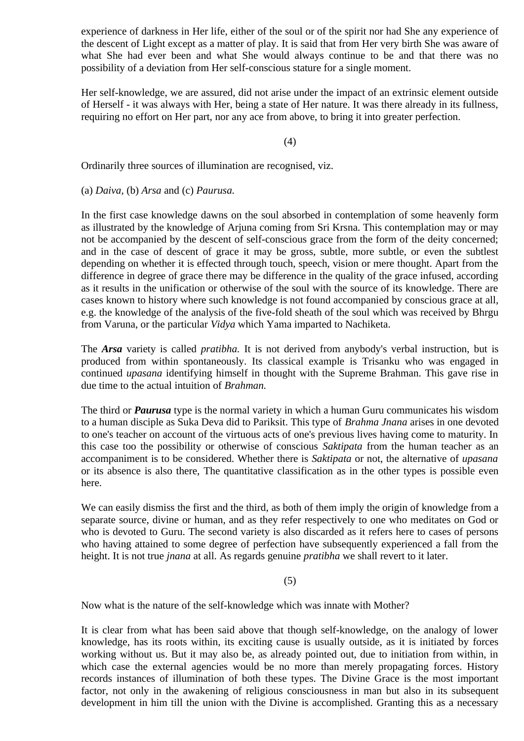experience of darkness in Her life, either of the soul or of the spirit nor had She any experience of the descent of Light except as a matter of play. It is said that from Her very birth She was aware of what She had ever been and what She would always continue to be and that there was no possibility of a deviation from Her self-conscious stature for a single moment.

Her self-knowledge, we are assured, did not arise under the impact of an extrinsic element outside of Herself - it was always with Her, being a state of Her nature. It was there already in its fullness, requiring no effort on Her part, nor any ace from above, to bring it into greater perfection.

(4)

Ordinarily three sources of illumination are recognised, viz.

(a) *Daiva*, (b) *Arsa* and (c) *Paurusa.*

In the first case knowledge dawns on the soul absorbed in contemplation of some heavenly form as illustrated by the knowledge of Arjuna coming from Sri Krsna. This contemplation may or may not be accompanied by the descent of self-conscious grace from the form of the deity concerned; and in the case of descent of grace it may be gross, subtle, more subtle, or even the subtlest depending on whether it is effected through touch, speech, vision or mere thought. Apart from the difference in degree of grace there may be difference in the quality of the grace infused, according as it results in the unification or otherwise of the soul with the source of its knowledge. There are cases known to history where such knowledge is not found accompanied by conscious grace at all, e.g. the knowledge of the analysis of the five-fold sheath of the soul which was received by Bhrgu from Varuna, or the particular *Vidya* which Yama imparted to Nachiketa.

The ***Arsa*** variety is called *pratibha.* It is not derived from anybody's verbal instruction, but is produced from within spontaneously. Its classical example is Trisanku who was engaged in continued *upasana* identifying himself in thought with the Supreme Brahman. This gave rise in due time to the actual intuition of *Brahman.*

The third or ***Paurusa*** type is the normal variety in which a human Guru communicates his wisdom to a human disciple as Suka Deva did to Pariksit. This type of *Brahma Jnana* arises in one devoted to one's teacher on account of the virtuous acts of one's previous lives having come to maturity. In this case too the possibility or otherwise of conscious *Saktipata* from the human teacher as an accompaniment is to be considered. Whether there is *Saktipata* or not, the alternative of *upasana* or its absence is also there, The quantitative classification as in the other types is possible even here.

We can easily dismiss the first and the third, as both of them imply the origin of knowledge from a separate source, divine or human, and as they refer respectively to one who meditates on God or who is devoted to Guru. The second variety is also discarded as it refers here to cases of persons who having attained to some degree of perfection have subsequently experienced a fall from the height. It is not true *jnana* at all. As regards genuine *pratibha* we shall revert to it later.

(5)

Now what is the nature of the self-knowledge which was innate with Mother?

It is clear from what has been said above that though self-knowledge, on the analogy of lower knowledge, has its roots within, its exciting cause is usually outside, as it is initiated by forces working without us. But it may also be, as already pointed out, due to initiation from within, in which case the external agencies would be no more than merely propagating forces. History records instances of illumination of both these types. The Divine Grace is the most important factor, not only in the awakening of religious consciousness in man but also in its subsequent development in him till the union with the Divine is accomplished. Granting this as a necessary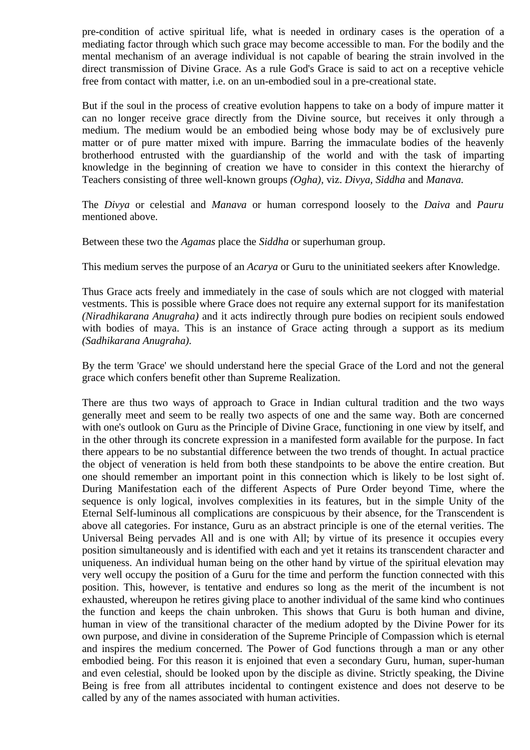pre-condition of active spiritual life, what is needed in ordinary cases is the operation of a mediating factor through which such grace may become accessible to man. For the bodily and the mental mechanism of an average individual is not capable of bearing the strain involved in the direct transmission of Divine Grace. As a rule God's Grace is said to act on a receptive vehicle free from contact with matter, i.e. on an un-embodied soul in a pre-creational state.

But if the soul in the process of creative evolution happens to take on a body of impure matter it can no longer receive grace directly from the Divine source, but receives it only through a medium. The medium would be an embodied being whose body may be of exclusively pure matter or of pure matter mixed with impure. Barring the immaculate bodies of the heavenly brotherhood entrusted with the guardianship of the world and with the task of imparting knowledge in the beginning of creation we have to consider in this context the hierarchy of Teachers consisting of three well-known groups *(Ogha)*, viz. *Divya, Siddha* and *Manava.*

The *Divya* or celestial and *Manava* or human correspond loosely to the *Daiva* and *Pauru* mentioned above.

Between these two the *Agamas* place the *Siddha* or superhuman group.

This medium serves the purpose of an *Acarya* or Guru to the uninitiated seekers after Knowledge.

Thus Grace acts freely and immediately in the case of souls which are not clogged with material vestments. This is possible where Grace does not require any external support for its manifestation *(Niradhikarana Anugraha)* and it acts indirectly through pure bodies on recipient souls endowed with bodies of maya. This is an instance of Grace acting through a support as its medium *(Sadhikarana Anugraha).*

By the term 'Grace' we should understand here the special Grace of the Lord and not the general grace which confers benefit other than Supreme Realization.

There are thus two ways of approach to Grace in Indian cultural tradition and the two ways generally meet and seem to be really two aspects of one and the same way. Both are concerned with one's outlook on Guru as the Principle of Divine Grace, functioning in one view by itself, and in the other through its concrete expression in a manifested form available for the purpose. In fact there appears to be no substantial difference between the two trends of thought. In actual practice the object of veneration is held from both these standpoints to be above the entire creation. But one should remember an important point in this connection which is likely to be lost sight of. During Manifestation each of the different Aspects of Pure Order beyond Time, where the sequence is only logical, involves complexities in its features, but in the simple Unity of the Eternal Self-luminous all complications are conspicuous by their absence, for the Transcendent is above all categories. For instance, Guru as an abstract principle is one of the eternal verities. The Universal Being pervades All and is one with All; by virtue of its presence it occupies every position simultaneously and is identified with each and yet it retains its transcendent character and uniqueness. An individual human being on the other hand by virtue of the spiritual elevation may very well occupy the position of a Guru for the time and perform the function connected with this position. This, however, is tentative and endures so long as the merit of the incumbent is not exhausted, whereupon he retires giving place to another individual of the same kind who continues the function and keeps the chain unbroken. This shows that Guru is both human and divine, human in view of the transitional character of the medium adopted by the Divine Power for its own purpose, and divine in consideration of the Supreme Principle of Compassion which is eternal and inspires the medium concerned. The Power of God functions through a man or any other embodied being. For this reason it is enjoined that even a secondary Guru, human, super-human and even celestial, should be looked upon by the disciple as divine. Strictly speaking, the Divine Being is free from all attributes incidental to contingent existence and does not deserve to be called by any of the names associated with human activities.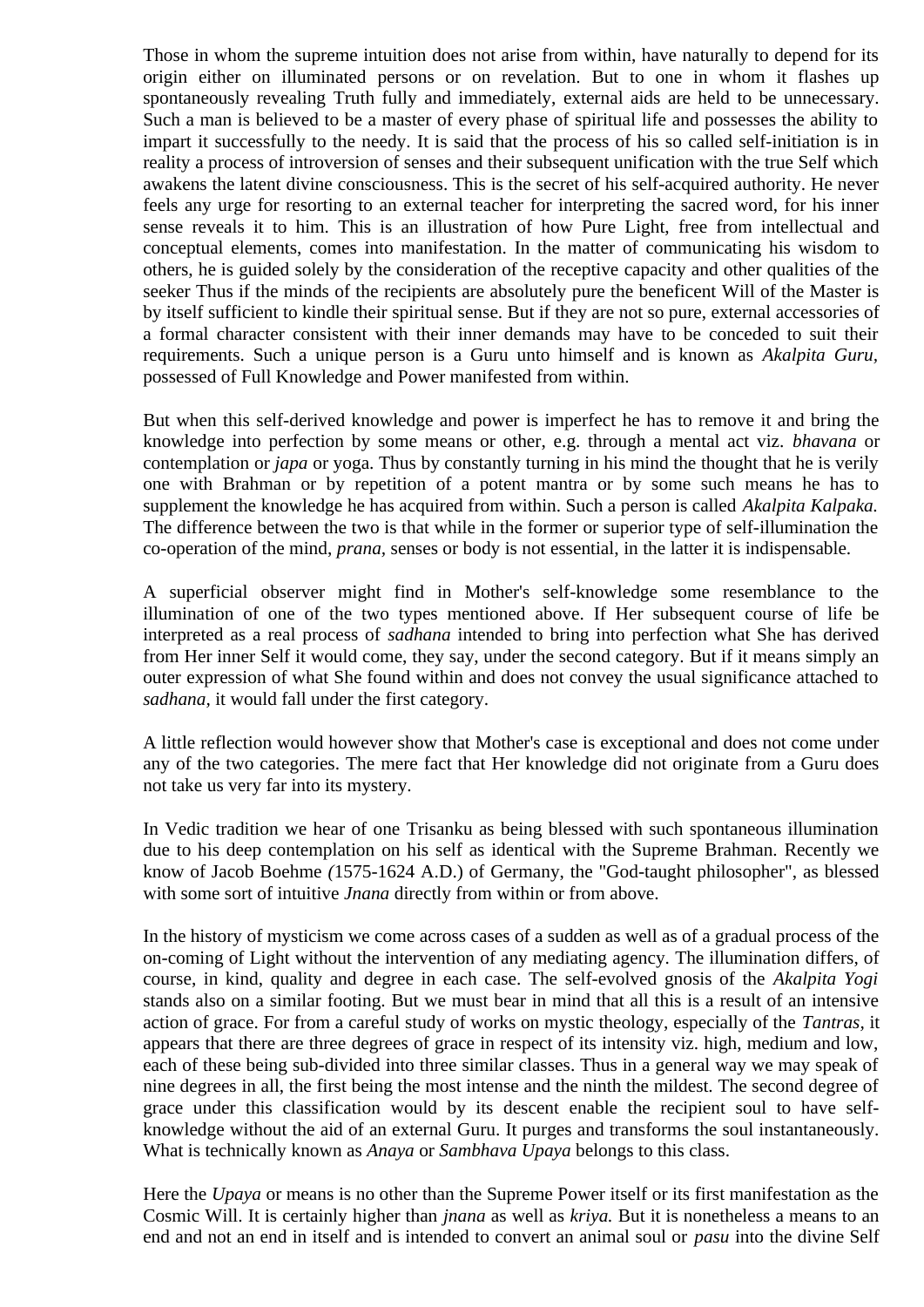Those in whom the supreme intuition does not arise from within, have naturally to depend for its origin either on illuminated persons or on revelation. But to one in whom it flashes up spontaneously revealing Truth fully and immediately, external aids are held to be unnecessary. Such a man is believed to be a master of every phase of spiritual life and possesses the ability to impart it successfully to the needy. It is said that the process of his so called self-initiation is in reality a process of introversion of senses and their subsequent unification with the true Self which awakens the latent divine consciousness. This is the secret of his self-acquired authority. He never feels any urge for resorting to an external teacher for interpreting the sacred word, for his inner sense reveals it to him. This is an illustration of how Pure Light, free from intellectual and conceptual elements, comes into manifestation. In the matter of communicating his wisdom to others, he is guided solely by the consideration of the receptive capacity and other qualities of the seeker Thus if the minds of the recipients are absolutely pure the beneficent Will of the Master is by itself sufficient to kindle their spiritual sense. But if they are not so pure, external accessories of a formal character consistent with their inner demands may have to be conceded to suit their requirements. Such a unique person is a Guru unto himself and is known as *Akalpita Guru,* possessed of Full Knowledge and Power manifested from within.

But when this self-derived knowledge and power is imperfect he has to remove it and bring the knowledge into perfection by some means or other, e.g. through a mental act viz. *bhavana* or contemplation or *japa* or yoga. Thus by constantly turning in his mind the thought that he is verily one with Brahman or by repetition of a potent mantra or by some such means he has to supplement the knowledge he has acquired from within. Such a person is called *Akalpita Kalpaka.* The difference between the two is that while in the former or superior type of self-illumination the co-operation of the mind, *prana,* senses or body is not essential, in the latter it is indispensable.

A superficial observer might find in Mother's self-knowledge some resemblance to the illumination of one of the two types mentioned above. If Her subsequent course of life be interpreted as a real process of *sadhana* intended to bring into perfection what She has derived from Her inner Self it would come, they say, under the second category. But if it means simply an outer expression of what She found within and does not convey the usual significance attached to *sadhana,* it would fall under the first category.

A little reflection would however show that Mother's case is exceptional and does not come under any of the two categories. The mere fact that Her knowledge did not originate from a Guru does not take us very far into its mystery.

In Vedic tradition we hear of one Trisanku as being blessed with such spontaneous illumination due to his deep contemplation on his self as identical with the Supreme Brahman. Recently we know of Jacob Boehme (1575-1624 A.D.) of Germany, the "God-taught philosopher", as blessed with some sort of intuitive *Jnana* directly from within or from above.

In the history of mysticism we come across cases of a sudden as well as of a gradual process of the on-coming of Light without the intervention of any mediating agency. The illumination differs, of course, in kind, quality and degree in each case. The self-evolved gnosis of the *Akalpita Yogi* stands also on a similar footing. But we must bear in mind that all this is a result of an intensive action of grace. For from a careful study of works on mystic theology, especially of the *Tantras,* it appears that there are three degrees of grace in respect of its intensity viz. high, medium and low, each of these being sub-divided into three similar classes. Thus in a general way we may speak of nine degrees in all, the first being the most intense and the ninth the mildest. The second degree of grace under this classification would by its descent enable the recipient soul to have self-knowledge without the aid of an external Guru. It purges and transforms the soul instantaneously. What is technically known as *Anaya* or *Sambhava Upaya* belongs to this class.

Here the *Upaya* or means is no other than the Supreme Power itself or its first manifestation as the Cosmic Will. It is certainly higher than *jnana* as well as *kriya.* But it is nonetheless a means to an end and not an end in itself and is intended to convert an animal soul or *pasu* into the divine Self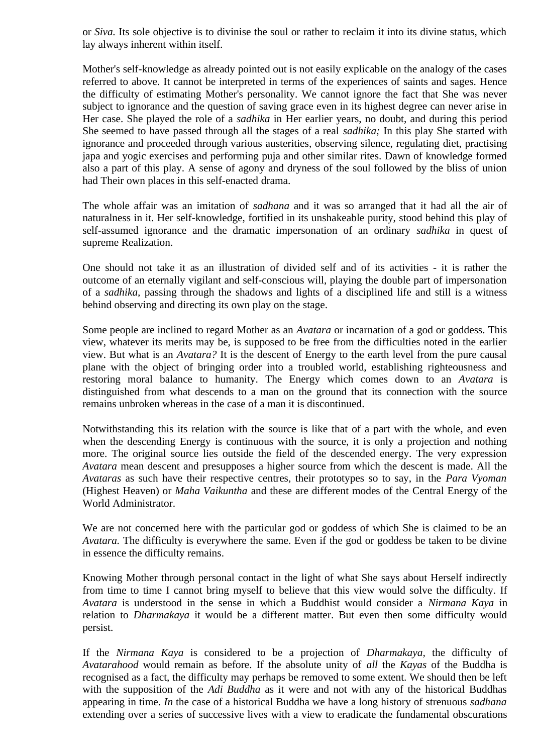or *Siva.* Its sole objective is to divinise the soul or rather to reclaim it into its divine status, which lay always inherent within itself.

Mother's self-knowledge as already pointed out is not easily explicable on the analogy of the cases referred to above. It cannot be interpreted in terms of the experiences of saints and sages. Hence the difficulty of estimating Mother's personality. We cannot ignore the fact that She was never subject to ignorance and the question of saving grace even in its highest degree can never arise in Her case. She played the role of a *sadhika* in Her earlier years, no doubt, and during this period She seemed to have passed through all the stages of a real *sadhika;* In this play She started with ignorance and proceeded through various austerities, observing silence, regulating diet, practising japa and yogic exercises and performing puja and other similar rites. Dawn of knowledge formed also a part of this play. A sense of agony and dryness of the soul followed by the bliss of union had Their own places in this self-enacted drama.

The whole affair was an imitation of *sadhana* and it was so arranged that it had all the air of naturalness in it. Her self-knowledge, fortified in its unshakeable purity, stood behind this play of self-assumed ignorance and the dramatic impersonation of an ordinary *sadhika* in quest of supreme Realization.

One should not take it as an illustration of divided self and of its activities - it is rather the outcome of an eternally vigilant and self-conscious will, playing the double part of impersonation of a *sadhika,* passing through the shadows and lights of a disciplined life and still is a witness behind observing and directing its own play on the stage.

Some people are inclined to regard Mother as an *Avatara* or incarnation of a god or goddess. This view, whatever its merits may be, is supposed to be free from the difficulties noted in the earlier view. But what is an *Avatara?* It is the descent of Energy to the earth level from the pure causal plane with the object of bringing order into a troubled world, establishing righteousness and restoring moral balance to humanity. The Energy which comes down to an *Avatara* is distinguished from what descends to a man on the ground that its connection with the source remains unbroken whereas in the case of a man it is discontinued.

Notwithstanding this its relation with the source is like that of a part with the whole, and even when the descending Energy is continuous with the source, it is only a projection and nothing more. The original source lies outside the field of the descended energy. The very expression *Avatara* mean descent and presupposes a higher source from which the descent is made. All the *Avataras* as such have their respective centres, their prototypes so to say, in the *Para Vyoman* (Highest Heaven) or *Maha Vaikuntha* and these are different modes of the Central Energy of the World Administrator.

We are not concerned here with the particular god or goddess of which She is claimed to be an *Avatara.* The difficulty is everywhere the same. Even if the god or goddess be taken to be divine in essence the difficulty remains.

Knowing Mother through personal contact in the light of what She says about Herself indirectly from time to time I cannot bring myself to believe that this view would solve the difficulty. If *Avatara* is understood in the sense in which a Buddhist would consider a *Nirmana Kaya* in relation to *Dharmakaya* it would be a different matter. But even then some difficulty would persist.

If the *Nirmana Kaya* is considered to be a projection of *Dharmakaya,* the difficulty of *Avatarahood* would remain as before. If the absolute unity of *all* the *Kayas* of the Buddha is recognised as a fact, the difficulty may perhaps be removed to some extent. We should then be left with the supposition of the *Adi Buddha* as it were and not with any of the historical Buddhas appearing in time. *In* the case of a historical Buddha we have a long history of strenuous *sadhana* extending over a series of successive lives with a view to eradicate the fundamental obscurations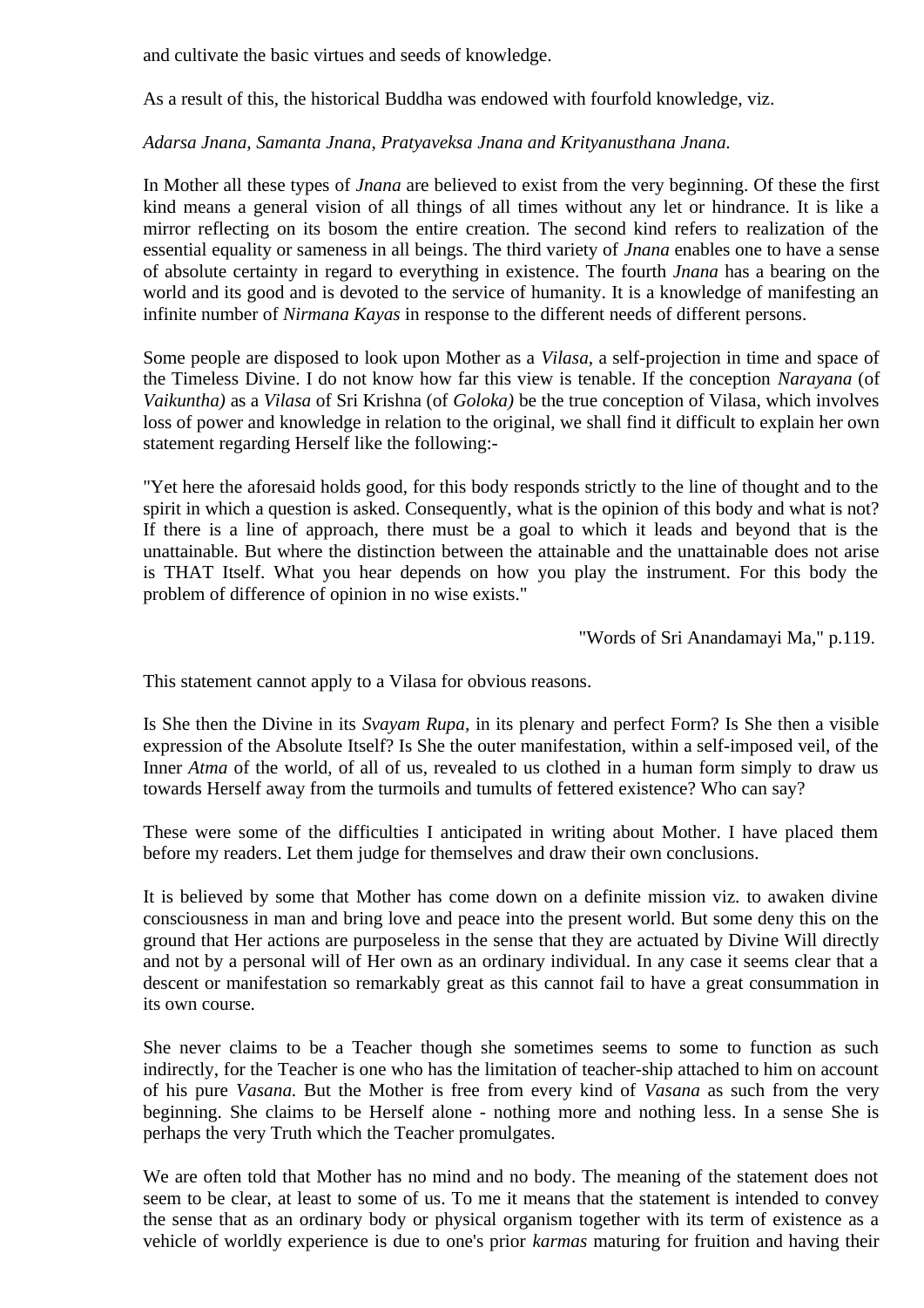and cultivate the basic virtues and seeds of knowledge.

As a result of this, the historical Buddha was endowed with fourfold knowledge, viz.

*Adarsa Jnana, Samanta Jnana, Pratyaveksa Jnana and Krityanusthana Jnana.*

In Mother all these types of *Jnana* are believed to exist from the very beginning. Of these the first kind means a general vision of all things of all times without any let or hindrance. It is like a mirror reflecting on its bosom the entire creation. The second kind refers to realization of the essential equality or sameness in all beings. The third variety of *Jnana* enables one to have a sense of absolute certainty in regard to everything in existence. The fourth *Jnana* has a bearing on the world and its good and is devoted to the service of humanity. It is a knowledge of manifesting an infinite number of *Nirmana Kayas* in response to the different needs of different persons.

Some people are disposed to look upon Mother as a *Vilasa*, a self-projection in time and space of the Timeless Divine. I do not know how far this view is tenable. If the conception *Narayana* (of *Vaikuntha)* as a *Vilasa* of Sri Krishna (of *Goloka)* be the true conception of Vilasa, which involves loss of power and knowledge in relation to the original, we shall find it difficult to explain her own statement regarding Herself like the following:-

"Yet here the aforesaid holds good, for this body responds strictly to the line of thought and to the spirit in which a question is asked. Consequently, what is the opinion of this body and what is not? If there is a line of approach, there must be a goal to which it leads and beyond that is the unattainable. But where the distinction between the attainable and the unattainable does not arise is THAT Itself. What you hear depends on how you play the instrument. For this body the problem of difference of opinion in no wise exists."

"Words of Sri Anandamayi Ma," p.119.

This statement cannot apply to a Vilasa for obvious reasons.

Is She then the Divine in its *Svayam Rupa*, in its plenary and perfect Form? Is She then a visible expression of the Absolute Itself? Is She the outer manifestation, within a self-imposed veil, of the Inner *Atma* of the world, of all of us, revealed to us clothed in a human form simply to draw us towards Herself away from the turmoils and tumults of fettered existence? Who can say?

These were some of the difficulties I anticipated in writing about Mother. I have placed them before my readers. Let them judge for themselves and draw their own conclusions.

It is believed by some that Mother has come down on a definite mission viz. to awaken divine consciousness in man and bring love and peace into the present world. But some deny this on the ground that Her actions are purposeless in the sense that they are actuated by Divine Will directly and not by a personal will of Her own as an ordinary individual. In any case it seems clear that a descent or manifestation so remarkably great as this cannot fail to have a great consummation in its own course.

She never claims to be a Teacher though she sometimes seems to some to function as such indirectly, for the Teacher is one who has the limitation of teacher-ship attached to him on account of his pure *Vasana.* But the Mother is free from every kind of *Vasana* as such from the very beginning. She claims to be Herself alone - nothing more and nothing less. In a sense She is perhaps the very Truth which the Teacher promulgates.

We are often told that Mother has no mind and no body. The meaning of the statement does not seem to be clear, at least to some of us. To me it means that the statement is intended to convey the sense that as an ordinary body or physical organism together with its term of existence as a vehicle of worldly experience is due to one's prior *karmas* maturing for fruition and having their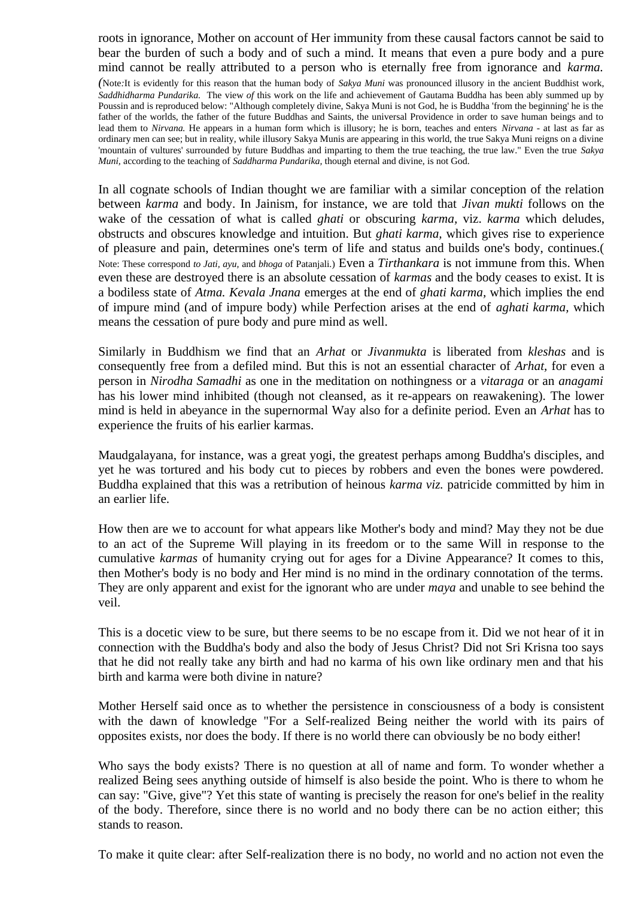roots in ignorance, Mother on account of Her immunity from these causal factors cannot be said to bear the burden of such a body and of such a mind. It means that even a pure body and a pure mind cannot be really attributed to a person who is eternally free from ignorance and *karma.* (Note:It is evidently for this reason that the human body of *Sakya Muni* was pronounced illusory in the ancient Buddhist work, *Saddhidharma Pundarika.* The view *of* this work on the life and achievement of Gautama Buddha has been ably summed up by Poussin and is reproduced below: "Although completely divine, Sakya Muni is not God, he is Buddha 'from the beginning' he is the father of the worlds, the father of the future Buddhas and Saints, the universal Providence in order to save human beings and to lead them to *Nirvana.* He appears in a human form which is illusory; he is born, teaches and enters *Nirvana* - at last as far as ordinary men can see; but in reality, while illusory Sakya Munis are appearing in this world, the true Sakya Muni reigns on a divine 'mountain of vultures' surrounded by future Buddhas and imparting to them the true teaching, the true law." Even the true *Sakya Muni,* according to the teaching of *Saddharma Pundarika,* though eternal and divine, is not God.

In all cognate schools of Indian thought we are familiar with a similar conception of the relation between *karma* and body. In Jainism, for instance, we are told that *Jivan mukti* follows on the wake of the cessation of what is called *ghati* or obscuring *karma*, viz. *karma* which deludes, obstructs and obscures knowledge and intuition. But *ghati karma,* which gives rise to experience of pleasure and pain, determines one's term of life and status and builds one's body, continues.( Note: These correspond *to Jati, ayu,* and *bhoga* of Patanjali.) Even a *Tirthankara* is not immune from this. When even these are destroyed there is an absolute cessation of *karmas* and the body ceases to exist. It is a bodiless state of *Atma. Kevala Jnana* emerges at the end of *ghati karma,* which implies the end of impure mind (and of impure body) while Perfection arises at the end of *aghati karma,* which means the cessation of pure body and pure mind as well.

Similarly in Buddhism we find that an *Arhat* or *Jivanmukta* is liberated from *kleshas* and is consequently free from a defiled mind. But this is not an essential character of *Arhat*, for even a person in *Nirodha Samadhi* as one in the meditation on nothingness or a *vitaraga* or an *anagami* has his lower mind inhibited (though not cleansed, as it re-appears on reawakening). The lower mind is held in abeyance in the supernormal Way also for a definite period. Even an *Arhat* has to experience the fruits of his earlier karmas.

Maudgalayana, for instance, was a great yogi, the greatest perhaps among Buddha's disciples, and yet he was tortured and his body cut to pieces by robbers and even the bones were powdered. Buddha explained that this was a retribution of heinous *karma viz.* patricide committed by him in an earlier life.

How then are we to account for what appears like Mother's body and mind? May they not be due to an act of the Supreme Will playing in its freedom or to the same Will in response to the cumulative *karmas* of humanity crying out for ages for a Divine Appearance? It comes to this, then Mother's body is no body and Her mind is no mind in the ordinary connotation of the terms. They are only apparent and exist for the ignorant who are under *maya* and unable to see behind the veil.

This is a docetic view to be sure, but there seems to be no escape from it. Did we not hear of it in connection with the Buddha's body and also the body of Jesus Christ? Did not Sri Krisna too says that he did not really take any birth and had no karma of his own like ordinary men and that his birth and karma were both divine in nature?

Mother Herself said once as to whether the persistence in consciousness of a body is consistent with the dawn of knowledge "For a Self-realized Being neither the world with its pairs of opposites exists, nor does the body. If there is no world there can obviously be no body either!

Who says the body exists? There is no question at all of name and form. To wonder whether a realized Being sees anything outside of himself is also beside the point. Who is there to whom he can say: "Give, give"? Yet this state of wanting is precisely the reason for one's belief in the reality of the body. Therefore, since there is no world and no body there can be no action either; this stands to reason.

To make it quite clear: after Self-realization there is no body, no world and no action not even the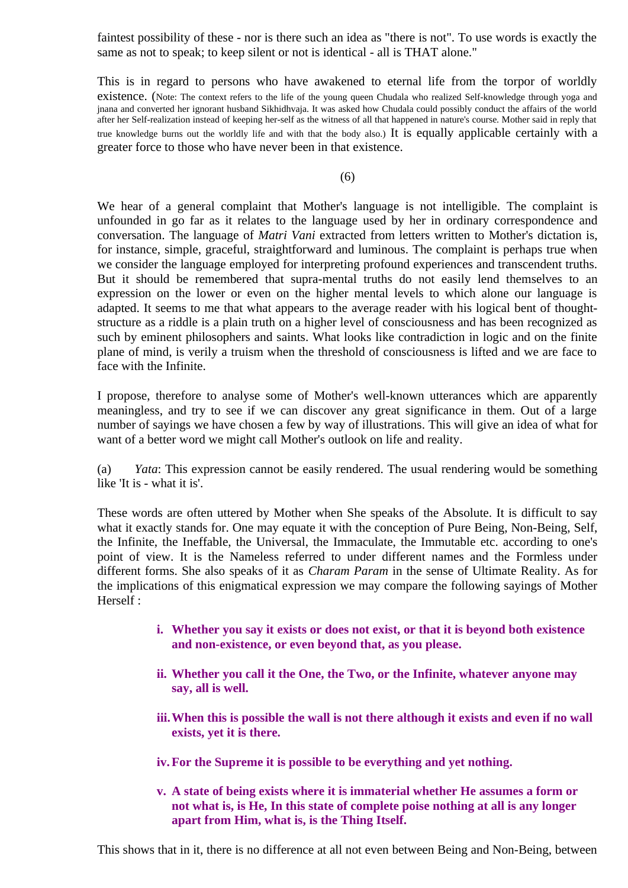faintest possibility of these - nor is there such an idea as "there is not". To use words is exactly the same as not to speak; to keep silent or not is identical - all is THAT alone."

This is in regard to persons who have awakened to eternal life from the torpor of worldly existence. (Note: The context refers to the life of the young queen Chudala who realized Self-knowledge through yoga and jnana and converted her ignorant husband Sikhidhvaja. It was asked how Chudala could possibly conduct the affairs of the world after her Self-realization instead of keeping her-self as the witness of all that happened in nature's course. Mother said in reply that true knowledge burns out the worldly life and with that the body also.) It is equally applicable certainly with a greater force to those who have never been in that existence.

(6)

We hear of a general complaint that Mother's language is not intelligible. The complaint is unfounded in go far as it relates to the language used by her in ordinary correspondence and conversation. The language of *Matri Vani* extracted from letters written to Mother's dictation is, for instance, simple, graceful, straightforward and luminous. The complaint is perhaps true when we consider the language employed for interpreting profound experiences and transcendent truths. But it should be remembered that supra-mental truths do not easily lend themselves to an expression on the lower or even on the higher mental levels to which alone our language is adapted. It seems to me that what appears to the average reader with his logical bent of thought-structure as a riddle is a plain truth on a higher level of consciousness and has been recognized as such by eminent philosophers and saints. What looks like contradiction in logic and on the finite plane of mind, is verily a truism when the threshold of consciousness is lifted and we are face to face with the Infinite.

I propose, therefore to analyse some of Mother's well-known utterances which are apparently meaningless, and try to see if we can discover any great significance in them. Out of a large number of sayings we have chosen a few by way of illustrations. This will give an idea of what for want of a better word we might call Mother's outlook on life and reality.

(a) *Yata*: This expression cannot be easily rendered. The usual rendering would be something like 'It is - what it is'.

These words are often uttered by Mother when She speaks of the Absolute. It is difficult to say what it exactly stands for. One may equate it with the conception of Pure Being, Non-Being, Self, the Infinite, the Ineffable, the Universal, the Immaculate, the Immutable etc. according to one's point of view. It is the Nameless referred to under different names and the Formless under different forms. She also speaks of it as *Charam Param* in the sense of Ultimate Reality. As for the implications of this enigmatical expression we may compare the following sayings of Mother Herself :

i. **Whether you say it exists or does not exist, or that it is beyond both existence and non-existence, or even beyond that, as you please.**

ii. **Whether you call it the One, the Two, or the Infinite, whatever anyone may say, all is well.**

iii. **When this is possible the wall is not there although it exists and even if no wall exists, yet it is there.**

iv. **For the Supreme it is possible to be everything and yet nothing.**

v. **A state of being exists where it is immaterial whether He assumes a form or not what is, is He, In this state of complete poise nothing at all is any longer apart from Him, what is, is the Thing Itself.**

This shows that in it, there is no difference at all not even between Being and Non-Being, between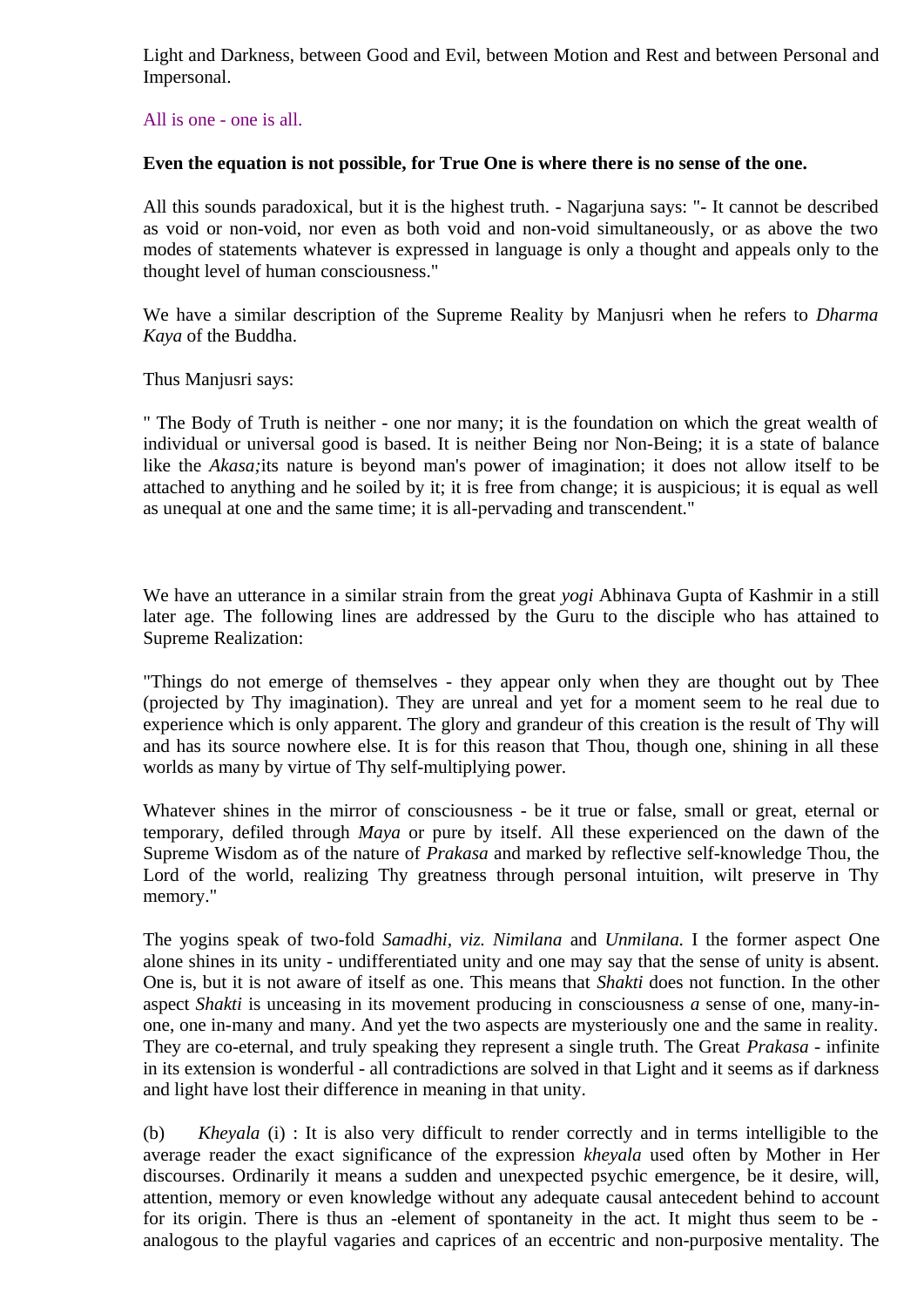Light and Darkness, between Good and Evil, between Motion and Rest and between Personal and Impersonal.

All is one - one is all.

**Even the equation is not possible, for True One is where there is no sense of the one.**

All this sounds paradoxical, but it is the highest truth. - Nagarjuna says: "- It cannot be described as void or non-void, nor even as both void and non-void simultaneously, or as above the two modes of statements whatever is expressed in language is only a thought and appeals only to the thought level of human consciousness."

We have a similar description of the Supreme Reality by Manjusri when he refers to *Dharma Kaya* of the Buddha.

Thus Manjusri says:

" The Body of Truth is neither - one nor many; it is the foundation on which the great wealth of individual or universal good is based. It is neither Being nor Non-Being; it is a state of balance like the *Akasa;*its nature is beyond man's power of imagination; it does not allow itself to be attached to anything and he soiled by it; it is free from change; it is auspicious; it is equal as well as unequal at one and the same time; it is all-pervading and transcendent."

We have an utterance in a similar strain from the great *yogi* Abhinava Gupta of Kashmir in a still later age. The following lines are addressed by the Guru to the disciple who has attained to Supreme Realization:

"Things do not emerge of themselves - they appear only when they are thought out by Thee (projected by Thy imagination). They are unreal and yet for a moment seem to he real due to experience which is only apparent. The glory and grandeur of this creation is the result of Thy will and has its source nowhere else. It is for this reason that Thou, though one, shining in all these worlds as many by virtue of Thy self-multiplying power.

Whatever shines in the mirror of consciousness - be it true or false, small or great, eternal or temporary, defiled through *Maya* or pure by itself. All these experienced on the dawn of the Supreme Wisdom as of the nature of *Prakasa* and marked by reflective self-knowledge Thou, the Lord of the world, realizing Thy greatness through personal intuition, wilt preserve in Thy memory."

The yogins speak of two-fold *Samadhi, viz. Nimilana* and *Unmilana.* I the former aspect One alone shines in its unity - undifferentiated unity and one may say that the sense of unity is absent. One is, but it is not aware of itself as one. This means that *Shakti* does not function. In the other aspect *Shakti* is unceasing in its movement producing in consciousness *a* sense of one, many-in-one, one in-many and many. And yet the two aspects are mysteriously one and the same in reality. They are co-eternal, and truly speaking they represent a single truth. The Great *Prakasa* - infinite in its extension is wonderful - all contradictions are solved in that Light and it seems as if darkness and light have lost their difference in meaning in that unity.

(b) *Kheyala* (i) : It is also very difficult to render correctly and in terms intelligible to the average reader the exact significance of the expression *kheyala* used often by Mother in Her discourses. Ordinarily it means a sudden and unexpected psychic emergence, be it desire, will, attention, memory or even knowledge without any adequate causal antecedent behind to account for its origin. There is thus an -element of spontaneity in the act. It might thus seem to be - analogous to the playful vagaries and caprices of an eccentric and non-purposive mentality. The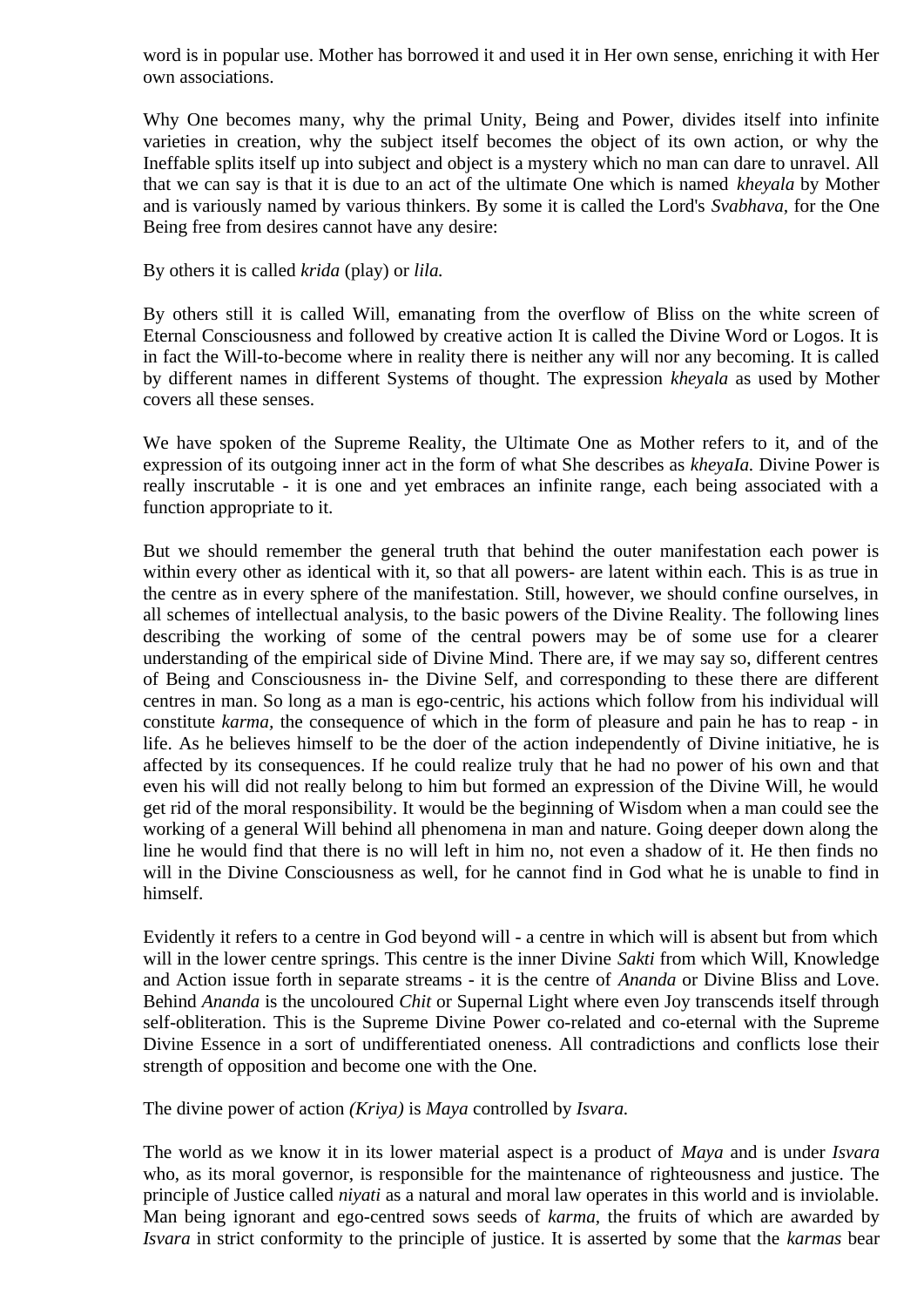word is in popular use. Mother has borrowed it and used it in Her own sense, enriching it with Her own associations.

Why One becomes many, why the primal Unity, Being and Power, divides itself into infinite varieties in creation, why the subject itself becomes the object of its own action, or why the Ineffable splits itself up into subject and object is a mystery which no man can dare to unravel. All that we can say is that it is due to an act of the ultimate One which is named *kheyala* by Mother and is variously named by various thinkers. By some it is called the Lord's *Svabhava,* for the One Being free from desires cannot have any desire:

By others it is called *krida* (play) or *lila.*

By others still it is called Will, emanating from the overflow of Bliss on the white screen of Eternal Consciousness and followed by creative action It is called the Divine Word or Logos. It is in fact the Will-to-become where in reality there is neither any will nor any becoming. It is called by different names in different Systems of thought. The expression *kheyala* as used by Mother covers all these senses.

We have spoken of the Supreme Reality, the Ultimate One as Mother refers to it, and of the expression of its outgoing inner act in the form of what She describes as *kheyaIa.* Divine Power is really inscrutable - it is one and yet embraces an infinite range, each being associated with a function appropriate to it.

But we should remember the general truth that behind the outer manifestation each power is within every other as identical with it, so that all powers- are latent within each. This is as true in the centre as in every sphere of the manifestation. Still, however, we should confine ourselves, in all schemes of intellectual analysis, to the basic powers of the Divine Reality. The following lines describing the working of some of the central powers may be of some use for a clearer understanding of the empirical side of Divine Mind. There are, if we may say so, different centres of Being and Consciousness in- the Divine Self, and corresponding to these there are different centres in man. So long as a man is ego-centric, his actions which follow from his individual will constitute *karma,* the consequence of which in the form of pleasure and pain he has to reap - in life. As he believes himself to be the doer of the action independently of Divine initiative, he is affected by its consequences. If he could realize truly that he had no power of his own and that even his will did not really belong to him but formed an expression of the Divine Will, he would get rid of the moral responsibility. It would be the beginning of Wisdom when a man could see the working of a general Will behind all phenomena in man and nature. Going deeper down along the line he would find that there is no will left in him no, not even a shadow of it. He then finds no will in the Divine Consciousness as well, for he cannot find in God what he is unable to find in himself.

Evidently it refers to a centre in God beyond will - a centre in which will is absent but from which will in the lower centre springs. This centre is the inner Divine *Sakti* from which Will, Knowledge and Action issue forth in separate streams - it is the centre of *Ananda* or Divine Bliss and Love. Behind *Ananda* is the uncoloured *Chit* or Supernal Light where even Joy transcends itself through self-obliteration. This is the Supreme Divine Power co-related and co-eternal with the Supreme Divine Essence in a sort of undifferentiated oneness. All contradictions and conflicts lose their strength of opposition and become one with the One.

The divine power of action *(Kriya)* is *Maya* controlled by *Isvara.*

The world as we know it in its lower material aspect is a product of *Maya* and is under *Isvara* who, as its moral governor, is responsible for the maintenance of righteousness and justice. The principle of Justice called *niyati* as a natural and moral law operates in this world and is inviolable. Man being ignorant and ego-centred sows seeds of *karma,* the fruits of which are awarded by *Isvara* in strict conformity to the principle of justice. It is asserted by some that the *karmas* bear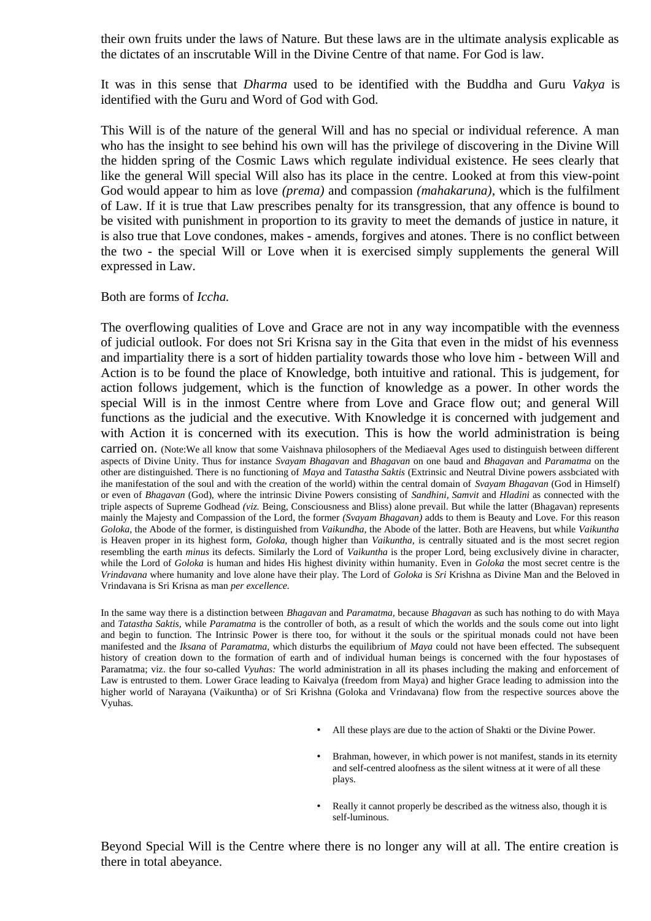their own fruits under the laws of Nature. But these laws are in the ultimate analysis explicable as the dictates of an inscrutable Will in the Divine Centre of that name. For God is law.

It was in this sense that *Dharma* used to be identified with the Buddha and Guru *Vakya* is identified with the Guru and Word of God with God.

This Will is of the nature of the general Will and has no special or individual reference. A man who has the insight to see behind his own will has the privilege of discovering in the Divine Will the hidden spring of the Cosmic Laws which regulate individual existence. He sees clearly that like the general Will special Will also has its place in the centre. Looked at from this view-point God would appear to him as love *(prema)* and compassion *(mahakaruna),* which is the fulfilment of Law. If it is true that Law prescribes penalty for its transgression, that any offence is bound to be visited with punishment in proportion to its gravity to meet the demands of justice in nature, it is also true that Love condones, makes - amends, forgives and atones. There is no conflict between the two - the special Will or Love when it is exercised simply supplements the general Will expressed in Law.

Both are forms of *Iccha.*

The overflowing qualities of Love and Grace are not in any way incompatible with the evenness of judicial outlook. For does not Sri Krisna say in the Gita that even in the midst of his evenness and impartiality there is a sort of hidden partiality towards those who love him - between Will and Action is to be found the place of Knowledge, both intuitive and rational. This is judgement, for action follows judgement, which is the function of knowledge as a power. In other words the special Will is in the inmost Centre where from Love and Grace flow out; and general Will functions as the judicial and the executive. With Knowledge it is concerned with judgement and with Action it is concerned with its execution. This is how the world administration is being carried on. (Note:We all know that some Vaishnava philosophers of the Mediaeval Ages used to distinguish between different aspects of Divine Unity. Thus for instance *Svayam Bhagavan* and *Bhagavan* on one baud and *Bhagavan* and *Paramatma* on the other are distinguished. There is no functioning of *Maya* and *Tatastha Saktis* (Extrinsic and Neutral Divine powers assbciated with ihe manifestation of the soul and with the creation of the world) within the central domain of *Svayam Bhagavan* (God in Himself) or even of *Bhagavan* (God), where the intrinsic Divine Powers consisting of *Sandhini, Samvit* and *Hladini* as connected with the triple aspects of Supreme Godhead *(viz.* Being, Consciousness and Bliss) alone prevail. But while the latter (Bhagavan) represents mainly the Majesty and Compassion of the Lord, the former *(Svayam Bhagavan)* adds to them is Beauty and Love. For this reason *Goloka,* the Abode of the former, is distinguished from *Vaikundha,* the Abode of the latter. Both are Heavens, but while *Vaikuntha* is Heaven proper in its highest form, *Goloka,* though higher than *Vaikuntha,* is centrally situated and is the most secret region resembling the earth *minus* its defects. Similarly the Lord of *Vaikuntha* is the proper Lord, being exclusively divine in character, while the Lord of *Goloka* is human and hides His highest divinity within humanity. Even in *Goloka* the most secret centre is the *Vrindavana* where humanity and love alone have their play. The Lord of *Goloka* is *Sri* Krishna as Divine Man and the Beloved in Vrindavana is Sri Krisna as man *per excellence.*

In the same way there is a distinction between *Bhagavan* and *Paramatma,* because *Bhagavan* as such has nothing to do with Maya and *Tatastha Saktis,* while *Paramatma* is the controller of both, as a result of which the worlds and the souls come out into light and begin to function. The Intrinsic Power is there too, for without it the souls or the spiritual monads could not have been manifested and the *Iksana* of *Paramatma,* which disturbs the equilibrium of *Maya* could not have been effected. The subsequent history of creation down to the formation of earth and of individual human beings is concerned with the four hypostases of Paramatma; viz. the four so-called *Vyuhas:* The world administration in all its phases including the making and enforcement of Law is entrusted to them. Lower Grace leading to Kaivalya (freedom from Maya) and higher Grace leading to admission into the higher world of Narayana (Vaikuntha) or of Sri Krishna (Goloka and Vrindavana) flow from the respective sources above the Vyuhas.

- All these plays are due to the action of Shakti or the Divine Power.
- Brahman, however, in which power is not manifest, stands in its eternity and self-centred aloofness as the silent witness at it were of all these plays.
- Really it cannot properly be described as the witness also, though it is self-luminous.

Beyond Special Will is the Centre where there is no longer any will at all. The entire creation is there in total abeyance.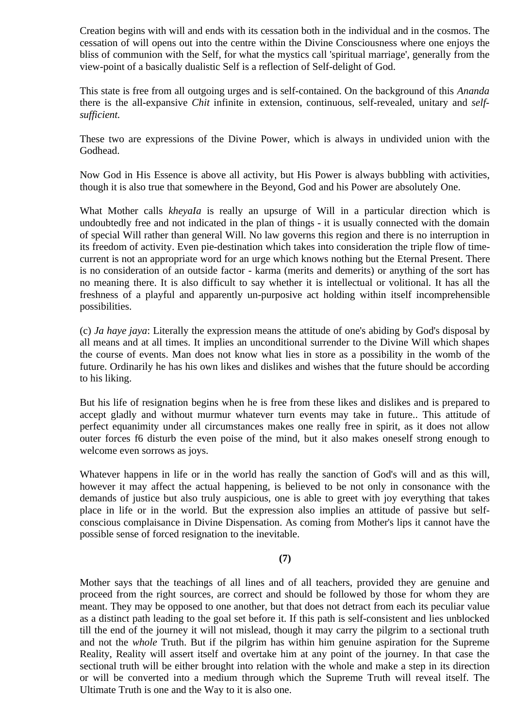Creation begins with will and ends with its cessation both in the individual and in the cosmos. The cessation of will opens out into the centre within the Divine Consciousness where one enjoys the bliss of communion with the Self, for what the mystics call 'spiritual marriage', generally from the view-point of a basically dualistic Self is a reflection of Self-delight of God.

This state is free from all outgoing urges and is self-contained. On the background of this *Ananda* there is the all-expansive *Chit* infinite in extension, continuous, self-revealed, unitary and *self-sufficient.*

These two are expressions of the Divine Power, which is always in undivided union with the Godhead.

Now God in His Essence is above all activity, but His Power is always bubbling with activities, though it is also true that somewhere in the Beyond, God and his Power are absolutely One.

What Mother calls *kheyaIa* is really an upsurge of Will in a particular direction which is undoubtedly free and not indicated in the plan of things - it is usually connected with the domain of special Will rather than general Will. No law governs this region and there is no interruption in its freedom of activity. Even pie-destination which takes into consideration the triple flow of time-current is not an appropriate word for an urge which knows nothing but the Eternal Present. There is no consideration of an outside factor - karma (merits and demerits) or anything of the sort has no meaning there. It is also difficult to say whether it is intellectual or volitional. It has all the freshness of a playful and apparently un-purposive act holding within itself incomprehensible possibilities.

(c) *Ja haye jaya*: Literally the expression means the attitude of one's abiding by God's disposal by all means and at all times. It implies an unconditional surrender to the Divine Will which shapes the course of events. Man does not know what lies in store as a possibility in the womb of the future. Ordinarily he has his own likes and dislikes and wishes that the future should be according to his liking.

But his life of resignation begins when he is free from these likes and dislikes and is prepared to accept gladly and without murmur whatever turn events may take in future.. This attitude of perfect equanimity under all circumstances makes one really free in spirit, as it does not allow outer forces f6 disturb the even poise of the mind, but it also makes oneself strong enough to welcome even sorrows as joys.

Whatever happens in life or in the world has really the sanction of God's will and as this will, however it may affect the actual happening, is believed to be not only in consonance with the demands of justice but also truly auspicious, one is able to greet with joy everything that takes place in life or in the world. But the expression also implies an attitude of passive but self-conscious complaisance in Divine Dispensation. As coming from Mother's lips it cannot have the possible sense of forced resignation to the inevitable.

**(7)**

Mother says that the teachings of all lines and of all teachers, provided they are genuine and proceed from the right sources, are correct and should be followed by those for whom they are meant. They may be opposed to one another, but that does not detract from each its peculiar value as a distinct path leading to the goal set before it. If this path is self-consistent and lies unblocked till the end of the journey it will not mislead, though it may carry the pilgrim to a sectional truth and not the *whole* Truth. But if the pilgrim has within him genuine aspiration for the Supreme Reality, Reality will assert itself and overtake him at any point of the journey. In that case the sectional truth will be either brought into relation with the whole and make a step in its direction or will be converted into a medium through which the Supreme Truth will reveal itself. The Ultimate Truth is one and the Way to it is also one.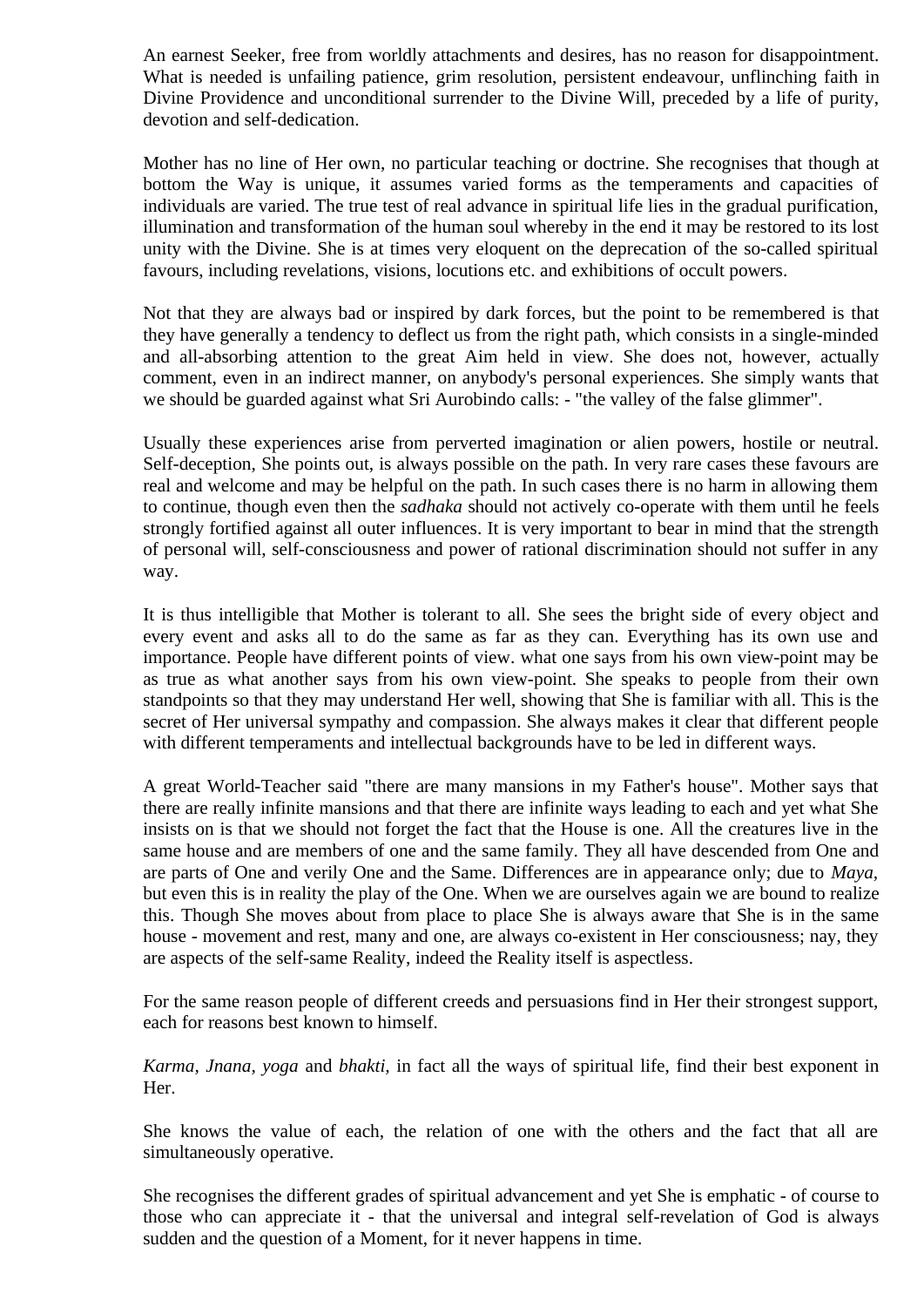An earnest Seeker, free from worldly attachments and desires, has no reason for disappointment. What is needed is unfailing patience, grim resolution, persistent endeavour, unflinching faith in Divine Providence and unconditional surrender to the Divine Will, preceded by a life of purity, devotion and self-dedication.

Mother has no line of Her own, no particular teaching or doctrine. She recognises that though at bottom the Way is unique, it assumes varied forms as the temperaments and capacities of individuals are varied. The true test of real advance in spiritual life lies in the gradual purification, illumination and transformation of the human soul whereby in the end it may be restored to its lost unity with the Divine. She is at times very eloquent on the deprecation of the so-called spiritual favours, including revelations, visions, locutions etc. and exhibitions of occult powers.

Not that they are always bad or inspired by dark forces, but the point to be remembered is that they have generally a tendency to deflect us from the right path, which consists in a single-minded and all-absorbing attention to the great Aim held in view. She does not, however, actually comment, even in an indirect manner, on anybody's personal experiences. She simply wants that we should be guarded against what Sri Aurobindo calls: - "the valley of the false glimmer".

Usually these experiences arise from perverted imagination or alien powers, hostile or neutral. Self-deception, She points out, is always possible on the path. In very rare cases these favours are real and welcome and may be helpful on the path. In such cases there is no harm in allowing them to continue, though even then the *sadhaka* should not actively co-operate with them until he feels strongly fortified against all outer influences. It is very important to bear in mind that the strength of personal will, self-consciousness and power of rational discrimination should not suffer in any way.

It is thus intelligible that Mother is tolerant to all. She sees the bright side of every object and every event and asks all to do the same as far as they can. Everything has its own use and importance. People have different points of view. what one says from his own view-point may be as true as what another says from his own view-point. She speaks to people from their own standpoints so that they may understand Her well, showing that She is familiar with all. This is the secret of Her universal sympathy and compassion. She always makes it clear that different people with different temperaments and intellectual backgrounds have to be led in different ways.

A great World-Teacher said "there are many mansions in my Father's house". Mother says that there are really infinite mansions and that there are infinite ways leading to each and yet what She insists on is that we should not forget the fact that the House is one. All the creatures live in the same house and are members of one and the same family. They all have descended from One and are parts of One and verily One and the Same. Differences are in appearance only; due to *Maya*, but even this is in reality the play of the One. When we are ourselves again we are bound to realize this. Though She moves about from place to place She is always aware that She is in the same house - movement and rest, many and one, are always co-existent in Her consciousness; nay, they are aspects of the self-same Reality, indeed the Reality itself is aspectless.

For the same reason people of different creeds and persuasions find in Her their strongest support, each for reasons best known to himself.

*Karma, Jnana, yoga* and *bhakti*, in fact all the ways of spiritual life, find their best exponent in Her.

She knows the value of each, the relation of one with the others and the fact that all are simultaneously operative.

She recognises the different grades of spiritual advancement and yet She is emphatic - of course to those who can appreciate it - that the universal and integral self-revelation of God is always sudden and the question of a Moment, for it never happens in time.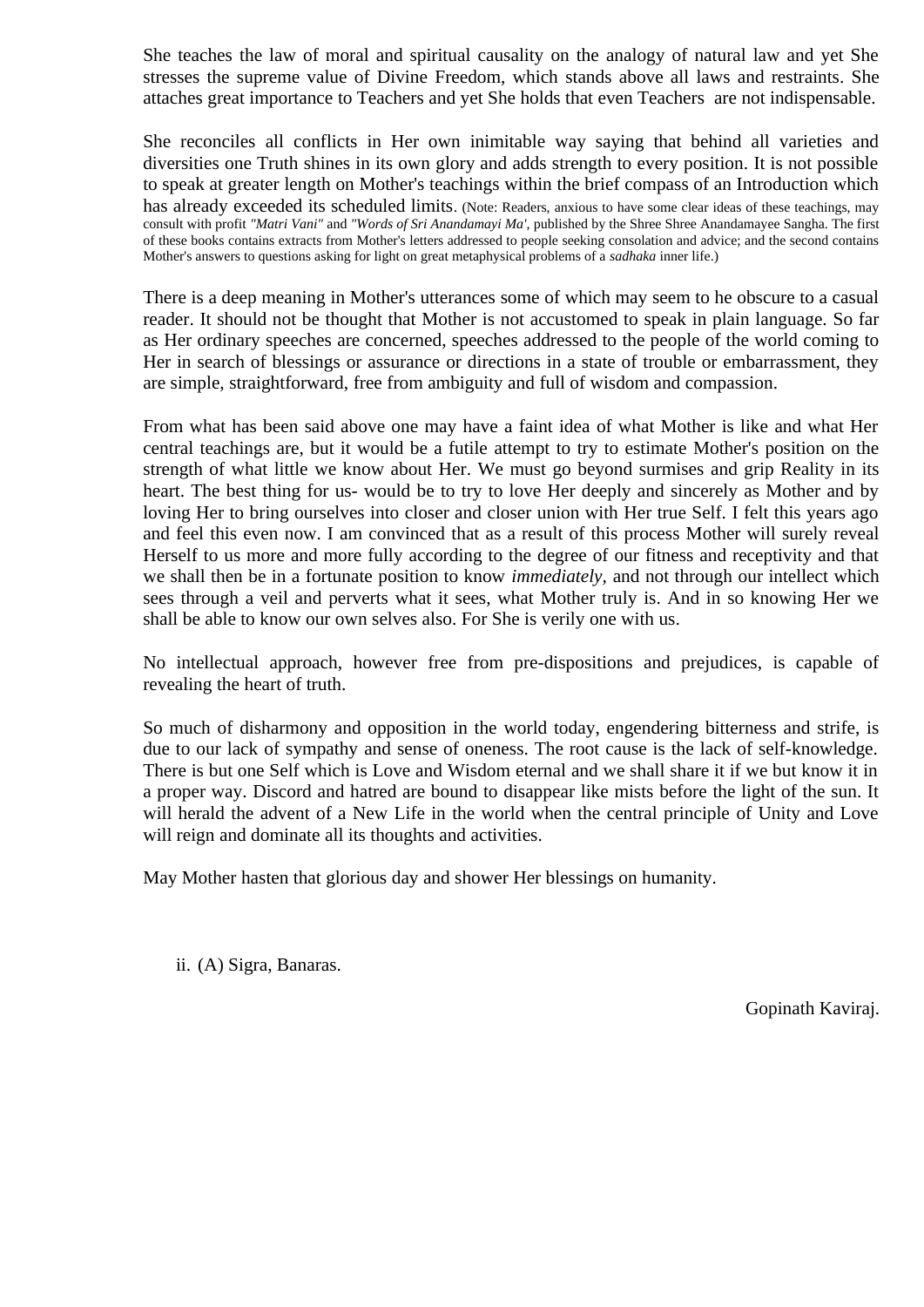She teaches the law of moral and spiritual causality on the analogy of natural law and yet She stresses the supreme value of Divine Freedom, which stands above all laws and restraints. She attaches great importance to Teachers and yet She holds that even Teachers are not indispensable.

She reconciles all conflicts in Her own inimitable way saying that behind all varieties and diversities one Truth shines in its own glory and adds strength to every position. It is not possible to speak at greater length on Mother's teachings within the brief compass of an Introduction which has already exceeded its scheduled limits. (Note: Readers, anxious to have some clear ideas of these teachings, may consult with profit *"Matri Vani"* and *"Words of Sri Anandamayi Ma',* published by the Shree Shree Anandamayee Sangha. The first of these books contains extracts from Mother's letters addressed to people seeking consolation and advice; and the second contains Mother's answers to questions asking for light on great metaphysical problems of a *sadhaka* inner life.)

There is a deep meaning in Mother's utterances some of which may seem to he obscure to a casual reader. It should not be thought that Mother is not accustomed to speak in plain language. So far as Her ordinary speeches are concerned, speeches addressed to the people of the world coming to Her in search of blessings or assurance or directions in a state of trouble or embarrassment, they are simple, straightforward, free from ambiguity and full of wisdom and compassion.

From what has been said above one may have a faint idea of what Mother is like and what Her central teachings are, but it would be a futile attempt to try to estimate Mother's position on the strength of what little we know about Her. We must go beyond surmises and grip Reality in its heart. The best thing for us- would be to try to love Her deeply and sincerely as Mother and by loving Her to bring ourselves into closer and closer union with Her true Self. I felt this years ago and feel this even now. I am convinced that as a result of this process Mother will surely reveal Herself to us more and more fully according to the degree of our fitness and receptivity and that we shall then be in a fortunate position to know *immediately*, and not through our intellect which sees through a veil and perverts what it sees, what Mother truly is. And in so knowing Her we shall be able to know our own selves also. For She is verily one with us.

No intellectual approach, however free from pre-dispositions and prejudices, is capable of revealing the heart of truth.

So much of disharmony and opposition in the world today, engendering bitterness and strife, is due to our lack of sympathy and sense of oneness. The root cause is the lack of self-knowledge. There is but one Self which is Love and Wisdom eternal and we shall share it if we but know it in a proper way. Discord and hatred are bound to disappear like mists before the light of the sun. It will herald the advent of a New Life in the world when the central principle of Unity and Love will reign and dominate all its thoughts and activities.

May Mother hasten that glorious day and shower Her blessings on humanity.

ii. (A) Sigra, Banaras.

Gopinath Kaviraj.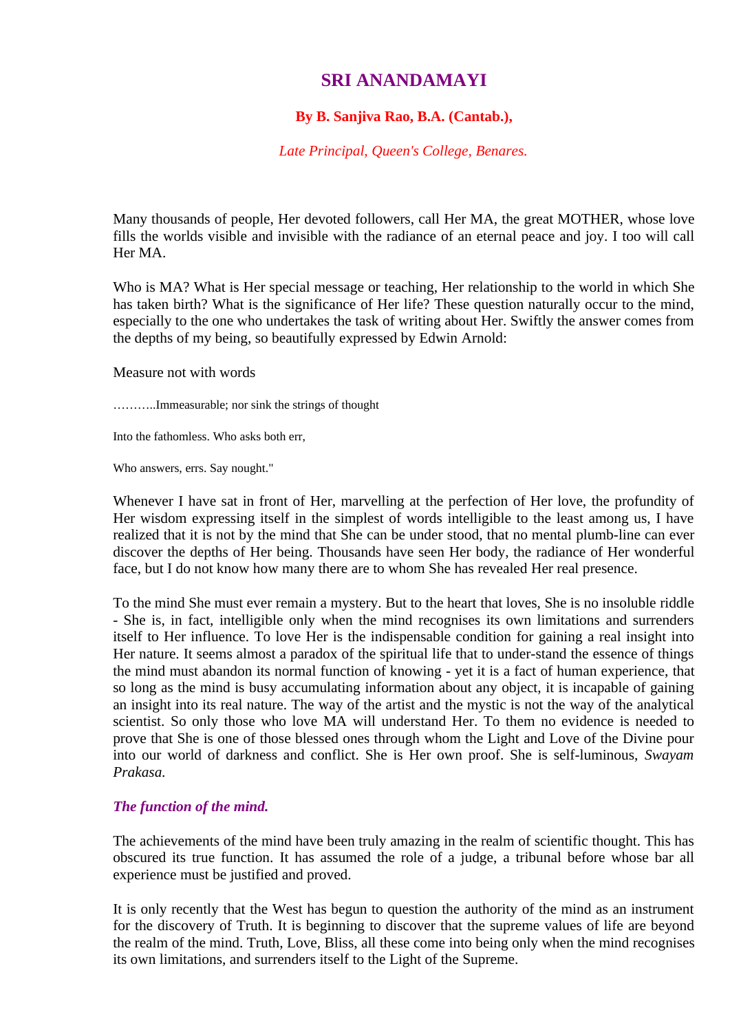# SRI ANANDAMAYI

### By B. Sanjiva Rao, B.A. (Cantab.),

*Late Principal, Queen's College, Benares.*

Many thousands of people, Her devoted followers, call Her MA, the great MOTHER, whose love fills the worlds visible and invisible with the radiance of an eternal peace and joy. I too will call Her MA.

Who is MA? What is Her special message or teaching, Her relationship to the world in which She has taken birth? What is the significance of Her life? These question naturally occur to the mind, especially to the one who undertakes the task of writing about Her. Swiftly the answer comes from the depths of my being, so beautifully expressed by Edwin Arnold:

Measure not with words

………..Immeasurable; nor sink the strings of thought

Into the fathomless. Who asks both err,

Who answers, errs. Say nought."

Whenever I have sat in front of Her, marvelling at the perfection of Her love, the profundity of Her wisdom expressing itself in the simplest of words intelligible to the least among us, I have realized that it is not by the mind that She can be under stood, that no mental plumb-line can ever discover the depths of Her being. Thousands have seen Her body, the radiance of Her wonderful face, but I do not know how many there are to whom She has revealed Her real presence.

To the mind She must ever remain a mystery. But to the heart that loves, She is no insoluble riddle - She is, in fact, intelligible only when the mind recognises its own limitations and surrenders itself to Her influence. To love Her is the indispensable condition for gaining a real insight into Her nature. It seems almost a paradox of the spiritual life that to under-stand the essence of things the mind must abandon its normal function of knowing - yet it is a fact of human experience, that so long as the mind is busy accumulating information about any object, it is incapable of gaining an insight into its real nature. The way of the artist and the mystic is not the way of the analytical scientist. So only those who love MA will understand Her. To them no evidence is needed to prove that She is one of those blessed ones through whom the Light and Love of the Divine pour into our world of darkness and conflict. She is Her own proof. She is self-luminous, *Swayam Prakasa.*

#### *The function of the mind.*

The achievements of the mind have been truly amazing in the realm of scientific thought. This has obscured its true function. It has assumed the role of a judge, a tribunal before whose bar all experience must be justified and proved.

It is only recently that the West has begun to question the authority of the mind as an instrument for the discovery of Truth. It is beginning to discover that the supreme values of life are beyond the realm of the mind. Truth, Love, Bliss, all these come into being only when the mind recognises its own limitations, and surrenders itself to the Light of the Supreme.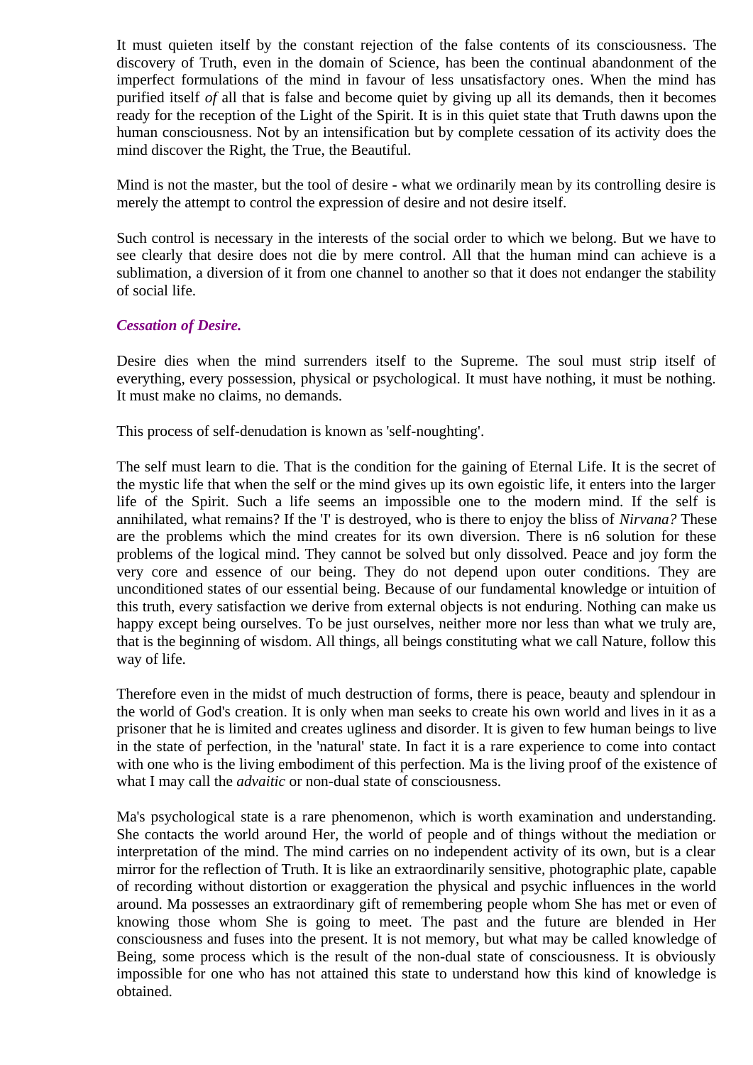It must quieten itself by the constant rejection of the false contents of its consciousness. The discovery of Truth, even in the domain of Science, has been the continual abandonment of the imperfect formulations of the mind in favour of less unsatisfactory ones. When the mind has purified itself *of* all that is false and become quiet by giving up all its demands, then it becomes ready for the reception of the Light of the Spirit. It is in this quiet state that Truth dawns upon the human consciousness. Not by an intensification but by complete cessation of its activity does the mind discover the Right, the True, the Beautiful.

Mind is not the master, but the tool of desire - what we ordinarily mean by its controlling desire is merely the attempt to control the expression of desire and not desire itself.

Such control is necessary in the interests of the social order to which we belong. But we have to see clearly that desire does not die by mere control. All that the human mind can achieve is a sublimation, a diversion of it from one channel to another so that it does not endanger the stability of social life.

### *Cessation of Desire.*

Desire dies when the mind surrenders itself to the Supreme. The soul must strip itself of everything, every possession, physical or psychological. It must have nothing, it must be nothing. It must make no claims, no demands.

This process of self-denudation is known as 'self-noughting'.

The self must learn to die. That is the condition for the gaining of Eternal Life. It is the secret of the mystic life that when the self or the mind gives up its own egoistic life, it enters into the larger life of the Spirit. Such a life seems an impossible one to the modern mind. If the self is annihilated, what remains? If the 'I' is destroyed, who is there to enjoy the bliss of *Nirvana?* These are the problems which the mind creates for its own diversion. There is n6 solution for these problems of the logical mind. They cannot be solved but only dissolved. Peace and joy form the very core and essence of our being. They do not depend upon outer conditions. They are unconditioned states of our essential being. Because of our fundamental knowledge or intuition of this truth, every satisfaction we derive from external objects is not enduring. Nothing can make us happy except being ourselves. To be just ourselves, neither more nor less than what we truly are, that is the beginning of wisdom. All things, all beings constituting what we call Nature, follow this way of life.

Therefore even in the midst of much destruction of forms, there is peace, beauty and splendour in the world of God's creation. It is only when man seeks to create his own world and lives in it as a prisoner that he is limited and creates ugliness and disorder. It is given to few human beings to live in the state of perfection, in the 'natural' state. In fact it is a rare experience to come into contact with one who is the living embodiment of this perfection. Ma is the living proof of the existence of what I may call the *advaitic* or non-dual state of consciousness.

Ma's psychological state is a rare phenomenon, which is worth examination and understanding. She contacts the world around Her, the world of people and of things without the mediation or interpretation of the mind. The mind carries on no independent activity of its own, but is a clear mirror for the reflection of Truth. It is like an extraordinarily sensitive, photographic plate, capable of recording without distortion or exaggeration the physical and psychic influences in the world around. Ma possesses an extraordinary gift of remembering people whom She has met or even of knowing those whom She is going to meet. The past and the future are blended in Her consciousness and fuses into the present. It is not memory, but what may be called knowledge of Being, some process which is the result of the non-dual state of consciousness. It is obviously impossible for one who has not attained this state to understand how this kind of knowledge is obtained.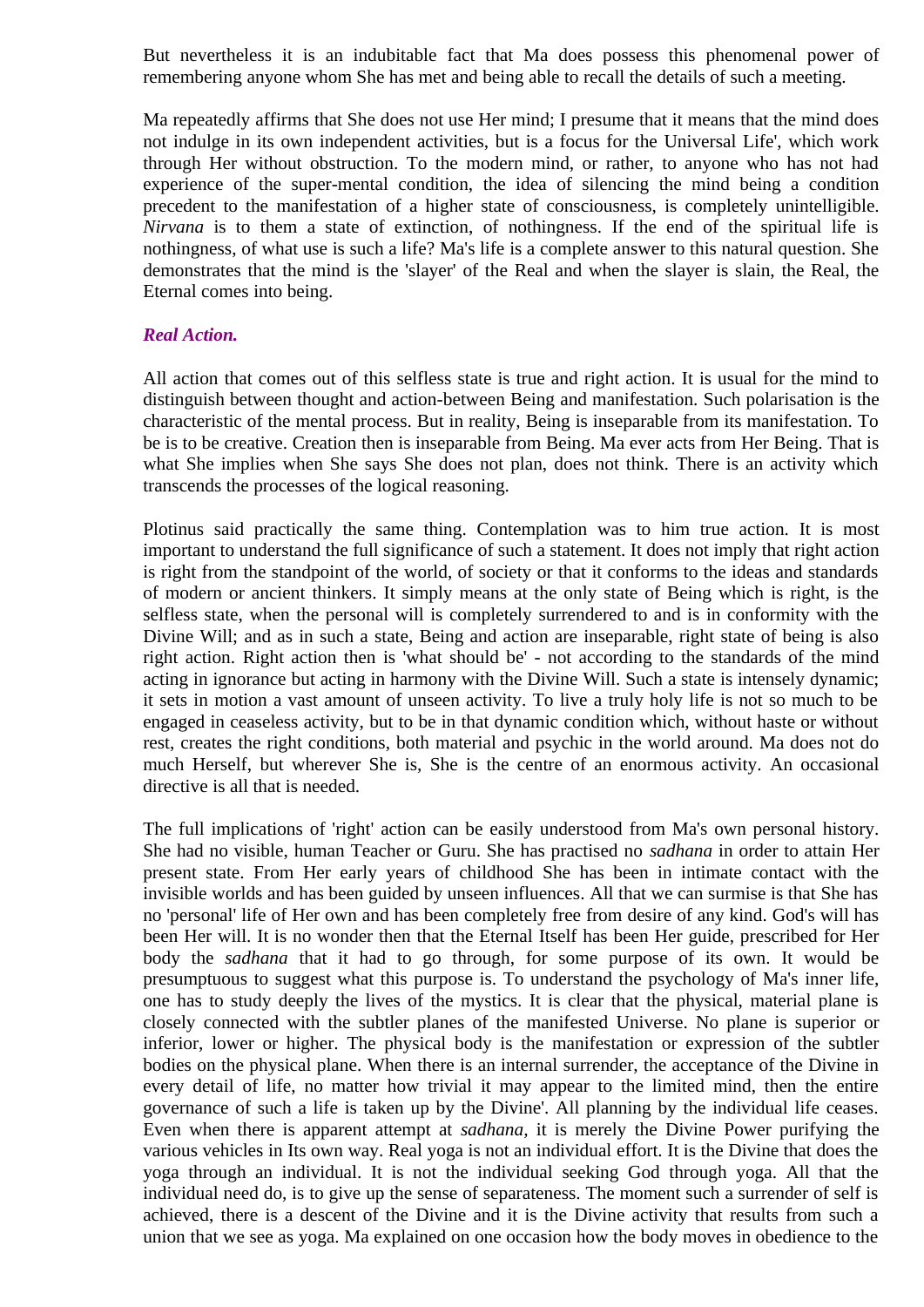But nevertheless it is an indubitable fact that Ma does possess this phenomenal power of remembering anyone whom She has met and being able to recall the details of such a meeting.

Ma repeatedly affirms that She does not use Her mind; I presume that it means that the mind does not indulge in its own independent activities, but is a focus for the Universal Life', which work through Her without obstruction. To the modern mind, or rather, to anyone who has not had experience of the super-mental condition, the idea of silencing the mind being a condition precedent to the manifestation of a higher state of consciousness, is completely unintelligible. *Nirvana* is to them a state of extinction, of nothingness. If the end of the spiritual life is nothingness, of what use is such a life? Ma's life is a complete answer to this natural question. She demonstrates that the mind is the 'slayer' of the Real and when the slayer is slain, the Real, the Eternal comes into being.

### *Real Action.*

All action that comes out of this selfless state is true and right action. It is usual for the mind to distinguish between thought and action-between Being and manifestation. Such polarisation is the characteristic of the mental process. But in reality, Being is inseparable from its manifestation. To be is to be creative. Creation then is inseparable from Being. Ma ever acts from Her Being. That is what She implies when She says She does not plan, does not think. There is an activity which transcends the processes of the logical reasoning.

Plotinus said practically the same thing. Contemplation was to him true action. It is most important to understand the full significance of such a statement. It does not imply that right action is right from the standpoint of the world, of society or that it conforms to the ideas and standards of modern or ancient thinkers. It simply means at the only state of Being which is right, is the selfless state, when the personal will is completely surrendered to and is in conformity with the Divine Will; and as in such a state, Being and action are inseparable, right state of being is also right action. Right action then is 'what should be' - not according to the standards of the mind acting in ignorance but acting in harmony with the Divine Will. Such a state is intensely dynamic; it sets in motion a vast amount of unseen activity. To live a truly holy life is not so much to be engaged in ceaseless activity, but to be in that dynamic condition which, without haste or without rest, creates the right conditions, both material and psychic in the world around. Ma does not do much Herself, but wherever She is, She is the centre of an enormous activity. An occasional directive is all that is needed.

The full implications of 'right' action can be easily understood from Ma's own personal history. She had no visible, human Teacher or Guru. She has practised no *sadhana* in order to attain Her present state. From Her early years of childhood She has been in intimate contact with the invisible worlds and has been guided by unseen influences. All that we can surmise is that She has no 'personal' life of Her own and has been completely free from desire of any kind. God's will has been Her will. It is no wonder then that the Eternal Itself has been Her guide, prescribed for Her body the *sadhana* that it had to go through, for some purpose of its own. It would be presumptuous to suggest what this purpose is. To understand the psychology of Ma's inner life, one has to study deeply the lives of the mystics. It is clear that the physical, material plane is closely connected with the subtler planes of the manifested Universe. No plane is superior or inferior, lower or higher. The physical body is the manifestation or expression of the subtler bodies on the physical plane. When there is an internal surrender, the acceptance of the Divine in every detail of life, no matter how trivial it may appear to the limited mind, then the entire governance of such a life is taken up by the Divine'. All planning by the individual life ceases. Even when there is apparent attempt at *sadhana*, it is merely the Divine Power purifying the various vehicles in Its own way. Real yoga is not an individual effort. It is the Divine that does the yoga through an individual. It is not the individual seeking God through yoga. All that the individual need do, is to give up the sense of separateness. The moment such a surrender of self is achieved, there is a descent of the Divine and it is the Divine activity that results from such a union that we see as yoga. Ma explained on one occasion how the body moves in obedience to the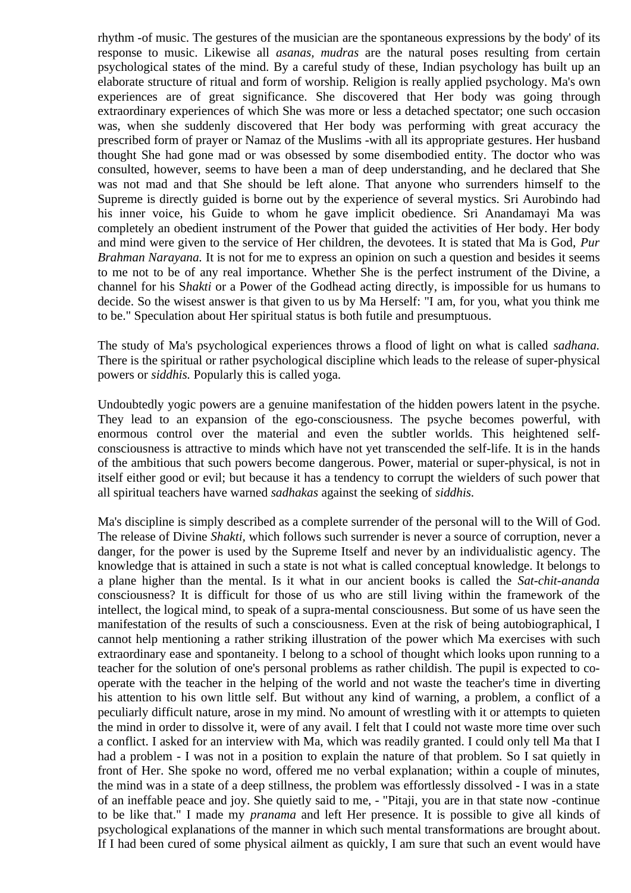rhythm -of music. The gestures of the musician are the spontaneous expressions by the body' of its response to music. Likewise all *asanas, mudras* are the natural poses resulting from certain psychological states of the mind. By a careful study of these, Indian psychology has built up an elaborate structure of ritual and form of worship. Religion is really applied psychology. Ma's own experiences are of great significance. She discovered that Her body was going through extraordinary experiences of which She was more or less a detached spectator; one such occasion was, when she suddenly discovered that Her body was performing with great accuracy the prescribed form of prayer or Namaz of the Muslims -with all its appropriate gestures. Her husband thought She had gone mad or was obsessed by some disembodied entity. The doctor who was consulted, however, seems to have been a man of deep understanding, and he declared that She was not mad and that She should be left alone. That anyone who surrenders himself to the Supreme is directly guided is borne out by the experience of several mystics. Sri Aurobindo had his inner voice, his Guide to whom he gave implicit obedience. Sri Anandamayi Ma was completely an obedient instrument of the Power that guided the activities of Her body. Her body and mind were given to the service of Her children, the devotees. It is stated that Ma is God, *Pur Brahman Narayana.* It is not for me to express an opinion on such a question and besides it seems to me not to be of any real importance. Whether She is the perfect instrument of the Divine, a channel for his S*hakti* or a Power of the Godhead acting directly, is impossible for us humans to decide. So the wisest answer is that given to us by Ma Herself: "I am, for you, what you think me to be." Speculation about Her spiritual status is both futile and presumptuous.

The study of Ma's psychological experiences throws a flood of light on what is called *sadhana.* There is the spiritual or rather psychological discipline which leads to the release of super-physical powers or *siddhis.* Popularly this is called yoga.

Undoubtedly yogic powers are a genuine manifestation of the hidden powers latent in the psyche. They lead to an expansion of the ego-consciousness. The psyche becomes powerful, with enormous control over the material and even the subtler worlds. This heightened self-consciousness is attractive to minds which have not yet transcended the self-life. It is in the hands of the ambitious that such powers become dangerous. Power, material or super-physical, is not in itself either good or evil; but because it has a tendency to corrupt the wielders of such power that all spiritual teachers have warned *sadhakas* against the seeking of *siddhis.*

Ma's discipline is simply described as a complete surrender of the personal will to the Will of God. The release of Divine *Shakti*, which follows such surrender is never a source of corruption, never a danger, for the power is used by the Supreme Itself and never by an individualistic agency. The knowledge that is attained in such a state is not what is called conceptual knowledge. It belongs to a plane higher than the mental. Is it what in our ancient books is called the *Sat-chit-ananda* consciousness? It is difficult for those of us who are still living within the framework of the intellect, the logical mind, to speak of a supra-mental consciousness. But some of us have seen the manifestation of the results of such a consciousness. Even at the risk of being autobiographical, I cannot help mentioning a rather striking illustration of the power which Ma exercises with such extraordinary ease and spontaneity. I belong to a school of thought which looks upon running to a teacher for the solution of one's personal problems as rather childish. The pupil is expected to co-operate with the teacher in the helping of the world and not waste the teacher's time in diverting his attention to his own little self. But without any kind of warning, a problem, a conflict of a peculiarly difficult nature, arose in my mind. No amount of wrestling with it or attempts to quieten the mind in order to dissolve it, were of any avail. I felt that I could not waste more time over such a conflict. I asked for an interview with Ma, which was readily granted. I could only tell Ma that I had a problem - I was not in a position to explain the nature of that problem. So I sat quietly in front of Her. She spoke no word, offered me no verbal explanation; within a couple of minutes, the mind was in a state of a deep stillness, the problem was effortlessly dissolved - I was in a state of an ineffable peace and joy. She quietly said to me, - "Pitaji, you are in that state now -continue to be like that." I made my *pranama* and left Her presence. It is possible to give all kinds of psychological explanations of the manner in which such mental transformations are brought about. If I had been cured of some physical ailment as quickly, I am sure that such an event would have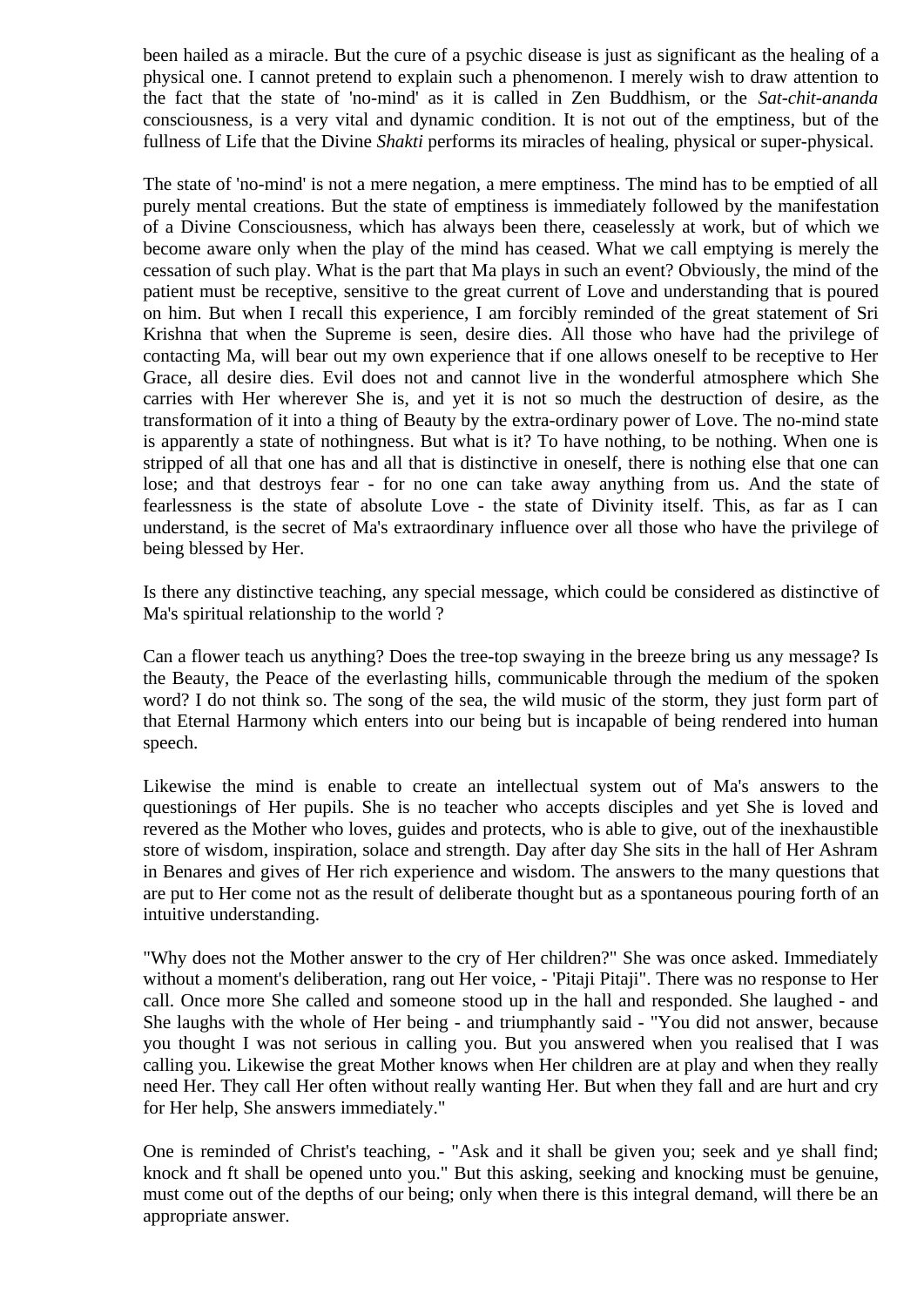been hailed as a miracle. But the cure of a psychic disease is just as significant as the healing of a physical one. I cannot pretend to explain such a phenomenon. I merely wish to draw attention to the fact that the state of 'no-mind' as it is called in Zen Buddhism, or the *Sat-chit-ananda* consciousness, is a very vital and dynamic condition. It is not out of the emptiness, but of the fullness of Life that the Divine *Shakti* performs its miracles of healing, physical or super-physical.

The state of 'no-mind' is not a mere negation, a mere emptiness. The mind has to be emptied of all purely mental creations. But the state of emptiness is immediately followed by the manifestation of a Divine Consciousness, which has always been there, ceaselessly at work, but of which we become aware only when the play of the mind has ceased. What we call emptying is merely the cessation of such play. What is the part that Ma plays in such an event? Obviously, the mind of the patient must be receptive, sensitive to the great current of Love and understanding that is poured on him. But when I recall this experience, I am forcibly reminded of the great statement of Sri Krishna that when the Supreme is seen, desire dies. All those who have had the privilege of contacting Ma, will bear out my own experience that if one allows oneself to be receptive to Her Grace, all desire dies. Evil does not and cannot live in the wonderful atmosphere which She carries with Her wherever She is, and yet it is not so much the destruction of desire, as the transformation of it into a thing of Beauty by the extra-ordinary power of Love. The no-mind state is apparently a state of nothingness. But what is it? To have nothing, to be nothing. When one is stripped of all that one has and all that is distinctive in oneself, there is nothing else that one can lose; and that destroys fear - for no one can take away anything from us. And the state of fearlessness is the state of absolute Love - the state of Divinity itself. This, as far as I can understand, is the secret of Ma's extraordinary influence over all those who have the privilege of being blessed by Her.

Is there any distinctive teaching, any special message, which could be considered as distinctive of Ma's spiritual relationship to the world ?

Can a flower teach us anything? Does the tree-top swaying in the breeze bring us any message? Is the Beauty, the Peace of the everlasting hills, communicable through the medium of the spoken word? I do not think so. The song of the sea, the wild music of the storm, they just form part of that Eternal Harmony which enters into our being but is incapable of being rendered into human speech.

Likewise the mind is enable to create an intellectual system out of Ma's answers to the questionings of Her pupils. She is no teacher who accepts disciples and yet She is loved and revered as the Mother who loves, guides and protects, who is able to give, out of the inexhaustible store of wisdom, inspiration, solace and strength. Day after day She sits in the hall of Her Ashram in Benares and gives of Her rich experience and wisdom. The answers to the many questions that are put to Her come not as the result of deliberate thought but as a spontaneous pouring forth of an intuitive understanding.

"Why does not the Mother answer to the cry of Her children?" She was once asked. Immediately without a moment's deliberation, rang out Her voice, - 'Pitaji Pitaji". There was no response to Her call. Once more She called and someone stood up in the hall and responded. She laughed - and She laughs with the whole of Her being - and triumphantly said - "You did not answer, because you thought I was not serious in calling you. But you answered when you realised that I was calling you. Likewise the great Mother knows when Her children are at play and when they really need Her. They call Her often without really wanting Her. But when they fall and are hurt and cry for Her help, She answers immediately."

One is reminded of Christ's teaching, - "Ask and it shall be given you; seek and ye shall find; knock and ft shall be opened unto you." But this asking, seeking and knocking must be genuine, must come out of the depths of our being; only when there is this integral demand, will there be an appropriate answer.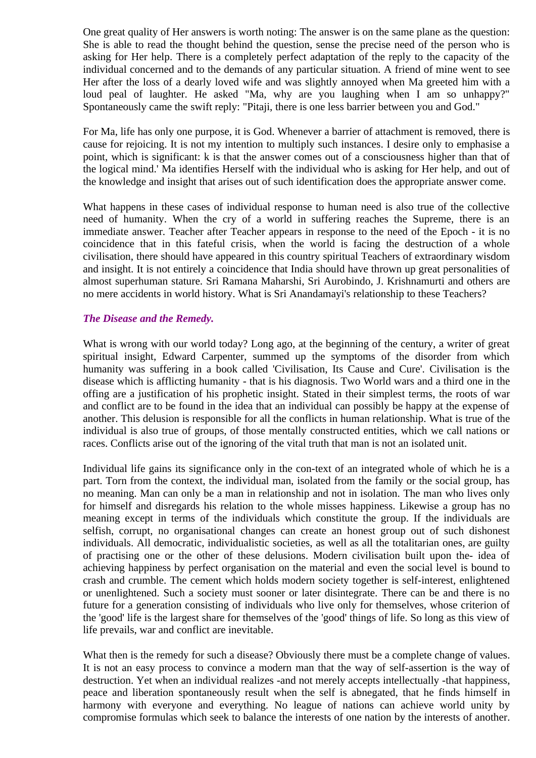One great quality of Her answers is worth noting: The answer is on the same plane as the question: She is able to read the thought behind the question, sense the precise need of the person who is asking for Her help. There is a completely perfect adaptation of the reply to the capacity of the individual concerned and to the demands of any particular situation. A friend of mine went to see Her after the loss of a dearly loved wife and was slightly annoyed when Ma greeted him with a loud peal of laughter. He asked "Ma, why are you laughing when I am so unhappy?" Spontaneously came the swift reply: "Pitaji, there is one less barrier between you and God."

For Ma, life has only one purpose, it is God. Whenever a barrier of attachment is removed, there is cause for rejoicing. It is not my intention to multiply such instances. I desire only to emphasise a point, which is significant: k is that the answer comes out of a consciousness higher than that of the logical mind.' Ma identifies Herself with the individual who is asking for Her help, and out of the knowledge and insight that arises out of such identification does the appropriate answer come.

What happens in these cases of individual response to human need is also true of the collective need of humanity. When the cry of a world in suffering reaches the Supreme, there is an immediate answer. Teacher after Teacher appears in response to the need of the Epoch - it is no coincidence that in this fateful crisis, when the world is facing the destruction of a whole civilisation, there should have appeared in this country spiritual Teachers of extraordinary wisdom and insight. It is not entirely a coincidence that India should have thrown up great personalities of almost superhuman stature. Sri Ramana Maharshi, Sri Aurobindo, J. Krishnamurti and others are no mere accidents in world history. What is Sri Anandamayi's relationship to these Teachers?

***The Disease and the Remedy.***

What is wrong with our world today? Long ago, at the beginning of the century, a writer of great spiritual insight, Edward Carpenter, summed up the symptoms of the disorder from which humanity was suffering in a book called 'Civilisation, Its Cause and Cure'. Civilisation is the disease which is afflicting humanity - that is his diagnosis. Two World wars and a third one in the offing are a justification of his prophetic insight. Stated in their simplest terms, the roots of war and conflict are to be found in the idea that an individual can possibly be happy at the expense of another. This delusion is responsible for all the conflicts in human relationship. What is true of the individual is also true of groups, of those mentally constructed entities, which we call nations or races. Conflicts arise out of the ignoring of the vital truth that man is not an isolated unit.

Individual life gains its significance only in the con-text of an integrated whole of which he is a part. Torn from the context, the individual man, isolated from the family or the social group, has no meaning. Man can only be a man in relationship and not in isolation. The man who lives only for himself and disregards his relation to the whole misses happiness. Likewise a group has no meaning except in terms of the individuals which constitute the group. If the individuals are selfish, corrupt, no organisational changes can create an honest group out of such dishonest individuals. All democratic, individualistic societies, as well as all the totalitarian ones, are guilty of practising one or the other of these delusions. Modern civilisation built upon the- idea of achieving happiness by perfect organisation on the material and even the social level is bound to crash and crumble. The cement which holds modern society together is self-interest, enlightened or unenlightened. Such a society must sooner or later disintegrate. There can be and there is no future for a generation consisting of individuals who live only for themselves, whose criterion of the 'good' life is the largest share for themselves of the 'good' things of life. So long as this view of life prevails, war and conflict are inevitable.

What then is the remedy for such a disease? Obviously there must be a complete change of values. It is not an easy process to convince a modern man that the way of self-assertion is the way of destruction. Yet when an individual realizes -and not merely accepts intellectually -that happiness, peace and liberation spontaneously result when the self is abnegated, that he finds himself in harmony with everyone and everything. No league of nations can achieve world unity by compromise formulas which seek to balance the interests of one nation by the interests of another.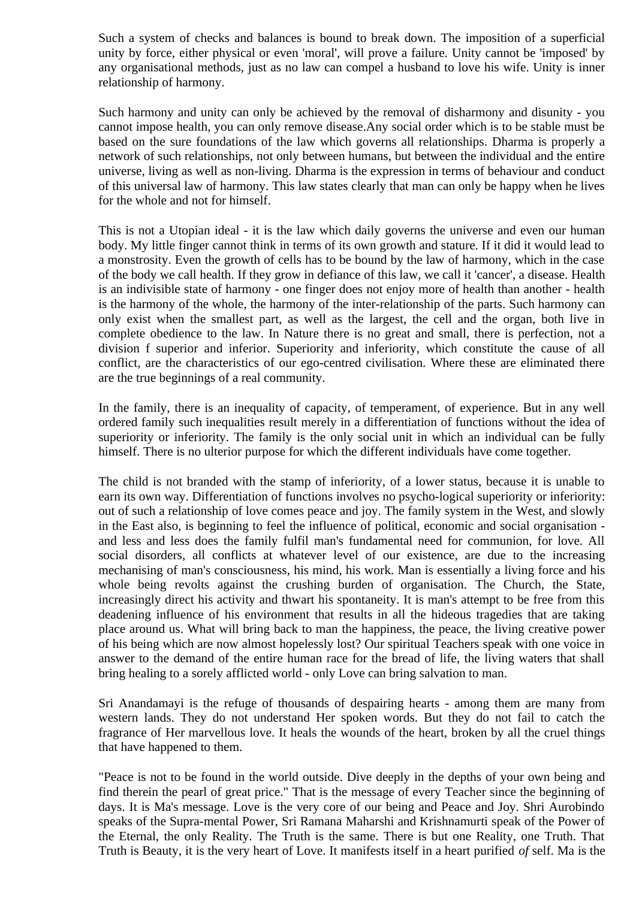Such a system of checks and balances is bound to break down. The imposition of a superficial unity by force, either physical or even 'moral', will prove a failure. Unity cannot be 'imposed' by any organisational methods, just as no law can compel a husband to love his wife. Unity is inner relationship of harmony.

Such harmony and unity can only be achieved by the removal of disharmony and disunity - you cannot impose health, you can only remove disease.Any social order which is to be stable must be based on the sure foundations of the law which governs all relationships. Dharma is properly a network of such relationships, not only between humans, but between the individual and the entire universe, living as well as non-living. Dharma is the expression in terms of behaviour and conduct of this universal law of harmony. This law states clearly that man can only be happy when he lives for the whole and not for himself.

This is not a Utopian ideal - it is the law which daily governs the universe and even our human body. My little finger cannot think in terms of its own growth and stature. If it did it would lead to a monstrosity. Even the growth of cells has to be bound by the law of harmony, which in the case of the body we call health. If they grow in defiance of this law, we call it 'cancer', a disease. Health is an indivisible state of harmony - one finger does not enjoy more of health than another - health is the harmony of the whole, the harmony of the inter-relationship of the parts. Such harmony can only exist when the smallest part, as well as the largest, the cell and the organ, both live in complete obedience to the law. In Nature there is no great and small, there is perfection, not a division f superior and inferior. Superiority and inferiority, which constitute the cause of all conflict, are the characteristics of our ego-centred civilisation. Where these are eliminated there are the true beginnings of a real community.

In the family, there is an inequality of capacity, of temperament, of experience. But in any well ordered family such inequalities result merely in a differentiation of functions without the idea of superiority or inferiority. The family is the only social unit in which an individual can be fully himself. There is no ulterior purpose for which the different individuals have come together.

The child is not branded with the stamp of inferiority, of a lower status, because it is unable to earn its own way. Differentiation of functions involves no psycho-logical superiority or inferiority: out of such a relationship of love comes peace and joy. The family system in the West, and slowly in the East also, is beginning to feel the influence of political, economic and social organisation - and less and less does the family fulfil man's fundamental need for communion, for love. All social disorders, all conflicts at whatever level of our existence, are due to the increasing mechanising of man's consciousness, his mind, his work. Man is essentially a living force and his whole being revolts against the crushing burden of organisation. The Church, the State, increasingly direct his activity and thwart his spontaneity. It is man's attempt to be free from this deadening influence of his environment that results in all the hideous tragedies that are taking place around us. What will bring back to man the happiness, the peace, the living creative power of his being which are now almost hopelessly lost? Our spiritual Teachers speak with one voice in answer to the demand of the entire human race for the bread of life, the living waters that shall bring healing to a sorely afflicted world - only Love can bring salvation to man.

Sri Anandamayi is the refuge of thousands of despairing hearts - among them are many from western lands. They do not understand Her spoken words. But they do not fail to catch the fragrance of Her marvellous love. It heals the wounds of the heart, broken by all the cruel things that have happened to them.

"Peace is not to be found in the world outside. Dive deeply in the depths of your own being and find therein the pearl of great price." That is the message of every Teacher since the beginning of days. It is Ma's message. Love is the very core of our being and Peace and Joy. Shri Aurobindo speaks of the Supra-mental Power, Sri Ramana Maharshi and Krishnamurti speak of the Power of the Eternal, the only Reality. The Truth is the same. There is but one Reality, one Truth. That Truth is Beauty, it is the very heart of Love. It manifests itself in a heart purified *of* self. Ma is the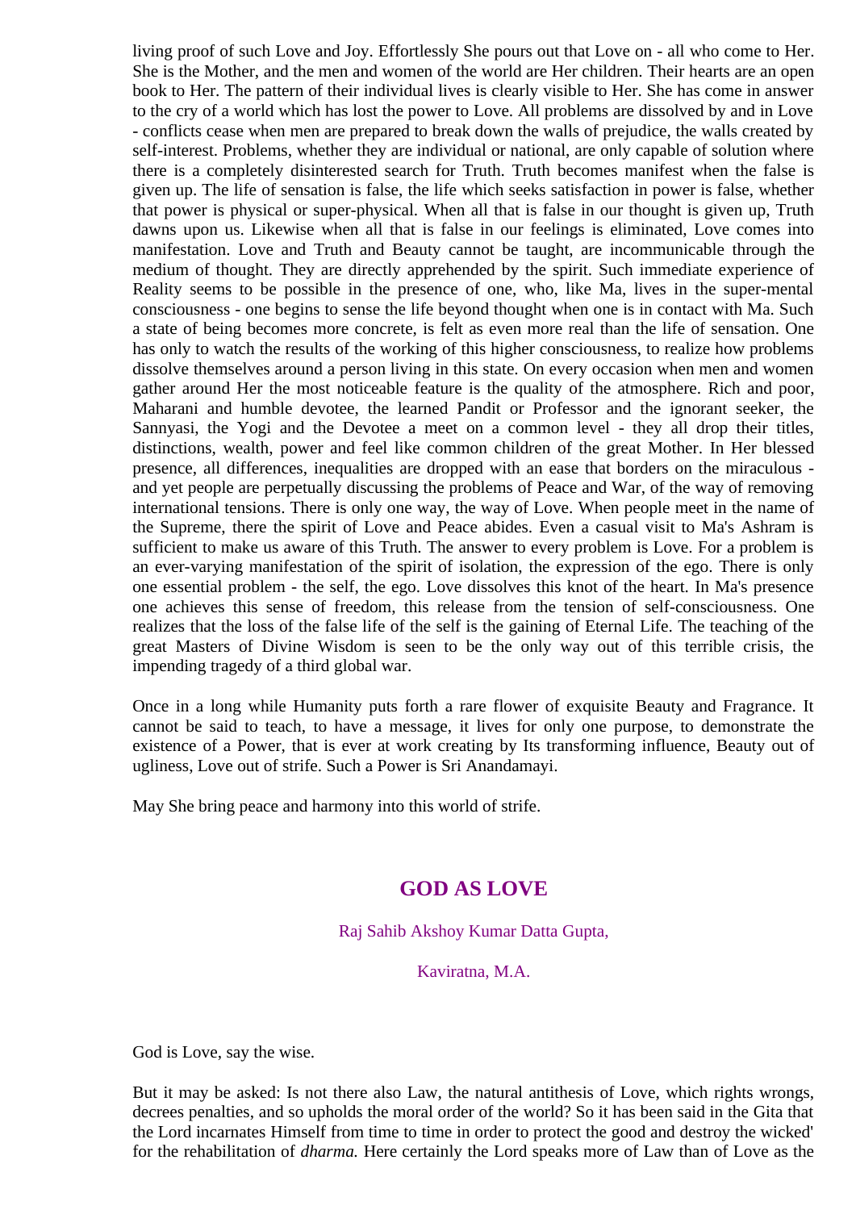living proof of such Love and Joy. Effortlessly She pours out that Love on - all who come to Her. She is the Mother, and the men and women of the world are Her children. Their hearts are an open book to Her. The pattern of their individual lives is clearly visible to Her. She has come in answer to the cry of a world which has lost the power to Love. All problems are dissolved by and in Love - conflicts cease when men are prepared to break down the walls of prejudice, the walls created by self-interest. Problems, whether they are individual or national, are only capable of solution where there is a completely disinterested search for Truth. Truth becomes manifest when the false is given up. The life of sensation is false, the life which seeks satisfaction in power is false, whether that power is physical or super-physical. When all that is false in our thought is given up, Truth dawns upon us. Likewise when all that is false in our feelings is eliminated, Love comes into manifestation. Love and Truth and Beauty cannot be taught, are incommunicable through the medium of thought. They are directly apprehended by the spirit. Such immediate experience of Reality seems to be possible in the presence of one, who, like Ma, lives in the super-mental consciousness - one begins to sense the life beyond thought when one is in contact with Ma. Such a state of being becomes more concrete, is felt as even more real than the life of sensation. One has only to watch the results of the working of this higher consciousness, to realize how problems dissolve themselves around a person living in this state. On every occasion when men and women gather around Her the most noticeable feature is the quality of the atmosphere. Rich and poor, Maharani and humble devotee, the learned Pandit or Professor and the ignorant seeker, the Sannyasi, the Yogi and the Devotee a meet on a common level - they all drop their titles, distinctions, wealth, power and feel like common children of the great Mother. In Her blessed presence, all differences, inequalities are dropped with an ease that borders on the miraculous - and yet people are perpetually discussing the problems of Peace and War, of the way of removing international tensions. There is only one way, the way of Love. When people meet in the name of the Supreme, there the spirit of Love and Peace abides. Even a casual visit to Ma's Ashram is sufficient to make us aware of this Truth. The answer to every problem is Love. For a problem is an ever-varying manifestation of the spirit of isolation, the expression of the ego. There is only one essential problem - the self, the ego. Love dissolves this knot of the heart. In Ma's presence one achieves this sense of freedom, this release from the tension of self-consciousness. One realizes that the loss of the false life of the self is the gaining of Eternal Life. The teaching of the great Masters of Divine Wisdom is seen to be the only way out of this terrible crisis, the impending tragedy of a third global war.

Once in a long while Humanity puts forth a rare flower of exquisite Beauty and Fragrance. It cannot be said to teach, to have a message, it lives for only one purpose, to demonstrate the existence of a Power, that is ever at work creating by Its transforming influence, Beauty out of ugliness, Love out of strife. Such a Power is Sri Anandamayi.

May She bring peace and harmony into this world of strife.

## GOD AS LOVE

Raj Sahib Akshoy Kumar Datta Gupta,

Kaviratna, M.A.

God is Love, say the wise.

But it may be asked: Is not there also Law, the natural antithesis of Love, which rights wrongs, decrees penalties, and so upholds the moral order of the world? So it has been said in the Gita that the Lord incarnates Himself from time to time in order to protect the good and destroy the wicked' for the rehabilitation of *dharma.* Here certainly the Lord speaks more of Law than of Love as the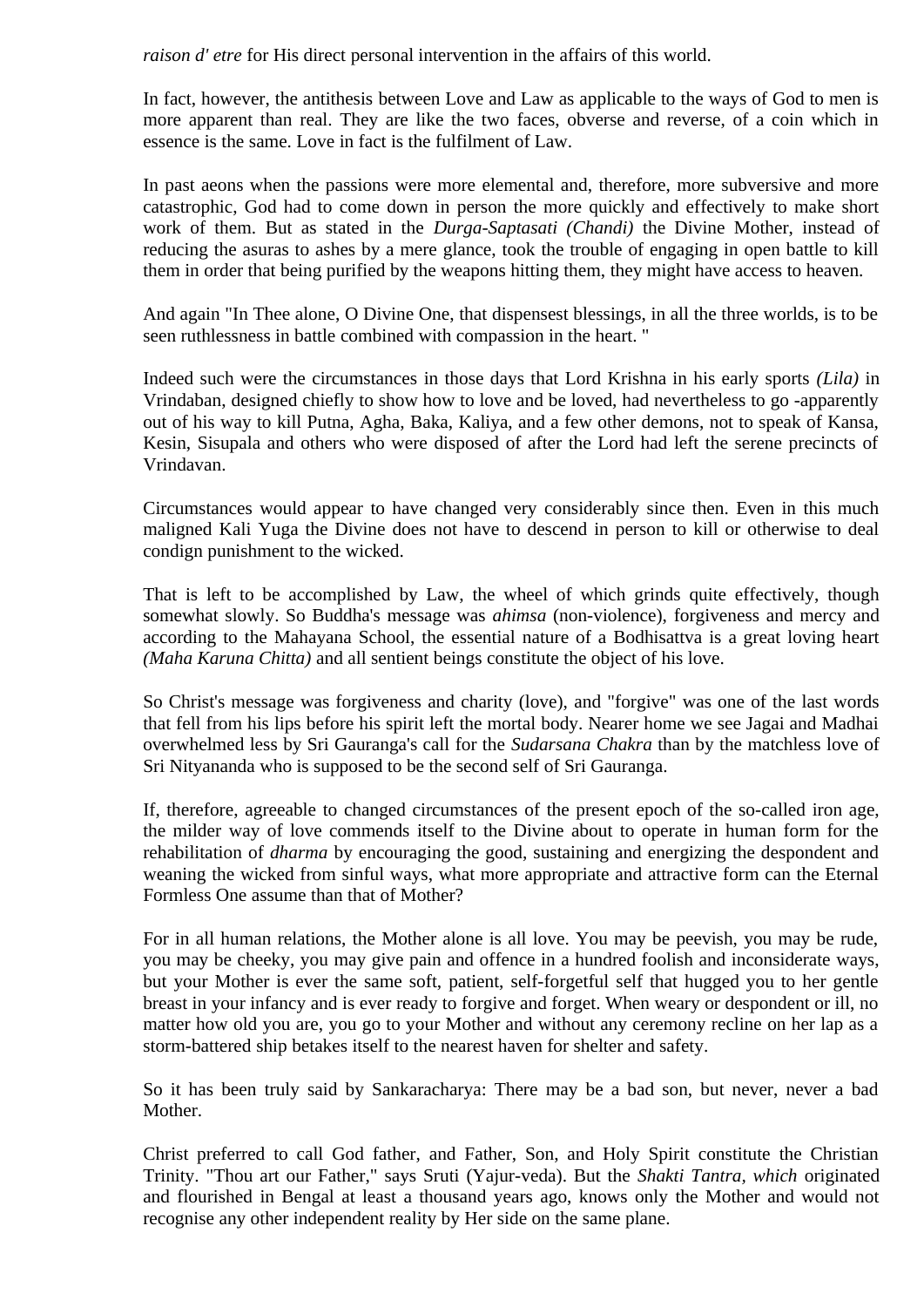*raison d' etre* for His direct personal intervention in the affairs of this world.

In fact, however, the antithesis between Love and Law as applicable to the ways of God to men is more apparent than real. They are like the two faces, obverse and reverse, of a coin which in essence is the same. Love in fact is the fulfilment of Law.

In past aeons when the passions were more elemental and, therefore, more subversive and more catastrophic, God had to come down in person the more quickly and effectively to make short work of them. But as stated in the *Durga-Saptasati (Chandi)* the Divine Mother, instead of reducing the asuras to ashes by a mere glance, took the trouble of engaging in open battle to kill them in order that being purified by the weapons hitting them, they might have access to heaven.

And again "In Thee alone, O Divine One, that dispensest blessings, in all the three worlds, is to be seen ruthlessness in battle combined with compassion in the heart. "

Indeed such were the circumstances in those days that Lord Krishna in his early sports *(Lila)* in Vrindaban, designed chiefly to show how to love and be loved, had nevertheless to go -apparently out of his way to kill Putna, Agha, Baka, Kaliya, and a few other demons, not to speak of Kansa, Kesin, Sisupala and others who were disposed of after the Lord had left the serene precincts of Vrindavan.

Circumstances would appear to have changed very considerably since then. Even in this much maligned Kali Yuga the Divine does not have to descend in person to kill or otherwise to deal condign punishment to the wicked.

That is left to be accomplished by Law, the wheel of which grinds quite effectively, though somewhat slowly. So Buddha's message was *ahimsa* (non-violence), forgiveness and mercy and according to the Mahayana School, the essential nature of a Bodhisattva is a great loving heart *(Maha Karuna Chitta)* and all sentient beings constitute the object of his love.

So Christ's message was forgiveness and charity (love), and "forgive" was one of the last words that fell from his lips before his spirit left the mortal body. Nearer home we see Jagai and Madhai overwhelmed less by Sri Gauranga's call for the *Sudarsana Chakra* than by the matchless love of Sri Nityananda who is supposed to be the second self of Sri Gauranga.

If, therefore, agreeable to changed circumstances of the present epoch of the so-called iron age, the milder way of love commends itself to the Divine about to operate in human form for the rehabilitation of *dharma* by encouraging the good, sustaining and energizing the despondent and weaning the wicked from sinful ways, what more appropriate and attractive form can the Eternal Formless One assume than that of Mother?

For in all human relations, the Mother alone is all love. You may be peevish, you may be rude, you may be cheeky, you may give pain and offence in a hundred foolish and inconsiderate ways, but your Mother is ever the same soft, patient, self-forgetful self that hugged you to her gentle breast in your infancy and is ever ready to forgive and forget. When weary or despondent or ill, no matter how old you are, you go to your Mother and without any ceremony recline on her lap as a storm-battered ship betakes itself to the nearest haven for shelter and safety.

So it has been truly said by Sankaracharya: There may be a bad son, but never, never a bad Mother.

Christ preferred to call God father, and Father, Son, and Holy Spirit constitute the Christian Trinity. "Thou art our Father," says Sruti (Yajur-veda). But the *Shakti Tantra, which* originated and flourished in Bengal at least a thousand years ago, knows only the Mother and would not recognise any other independent reality by Her side on the same plane.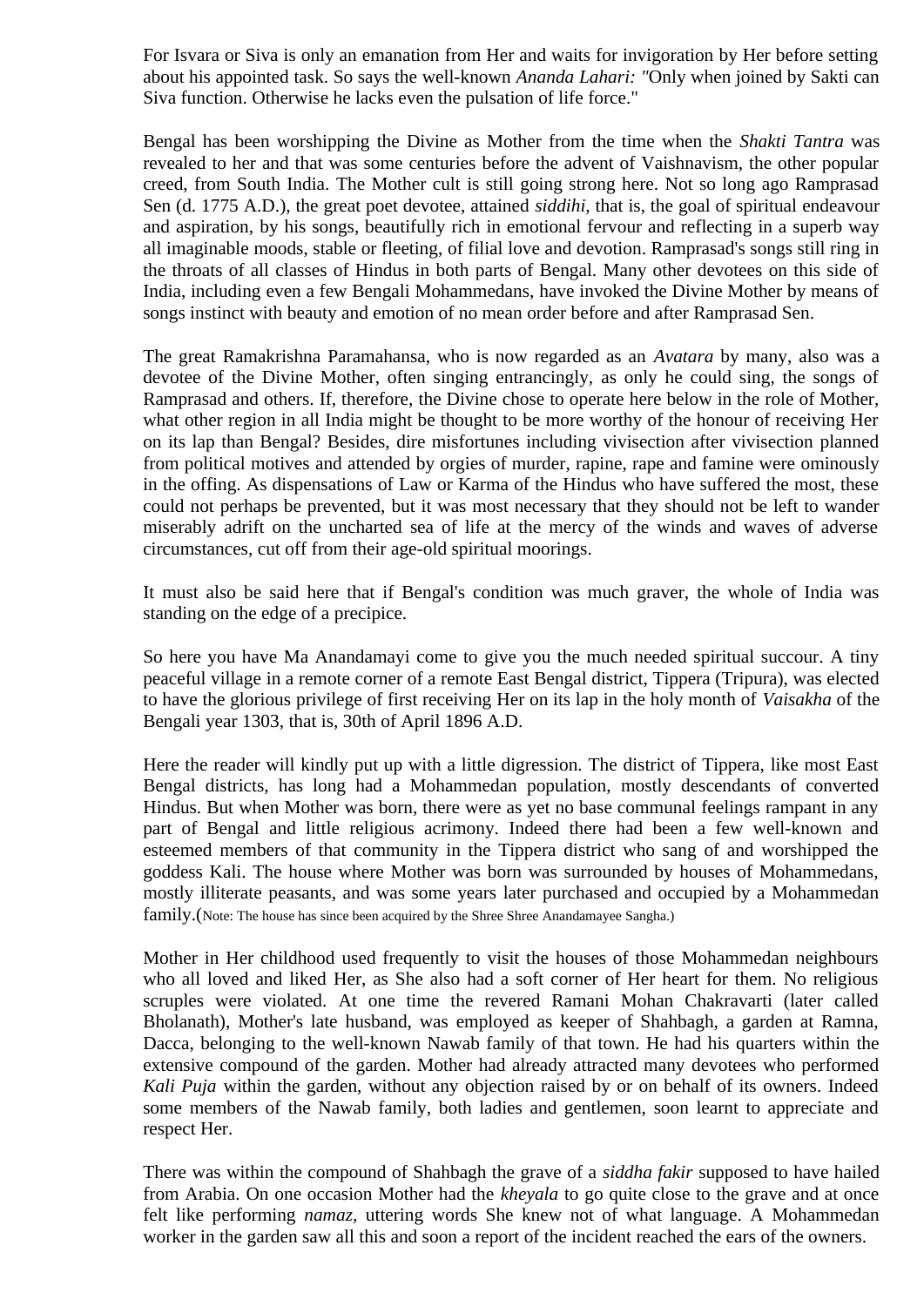For Isvara or Siva is only an emanation from Her and waits for invigoration by Her before setting about his appointed task. So says the well-known *Ananda Lahari: "*Only when joined by Sakti can Siva function. Otherwise he lacks even the pulsation of life force."

Bengal has been worshipping the Divine as Mother from the time when the *Shakti Tantra* was revealed to her and that was some centuries before the advent of Vaishnavism, the other popular creed, from South India. The Mother cult is still going strong here. Not so long ago Ramprasad Sen (d. 1775 A.D.), the great poet devotee, attained *siddihi*, that is, the goal of spiritual endeavour and aspiration, by his songs, beautifully rich in emotional fervour and reflecting in a superb way all imaginable moods, stable or fleeting, of filial love and devotion. Ramprasad's songs still ring in the throats of all classes of Hindus in both parts of Bengal. Many other devotees on this side of India, including even a few Bengali Mohammedans, have invoked the Divine Mother by means of songs instinct with beauty and emotion of no mean order before and after Ramprasad Sen.

The great Ramakrishna Paramahansa, who is now regarded as an *Avatara* by many, also was a devotee of the Divine Mother, often singing entrancingly, as only he could sing, the songs of Ramprasad and others. If, therefore, the Divine chose to operate here below in the role of Mother, what other region in all India might be thought to be more worthy of the honour of receiving Her on its lap than Bengal? Besides, dire misfortunes including vivisection after vivisection planned from political motives and attended by orgies of murder, rapine, rape and famine were ominously in the offing. As dispensations of Law or Karma of the Hindus who have suffered the most, these could not perhaps be prevented, but it was most necessary that they should not be left to wander miserably adrift on the uncharted sea of life at the mercy of the winds and waves of adverse circumstances, cut off from their age-old spiritual moorings.

It must also be said here that if Bengal's condition was much graver, the whole of India was standing on the edge of a precipice.

So here you have Ma Anandamayi come to give you the much needed spiritual succour. A tiny peaceful village in a remote corner of a remote East Bengal district, Tippera (Tripura), was elected to have the glorious privilege of first receiving Her on its lap in the holy month of *Vaisakha* of the Bengali year 1303, that is, 30th of April 1896 A.D.

Here the reader will kindly put up with a little digression. The district of Tippera, like most East Bengal districts, has long had a Mohammedan population, mostly descendants of converted Hindus. But when Mother was born, there were as yet no base communal feelings rampant in any part of Bengal and little religious acrimony. Indeed there had been a few well-known and esteemed members of that community in the Tippera district who sang of and worshipped the goddess Kali. The house where Mother was born was surrounded by houses of Mohammedans, mostly illiterate peasants, and was some years later purchased and occupied by a Mohammedan family.(Note: The house has since been acquired by the Shree Shree Anandamayee Sangha.)

Mother in Her childhood used frequently to visit the houses of those Mohammedan neighbours who all loved and liked Her, as She also had a soft corner of Her heart for them. No religious scruples were violated. At one time the revered Ramani Mohan Chakravarti (later called Bholanath), Mother's late husband, was employed as keeper of Shahbagh, a garden at Ramna, Dacca, belonging to the well-known Nawab family of that town. He had his quarters within the extensive compound of the garden. Mother had already attracted many devotees who performed *Kali Puja* within the garden, without any objection raised by or on behalf of its owners. Indeed some members of the Nawab family, both ladies and gentlemen, soon learnt to appreciate and respect Her.

There was within the compound of Shahbagh the grave of a *siddha fakir* supposed to have hailed from Arabia. On one occasion Mother had the *kheyala* to go quite close to the grave and at once felt like performing *namaz*, uttering words She knew not of what language. A Mohammedan worker in the garden saw all this and soon a report of the incident reached the ears of the owners.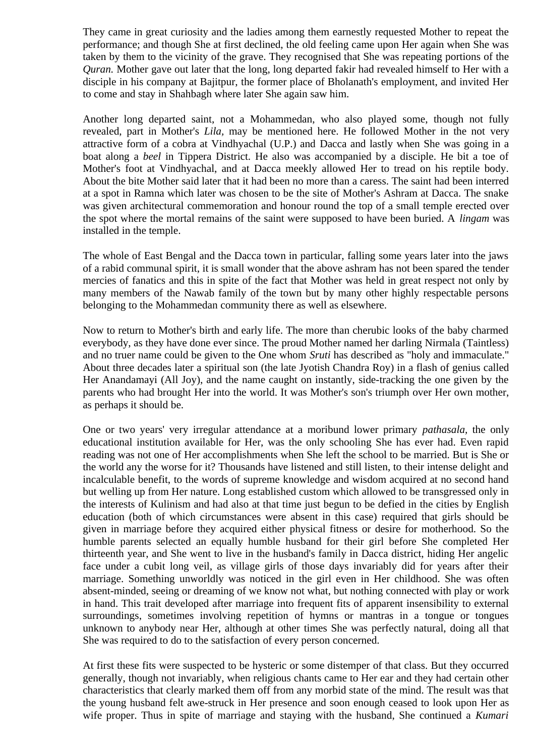They came in great curiosity and the ladies among them earnestly requested Mother to repeat the performance; and though She at first declined, the old feeling came upon Her again when She was taken by them to the vicinity of the grave. They recognised that She was repeating portions of the *Quran.* Mother gave out later that the long, long departed fakir had revealed himself to Her with a disciple in his company at Bajitpur, the former place of Bholanath's employment, and invited Her to come and stay in Shahbagh where later She again saw him.

Another long departed saint, not a Mohammedan, who also played some, though not fully revealed, part in Mother's *Lila,* may be mentioned here. He followed Mother in the not very attractive form of a cobra at Vindhyachal (U.P.) and Dacca and lastly when She was going in a boat along a *beel* in Tippera District. He also was accompanied by a disciple. He bit a toe of Mother's foot at Vindhyachal, and at Dacca meekly allowed Her to tread on his reptile body. About the bite Mother said later that it had been no more than a caress. The saint had been interred at a spot in Ramna which later was chosen to be the site of Mother's Ashram at Dacca. The snake was given architectural commemoration and honour round the top of a small temple erected over the spot where the mortal remains of the saint were supposed to have been buried. A *lingam* was installed in the temple.

The whole of East Bengal and the Dacca town in particular, falling some years later into the jaws of a rabid communal spirit, it is small wonder that the above ashram has not been spared the tender mercies of fanatics and this in spite of the fact that Mother was held in great respect not only by many members of the Nawab family of the town but by many other highly respectable persons belonging to the Mohammedan community there as well as elsewhere.

Now to return to Mother's birth and early life. The more than cherubic looks of the baby charmed everybody, as they have done ever since. The proud Mother named her darling Nirmala (Taintless) and no truer name could be given to the One whom *Sruti* has described as "holy and immaculate." About three decades later a spiritual son (the late Jyotish Chandra Roy) in a flash of genius called Her Anandamayi (All Joy), and the name caught on instantly, side-tracking the one given by the parents who had brought Her into the world. It was Mother's son's triumph over Her own mother, as perhaps it should be.

One or two years' very irregular attendance at a moribund lower primary *pathasala,* the only educational institution available for Her, was the only schooling She has ever had. Even rapid reading was not one of Her accomplishments when She left the school to be married. But is She or the world any the worse for it? Thousands have listened and still listen, to their intense delight and incalculable benefit, to the words of supreme knowledge and wisdom acquired at no second hand but welling up from Her nature. Long established custom which allowed to be transgressed only in the interests of Kulinism and had also at that time just begun to be defied in the cities by English education (both of which circumstances were absent in this case) required that girls should be given in marriage before they acquired either physical fitness or desire for motherhood. So the humble parents selected an equally humble husband for their girl before She completed Her thirteenth year, and She went to live in the husband's family in Dacca district, hiding Her angelic face under a cubit long veil, as village girls of those days invariably did for years after their marriage. Something unworldly was noticed in the girl even in Her childhood. She was often absent-minded, seeing or dreaming of we know not what, but nothing connected with play or work in hand. This trait developed after marriage into frequent fits of apparent insensibility to external surroundings, sometimes involving repetition of hymns or mantras in a tongue or tongues unknown to anybody near Her, although at other times She was perfectly natural, doing all that She was required to do to the satisfaction of every person concerned.

At first these fits were suspected to be hysteric or some distemper of that class. But they occurred generally, though not invariably, when religious chants came to Her ear and they had certain other characteristics that clearly marked them off from any morbid state of the mind. The result was that the young husband felt awe-struck in Her presence and soon enough ceased to look upon Her as wife proper. Thus in spite of marriage and staying with the husband, She continued a *Kumari*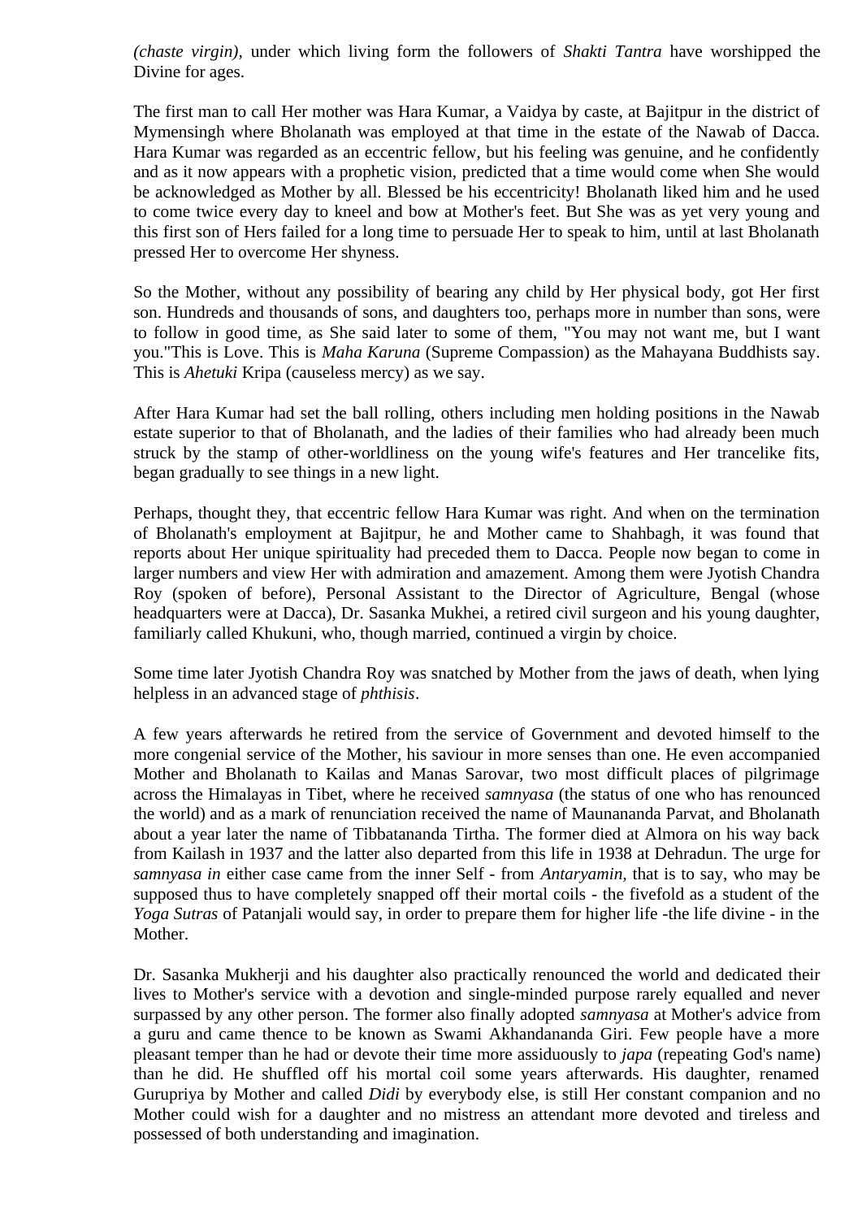*(chaste virgin),* under which living form the followers of *Shakti Tantra* have worshipped the Divine for ages.

The first man to call Her mother was Hara Kumar, a Vaidya by caste, at Bajitpur in the district of Mymensingh where Bholanath was employed at that time in the estate of the Nawab of Dacca. Hara Kumar was regarded as an eccentric fellow, but his feeling was genuine, and he confidently and as it now appears with a prophetic vision, predicted that a time would come when She would be acknowledged as Mother by all. Blessed be his eccentricity! Bholanath liked him and he used to come twice every day to kneel and bow at Mother's feet. But She was as yet very young and this first son of Hers failed for a long time to persuade Her to speak to him, until at last Bholanath pressed Her to overcome Her shyness.

So the Mother, without any possibility of bearing any child by Her physical body, got Her first son. Hundreds and thousands of sons, and daughters too, perhaps more in number than sons, were to follow in good time, as She said later to some of them, "You may not want me, but I want you."This is Love. This is *Maha Karuna* (Supreme Compassion) as the Mahayana Buddhists say. This is *Ahetuki* Kripa (causeless mercy) as we say.

After Hara Kumar had set the ball rolling, others including men holding positions in the Nawab estate superior to that of Bholanath, and the ladies of their families who had already been much struck by the stamp of other-worldliness on the young wife's features and Her trancelike fits, began gradually to see things in a new light.

Perhaps, thought they, that eccentric fellow Hara Kumar was right. And when on the termination of Bholanath's employment at Bajitpur, he and Mother came to Shahbagh, it was found that reports about Her unique spirituality had preceded them to Dacca. People now began to come in larger numbers and view Her with admiration and amazement. Among them were Jyotish Chandra Roy (spoken of before), Personal Assistant to the Director of Agriculture, Bengal (whose headquarters were at Dacca), Dr. Sasanka Mukhei, a retired civil surgeon and his young daughter, familiarly called Khukuni, who, though married, continued a virgin by choice.

Some time later Jyotish Chandra Roy was snatched by Mother from the jaws of death, when lying helpless in an advanced stage of *phthisis*.

A few years afterwards he retired from the service of Government and devoted himself to the more congenial service of the Mother, his saviour in more senses than one. He even accompanied Mother and Bholanath to Kailas and Manas Sarovar, two most difficult places of pilgrimage across the Himalayas in Tibet, where he received *samnyasa* (the status of one who has renounced the world) and as a mark of renunciation received the name of Maunananda Parvat, and Bholanath about a year later the name of Tibbatananda Tirtha. The former died at Almora on his way back from Kailash in 1937 and the latter also departed from this life in 1938 at Dehradun. The urge for *samnyasa in* either case came from the inner Self - from *Antaryamin,* that is to say, who may be supposed thus to have completely snapped off their mortal coils - the fivefold as a student of the *Yoga Sutras* of Patanjali would say, in order to prepare them for higher life -the life divine - in the Mother.

Dr. Sasanka Mukherji and his daughter also practically renounced the world and dedicated their lives to Mother's service with a devotion and single-minded purpose rarely equalled and never surpassed by any other person. The former also finally adopted *samnyasa* at Mother's advice from a guru and came thence to be known as Swami Akhandananda Giri. Few people have a more pleasant temper than he had or devote their time more assiduously to *japa* (repeating God's name) than he did. He shuffled off his mortal coil some years afterwards. His daughter, renamed Gurupriya by Mother and called *Didi* by everybody else, is still Her constant companion and no Mother could wish for a daughter and no mistress an attendant more devoted and tireless and possessed of both understanding and imagination.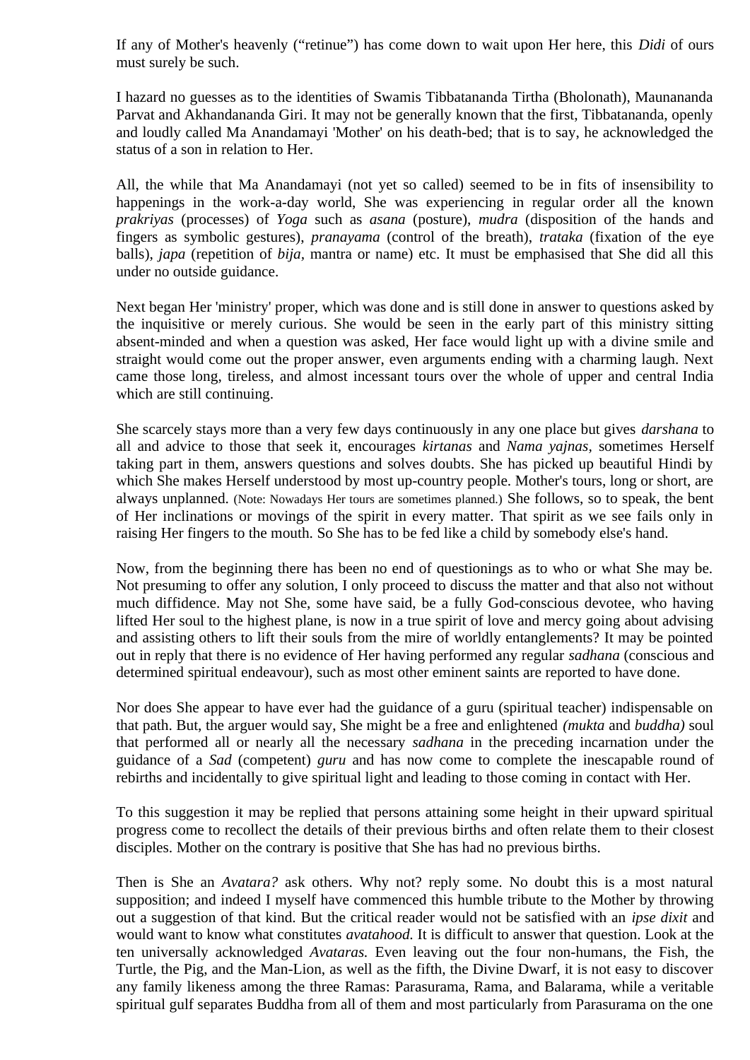If any of Mother's heavenly ("retinue") has come down to wait upon Her here, this *Didi* of ours must surely be such.

I hazard no guesses as to the identities of Swamis Tibbatananda Tirtha (Bholonath), Maunananda Parvat and Akhandananda Giri. It may not be generally known that the first, Tibbatananda, openly and loudly called Ma Anandamayi 'Mother' on his death-bed; that is to say, he acknowledged the status of a son in relation to Her.

All, the while that Ma Anandamayi (not yet so called) seemed to be in fits of insensibility to happenings in the work-a-day world, She was experiencing in regular order all the known *prakriyas* (processes) of *Yoga* such as *asana* (posture), *mudra* (disposition of the hands and fingers as symbolic gestures), *pranayama* (control of the breath), *trataka* (fixation of the eye balls), *japa* (repetition of *bija*, mantra or name) etc. It must be emphasised that She did all this under no outside guidance.

Next began Her 'ministry' proper, which was done and is still done in answer to questions asked by the inquisitive or merely curious. She would be seen in the early part of this ministry sitting absent-minded and when a question was asked, Her face would light up with a divine smile and straight would come out the proper answer, even arguments ending with a charming laugh. Next came those long, tireless, and almost incessant tours over the whole of upper and central India which are still continuing.

She scarcely stays more than a very few days continuously in any one place but gives *darshana* to all and advice to those that seek it, encourages *kirtanas* and *Nama yajnas*, sometimes Herself taking part in them, answers questions and solves doubts. She has picked up beautiful Hindi by which She makes Herself understood by most up-country people. Mother's tours, long or short, are always unplanned. (Note: Nowadays Her tours are sometimes planned.) She follows, so to speak, the bent of Her inclinations or movings of the spirit in every matter. That spirit as we see fails only in raising Her fingers to the mouth. So She has to be fed like a child by somebody else's hand.

Now, from the beginning there has been no end of questionings as to who or what She may be. Not presuming to offer any solution, I only proceed to discuss the matter and that also not without much diffidence. May not She, some have said, be a fully God-conscious devotee, who having lifted Her soul to the highest plane, is now in a true spirit of love and mercy going about advising and assisting others to lift their souls from the mire of worldly entanglements? It may be pointed out in reply that there is no evidence of Her having performed any regular *sadhana* (conscious and determined spiritual endeavour), such as most other eminent saints are reported to have done.

Nor does She appear to have ever had the guidance of a guru (spiritual teacher) indispensable on that path. But, the arguer would say, She might be a free and enlightened *(mukta* and *buddha)* soul that performed all or nearly all the necessary *sadhana* in the preceding incarnation under the guidance of a *Sad* (competent) *guru* and has now come to complete the inescapable round of rebirths and incidentally to give spiritual light and leading to those coming in contact with Her.

To this suggestion it may be replied that persons attaining some height in their upward spiritual progress come to recollect the details of their previous births and often relate them to their closest disciples. Mother on the contrary is positive that She has had no previous births.

Then is She an *Avatara?* ask others. Why not? reply some. No doubt this is a most natural supposition; and indeed I myself have commenced this humble tribute to the Mother by throwing out a suggestion of that kind. But the critical reader would not be satisfied with an *ipse dixit* and would want to know what constitutes *avatahood.* It is difficult to answer that question. Look at the ten universally acknowledged *Avataras.* Even leaving out the four non-humans, the Fish, the Turtle, the Pig, and the Man-Lion, as well as the fifth, the Divine Dwarf, it is not easy to discover any family likeness among the three Ramas: Parasurama, Rama, and Balarama, while a veritable spiritual gulf separates Buddha from all of them and most particularly from Parasurama on the one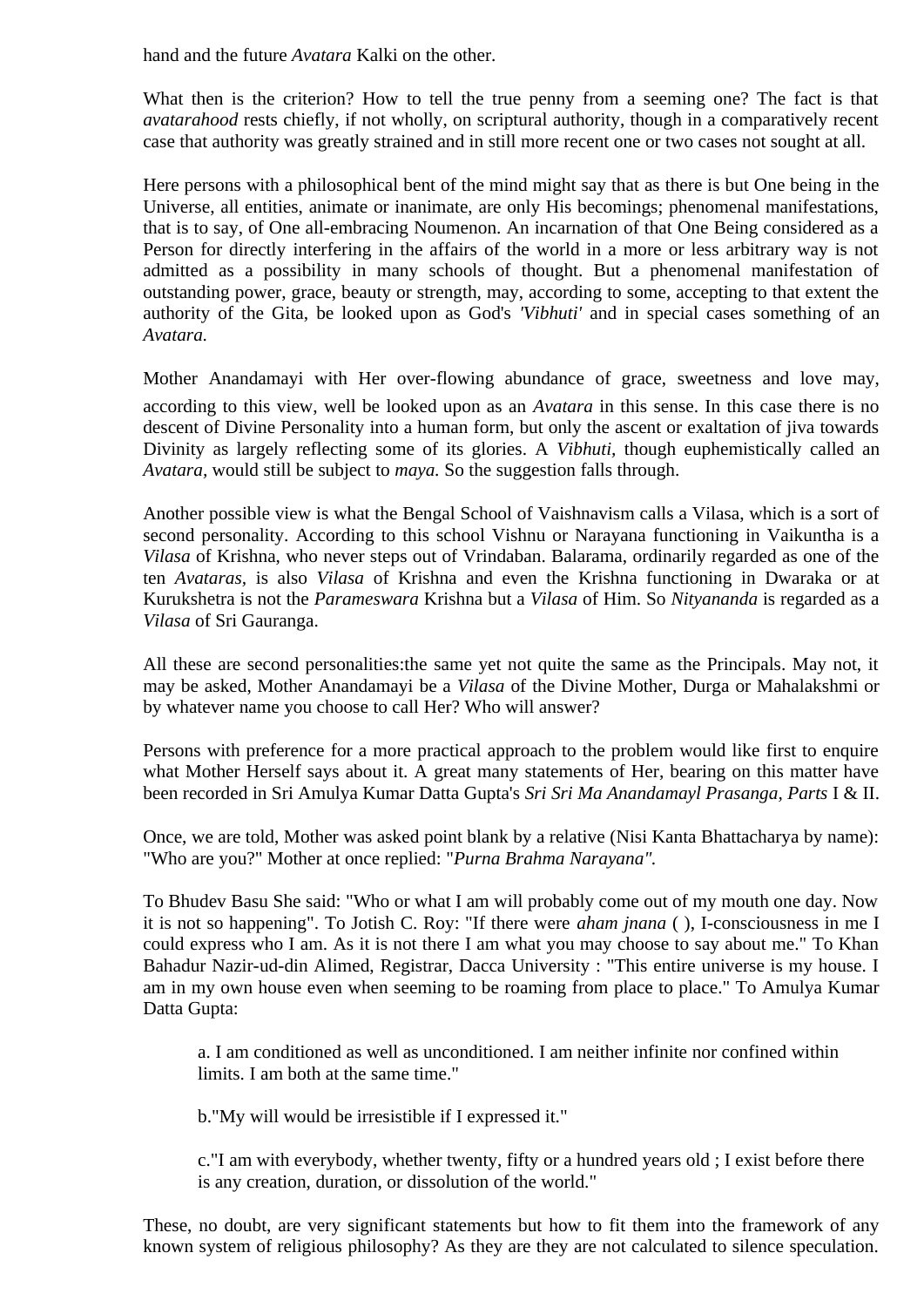hand and the future *Avatara* Kalki on the other.

What then is the criterion? How to tell the true penny from a seeming one? The fact is that *avatarahood* rests chiefly, if not wholly, on scriptural authority, though in a comparatively recent case that authority was greatly strained and in still more recent one or two cases not sought at all.

Here persons with a philosophical bent of the mind might say that as there is but One being in the Universe, all entities, animate or inanimate, are only His becomings; phenomenal manifestations, that is to say, of One all-embracing Noumenon. An incarnation of that One Being considered as a Person for directly interfering in the affairs of the world in a more or less arbitrary way is not admitted as a possibility in many schools of thought. But a phenomenal manifestation of outstanding power, grace, beauty or strength, may, according to some, accepting to that extent the authority of the Gita, be looked upon as God's *'Vibhuti'* and in special cases something of an *Avatara.*

Mother Anandamayi with Her over-flowing abundance of grace, sweetness and love may, according to this view, well be looked upon as an *Avatara* in this sense. In this case there is no descent of Divine Personality into a human form, but only the ascent or exaltation of jiva towards Divinity as largely reflecting some of its glories. A *Vibhuti,* though euphemistically called an *Avatara,* would still be subject to *maya.* So the suggestion falls through.

Another possible view is what the Bengal School of Vaishnavism calls a Vilasa, which is a sort of second personality. According to this school Vishnu or Narayana functioning in Vaikuntha is a *Vilasa* of Krishna, who never steps out of Vrindaban. Balarama, ordinarily regarded as one of the ten *Avataras,* is also *Vilasa* of Krishna and even the Krishna functioning in Dwaraka or at Kurukshetra is not the *Parameswara* Krishna but a *Vilasa* of Him. So *Nityananda* is regarded as a *Vilasa* of Sri Gauranga.

All these are second personalities:the same yet not quite the same as the Principals. May not, it may be asked, Mother Anandamayi be a *Vilasa* of the Divine Mother, Durga or Mahalakshmi or by whatever name you choose to call Her? Who will answer?

Persons with preference for a more practical approach to the problem would like first to enquire what Mother Herself says about it. A great many statements of Her, bearing on this matter have been recorded in Sri Amulya Kumar Datta Gupta's *Sri Sri Ma Anandamayl Prasanga, Parts* I & II.

Once, we are told, Mother was asked point blank by a relative (Nisi Kanta Bhattacharya by name): "Who are you?" Mother at once replied: "*Purna Brahma Narayana".*

To Bhudev Basu She said: "Who or what I am will probably come out of my mouth one day. Now it is not so happening". To Jotish C. Roy: "If there were *aham jnana* ( ), I-consciousness in me I could express who I am. As it is not there I am what you may choose to say about me." To Khan Bahadur Nazir-ud-din Alimed, Registrar, Dacca University : "This entire universe is my house. I am in my own house even when seeming to be roaming from place to place." To Amulya Kumar Datta Gupta:

> a. I am conditioned as well as unconditioned. I am neither infinite nor confined within limits. I am both at the same time."
>
> b."My will would be irresistible if I expressed it."
>
> c."I am with everybody, whether twenty, fifty or a hundred years old ; I exist before there is any creation, duration, or dissolution of the world."

These, no doubt, are very significant statements but how to fit them into the framework of any known system of religious philosophy? As they are they are not calculated to silence speculation.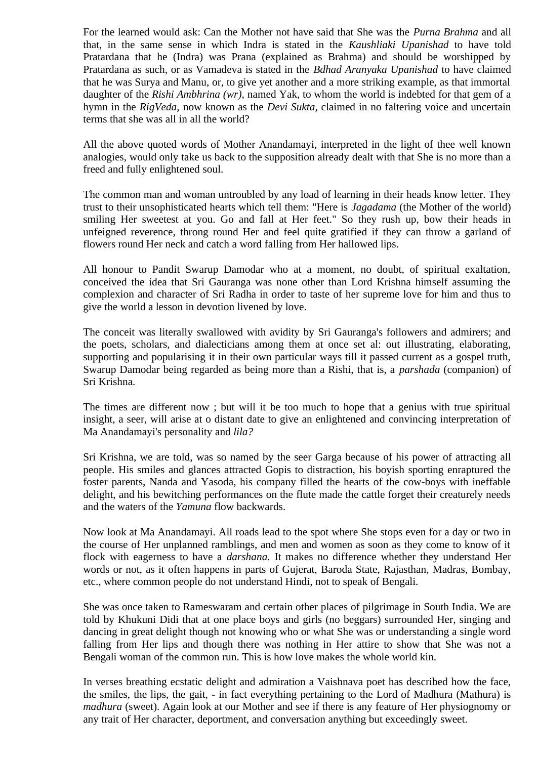For the learned would ask: Can the Mother not have said that She was the *Purna Brahma* and all that, in the same sense in which Indra is stated in the *Kaushliaki Upanishad* to have told Pratardana that he (Indra) was Prana (explained as Brahma) and should be worshipped by Pratardana as such, or as Vamadeva is stated in the *Bdhad Aranyaka Upanishad* to have claimed that he was Surya and Manu, or, to give yet another and a more striking example, as that immortal daughter of the *Rishi Ambhrina (wr),* named Yak, to whom the world is indebted for that gem of a hymn in the *RigVeda,* now known as the *Devi Sukta,* claimed in no faltering voice and uncertain terms that she was all in all the world?

All the above quoted words of Mother Anandamayi, interpreted in the light of thee well known analogies, would only take us back to the supposition already dealt with that She is no more than a freed and fully enlightened soul.

The common man and woman untroubled by any load of learning in their heads know letter. They trust to their unsophisticated hearts which tell them: "Here is *Jagadama* (the Mother of the world) smiling Her sweetest at you. Go and fall at Her feet." So they rush up, bow their heads in unfeigned reverence, throng round Her and feel quite gratified if they can throw a garland of flowers round Her neck and catch a word falling from Her hallowed lips.

All honour to Pandit Swarup Damodar who at a moment, no doubt, of spiritual exaltation, conceived the idea that Sri Gauranga was none other than Lord Krishna himself assuming the complexion and character of Sri Radha in order to taste of her supreme love for him and thus to give the world a lesson in devotion livened by love.

The conceit was literally swallowed with avidity by Sri Gauranga's followers and admirers; and the poets, scholars, and dialecticians among them at once set al: out illustrating, elaborating, supporting and popularising it in their own particular ways till it passed current as a gospel truth, Swarup Damodar being regarded as being more than a Rishi, that is, a *parshada* (companion) of Sri Krishna.

The times are different now ; but will it be too much to hope that a genius with true spiritual insight, a seer, will arise at o distant date to give an enlightened and convincing interpretation of Ma Anandamayi's personality and *lila?*

Sri Krishna, we are told, was so named by the seer Garga because of his power of attracting all people. His smiles and glances attracted Gopis to distraction, his boyish sporting enraptured the foster parents, Nanda and Yasoda, his company filled the hearts of the cow-boys with ineffable delight, and his bewitching performances on the flute made the cattle forget their creaturely needs and the waters of the *Yamuna* flow backwards.

Now look at Ma Anandamayi. All roads lead to the spot where She stops even for a day or two in the course of Her unplanned ramblings, and men and women as soon as they come to know of it flock with eagerness to have a *darshana.* It makes no difference whether they understand Her words or not, as it often happens in parts of Gujerat, Baroda State, Rajasthan, Madras, Bombay, etc., where common people do not understand Hindi, not to speak of Bengali.

She was once taken to Rameswaram and certain other places of pilgrimage in South India. We are told by Khukuni Didi that at one place boys and girls (no beggars) surrounded Her, singing and dancing in great delight though not knowing who or what She was or understanding a single word falling from Her lips and though there was nothing in Her attire to show that She was not a Bengali woman of the common run. This is how love makes the whole world kin.

In verses breathing ecstatic delight and admiration a Vaishnava poet has described how the face, the smiles, the lips, the gait, - in fact everything pertaining to the Lord of Madhura (Mathura) is *madhura* (sweet). Again look at our Mother and see if there is any feature of Her physiognomy or any trait of Her character, deportment, and conversation anything but exceedingly sweet.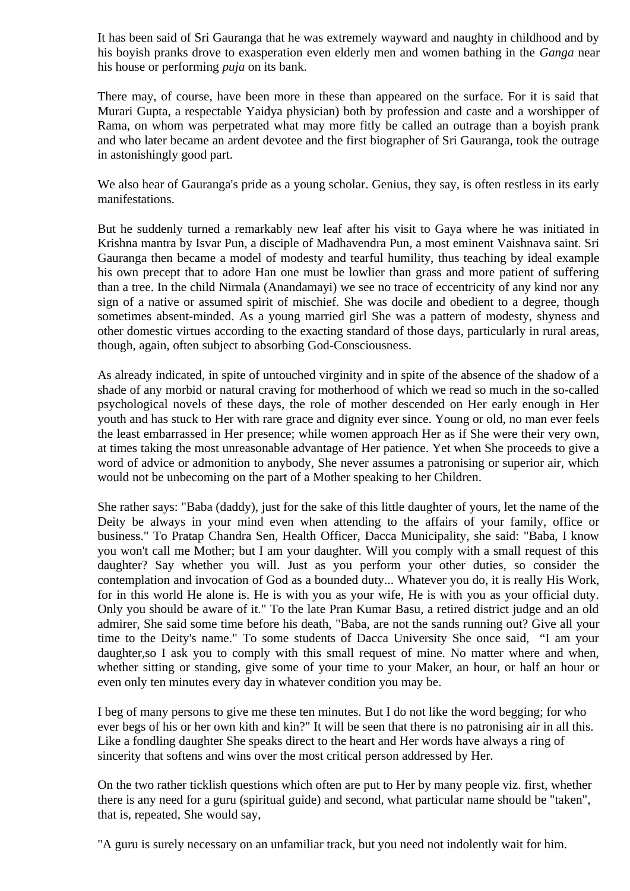It has been said of Sri Gauranga that he was extremely wayward and naughty in childhood and by his boyish pranks drove to exasperation even elderly men and women bathing in the *Ganga* near his house or performing *puja* on its bank.

There may, of course, have been more in these than appeared on the surface. For it is said that Murari Gupta, a respectable Yaidya physician) both by profession and caste and a worshipper of Rama, on whom was perpetrated what may more fitly be called an outrage than a boyish prank and who later became an ardent devotee and the first biographer of Sri Gauranga, took the outrage in astonishingly good part.

We also hear of Gauranga's pride as a young scholar. Genius, they say, is often restless in its early manifestations.

But he suddenly turned a remarkably new leaf after his visit to Gaya where he was initiated in Krishna mantra by Isvar Pun, a disciple of Madhavendra Pun, a most eminent Vaishnava saint. Sri Gauranga then became a model of modesty and tearful humility, thus teaching by ideal example his own precept that to adore Han one must be lowlier than grass and more patient of suffering than a tree. In the child Nirmala (Anandamayi) we see no trace of eccentricity of any kind nor any sign of a native or assumed spirit of mischief. She was docile and obedient to a degree, though sometimes absent-minded. As a young married girl She was a pattern of modesty, shyness and other domestic virtues according to the exacting standard of those days, particularly in rural areas, though, again, often subject to absorbing God-Consciousness.

As already indicated, in spite of untouched virginity and in spite of the absence of the shadow of a shade of any morbid or natural craving for motherhood of which we read so much in the so-called psychological novels of these days, the role of mother descended on Her early enough in Her youth and has stuck to Her with rare grace and dignity ever since. Young or old, no man ever feels the least embarrassed in Her presence; while women approach Her as if She were their very own, at times taking the most unreasonable advantage of Her patience. Yet when She proceeds to give a word of advice or admonition to anybody, She never assumes a patronising or superior air, which would not be unbecoming on the part of a Mother speaking to her Children.

She rather says: "Baba (daddy), just for the sake of this little daughter of yours, let the name of the Deity be always in your mind even when attending to the affairs of your family, office or business." To Pratap Chandra Sen, Health Officer, Dacca Municipality, she said: "Baba, I know you won't call me Mother; but I am your daughter. Will you comply with a small request of this daughter? Say whether you will. Just as you perform your other duties, so consider the contemplation and invocation of God as a bounded duty... Whatever you do, it is really His Work, for in this world He alone is. He is with you as your wife, He is with you as your official duty. Only you should be aware of it." To the late Pran Kumar Basu, a retired district judge and an old admirer, She said some time before his death, "Baba, are not the sands running out? Give all your time to the Deity's name." To some students of Dacca University She once said, "I am your daughter,so I ask you to comply with this small request of mine. No matter where and when, whether sitting or standing, give some of your time to your Maker, an hour, or half an hour or even only ten minutes every day in whatever condition you may be.

I beg of many persons to give me these ten minutes. But I do not like the word begging; for who ever begs of his or her own kith and kin?" It will be seen that there is no patronising air in all this. Like a fondling daughter She speaks direct to the heart and Her words have always a ring of sincerity that softens and wins over the most critical person addressed by Her.

On the two rather ticklish questions which often are put to Her by many people viz. first, whether there is any need for a guru (spiritual guide) and second, what particular name should be "taken", that is, repeated, She would say,

"A guru is surely necessary on an unfamiliar track, but you need not indolently wait for him.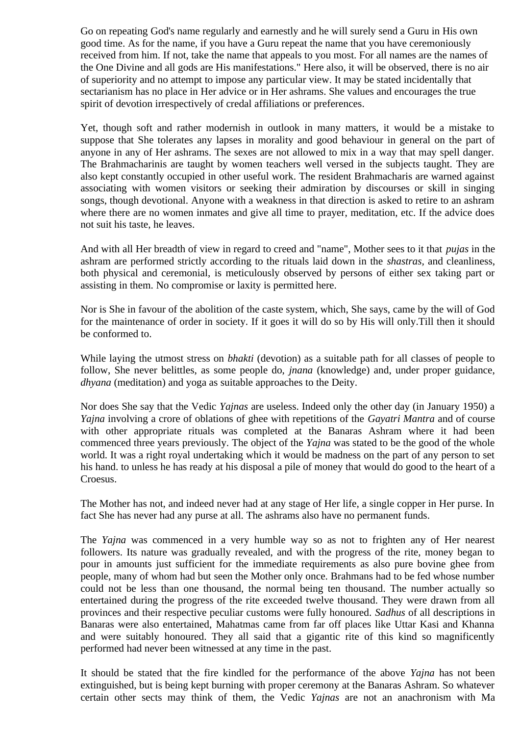Go on repeating God's name regularly and earnestly and he will surely send a Guru in His own good time. As for the name, if you have a Guru repeat the name that you have ceremoniously received from him. If not, take the name that appeals to you most. For all names are the names of the One Divine and all gods are His manifestations." Here also, it will be observed, there is no air of superiority and no attempt to impose any particular view. It may be stated incidentally that sectarianism has no place in Her advice or in Her ashrams. She values and encourages the true spirit of devotion irrespectively of credal affiliations or preferences.

Yet, though soft and rather modernish in outlook in many matters, it would be a mistake to suppose that She tolerates any lapses in morality and good behaviour in general on the part of anyone in any of Her ashrams. The sexes are not allowed to mix in a way that may spell danger. The Brahmacharinis are taught by women teachers well versed in the subjects taught. They are also kept constantly occupied in other useful work. The resident Brahmacharis are warned against associating with women visitors or seeking their admiration by discourses or skill in singing songs, though devotional. Anyone with a weakness in that direction is asked to retire to an ashram where there are no women inmates and give all time to prayer, meditation, etc. If the advice does not suit his taste, he leaves.

And with all Her breadth of view in regard to creed and "name", Mother sees to it that *pujas* in the ashram are performed strictly according to the rituals laid down in the *shastras*, and cleanliness, both physical and ceremonial, is meticulously observed by persons of either sex taking part or assisting in them. No compromise or laxity is permitted here.

Nor is She in favour of the abolition of the caste system, which, She says, came by the will of God for the maintenance of order in society. If it goes it will do so by His will only.Till then it should be conformed to.

While laying the utmost stress on *bhakti* (devotion) as a suitable path for all classes of people to follow, She never belittles, as some people do, *jnana* (knowledge) and, under proper guidance, *dhyana* (meditation) and yoga as suitable approaches to the Deity.

Nor does She say that the Vedic *Yajnas* are useless. Indeed only the other day (in January 1950) a *Yajna* involving a crore of oblations of ghee with repetitions of the *Gayatri Mantra* and of course with other appropriate rituals was completed at the Banaras Ashram where it had been commenced three years previously. The object of the *Yajna* was stated to be the good of the whole world. It was a right royal undertaking which it would be madness on the part of any person to set his hand. to unless he has ready at his disposal a pile of money that would do good to the heart of a Croesus.

The Mother has not, and indeed never had at any stage of Her life, a single copper in Her purse. In fact She has never had any purse at all. The ashrams also have no permanent funds.

The *Yajna* was commenced in a very humble way so as not to frighten any of Her nearest followers. Its nature was gradually revealed, and with the progress of the rite, money began to pour in amounts just sufficient for the immediate requirements as also pure bovine ghee from people, many of whom had but seen the Mother only once. Brahmans had to be fed whose number could not be less than one thousand, the normal being ten thousand. The number actually so entertained during the progress of the rite exceeded twelve thousand. They were drawn from all provinces and their respective peculiar customs were fully honoured. *Sadhus* of all descriptions in Banaras were also entertained, Mahatmas came from far off places like Uttar Kasi and Khanna and were suitably honoured. They all said that a gigantic rite of this kind so magnificently performed had never been witnessed at any time in the past.

It should be stated that the fire kindled for the performance of the above *Yajna* has not been extinguished, but is being kept burning with proper ceremony at the Banaras Ashram. So whatever certain other sects may think of them, the Vedic *Yajnas* are not an anachronism with Ma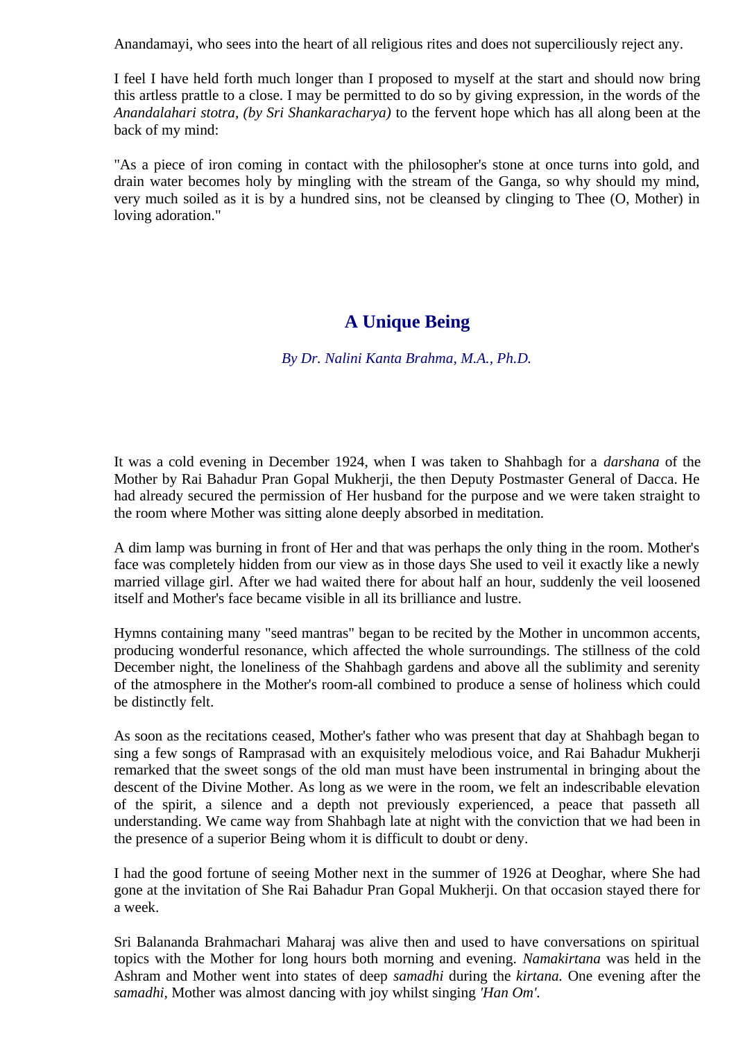Anandamayi, who sees into the heart of all religious rites and does not superciliously reject any.

I feel I have held forth much longer than I proposed to myself at the start and should now bring this artless prattle to a close. I may be permitted to do so by giving expression, in the words of the *Anandalahari stotra, (by Sri Shankaracharya)* to the fervent hope which has all along been at the back of my mind:

"As a piece of iron coming in contact with the philosopher's stone at once turns into gold, and drain water becomes holy by mingling with the stream of the Ganga, so why should my mind, very much soiled as it is by a hundred sins, not be cleansed by clinging to Thee (O, Mother) in loving adoration."

## A Unique Being

*By Dr. Nalini Kanta Brahma, M.A., Ph.D.*

It was a cold evening in December 1924, when I was taken to Shahbagh for a *darshana* of the Mother by Rai Bahadur Pran Gopal Mukherji, the then Deputy Postmaster General of Dacca. He had already secured the permission of Her husband for the purpose and we were taken straight to the room where Mother was sitting alone deeply absorbed in meditation.

A dim lamp was burning in front of Her and that was perhaps the only thing in the room. Mother's face was completely hidden from our view as in those days She used to veil it exactly like a newly married village girl. After we had waited there for about half an hour, suddenly the veil loosened itself and Mother's face became visible in all its brilliance and lustre.

Hymns containing many "seed mantras" began to be recited by the Mother in uncommon accents, producing wonderful resonance, which affected the whole surroundings. The stillness of the cold December night, the loneliness of the Shahbagh gardens and above all the sublimity and serenity of the atmosphere in the Mother's room-all combined to produce a sense of holiness which could be distinctly felt.

As soon as the recitations ceased, Mother's father who was present that day at Shahbagh began to sing a few songs of Ramprasad with an exquisitely melodious voice, and Rai Bahadur Mukherji remarked that the sweet songs of the old man must have been instrumental in bringing about the descent of the Divine Mother. As long as we were in the room, we felt an indescribable elevation of the spirit, a silence and a depth not previously experienced, a peace that passeth all understanding. We came way from Shahbagh late at night with the conviction that we had been in the presence of a superior Being whom it is difficult to doubt or deny.

I had the good fortune of seeing Mother next in the summer of 1926 at Deoghar, where She had gone at the invitation of She Rai Bahadur Pran Gopal Mukherji. On that occasion stayed there for a week.

Sri Balananda Brahmachari Maharaj was alive then and used to have conversations on spiritual topics with the Mother for long hours both morning and evening. *Namakirtana* was held in the Ashram and Mother went into states of deep *samadhi* during the *kirtana.* One evening after the *samadhi*, Mother was almost dancing with joy whilst singing *'Han Om'.*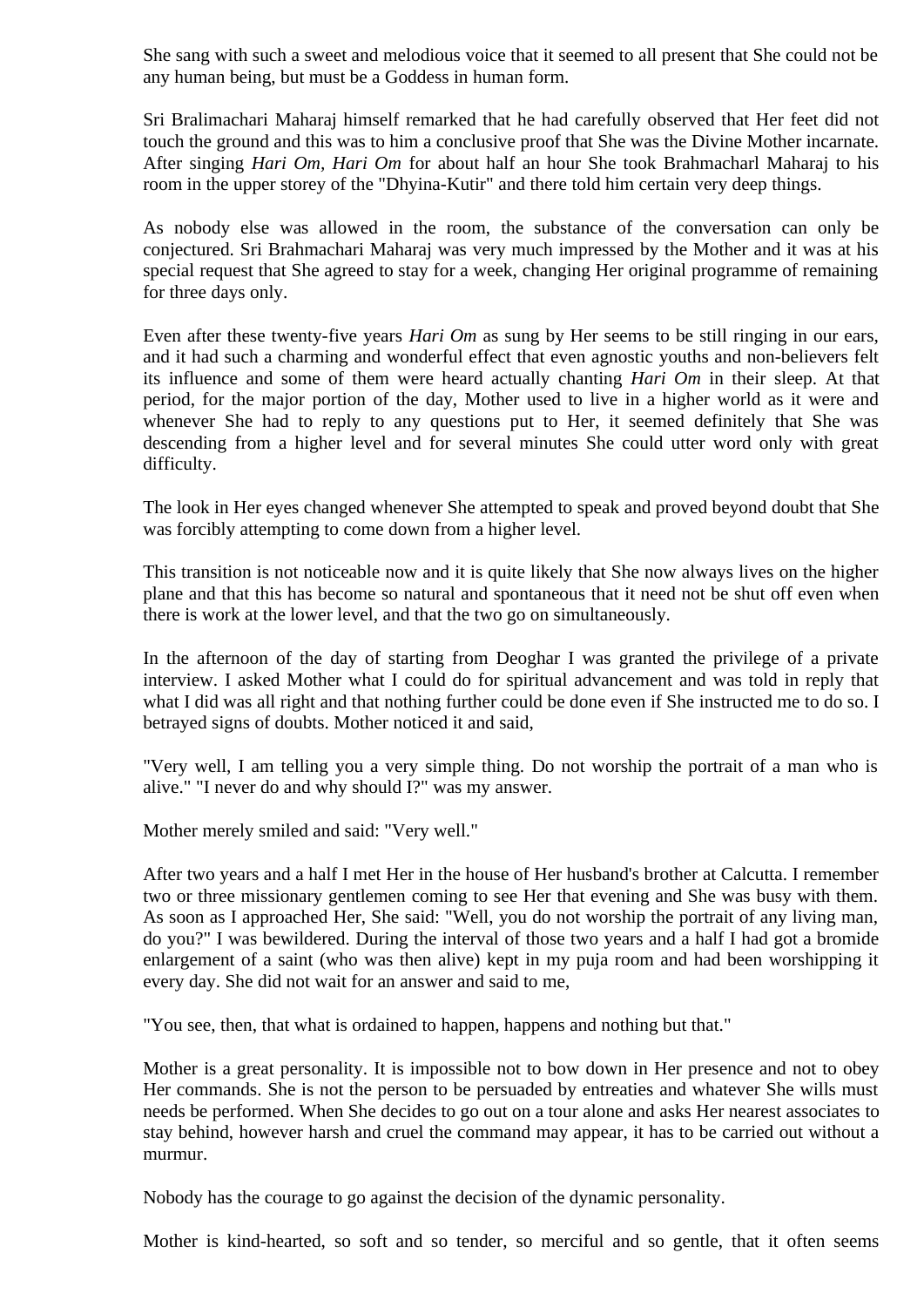She sang with such a sweet and melodious voice that it seemed to all present that She could not be any human being, but must be a Goddess in human form.

Sri Bralimachari Maharaj himself remarked that he had carefully observed that Her feet did not touch the ground and this was to him a conclusive proof that She was the Divine Mother incarnate. After singing *Hari Om, Hari Om* for about half an hour She took Brahmacharl Maharaj to his room in the upper storey of the "Dhyina-Kutir" and there told him certain very deep things.

As nobody else was allowed in the room, the substance of the conversation can only be conjectured. Sri Brahmachari Maharaj was very much impressed by the Mother and it was at his special request that She agreed to stay for a week, changing Her original programme of remaining for three days only.

Even after these twenty-five years *Hari Om* as sung by Her seems to be still ringing in our ears, and it had such a charming and wonderful effect that even agnostic youths and non-believers felt its influence and some of them were heard actually chanting *Hari Om* in their sleep. At that period, for the major portion of the day, Mother used to live in a higher world as it were and whenever She had to reply to any questions put to Her, it seemed definitely that She was descending from a higher level and for several minutes She could utter word only with great difficulty.

The look in Her eyes changed whenever She attempted to speak and proved beyond doubt that She was forcibly attempting to come down from a higher level.

This transition is not noticeable now and it is quite likely that She now always lives on the higher plane and that this has become so natural and spontaneous that it need not be shut off even when there is work at the lower level, and that the two go on simultaneously.

In the afternoon of the day of starting from Deoghar I was granted the privilege of a private interview. I asked Mother what I could do for spiritual advancement and was told in reply that what I did was all right and that nothing further could be done even if She instructed me to do so. I betrayed signs of doubts. Mother noticed it and said,

"Very well, I am telling you a very simple thing. Do not worship the portrait of a man who is alive." "I never do and why should I?" was my answer.

Mother merely smiled and said: "Very well."

After two years and a half I met Her in the house of Her husband's brother at Calcutta. I remember two or three missionary gentlemen coming to see Her that evening and She was busy with them. As soon as I approached Her, She said: "Well, you do not worship the portrait of any living man, do you?" I was bewildered. During the interval of those two years and a half I had got a bromide enlargement of a saint (who was then alive) kept in my puja room and had been worshipping it every day. She did not wait for an answer and said to me,

"You see, then, that what is ordained to happen, happens and nothing but that."

Mother is a great personality. It is impossible not to bow down in Her presence and not to obey Her commands. She is not the person to be persuaded by entreaties and whatever She wills must needs be performed. When She decides to go out on a tour alone and asks Her nearest associates to stay behind, however harsh and cruel the command may appear, it has to be carried out without a murmur.

Nobody has the courage to go against the decision of the dynamic personality.

Mother is kind-hearted, so soft and so tender, so merciful and so gentle, that it often seems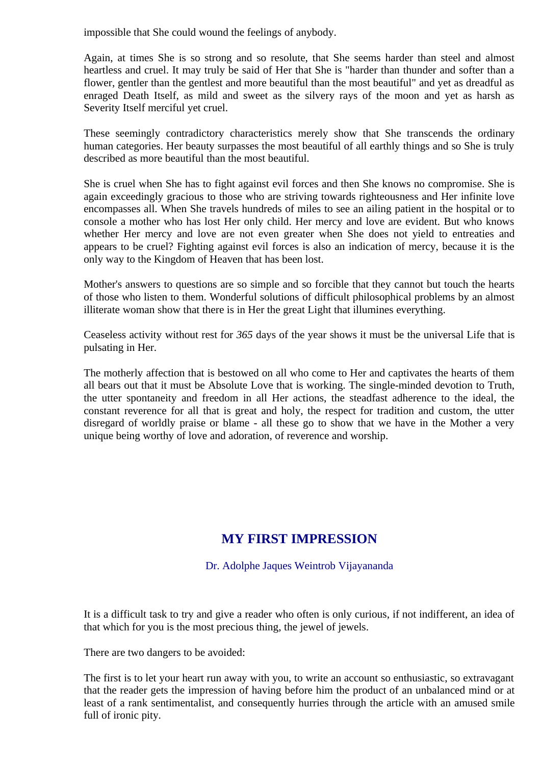impossible that She could wound the feelings of anybody.

Again, at times She is so strong and so resolute, that She seems harder than steel and almost heartless and cruel. It may truly be said of Her that She is "harder than thunder and softer than a flower, gentler than the gentlest and more beautiful than the most beautiful" and yet as dreadful as enraged Death Itself, as mild and sweet as the silvery rays of the moon and yet as harsh as Severity Itself merciful yet cruel.

These seemingly contradictory characteristics merely show that She transcends the ordinary human categories. Her beauty surpasses the most beautiful of all earthly things and so She is truly described as more beautiful than the most beautiful.

She is cruel when She has to fight against evil forces and then She knows no compromise. She is again exceedingly gracious to those who are striving towards righteousness and Her infinite love encompasses all. When She travels hundreds of miles to see an ailing patient in the hospital or to console a mother who has lost Her only child. Her mercy and love are evident. But who knows whether Her mercy and love are not even greater when She does not yield to entreaties and appears to be cruel? Fighting against evil forces is also an indication of mercy, because it is the only way to the Kingdom of Heaven that has been lost.

Mother's answers to questions are so simple and so forcible that they cannot but touch the hearts of those who listen to them. Wonderful solutions of difficult philosophical problems by an almost illiterate woman show that there is in Her the great Light that illumines everything.

Ceaseless activity without rest for *365* days of the year shows it must be the universal Life that is pulsating in Her.

The motherly affection that is bestowed on all who come to Her and captivates the hearts of them all bears out that it must be Absolute Love that is working. The single-minded devotion to Truth, the utter spontaneity and freedom in all Her actions, the steadfast adherence to the ideal, the constant reverence for all that is great and holy, the respect for tradition and custom, the utter disregard of worldly praise or blame - all these go to show that we have in the Mother a very unique being worthy of love and adoration, of reverence and worship.

## MY FIRST IMPRESSION

Dr. Adolphe Jaques Weintrob Vijayananda

It is a difficult task to try and give a reader who often is only curious, if not indifferent, an idea of that which for you is the most precious thing, the jewel of jewels.

There are two dangers to be avoided:

The first is to let your heart run away with you, to write an account so enthusiastic, so extravagant that the reader gets the impression of having before him the product of an unbalanced mind or at least of a rank sentimentalist, and consequently hurries through the article with an amused smile full of ironic pity.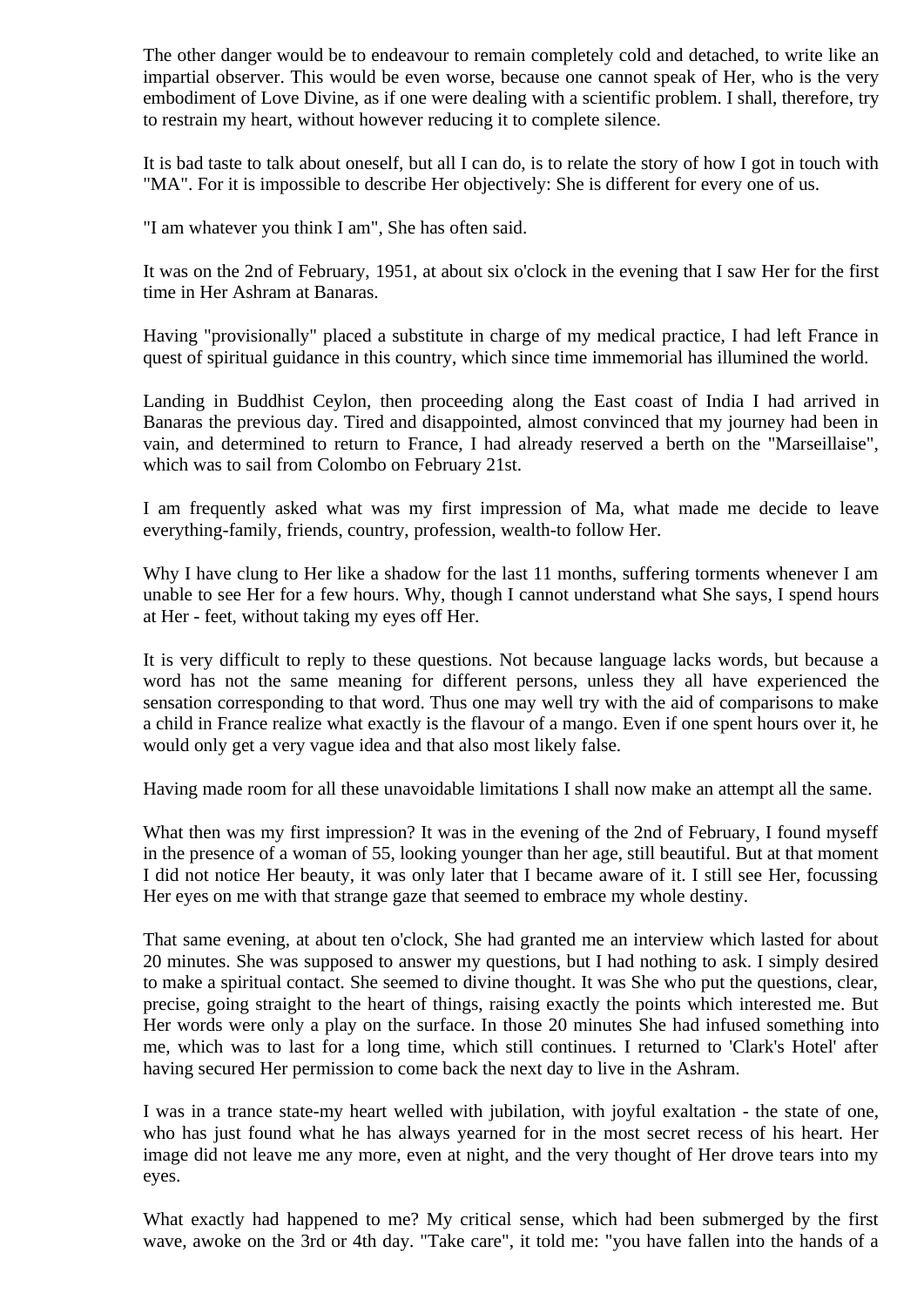The other danger would be to endeavour to remain completely cold and detached, to write like an impartial observer. This would be even worse, because one cannot speak of Her, who is the very embodiment of Love Divine, as if one were dealing with a scientific problem. I shall, therefore, try to restrain my heart, without however reducing it to complete silence.

It is bad taste to talk about oneself, but all I can do, is to relate the story of how I got in touch with "MA". For it is impossible to describe Her objectively: She is different for every one of us.

"I am whatever you think I am", She has often said.

It was on the 2nd of February, 1951, at about six o'clock in the evening that I saw Her for the first time in Her Ashram at Banaras.

Having "provisionally" placed a substitute in charge of my medical practice, I had left France in quest of spiritual guidance in this country, which since time immemorial has illumined the world.

Landing in Buddhist Ceylon, then proceeding along the East coast of India I had arrived in Banaras the previous day. Tired and disappointed, almost convinced that my journey had been in vain, and determined to return to France, I had already reserved a berth on the "Marseillaise", which was to sail from Colombo on February 21st.

I am frequently asked what was my first impression of Ma, what made me decide to leave everything-family, friends, country, profession, wealth-to follow Her.

Why I have clung to Her like a shadow for the last 11 months, suffering torments whenever I am unable to see Her for a few hours. Why, though I cannot understand what She says, I spend hours at Her - feet, without taking my eyes off Her.

It is very difficult to reply to these questions. Not because language lacks words, but because a word has not the same meaning for different persons, unless they all have experienced the sensation corresponding to that word. Thus one may well try with the aid of comparisons to make a child in France realize what exactly is the flavour of a mango. Even if one spent hours over it, he would only get a very vague idea and that also most likely false.

Having made room for all these unavoidable limitations I shall now make an attempt all the same.

What then was my first impression? It was in the evening of the 2nd of February, I found myseff in the presence of a woman of 55, looking younger than her age, still beautiful. But at that moment I did not notice Her beauty, it was only later that I became aware of it. I still see Her, focussing Her eyes on me with that strange gaze that seemed to embrace my whole destiny.

That same evening, at about ten o'clock, She had granted me an interview which lasted for about 20 minutes. She was supposed to answer my questions, but I had nothing to ask. I simply desired to make a spiritual contact. She seemed to divine thought. It was She who put the questions, clear, precise, going straight to the heart of things, raising exactly the points which interested me. But Her words were only a play on the surface. In those 20 minutes She had infused something into me, which was to last for a long time, which still continues. I returned to 'Clark's Hotel' after having secured Her permission to come back the next day to live in the Ashram.

I was in a trance state-my heart welled with jubilation, with joyful exaltation - the state of one, who has just found what he has always yearned for in the most secret recess of his heart. Her image did not leave me any more, even at night, and the very thought of Her drove tears into my eyes.

What exactly had happened to me? My critical sense, which had been submerged by the first wave, awoke on the 3rd or 4th day. "Take care", it told me: "you have fallen into the hands of a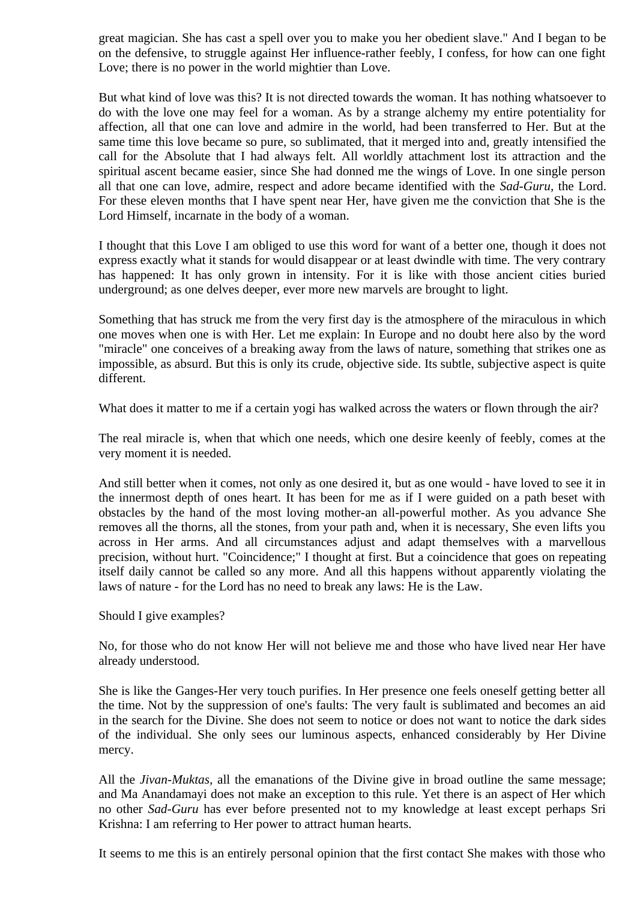great magician. She has cast a spell over you to make you her obedient slave." And I began to be on the defensive, to struggle against Her influence-rather feebly, I confess, for how can one fight Love; there is no power in the world mightier than Love.

But what kind of love was this? It is not directed towards the woman. It has nothing whatsoever to do with the love one may feel for a woman. As by a strange alchemy my entire potentiality for affection, all that one can love and admire in the world, had been transferred to Her. But at the same time this love became so pure, so sublimated, that it merged into and, greatly intensified the call for the Absolute that I had always felt. All worldly attachment lost its attraction and the spiritual ascent became easier, since She had donned me the wings of Love. In one single person all that one can love, admire, respect and adore became identified with the *Sad-Guru*, the Lord. For these eleven months that I have spent near Her, have given me the conviction that She is the Lord Himself, incarnate in the body of a woman.

I thought that this Love I am obliged to use this word for want of a better one, though it does not express exactly what it stands for would disappear or at least dwindle with time. The very contrary has happened: It has only grown in intensity. For it is like with those ancient cities buried underground; as one delves deeper, ever more new marvels are brought to light.

Something that has struck me from the very first day is the atmosphere of the miraculous in which one moves when one is with Her. Let me explain: In Europe and no doubt here also by the word "miracle" one conceives of a breaking away from the laws of nature, something that strikes one as impossible, as absurd. But this is only its crude, objective side. Its subtle, subjective aspect is quite different.

What does it matter to me if a certain yogi has walked across the waters or flown through the air?

The real miracle is, when that which one needs, which one desire keenly of feebly, comes at the very moment it is needed.

And still better when it comes, not only as one desired it, but as one would - have loved to see it in the innermost depth of ones heart. It has been for me as if I were guided on a path beset with obstacles by the hand of the most loving mother-an all-powerful mother. As you advance She removes all the thorns, all the stones, from your path and, when it is necessary, She even lifts you across in Her arms. And all circumstances adjust and adapt themselves with a marvellous precision, without hurt. "Coincidence;" I thought at first. But a coincidence that goes on repeating itself daily cannot be called so any more. And all this happens without apparently violating the laws of nature - for the Lord has no need to break any laws: He is the Law.

Should I give examples?

No, for those who do not know Her will not believe me and those who have lived near Her have already understood.

She is like the Ganges-Her very touch purifies. In Her presence one feels oneself getting better all the time. Not by the suppression of one's faults: The very fault is sublimated and becomes an aid in the search for the Divine. She does not seem to notice or does not want to notice the dark sides of the individual. She only sees our luminous aspects, enhanced considerably by Her Divine mercy.

All the *Jivan-Muktas*, all the emanations of the Divine give in broad outline the same message; and Ma Anandamayi does not make an exception to this rule. Yet there is an aspect of Her which no other *Sad-Guru* has ever before presented not to my knowledge at least except perhaps Sri Krishna: I am referring to Her power to attract human hearts.

It seems to me this is an entirely personal opinion that the first contact She makes with those who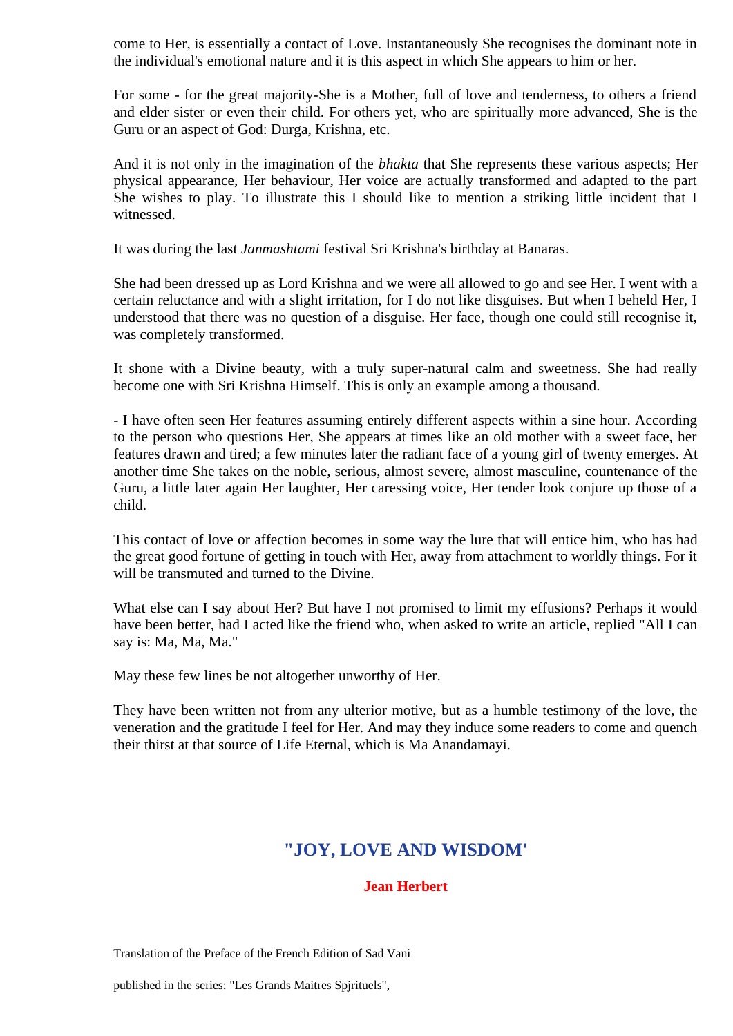come to Her, is essentially a contact of Love. Instantaneously She recognises the dominant note in the individual's emotional nature and it is this aspect in which She appears to him or her.

For some - for the great majority-She is a Mother, full of love and tenderness, to others a friend and elder sister or even their child. For others yet, who are spiritually more advanced, She is the Guru or an aspect of God: Durga, Krishna, etc.

And it is not only in the imagination of the *bhakta* that She represents these various aspects; Her physical appearance, Her behaviour, Her voice are actually transformed and adapted to the part She wishes to play. To illustrate this I should like to mention a striking little incident that I witnessed.

It was during the last *Janmashtami* festival Sri Krishna's birthday at Banaras.

She had been dressed up as Lord Krishna and we were all allowed to go and see Her. I went with a certain reluctance and with a slight irritation, for I do not like disguises. But when I beheld Her, I understood that there was no question of a disguise. Her face, though one could still recognise it, was completely transformed.

It shone with a Divine beauty, with a truly super-natural calm and sweetness. She had really become one with Sri Krishna Himself. This is only an example among a thousand.

- I have often seen Her features assuming entirely different aspects within a sine hour. According to the person who questions Her, She appears at times like an old mother with a sweet face, her features drawn and tired; a few minutes later the radiant face of a young girl of twenty emerges. At another time She takes on the noble, serious, almost severe, almost masculine, countenance of the Guru, a little later again Her laughter, Her caressing voice, Her tender look conjure up those of a child.

This contact of love or affection becomes in some way the lure that will entice him, who has had the great good fortune of getting in touch with Her, away from attachment to worldly things. For it will be transmuted and turned to the Divine.

What else can I say about Her? But have I not promised to limit my effusions? Perhaps it would have been better, had I acted like the friend who, when asked to write an article, replied "All I can say is: Ma, Ma, Ma."

May these few lines be not altogether unworthy of Her.

They have been written not from any ulterior motive, but as a humble testimony of the love, the veneration and the gratitude I feel for Her. And may they induce some readers to come and quench their thirst at that source of Life Eternal, which is Ma Anandamayi.

## "JOY, LOVE AND WISDOM'

**Jean Herbert**

Translation of the Preface of the French Edition of Sad Vani

published in the series: "Les Grands Maitres Spjrituels",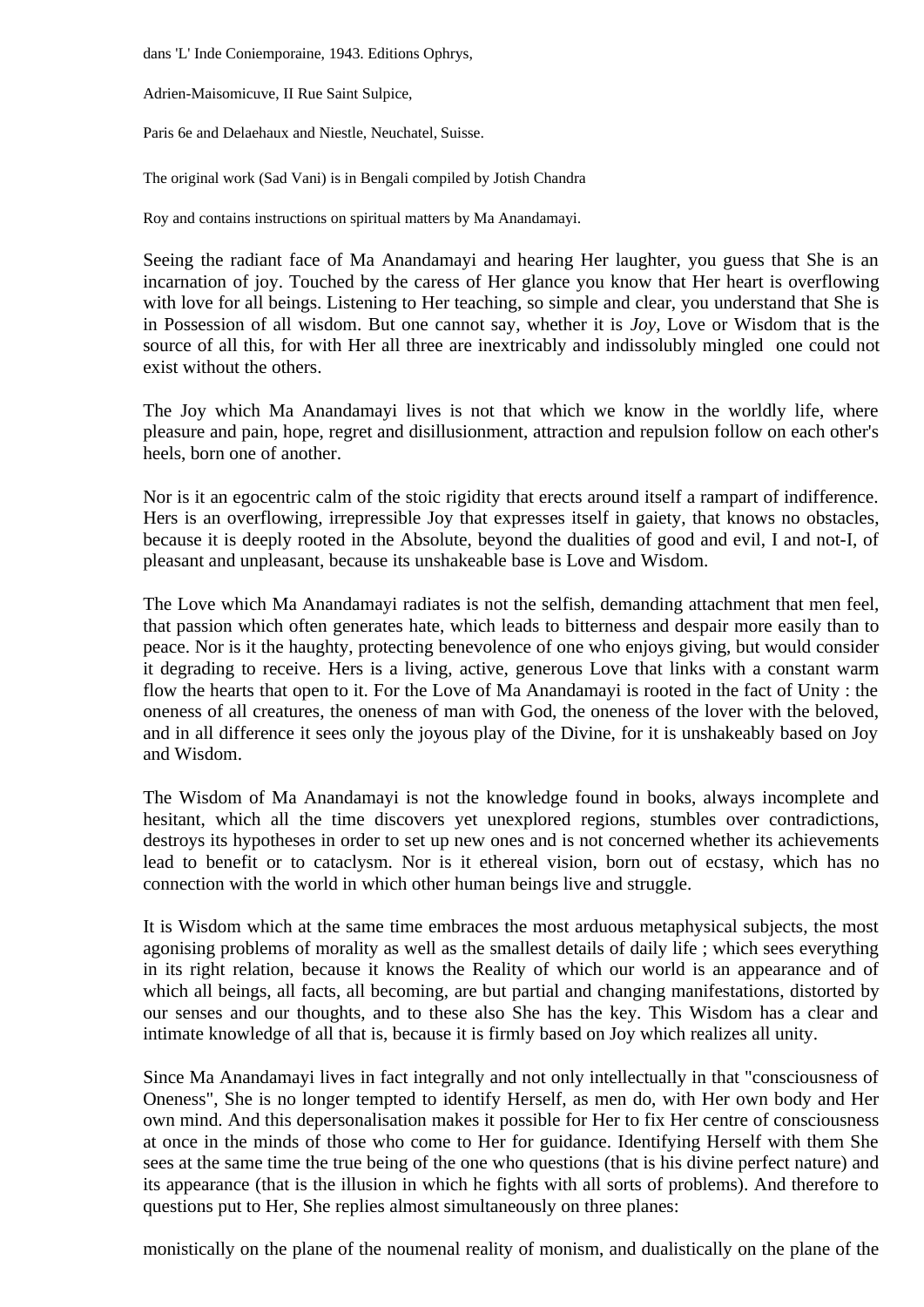dans 'L' Inde Coniemporaine, 1943. Editions Ophrys,

Adrien-Maisomicuve, II Rue Saint Sulpice,

Paris 6e and Delaehaux and Niestle, Neuchatel, Suisse.

The original work (Sad Vani) is in Bengali compiled by Jotish Chandra

Roy and contains instructions on spiritual matters by Ma Anandamayi.

Seeing the radiant face of Ma Anandamayi and hearing Her laughter, you guess that She is an incarnation of joy. Touched by the caress of Her glance you know that Her heart is overflowing with love for all beings. Listening to Her teaching, so simple and clear, you understand that She is in Possession of all wisdom. But one cannot say, whether it is *Joy*, Love or Wisdom that is the source of all this, for with Her all three are inextricably and indissolubly mingled one could not exist without the others.

The Joy which Ma Anandamayi lives is not that which we know in the worldly life, where pleasure and pain, hope, regret and disillusionment, attraction and repulsion follow on each other's heels, born one of another.

Nor is it an egocentric calm of the stoic rigidity that erects around itself a rampart of indifference. Hers is an overflowing, irrepressible Joy that expresses itself in gaiety, that knows no obstacles, because it is deeply rooted in the Absolute, beyond the dualities of good and evil, I and not-I, of pleasant and unpleasant, because its unshakeable base is Love and Wisdom.

The Love which Ma Anandamayi radiates is not the selfish, demanding attachment that men feel, that passion which often generates hate, which leads to bitterness and despair more easily than to peace. Nor is it the haughty, protecting benevolence of one who enjoys giving, but would consider it degrading to receive. Hers is a living, active, generous Love that links with a constant warm flow the hearts that open to it. For the Love of Ma Anandamayi is rooted in the fact of Unity : the oneness of all creatures, the oneness of man with God, the oneness of the lover with the beloved, and in all difference it sees only the joyous play of the Divine, for it is unshakeably based on Joy and Wisdom.

The Wisdom of Ma Anandamayi is not the knowledge found in books, always incomplete and hesitant, which all the time discovers yet unexplored regions, stumbles over contradictions, destroys its hypotheses in order to set up new ones and is not concerned whether its achievements lead to benefit or to cataclysm. Nor is it ethereal vision, born out of ecstasy, which has no connection with the world in which other human beings live and struggle.

It is Wisdom which at the same time embraces the most arduous metaphysical subjects, the most agonising problems of morality as well as the smallest details of daily life ; which sees everything in its right relation, because it knows the Reality of which our world is an appearance and of which all beings, all facts, all becoming, are but partial and changing manifestations, distorted by our senses and our thoughts, and to these also She has the key. This Wisdom has a clear and intimate knowledge of all that is, because it is firmly based on Joy which realizes all unity.

Since Ma Anandamayi lives in fact integrally and not only intellectually in that "consciousness of Oneness", She is no longer tempted to identify Herself, as men do, with Her own body and Her own mind. And this depersonalisation makes it possible for Her to fix Her centre of consciousness at once in the minds of those who come to Her for guidance. Identifying Herself with them She sees at the same time the true being of the one who questions (that is his divine perfect nature) and its appearance (that is the illusion in which he fights with all sorts of problems). And therefore to questions put to Her, She replies almost simultaneously on three planes:

monistically on the plane of the noumenal reality of monism, and dualistically on the plane of the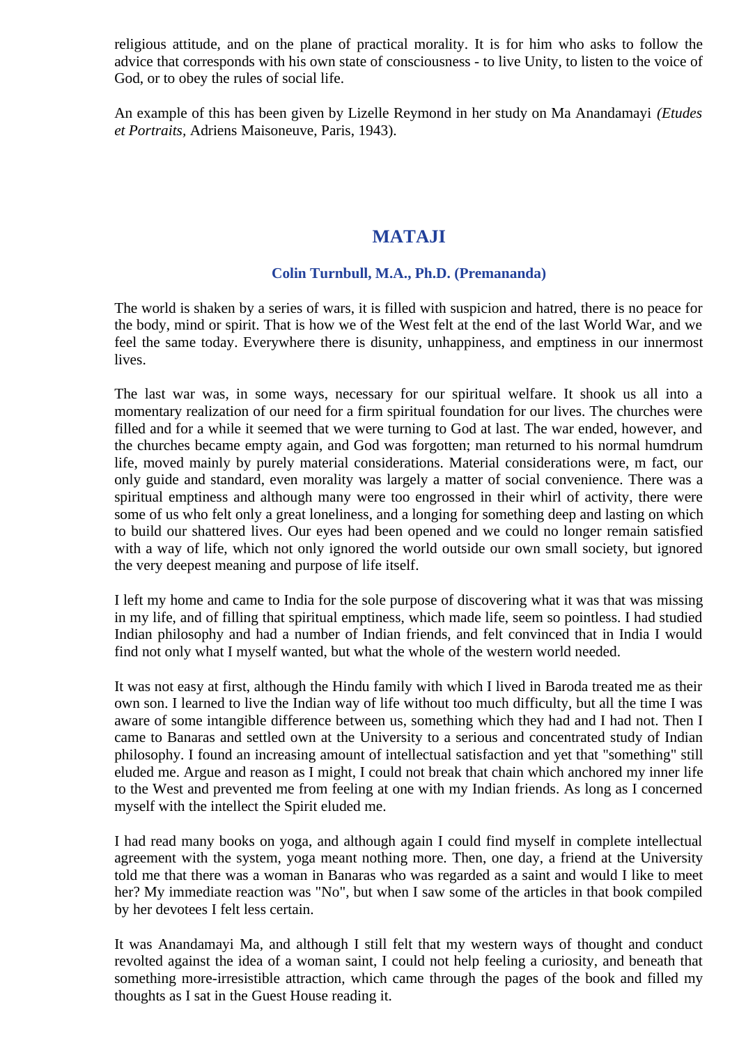religious attitude, and on the plane of practical morality. It is for him who asks to follow the advice that corresponds with his own state of consciousness - to live Unity, to listen to the voice of God, or to obey the rules of social life.

An example of this has been given by Lizelle Reymond in her study on Ma Anandamayi *(Etudes et Portraits*, Adriens Maisoneuve, Paris, 1943).

# MATAJI

### Colin Turnbull, M.A., Ph.D. (Premananda)

The world is shaken by a series of wars, it is filled with suspicion and hatred, there is no peace for the body, mind or spirit. That is how we of the West felt at the end of the last World War, and we feel the same today. Everywhere there is disunity, unhappiness, and emptiness in our innermost lives.

The last war was, in some ways, necessary for our spiritual welfare. It shook us all into a momentary realization of our need for a firm spiritual foundation for our lives. The churches were filled and for a while it seemed that we were turning to God at last. The war ended, however, and the churches became empty again, and God was forgotten; man returned to his normal humdrum life, moved mainly by purely material considerations. Material considerations were, m fact, our only guide and standard, even morality was largely a matter of social convenience. There was a spiritual emptiness and although many were too engrossed in their whirl of activity, there were some of us who felt only a great loneliness, and a longing for something deep and lasting on which to build our shattered lives. Our eyes had been opened and we could no longer remain satisfied with a way of life, which not only ignored the world outside our own small society, but ignored the very deepest meaning and purpose of life itself.

I left my home and came to India for the sole purpose of discovering what it was that was missing in my life, and of filling that spiritual emptiness, which made life, seem so pointless. I had studied Indian philosophy and had a number of Indian friends, and felt convinced that in India I would find not only what I myself wanted, but what the whole of the western world needed.

It was not easy at first, although the Hindu family with which I lived in Baroda treated me as their own son. I learned to live the Indian way of life without too much difficulty, but all the time I was aware of some intangible difference between us, something which they had and I had not. Then I came to Banaras and settled own at the University to a serious and concentrated study of Indian philosophy. I found an increasing amount of intellectual satisfaction and yet that "something" still eluded me. Argue and reason as I might, I could not break that chain which anchored my inner life to the West and prevented me from feeling at one with my Indian friends. As long as I concerned myself with the intellect the Spirit eluded me.

I had read many books on yoga, and although again I could find myself in complete intellectual agreement with the system, yoga meant nothing more. Then, one day, a friend at the University told me that there was a woman in Banaras who was regarded as a saint and would I like to meet her? My immediate reaction was "No", but when I saw some of the articles in that book compiled by her devotees I felt less certain.

It was Anandamayi Ma, and although I still felt that my western ways of thought and conduct revolted against the idea of a woman saint, I could not help feeling a curiosity, and beneath that something more-irresistible attraction, which came through the pages of the book and filled my thoughts as I sat in the Guest House reading it.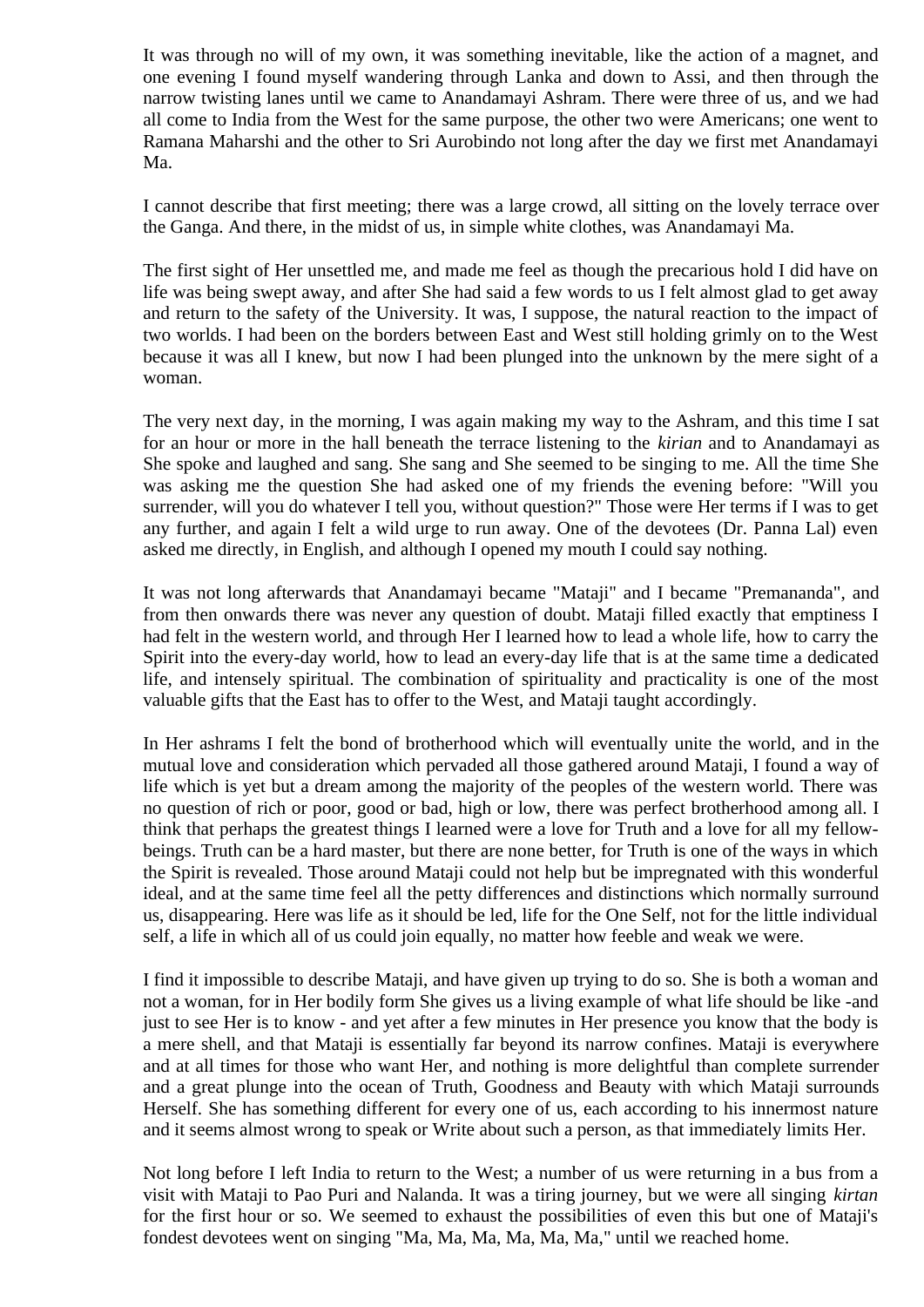It was through no will of my own, it was something inevitable, like the action of a magnet, and one evening I found myself wandering through Lanka and down to Assi, and then through the narrow twisting lanes until we came to Anandamayi Ashram. There were three of us, and we had all come to India from the West for the same purpose, the other two were Americans; one went to Ramana Maharshi and the other to Sri Aurobindo not long after the day we first met Anandamayi Ma.

I cannot describe that first meeting; there was a large crowd, all sitting on the lovely terrace over the Ganga. And there, in the midst of us, in simple white clothes, was Anandamayi Ma.

The first sight of Her unsettled me, and made me feel as though the precarious hold I did have on life was being swept away, and after She had said a few words to us I felt almost glad to get away and return to the safety of the University. It was, I suppose, the natural reaction to the impact of two worlds. I had been on the borders between East and West still holding grimly on to the West because it was all I knew, but now I had been plunged into the unknown by the mere sight of a woman.

The very next day, in the morning, I was again making my way to the Ashram, and this time I sat for an hour or more in the hall beneath the terrace listening to the *kirian* and to Anandamayi as She spoke and laughed and sang. She sang and She seemed to be singing to me. All the time She was asking me the question She had asked one of my friends the evening before: "Will you surrender, will you do whatever I tell you, without question?" Those were Her terms if I was to get any further, and again I felt a wild urge to run away. One of the devotees (Dr. Panna Lal) even asked me directly, in English, and although I opened my mouth I could say nothing.

It was not long afterwards that Anandamayi became "Mataji" and I became "Premananda", and from then onwards there was never any question of doubt. Mataji filled exactly that emptiness I had felt in the western world, and through Her I learned how to lead a whole life, how to carry the Spirit into the every-day world, how to lead an every-day life that is at the same time a dedicated life, and intensely spiritual. The combination of spirituality and practicality is one of the most valuable gifts that the East has to offer to the West, and Mataji taught accordingly.

In Her ashrams I felt the bond of brotherhood which will eventually unite the world, and in the mutual love and consideration which pervaded all those gathered around Mataji, I found a way of life which is yet but a dream among the majority of the peoples of the western world. There was no question of rich or poor, good or bad, high or low, there was perfect brotherhood among all. I think that perhaps the greatest things I learned were a love for Truth and a love for all my fellow-beings. Truth can be a hard master, but there are none better, for Truth is one of the ways in which the Spirit is revealed. Those around Mataji could not help but be impregnated with this wonderful ideal, and at the same time feel all the petty differences and distinctions which normally surround us, disappearing. Here was life as it should be led, life for the One Self, not for the little individual self, a life in which all of us could join equally, no matter how feeble and weak we were.

I find it impossible to describe Mataji, and have given up trying to do so. She is both a woman and not a woman, for in Her bodily form She gives us a living example of what life should be like -and just to see Her is to know - and yet after a few minutes in Her presence you know that the body is a mere shell, and that Mataji is essentially far beyond its narrow confines. Mataji is everywhere and at all times for those who want Her, and nothing is more delightful than complete surrender and a great plunge into the ocean of Truth, Goodness and Beauty with which Mataji surrounds Herself. She has something different for every one of us, each according to his innermost nature and it seems almost wrong to speak or Write about such a person, as that immediately limits Her.

Not long before I left India to return to the West; a number of us were returning in a bus from a visit with Mataji to Pao Puri and Nalanda. It was a tiring journey, but we were all singing *kirtan* for the first hour or so. We seemed to exhaust the possibilities of even this but one of Mataji's fondest devotees went on singing "Ma, Ma, Ma, Ma, Ma, Ma," until we reached home.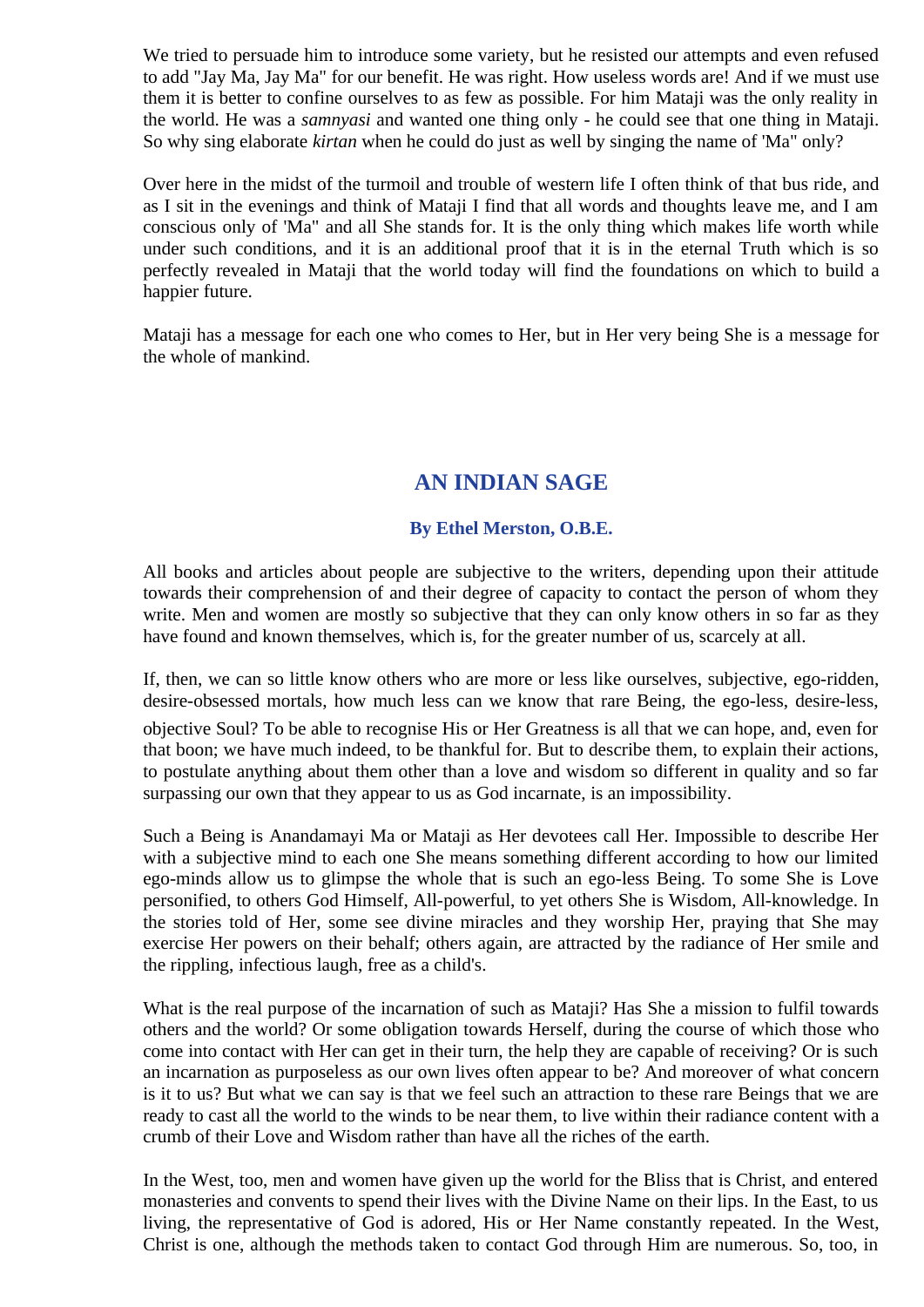We tried to persuade him to introduce some variety, but he resisted our attempts and even refused to add "Jay Ma, Jay Ma" for our benefit. He was right. How useless words are! And if we must use them it is better to confine ourselves to as few as possible. For him Mataji was the only reality in the world. He was a *samnyasi* and wanted one thing only - he could see that one thing in Mataji. So why sing elaborate *kirtan* when he could do just as well by singing the name of 'Ma" only?

Over here in the midst of the turmoil and trouble of western life I often think of that bus ride, and as I sit in the evenings and think of Mataji I find that all words and thoughts leave me, and I am conscious only of 'Ma" and all She stands for. It is the only thing which makes life worth while under such conditions, and it is an additional proof that it is in the eternal Truth which is so perfectly revealed in Mataji that the world today will find the foundations on which to build a happier future.

Mataji has a message for each one who comes to Her, but in Her very being She is a message for the whole of mankind.

## AN INDIAN SAGE

**By Ethel Merston, O.B.E.**

All books and articles about people are subjective to the writers, depending upon their attitude towards their comprehension of and their degree of capacity to contact the person of whom they write. Men and women are mostly so subjective that they can only know others in so far as they have found and known themselves, which is, for the greater number of us, scarcely at all.

If, then, we can so little know others who are more or less like ourselves, subjective, ego-ridden, desire-obsessed mortals, how much less can we know that rare Being, the ego-less, desire-less, objective Soul? To be able to recognise His or Her Greatness is all that we can hope, and, even for that boon; we have much indeed, to be thankful for. But to describe them, to explain their actions, to postulate anything about them other than a love and wisdom so different in quality and so far surpassing our own that they appear to us as God incarnate, is an impossibility.

Such a Being is Anandamayi Ma or Mataji as Her devotees call Her. Impossible to describe Her with a subjective mind to each one She means something different according to how our limited ego-minds allow us to glimpse the whole that is such an ego-less Being. To some She is Love personified, to others God Himself, All-powerful, to yet others She is Wisdom, All-knowledge. In the stories told of Her, some see divine miracles and they worship Her, praying that She may exercise Her powers on their behalf; others again, are attracted by the radiance of Her smile and the rippling, infectious laugh, free as a child's.

What is the real purpose of the incarnation of such as Mataji? Has She a mission to fulfil towards others and the world? Or some obligation towards Herself, during the course of which those who come into contact with Her can get in their turn, the help they are capable of receiving? Or is such an incarnation as purposeless as our own lives often appear to be? And moreover of what concern is it to us? But what we can say is that we feel such an attraction to these rare Beings that we are ready to cast all the world to the winds to be near them, to live within their radiance content with a crumb of their Love and Wisdom rather than have all the riches of the earth.

In the West, too, men and women have given up the world for the Bliss that is Christ, and entered monasteries and convents to spend their lives with the Divine Name on their lips. In the East, to us living, the representative of God is adored, His or Her Name constantly repeated. In the West, Christ is one, although the methods taken to contact God through Him are numerous. So, too, in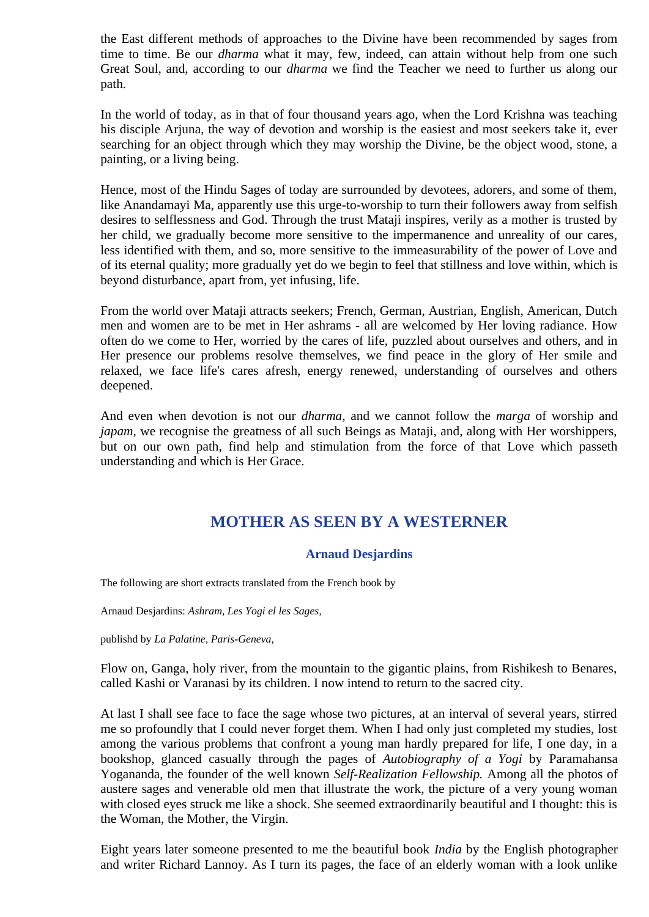the East different methods of approaches to the Divine have been recommended by sages from time to time. Be our *dharma* what it may, few, indeed, can attain without help from one such Great Soul, and, according to our *dharma* we find the Teacher we need to further us along our path.

In the world of today, as in that of four thousand years ago, when the Lord Krishna was teaching his disciple Arjuna, the way of devotion and worship is the easiest and most seekers take it, ever searching for an object through which they may worship the Divine, be the object wood, stone, a painting, or a living being.

Hence, most of the Hindu Sages of today are surrounded by devotees, adorers, and some of them, like Anandamayi Ma, apparently use this urge-to-worship to turn their followers away from selfish desires to selflessness and God. Through the trust Mataji inspires, verily as a mother is trusted by her child, we gradually become more sensitive to the impermanence and unreality of our cares, less identified with them, and so, more sensitive to the immeasurability of the power of Love and of its eternal quality; more gradually yet do we begin to feel that stillness and love within, which is beyond disturbance, apart from, yet infusing, life.

From the world over Mataji attracts seekers; French, German, Austrian, English, American, Dutch men and women are to be met in Her ashrams - all are welcomed by Her loving radiance. How often do we come to Her, worried by the cares of life, puzzled about ourselves and others, and in Her presence our problems resolve themselves, we find peace in the glory of Her smile and relaxed, we face life's cares afresh, energy renewed, understanding of ourselves and others deepened.

And even when devotion is not our *dharma*, and we cannot follow the *marga* of worship and *japam*, we recognise the greatness of all such Beings as Mataji, and, along with Her worshippers, but on our own path, find help and stimulation from the force of that Love which passeth understanding and which is Her Grace.

## MOTHER AS SEEN BY A WESTERNER

### Arnaud Desjardins

The following are short extracts translated from the French book by

Arnaud Desjardins: *Ashram, Les Yogi el les Sages,*

publishd by *La Palatine, Paris-Geneva,*

Flow on, Ganga, holy river, from the mountain to the gigantic plains, from Rishikesh to Benares, called Kashi or Varanasi by its children. I now intend to return to the sacred city.

At last I shall see face to face the sage whose two pictures, at an interval of several years, stirred me so profoundly that I could never forget them. When I had only just completed my studies, lost among the various problems that confront a young man hardly prepared for life, I one day, in a bookshop, glanced casually through the pages of *Autobiography of a Yogi* by Paramahansa Yogananda, the founder of the well known *Self-Realization Fellowship.* Among all the photos of austere sages and venerable old men that illustrate the work, the picture of a very young woman with closed eyes struck me like a shock. She seemed extraordinarily beautiful and I thought: this is the Woman, the Mother, the Virgin.

Eight years later someone presented to me the beautiful book *India* by the English photographer and writer Richard Lannoy. As I turn its pages, the face of an elderly woman with a look unlike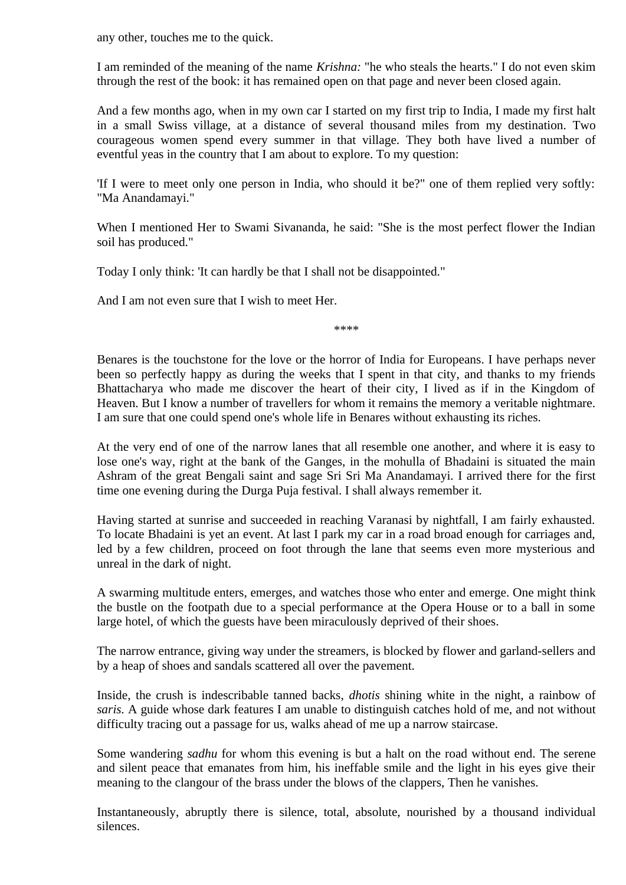any other, touches me to the quick.

I am reminded of the meaning of the name *Krishna:* "he who steals the hearts." I do not even skim through the rest of the book: it has remained open on that page and never been closed again.

And a few months ago, when in my own car I started on my first trip to India, I made my first halt in a small Swiss village, at a distance of several thousand miles from my destination. Two courageous women spend every summer in that village. They both have lived a number of eventful yeas in the country that I am about to explore. To my question:

'If I were to meet only one person in India, who should it be?" one of them replied very softly: "Ma Anandamayi."

When I mentioned Her to Swami Sivananda, he said: "She is the most perfect flower the Indian soil has produced."

Today I only think: 'It can hardly be that I shall not be disappointed."

And I am not even sure that I wish to meet Her.

****

Benares is the touchstone for the love or the horror of India for Europeans. I have perhaps never been so perfectly happy as during the weeks that I spent in that city, and thanks to my friends Bhattacharya who made me discover the heart of their city, I lived as if in the Kingdom of Heaven. But I know a number of travellers for whom it remains the memory a veritable nightmare. I am sure that one could spend one's whole life in Benares without exhausting its riches.

At the very end of one of the narrow lanes that all resemble one another, and where it is easy to lose one's way, right at the bank of the Ganges, in the mohulla of Bhadaini is situated the main Ashram of the great Bengali saint and sage Sri Sri Ma Anandamayi. I arrived there for the first time one evening during the Durga Puja festival. I shall always remember it.

Having started at sunrise and succeeded in reaching Varanasi by nightfall, I am fairly exhausted. To locate Bhadaini is yet an event. At last I park my car in a road broad enough for carriages and, led by a few children, proceed on foot through the lane that seems even more mysterious and unreal in the dark of night.

A swarming multitude enters, emerges, and watches those who enter and emerge. One might think the bustle on the footpath due to a special performance at the Opera House or to a ball in some large hotel, of which the guests have been miraculously deprived of their shoes.

The narrow entrance, giving way under the streamers, is blocked by flower and garland-sellers and by a heap of shoes and sandals scattered all over the pavement.

Inside, the crush is indescribable tanned backs, *dhotis* shining white in the night, a rainbow of *saris*. A guide whose dark features I am unable to distinguish catches hold of me, and not without difficulty tracing out a passage for us, walks ahead of me up a narrow staircase.

Some wandering *sadhu* for whom this evening is but a halt on the road without end. The serene and silent peace that emanates from him, his ineffable smile and the light in his eyes give their meaning to the clangour of the brass under the blows of the clappers, Then he vanishes.

Instantaneously, abruptly there is silence, total, absolute, nourished by a thousand individual silences.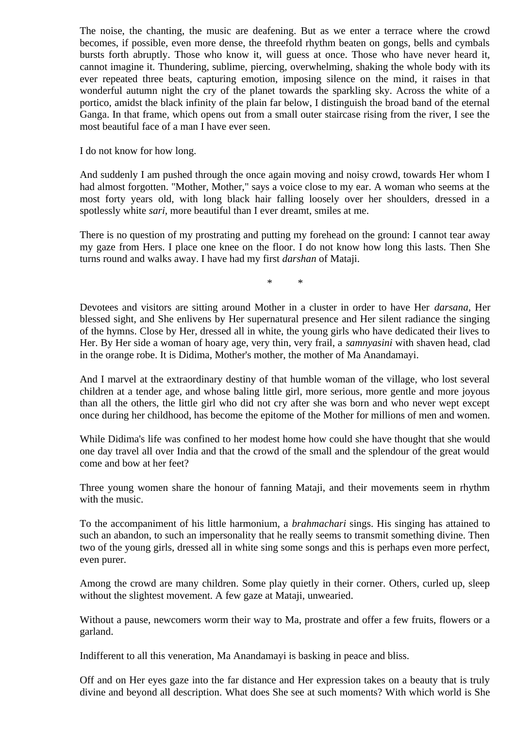The noise, the chanting, the music are deafening. But as we enter a terrace where the crowd becomes, if possible, even more dense, the threefold rhythm beaten on gongs, bells and cymbals bursts forth abruptly. Those who know it, will guess at once. Those who have never heard it, cannot imagine it. Thundering, sublime, piercing, overwhelming, shaking the whole body with its ever repeated three beats, capturing emotion, imposing silence on the mind, it raises in that wonderful autumn night the cry of the planet towards the sparkling sky. Across the white of a portico, amidst the black infinity of the plain far below, I distinguish the broad band of the eternal Ganga. In that frame, which opens out from a small outer staircase rising from the river, I see the most beautiful face of a man I have ever seen.

I do not know for how long.

And suddenly I am pushed through the once again moving and noisy crowd, towards Her whom I had almost forgotten. "Mother, Mother," says a voice close to my ear. A woman who seems at the most forty years old, with long black hair falling loosely over her shoulders, dressed in a spotlessly white *sari*, more beautiful than I ever dreamt, smiles at me.

There is no question of my prostrating and putting my forehead on the ground: I cannot tear away my gaze from Hers. I place one knee on the floor. I do not know how long this lasts. Then She turns round and walks away. I have had my first *darshan* of Mataji.

\*       \*

Devotees and visitors are sitting around Mother in a cluster in order to have Her *darsana*, Her blessed sight, and She enlivens by Her supernatural presence and Her silent radiance the singing of the hymns. Close by Her, dressed all in white, the young girls who have dedicated their lives to Her. By Her side a woman of hoary age, very thin, very frail, a *samnyasini* with shaven head, clad in the orange robe. It is Didima, Mother's mother, the mother of Ma Anandamayi.

And I marvel at the extraordinary destiny of that humble woman of the village, who lost several children at a tender age, and whose baling little girl, more serious, more gentle and more joyous than all the others, the little girl who did not cry after she was born and who never wept except once during her childhood, has become the epitome of the Mother for millions of men and women.

While Didima's life was confined to her modest home how could she have thought that she would one day travel all over India and that the crowd of the small and the splendour of the great would come and bow at her feet?

Three young women share the honour of fanning Mataji, and their movements seem in rhythm with the music.

To the accompaniment of his little harmonium, a *brahmachari* sings. His singing has attained to such an abandon, to such an impersonality that he really seems to transmit something divine. Then two of the young girls, dressed all in white sing some songs and this is perhaps even more perfect, even purer.

Among the crowd are many children. Some play quietly in their corner. Others, curled up, sleep without the slightest movement. A few gaze at Mataji, unwearied.

Without a pause, newcomers worm their way to Ma, prostrate and offer a few fruits, flowers or a garland.

Indifferent to all this veneration, Ma Anandamayi is basking in peace and bliss.

Off and on Her eyes gaze into the far distance and Her expression takes on a beauty that is truly divine and beyond all description. What does She see at such moments? With which world is She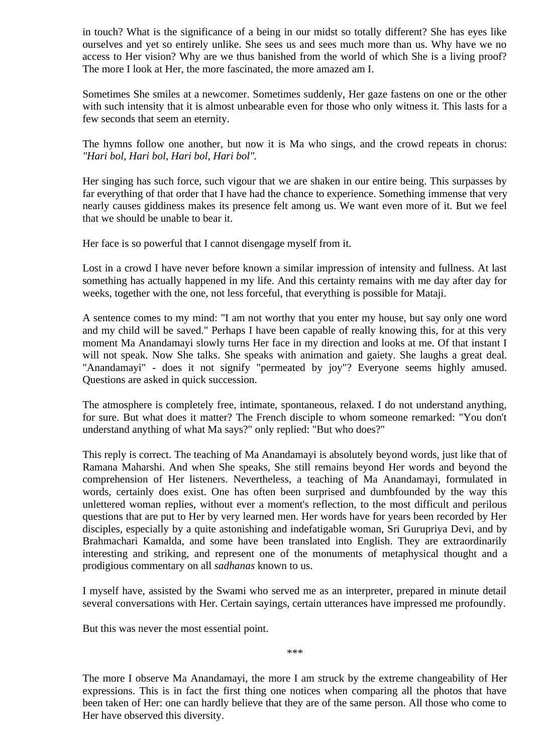in touch? What is the significance of a being in our midst so totally different? She has eyes like ourselves and yet so entirely unlike. She sees us and sees much more than us. Why have we no access to Her vision? Why are we thus banished from the world of which She is a living proof? The more I look at Her, the more fascinated, the more amazed am I.

Sometimes She smiles at a newcomer. Sometimes suddenly, Her gaze fastens on one or the other with such intensity that it is almost unbearable even for those who only witness it. This lasts for a few seconds that seem an eternity.

The hymns follow one another, but now it is Ma who sings, and the crowd repeats in chorus: *"Hari bol, Hari bol, Hari bol, Hari bol".*

Her singing has such force, such vigour that we are shaken in our entire being. This surpasses by far everything of that order that I have had the chance to experience. Something immense that very nearly causes giddiness makes its presence felt among us. We want even more of it. But we feel that we should be unable to bear it.

Her face is so powerful that I cannot disengage myself from it.

Lost in a crowd I have never before known a similar impression of intensity and fullness. At last something has actually happened in my life. And this certainty remains with me day after day for weeks, together with the one, not less forceful, that everything is possible for Mataji.

A sentence comes to my mind: "I am not worthy that you enter my house, but say only one word and my child will be saved." Perhaps I have been capable of really knowing this, for at this very moment Ma Anandamayi slowly turns Her face in my direction and looks at me. Of that instant I will not speak. Now She talks. She speaks with animation and gaiety. She laughs a great deal. "Anandamayi" - does it not signify "permeated by joy"? Everyone seems highly amused. Questions are asked in quick succession.

The atmosphere is completely free, intimate, spontaneous, relaxed. I do not understand anything, for sure. But what does it matter? The French disciple to whom someone remarked: "You don't understand anything of what Ma says?" only replied: "But who does?"

This reply is correct. The teaching of Ma Anandamayi is absolutely beyond words, just like that of Ramana Maharshi. And when She speaks, She still remains beyond Her words and beyond the comprehension of Her listeners. Nevertheless, a teaching of Ma Anandamayi, formulated in words, certainly does exist. One has often been surprised and dumbfounded by the way this unlettered woman replies, without ever a moment's reflection, to the most difficult and perilous questions that are put to Her by very learned men. Her words have for years been recorded by Her disciples, especially by a quite astonishing and indefatigable woman, Sri Gurupriya Devi, and by Brahmachari Kamalda, and some have been translated into English. They are extraordinarily interesting and striking, and represent one of the monuments of metaphysical thought and a prodigious commentary on all *sadhanas* known to us.

I myself have, assisted by the Swami who served me as an interpreter, prepared in minute detail several conversations with Her. Certain sayings, certain utterances have impressed me profoundly.

But this was never the most essential point.

***

The more I observe Ma Anandamayi, the more I am struck by the extreme changeability of Her expressions. This is in fact the first thing one notices when comparing all the photos that have been taken of Her: one can hardly believe that they are of the same person. All those who come to Her have observed this diversity.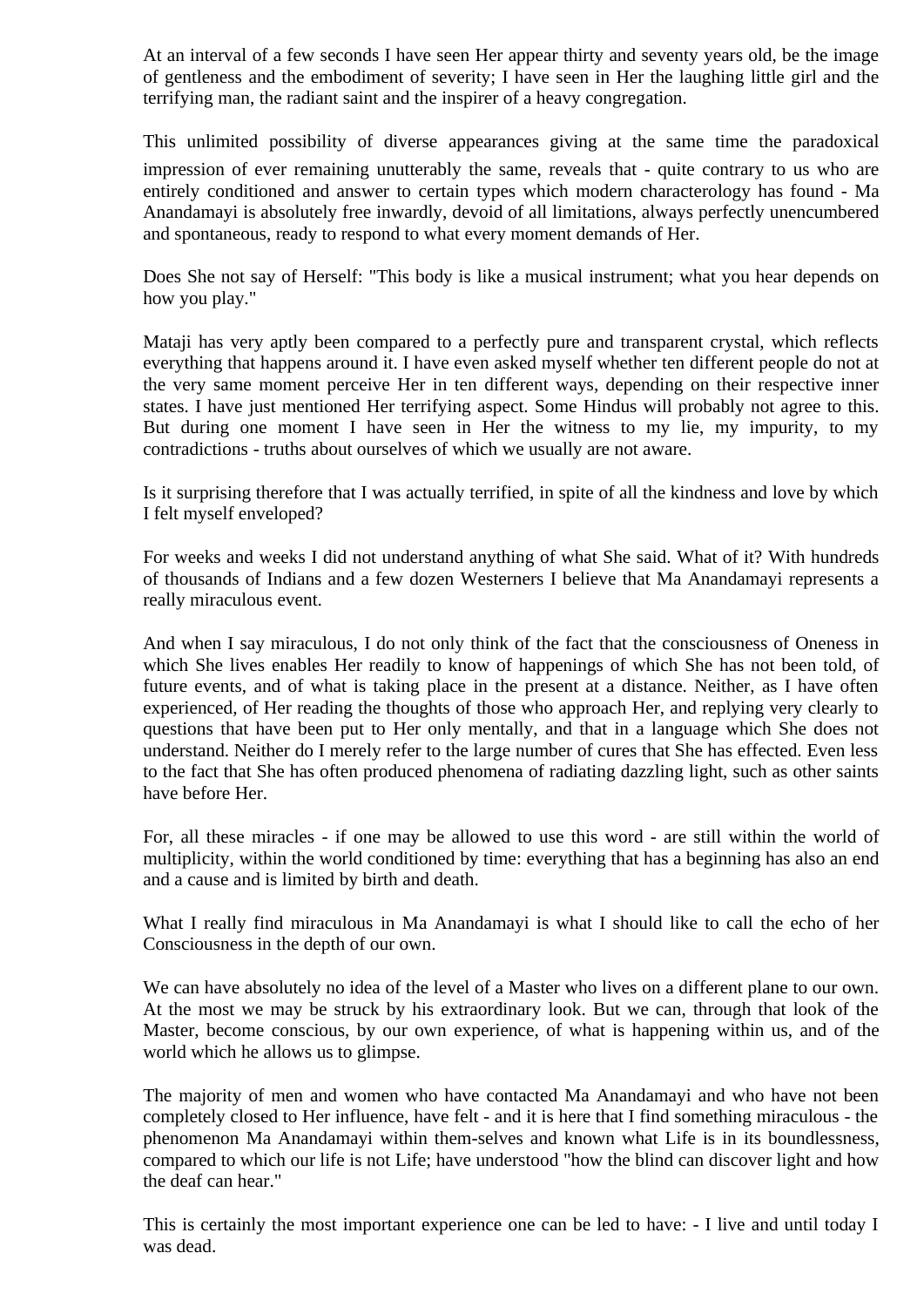At an interval of a few seconds I have seen Her appear thirty and seventy years old, be the image of gentleness and the embodiment of severity; I have seen in Her the laughing little girl and the terrifying man, the radiant saint and the inspirer of a heavy congregation.

This unlimited possibility of diverse appearances giving at the same time the paradoxical impression of ever remaining unutterably the same, reveals that - quite contrary to us who are entirely conditioned and answer to certain types which modern characterology has found - Ma Anandamayi is absolutely free inwardly, devoid of all limitations, always perfectly unencumbered and spontaneous, ready to respond to what every moment demands of Her.

Does She not say of Herself: "This body is like a musical instrument; what you hear depends on how you play."

Mataji has very aptly been compared to a perfectly pure and transparent crystal, which reflects everything that happens around it. I have even asked myself whether ten different people do not at the very same moment perceive Her in ten different ways, depending on their respective inner states. I have just mentioned Her terrifying aspect. Some Hindus will probably not agree to this. But during one moment I have seen in Her the witness to my lie, my impurity, to my contradictions - truths about ourselves of which we usually are not aware.

Is it surprising therefore that I was actually terrified, in spite of all the kindness and love by which I felt myself enveloped?

For weeks and weeks I did not understand anything of what She said. What of it? With hundreds of thousands of Indians and a few dozen Westerners I believe that Ma Anandamayi represents a really miraculous event.

And when I say miraculous, I do not only think of the fact that the consciousness of Oneness in which She lives enables Her readily to know of happenings of which She has not been told, of future events, and of what is taking place in the present at a distance. Neither, as I have often experienced, of Her reading the thoughts of those who approach Her, and replying very clearly to questions that have been put to Her only mentally, and that in a language which She does not understand. Neither do I merely refer to the large number of cures that She has effected. Even less to the fact that She has often produced phenomena of radiating dazzling light, such as other saints have before Her.

For, all these miracles - if one may be allowed to use this word - are still within the world of multiplicity, within the world conditioned by time: everything that has a beginning has also an end and a cause and is limited by birth and death.

What I really find miraculous in Ma Anandamayi is what I should like to call the echo of her Consciousness in the depth of our own.

We can have absolutely no idea of the level of a Master who lives on a different plane to our own. At the most we may be struck by his extraordinary look. But we can, through that look of the Master, become conscious, by our own experience, of what is happening within us, and of the world which he allows us to glimpse.

The majority of men and women who have contacted Ma Anandamayi and who have not been completely closed to Her influence, have felt - and it is here that I find something miraculous - the phenomenon Ma Anandamayi within them-selves and known what Life is in its boundlessness, compared to which our life is not Life; have understood "how the blind can discover light and how the deaf can hear."

This is certainly the most important experience one can be led to have: - I live and until today I was dead.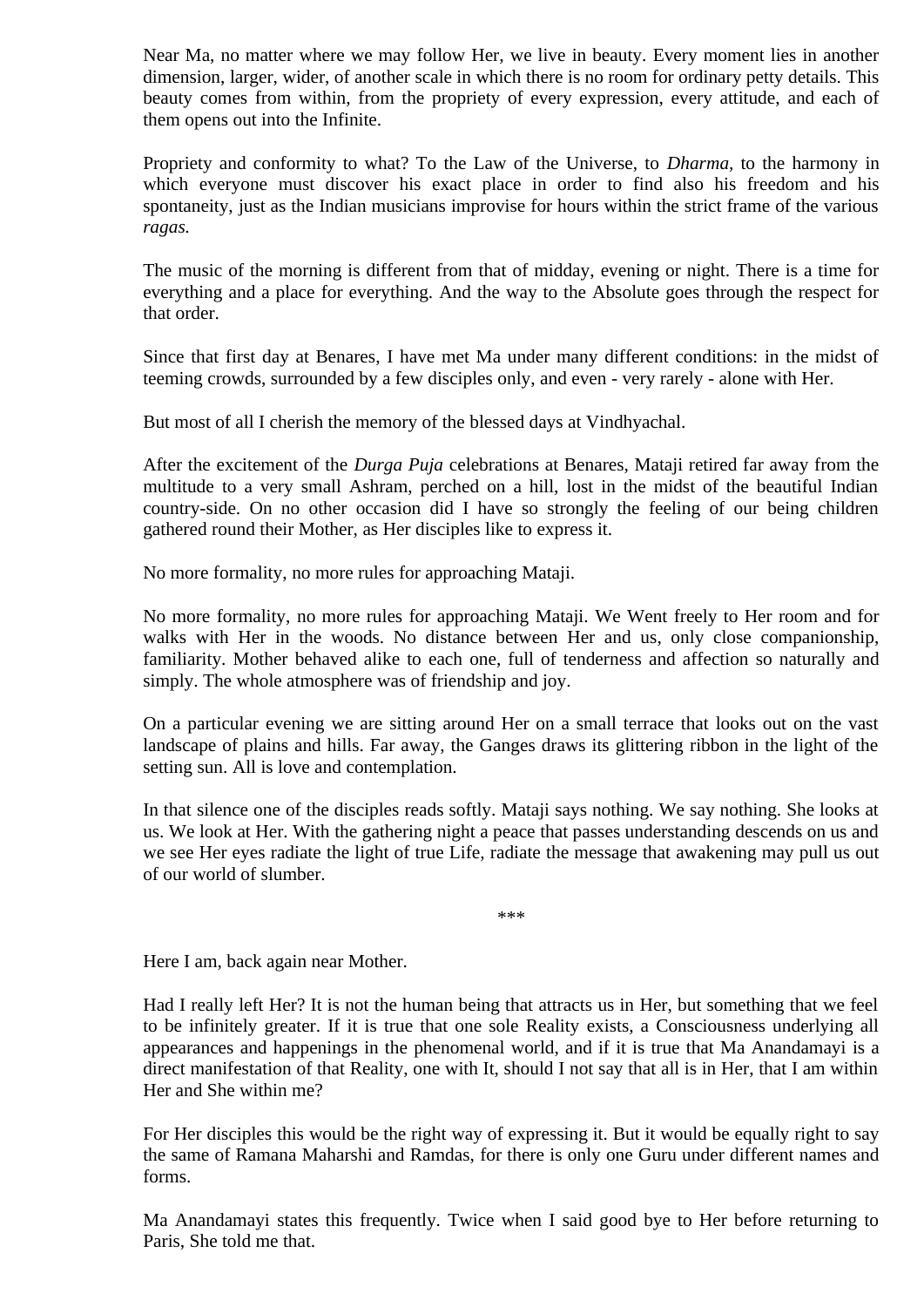Near Ma, no matter where we may follow Her, we live in beauty. Every moment lies in another dimension, larger, wider, of another scale in which there is no room for ordinary petty details. This beauty comes from within, from the propriety of every expression, every attitude, and each of them opens out into the Infinite.

Propriety and conformity to what? To the Law of the Universe, to *Dharma*, to the harmony in which everyone must discover his exact place in order to find also his freedom and his spontaneity, just as the Indian musicians improvise for hours within the strict frame of the various *ragas.*

The music of the morning is different from that of midday, evening or night. There is a time for everything and a place for everything. And the way to the Absolute goes through the respect for that order.

Since that first day at Benares, I have met Ma under many different conditions: in the midst of teeming crowds, surrounded by a few disciples only, and even - very rarely - alone with Her.

But most of all I cherish the memory of the blessed days at Vindhyachal.

After the excitement of the *Durga Puja* celebrations at Benares, Mataji retired far away from the multitude to a very small Ashram, perched on a hill, lost in the midst of the beautiful Indian country-side. On no other occasion did I have so strongly the feeling of our being children gathered round their Mother, as Her disciples like to express it.

No more formality, no more rules for approaching Mataji.

No more formality, no more rules for approaching Mataji. We Went freely to Her room and for walks with Her in the woods. No distance between Her and us, only close companionship, familiarity. Mother behaved alike to each one, full of tenderness and affection so naturally and simply. The whole atmosphere was of friendship and joy.

On a particular evening we are sitting around Her on a small terrace that looks out on the vast landscape of plains and hills. Far away, the Ganges draws its glittering ribbon in the light of the setting sun. All is love and contemplation.

In that silence one of the disciples reads softly. Mataji says nothing. We say nothing. She looks at us. We look at Her. With the gathering night a peace that passes understanding descends on us and we see Her eyes radiate the light of true Life, radiate the message that awakening may pull us out of our world of slumber.

***

Here I am, back again near Mother.

Had I really left Her? It is not the human being that attracts us in Her, but something that we feel to be infinitely greater. If it is true that one sole Reality exists, a Consciousness underlying all appearances and happenings in the phenomenal world, and if it is true that Ma Anandamayi is a direct manifestation of that Reality, one with It, should I not say that all is in Her, that I am within Her and She within me?

For Her disciples this would be the right way of expressing it. But it would be equally right to say the same of Ramana Maharshi and Ramdas, for there is only one Guru under different names and forms.

Ma Anandamayi states this frequently. Twice when I said good bye to Her before returning to Paris, She told me that.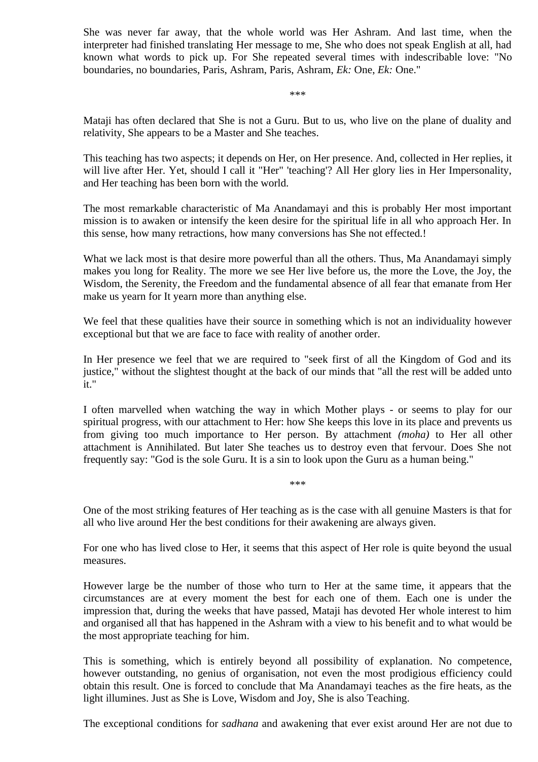She was never far away, that the whole world was Her Ashram. And last time, when the interpreter had finished translating Her message to me, She who does not speak English at all, had known what words to pick up. For She repeated several times with indescribable love: "No boundaries, no boundaries, Paris, Ashram, Paris, Ashram, *Ek:* One, *Ek:* One."

***

Mataji has often declared that She is not a Guru. But to us, who live on the plane of duality and relativity, She appears to be a Master and She teaches.

This teaching has two aspects; it depends on Her, on Her presence. And, collected in Her replies, it will live after Her. Yet, should I call it "Her" 'teaching'? All Her glory lies in Her Impersonality, and Her teaching has been born with the world.

The most remarkable characteristic of Ma Anandamayi and this is probably Her most important mission is to awaken or intensify the keen desire for the spiritual life in all who approach Her. In this sense, how many retractions, how many conversions has She not effected.!

What we lack most is that desire more powerful than all the others. Thus, Ma Anandamayi simply makes you long for Reality. The more we see Her live before us, the more the Love, the Joy, the Wisdom, the Serenity, the Freedom and the fundamental absence of all fear that emanate from Her make us yearn for It yearn more than anything else.

We feel that these qualities have their source in something which is not an individuality however exceptional but that we are face to face with reality of another order.

In Her presence we feel that we are required to "seek first of all the Kingdom of God and its justice," without the slightest thought at the back of our minds that "all the rest will be added unto it."

I often marvelled when watching the way in which Mother plays - or seems to play for our spiritual progress, with our attachment to Her: how She keeps this love in its place and prevents us from giving too much importance to Her person. By attachment *(moha)* to Her all other attachment is Annihilated. But later She teaches us to destroy even that fervour. Does She not frequently say: "God is the sole Guru. It is a sin to look upon the Guru as a human being."

***

One of the most striking features of Her teaching as is the case with all genuine Masters is that for all who live around Her the best conditions for their awakening are always given.

For one who has lived close to Her, it seems that this aspect of Her role is quite beyond the usual measures.

However large be the number of those who turn to Her at the same time, it appears that the circumstances are at every moment the best for each one of them. Each one is under the impression that, during the weeks that have passed, Mataji has devoted Her whole interest to him and organised all that has happened in the Ashram with a view to his benefit and to what would be the most appropriate teaching for him.

This is something, which is entirely beyond all possibility of explanation. No competence, however outstanding, no genius of organisation, not even the most prodigious efficiency could obtain this result. One is forced to conclude that Ma Anandamayi teaches as the fire heats, as the light illumines. Just as She is Love, Wisdom and Joy, She is also Teaching.

The exceptional conditions for *sadhana* and awakening that ever exist around Her are not due to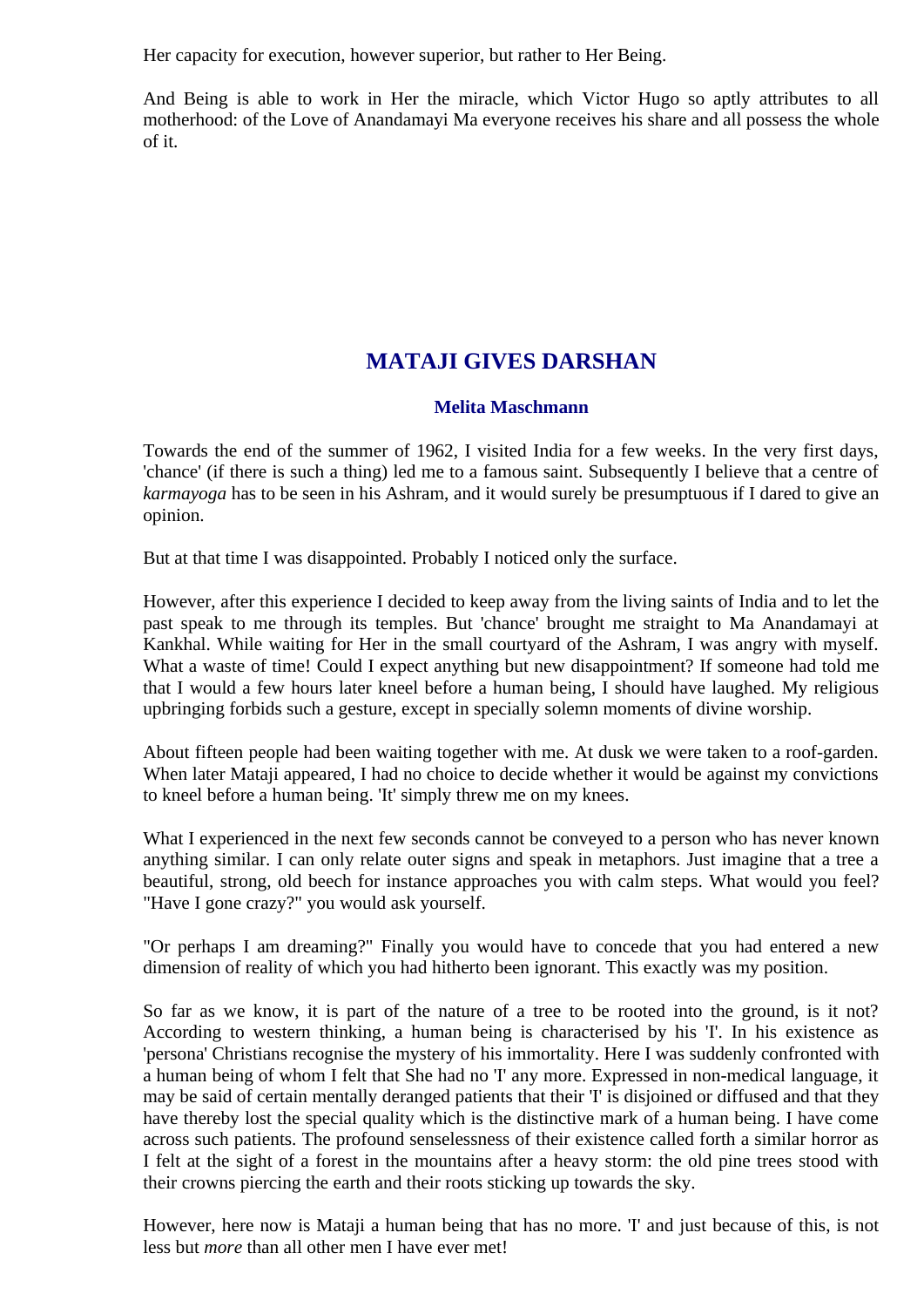Her capacity for execution, however superior, but rather to Her Being.

And Being is able to work in Her the miracle, which Victor Hugo so aptly attributes to all motherhood: of the Love of Anandamayi Ma everyone receives his share and all possess the whole of it.

## MATAJI GIVES DARSHAN

### Melita Maschmann

Towards the end of the summer of 1962, I visited India for a few weeks. In the very first days, 'chance' (if there is such a thing) led me to a famous saint. Subsequently I believe that a centre of *karmayoga* has to be seen in his Ashram, and it would surely be presumptuous if I dared to give an opinion.

But at that time I was disappointed. Probably I noticed only the surface.

However, after this experience I decided to keep away from the living saints of India and to let the past speak to me through its temples. But 'chance' brought me straight to Ma Anandamayi at Kankhal. While waiting for Her in the small courtyard of the Ashram, I was angry with myself. What a waste of time! Could I expect anything but new disappointment? If someone had told me that I would a few hours later kneel before a human being, I should have laughed. My religious upbringing forbids such a gesture, except in specially solemn moments of divine worship.

About fifteen people had been waiting together with me. At dusk we were taken to a roof-garden. When later Mataji appeared, I had no choice to decide whether it would be against my convictions to kneel before a human being. 'It' simply threw me on my knees.

What I experienced in the next few seconds cannot be conveyed to a person who has never known anything similar. I can only relate outer signs and speak in metaphors. Just imagine that a tree a beautiful, strong, old beech for instance approaches you with calm steps. What would you feel? "Have I gone crazy?" you would ask yourself.

"Or perhaps I am dreaming?" Finally you would have to concede that you had entered a new dimension of reality of which you had hitherto been ignorant. This exactly was my position.

So far as we know, it is part of the nature of a tree to be rooted into the ground, is it not? According to western thinking, a human being is characterised by his 'I'. In his existence as 'persona' Christians recognise the mystery of his immortality. Here I was suddenly confronted with a human being of whom I felt that She had no 'I' any more. Expressed in non-medical language, it may be said of certain mentally deranged patients that their 'I' is disjoined or diffused and that they have thereby lost the special quality which is the distinctive mark of a human being. I have come across such patients. The profound senselessness of their existence called forth a similar horror as I felt at the sight of a forest in the mountains after a heavy storm: the old pine trees stood with their crowns piercing the earth and their roots sticking up towards the sky.

However, here now is Mataji a human being that has no more. 'I' and just because of this, is not less but *more* than all other men I have ever met!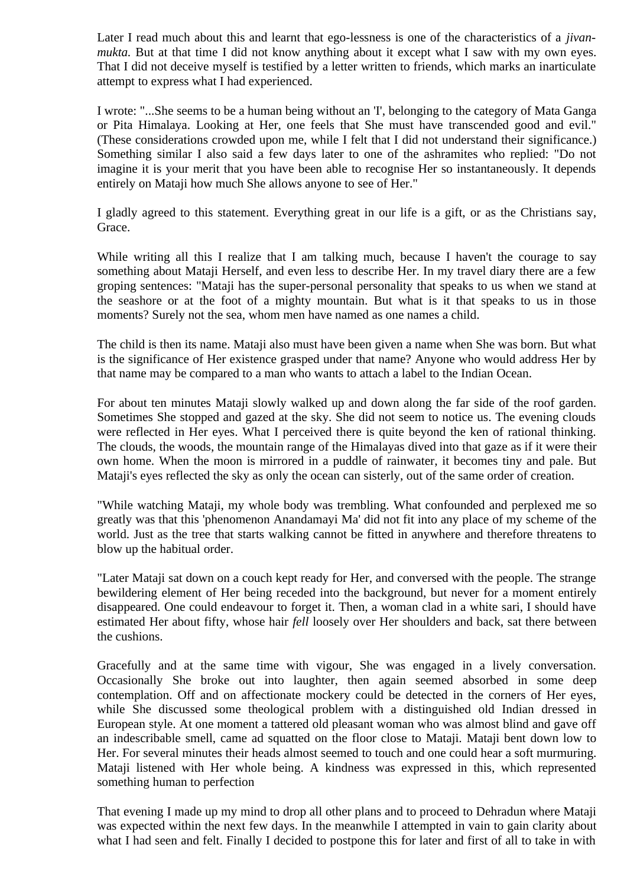Later I read much about this and learnt that ego-lessness is one of the characteristics of a *jivan-mukta.* But at that time I did not know anything about it except what I saw with my own eyes. That I did not deceive myself is testified by a letter written to friends, which marks an inarticulate attempt to express what I had experienced.

I wrote: "...She seems to be a human being without an 'I', belonging to the category of Mata Ganga or Pita Himalaya. Looking at Her, one feels that She must have transcended good and evil." (These considerations crowded upon me, while I felt that I did not understand their significance.) Something similar I also said a few days later to one of the ashramites who replied: "Do not imagine it is your merit that you have been able to recognise Her so instantaneously. It depends entirely on Mataji how much She allows anyone to see of Her."

I gladly agreed to this statement. Everything great in our life is a gift, or as the Christians say, Grace.

While writing all this I realize that I am talking much, because I haven't the courage to say something about Mataji Herself, and even less to describe Her. In my travel diary there are a few groping sentences: "Mataji has the super-personal personality that speaks to us when we stand at the seashore or at the foot of a mighty mountain. But what is it that speaks to us in those moments? Surely not the sea, whom men have named as one names a child.

The child is then its name. Mataji also must have been given a name when She was born. But what is the significance of Her existence grasped under that name? Anyone who would address Her by that name may be compared to a man who wants to attach a label to the Indian Ocean.

For about ten minutes Mataji slowly walked up and down along the far side of the roof garden. Sometimes She stopped and gazed at the sky. She did not seem to notice us. The evening clouds were reflected in Her eyes. What I perceived there is quite beyond the ken of rational thinking. The clouds, the woods, the mountain range of the Himalayas dived into that gaze as if it were their own home. When the moon is mirrored in a puddle of rainwater, it becomes tiny and pale. But Mataji's eyes reflected the sky as only the ocean can sisterly, out of the same order of creation.

"While watching Mataji, my whole body was trembling. What confounded and perplexed me so greatly was that this 'phenomenon Anandamayi Ma' did not fit into any place of my scheme of the world. Just as the tree that starts walking cannot be fitted in anywhere and therefore threatens to blow up the habitual order.

"Later Mataji sat down on a couch kept ready for Her, and conversed with the people. The strange bewildering element of Her being receded into the background, but never for a moment entirely disappeared. One could endeavour to forget it. Then, a woman clad in a white sari, I should have estimated Her about fifty, whose hair *fell* loosely over Her shoulders and back, sat there between the cushions.

Gracefully and at the same time with vigour, She was engaged in a lively conversation. Occasionally She broke out into laughter, then again seemed absorbed in some deep contemplation. Off and on affectionate mockery could be detected in the corners of Her eyes, while She discussed some theological problem with a distinguished old Indian dressed in European style. At one moment a tattered old pleasant woman who was almost blind and gave off an indescribable smell, came ad squatted on the floor close to Mataji. Mataji bent down low to Her. For several minutes their heads almost seemed to touch and one could hear a soft murmuring. Mataji listened with Her whole being. A kindness was expressed in this, which represented something human to perfection

That evening I made up my mind to drop all other plans and to proceed to Dehradun where Mataji was expected within the next few days. In the meanwhile I attempted in vain to gain clarity about what I had seen and felt. Finally I decided to postpone this for later and first of all to take in with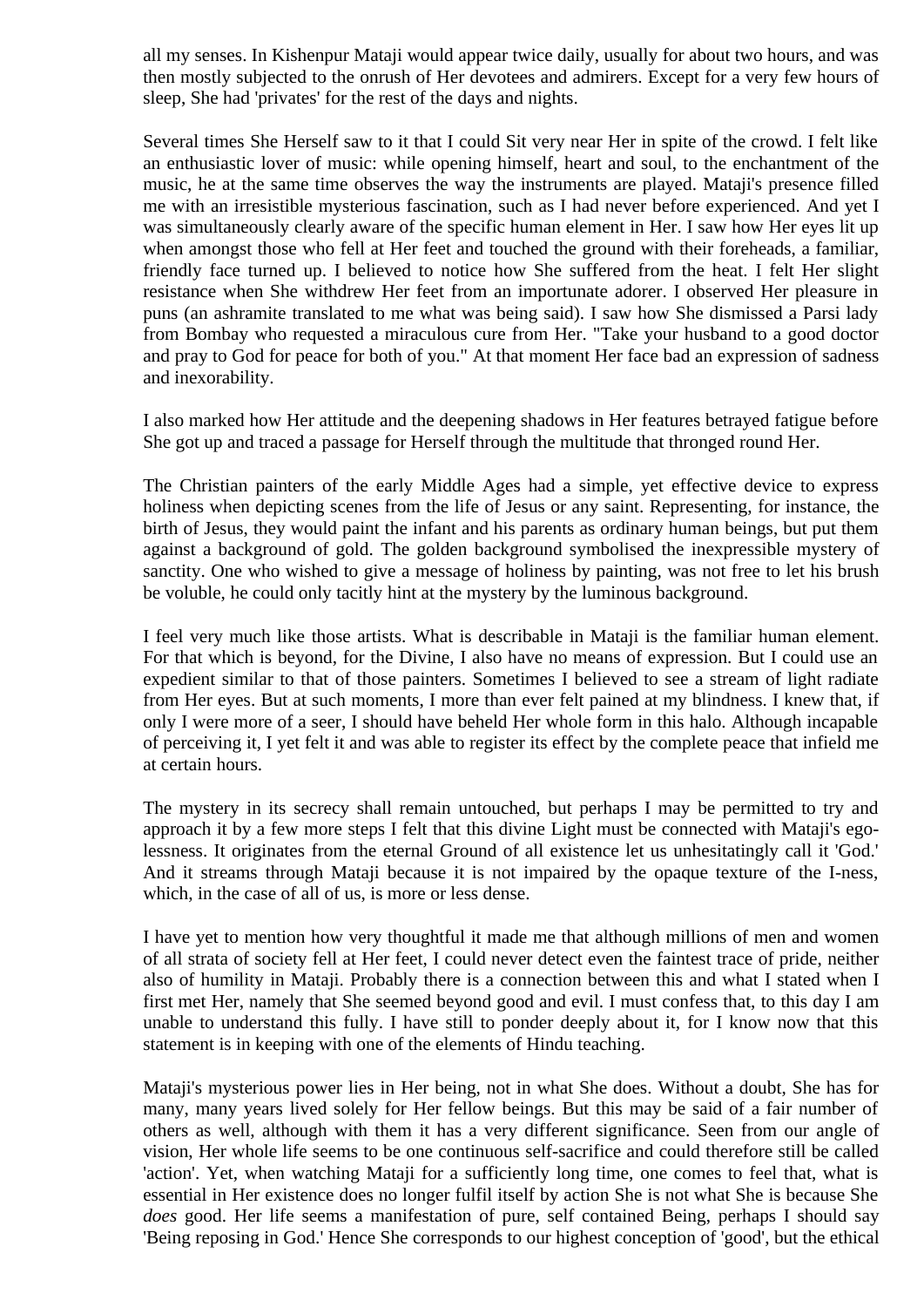all my senses. In Kishenpur Mataji would appear twice daily, usually for about two hours, and was then mostly subjected to the onrush of Her devotees and admirers. Except for a very few hours of sleep, She had 'privates' for the rest of the days and nights.

Several times She Herself saw to it that I could Sit very near Her in spite of the crowd. I felt like an enthusiastic lover of music: while opening himself, heart and soul, to the enchantment of the music, he at the same time observes the way the instruments are played. Mataji's presence filled me with an irresistible mysterious fascination, such as I had never before experienced. And yet I was simultaneously clearly aware of the specific human element in Her. I saw how Her eyes lit up when amongst those who fell at Her feet and touched the ground with their foreheads, a familiar, friendly face turned up. I believed to notice how She suffered from the heat. I felt Her slight resistance when She withdrew Her feet from an importunate adorer. I observed Her pleasure in puns (an ashramite translated to me what was being said). I saw how She dismissed a Parsi lady from Bombay who requested a miraculous cure from Her. "Take your husband to a good doctor and pray to God for peace for both of you." At that moment Her face bad an expression of sadness and inexorability.

I also marked how Her attitude and the deepening shadows in Her features betrayed fatigue before She got up and traced a passage for Herself through the multitude that thronged round Her.

The Christian painters of the early Middle Ages had a simple, yet effective device to express holiness when depicting scenes from the life of Jesus or any saint. Representing, for instance, the birth of Jesus, they would paint the infant and his parents as ordinary human beings, but put them against a background of gold. The golden background symbolised the inexpressible mystery of sanctity. One who wished to give a message of holiness by painting, was not free to let his brush be voluble, he could only tacitly hint at the mystery by the luminous background.

I feel very much like those artists. What is describable in Mataji is the familiar human element. For that which is beyond, for the Divine, I also have no means of expression. But I could use an expedient similar to that of those painters. Sometimes I believed to see a stream of light radiate from Her eyes. But at such moments, I more than ever felt pained at my blindness. I knew that, if only I were more of a seer, I should have beheld Her whole form in this halo. Although incapable of perceiving it, I yet felt it and was able to register its effect by the complete peace that infield me at certain hours.

The mystery in its secrecy shall remain untouched, but perhaps I may be permitted to try and approach it by a few more steps I felt that this divine Light must be connected with Mataji's ego-lessness. It originates from the eternal Ground of all existence let us unhesitatingly call it 'God.' And it streams through Mataji because it is not impaired by the opaque texture of the I-ness, which, in the case of all of us, is more or less dense.

I have yet to mention how very thoughtful it made me that although millions of men and women of all strata of society fell at Her feet, I could never detect even the faintest trace of pride, neither also of humility in Mataji. Probably there is a connection between this and what I stated when I first met Her, namely that She seemed beyond good and evil. I must confess that, to this day I am unable to understand this fully. I have still to ponder deeply about it, for I know now that this statement is in keeping with one of the elements of Hindu teaching.

Mataji's mysterious power lies in Her being, not in what She does. Without a doubt, She has for many, many years lived solely for Her fellow beings. But this may be said of a fair number of others as well, although with them it has a very different significance. Seen from our angle of vision, Her whole life seems to be one continuous self-sacrifice and could therefore still be called 'action'. Yet, when watching Mataji for a sufficiently long time, one comes to feel that, what is essential in Her existence does no longer fulfil itself by action She is not what She is because She *does* good. Her life seems a manifestation of pure, self contained Being, perhaps I should say 'Being reposing in God.' Hence She corresponds to our highest conception of 'good', but the ethical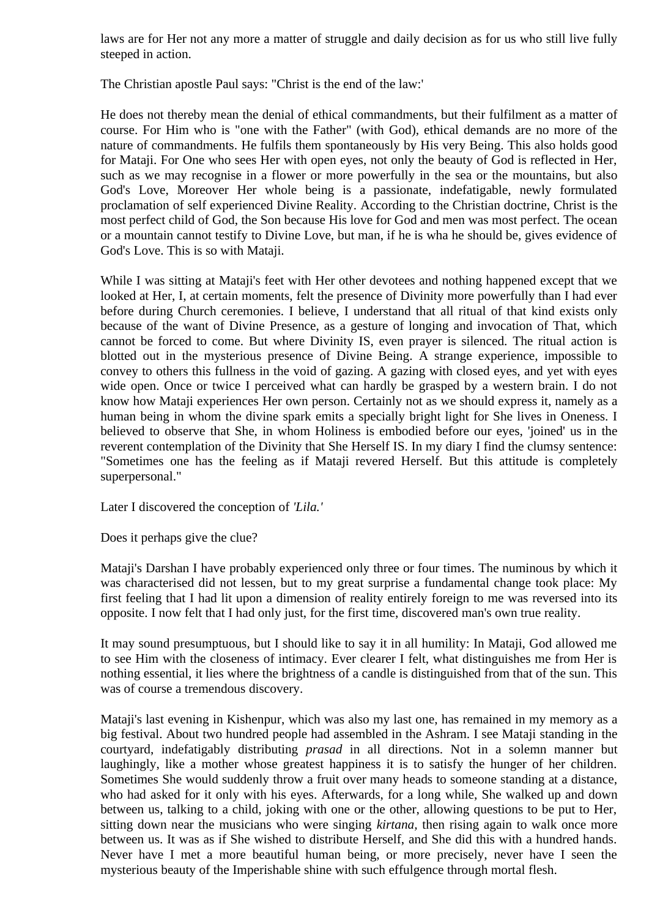laws are for Her not any more a matter of struggle and daily decision as for us who still live fully steeped in action.

The Christian apostle Paul says: "Christ is the end of the law:'

He does not thereby mean the denial of ethical commandments, but their fulfilment as a matter of course. For Him who is "one with the Father" (with God), ethical demands are no more of the nature of commandments. He fulfils them spontaneously by His very Being. This also holds good for Mataji. For One who sees Her with open eyes, not only the beauty of God is reflected in Her, such as we may recognise in a flower or more powerfully in the sea or the mountains, but also God's Love, Moreover Her whole being is a passionate, indefatigable, newly formulated proclamation of self experienced Divine Reality. According to the Christian doctrine, Christ is the most perfect child of God, the Son because His love for God and men was most perfect. The ocean or a mountain cannot testify to Divine Love, but man, if he is wha he should be, gives evidence of God's Love. This is so with Mataji.

While I was sitting at Mataji's feet with Her other devotees and nothing happened except that we looked at Her, I, at certain moments, felt the presence of Divinity more powerfully than I had ever before during Church ceremonies. I believe, I understand that all ritual of that kind exists only because of the want of Divine Presence, as a gesture of longing and invocation of That, which cannot be forced to come. But where Divinity IS, even prayer is silenced. The ritual action is blotted out in the mysterious presence of Divine Being. A strange experience, impossible to convey to others this fullness in the void of gazing. A gazing with closed eyes, and yet with eyes wide open. Once or twice I perceived what can hardly be grasped by a western brain. I do not know how Mataji experiences Her own person. Certainly not as we should express it, namely as a human being in whom the divine spark emits a specially bright light for She lives in Oneness. I believed to observe that She, in whom Holiness is embodied before our eyes, 'joined' us in the reverent contemplation of the Divinity that She Herself IS. In my diary I find the clumsy sentence: "Sometimes one has the feeling as if Mataji revered Herself. But this attitude is completely superpersonal."

Later I discovered the conception of *'Lila.'*

Does it perhaps give the clue?

Mataji's Darshan I have probably experienced only three or four times. The numinous by which it was characterised did not lessen, but to my great surprise a fundamental change took place: My first feeling that I had lit upon a dimension of reality entirely foreign to me was reversed into its opposite. I now felt that I had only just, for the first time, discovered man's own true reality.

It may sound presumptuous, but I should like to say it in all humility: In Mataji, God allowed me to see Him with the closeness of intimacy. Ever clearer I felt, what distinguishes me from Her is nothing essential, it lies where the brightness of a candle is distinguished from that of the sun. This was of course a tremendous discovery.

Mataji's last evening in Kishenpur, which was also my last one, has remained in my memory as a big festival. About two hundred people had assembled in the Ashram. I see Mataji standing in the courtyard, indefatigably distributing *prasad* in all directions. Not in a solemn manner but laughingly, like a mother whose greatest happiness it is to satisfy the hunger of her children. Sometimes She would suddenly throw a fruit over many heads to someone standing at a distance, who had asked for it only with his eyes. Afterwards, for a long while, She walked up and down between us, talking to a child, joking with one or the other, allowing questions to be put to Her, sitting down near the musicians who were singing *kirtana,* then rising again to walk once more between us. It was as if She wished to distribute Herself, and She did this with a hundred hands. Never have I met a more beautiful human being, or more precisely, never have I seen the mysterious beauty of the Imperishable shine with such effulgence through mortal flesh.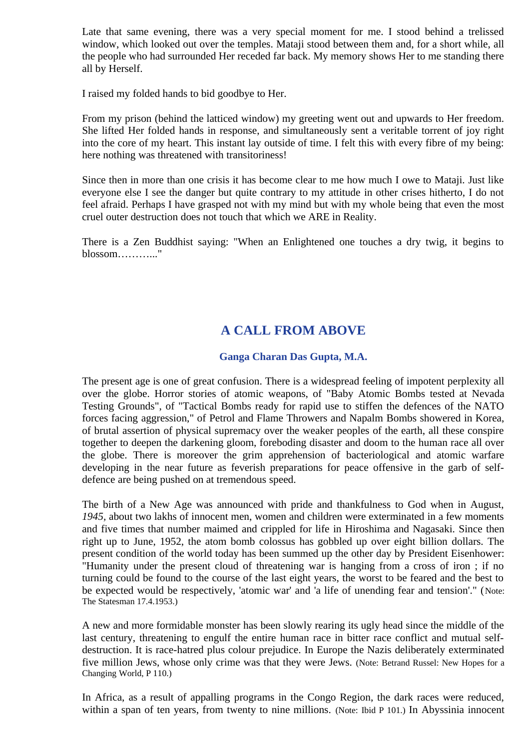Late that same evening, there was a very special moment for me. I stood behind a trelissed window, which looked out over the temples. Mataji stood between them and, for a short while, all the people who had surrounded Her receded far back. My memory shows Her to me standing there all by Herself.

I raised my folded hands to bid goodbye to Her.

From my prison (behind the latticed window) my greeting went out and upwards to Her freedom. She lifted Her folded hands in response, and simultaneously sent a veritable torrent of joy right into the core of my heart. This instant lay outside of time. I felt this with every fibre of my being: here nothing was threatened with transitoriness!

Since then in more than one crisis it has become clear to me how much I owe to Mataji. Just like everyone else I see the danger but quite contrary to my attitude in other crises hitherto, I do not feel afraid. Perhaps I have grasped not with my mind but with my whole being that even the most cruel outer destruction does not touch that which we ARE in Reality.

There is a Zen Buddhist saying: "When an Enlightened one touches a dry twig, it begins to blossom………..."

## A CALL FROM ABOVE

### Ganga Charan Das Gupta, M.A.

The present age is one of great confusion. There is a widespread feeling of impotent perplexity all over the globe. Horror stories of atomic weapons, of "Baby Atomic Bombs tested at Nevada Testing Grounds", of "Tactical Bombs ready for rapid use to stiffen the defences of the NATO forces facing aggression," of Petrol and Flame Throwers and Napalm Bombs showered in Korea, of brutal assertion of physical supremacy over the weaker peoples of the earth, all these conspire together to deepen the darkening gloom, foreboding disaster and doom to the human race all over the globe. There is moreover the grim apprehension of bacteriological and atomic warfare developing in the near future as feverish preparations for peace offensive in the garb of self-defence are being pushed on at tremendous speed.

The birth of a New Age was announced with pride and thankfulness to God when in August, *1945,* about two lakhs of innocent men, women and children were exterminated in a few moments and five times that number maimed and crippled for life in Hiroshima and Nagasaki. Since then right up to June, 1952, the atom bomb colossus has gobbled up over eight billion dollars. The present condition of the world today has been summed up the other day by President Eisenhower: "Humanity under the present cloud of threatening war is hanging from a cross of iron ; if no turning could be found to the course of the last eight years, the worst to be feared and the best to be expected would be respectively, 'atomic war' and 'a life of unending fear and tension'." (Note: The Statesman 17.4.1953.)

A new and more formidable monster has been slowly rearing its ugly head since the middle of the last century, threatening to engulf the entire human race in bitter race conflict and mutual self-destruction. It is race-hatred plus colour prejudice. In Europe the Nazis deliberately exterminated five million Jews, whose only crime was that they were Jews. (Note: Betrand Russel: New Hopes for a Changing World, P 110.)

In Africa, as a result of appalling programs in the Congo Region, the dark races were reduced, within a span of ten years, from twenty to nine millions. (Note: Ibid P 101.) In Abyssinia innocent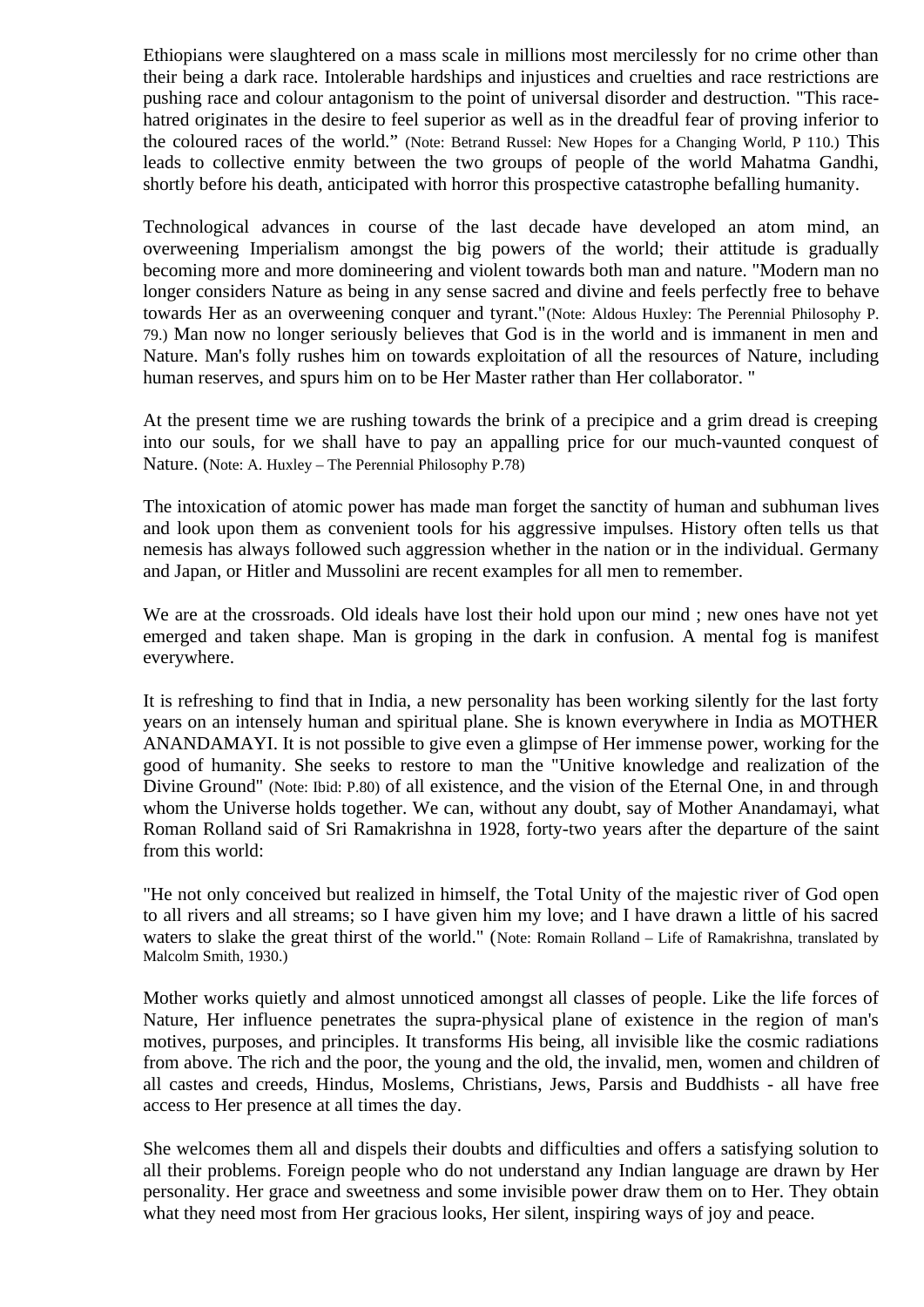Ethiopians were slaughtered on a mass scale in millions most mercilessly for no crime other than their being a dark race. Intolerable hardships and injustices and cruelties and race restrictions are pushing race and colour antagonism to the point of universal disorder and destruction. "This race-hatred originates in the desire to feel superior as well as in the dreadful fear of proving inferior to the coloured races of the world." (Note: Betrand Russel: New Hopes for a Changing World, P 110.) This leads to collective enmity between the two groups of people of the world Mahatma Gandhi, shortly before his death, anticipated with horror this prospective catastrophe befalling humanity.

Technological advances in course of the last decade have developed an atom mind, an overweening Imperialism amongst the big powers of the world; their attitude is gradually becoming more and more domineering and violent towards both man and nature. "Modern man no longer considers Nature as being in any sense sacred and divine and feels perfectly free to behave towards Her as an overweening conquer and tyrant."(Note: Aldous Huxley: The Perennial Philosophy P. 79.) Man now no longer seriously believes that God is in the world and is immanent in men and Nature. Man's folly rushes him on towards exploitation of all the resources of Nature, including human reserves, and spurs him on to be Her Master rather than Her collaborator. "

At the present time we are rushing towards the brink of a precipice and a grim dread is creeping into our souls, for we shall have to pay an appalling price for our much-vaunted conquest of Nature. (Note: A. Huxley – The Perennial Philosophy P.78)

The intoxication of atomic power has made man forget the sanctity of human and subhuman lives and look upon them as convenient tools for his aggressive impulses. History often tells us that nemesis has always followed such aggression whether in the nation or in the individual. Germany and Japan, or Hitler and Mussolini are recent examples for all men to remember.

We are at the crossroads. Old ideals have lost their hold upon our mind ; new ones have not yet emerged and taken shape. Man is groping in the dark in confusion. A mental fog is manifest everywhere.

It is refreshing to find that in India, a new personality has been working silently for the last forty years on an intensely human and spiritual plane. She is known everywhere in India as MOTHER ANANDAMAYI. It is not possible to give even a glimpse of Her immense power, working for the good of humanity. She seeks to restore to man the "Unitive knowledge and realization of the Divine Ground" (Note: Ibid: P.80) of all existence, and the vision of the Eternal One, in and through whom the Universe holds together. We can, without any doubt, say of Mother Anandamayi, what Roman Rolland said of Sri Ramakrishna in 1928, forty-two years after the departure of the saint from this world:

"He not only conceived but realized in himself, the Total Unity of the majestic river of God open to all rivers and all streams; so I have given him my love; and I have drawn a little of his sacred waters to slake the great thirst of the world." (Note: Romain Rolland – Life of Ramakrishna, translated by Malcolm Smith, 1930.)

Mother works quietly and almost unnoticed amongst all classes of people. Like the life forces of Nature, Her influence penetrates the supra-physical plane of existence in the region of man's motives, purposes, and principles. It transforms His being, all invisible like the cosmic radiations from above. The rich and the poor, the young and the old, the invalid, men, women and children of all castes and creeds, Hindus, Moslems, Christians, Jews, Parsis and Buddhists - all have free access to Her presence at all times the day.

She welcomes them all and dispels their doubts and difficulties and offers a satisfying solution to all their problems. Foreign people who do not understand any Indian language are drawn by Her personality. Her grace and sweetness and some invisible power draw them on to Her. They obtain what they need most from Her gracious looks, Her silent, inspiring ways of joy and peace.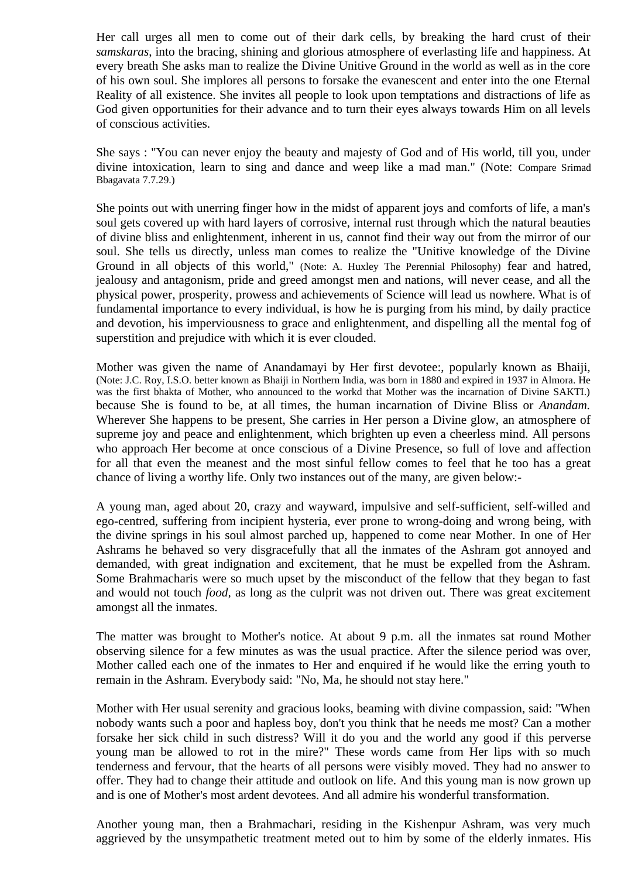Her call urges all men to come out of their dark cells, by breaking the hard crust of their *samskaras*, into the bracing, shining and glorious atmosphere of everlasting life and happiness. At every breath She asks man to realize the Divine Unitive Ground in the world as well as in the core of his own soul. She implores all persons to forsake the evanescent and enter into the one Eternal Reality of all existence. She invites all people to look upon temptations and distractions of life as God given opportunities for their advance and to turn their eyes always towards Him on all levels of conscious activities.

She says : "You can never enjoy the beauty and majesty of God and of His world, till you, under divine intoxication, learn to sing and dance and weep like a mad man." (Note: Compare Srimad Bbagavata 7.7.29.)

She points out with unerring finger how in the midst of apparent joys and comforts of life, a man's soul gets covered up with hard layers of corrosive, internal rust through which the natural beauties of divine bliss and enlightenment, inherent in us, cannot find their way out from the mirror of our soul. She tells us directly, unless man comes to realize the "Unitive knowledge of the Divine Ground in all objects of this world," (Note: A. Huxley The Perennial Philosophy) fear and hatred, jealousy and antagonism, pride and greed amongst men and nations, will never cease, and all the physical power, prosperity, prowess and achievements of Science will lead us nowhere. What is of fundamental importance to every individual, is how he is purging from his mind, by daily practice and devotion, his imperviousness to grace and enlightenment, and dispelling all the mental fog of superstition and prejudice with which it is ever clouded.

Mother was given the name of Anandamayi by Her first devotee:, popularly known as Bhaiji, (Note: J.C. Roy, I.S.O. better known as Bhaiji in Northern India, was born in 1880 and expired in 1937 in Almora. He was the first bhakta of Mother, who announced to the workd that Mother was the incarnation of Divine SAKTI.) because She is found to be, at all times, the human incarnation of Divine Bliss or *Anandam.* Wherever She happens to be present, She carries in Her person a Divine glow, an atmosphere of supreme joy and peace and enlightenment, which brighten up even a cheerless mind. All persons who approach Her become at once conscious of a Divine Presence, so full of love and affection for all that even the meanest and the most sinful fellow comes to feel that he too has a great chance of living a worthy life. Only two instances out of the many, are given below:-

A young man, aged about 20, crazy and wayward, impulsive and self-sufficient, self-willed and ego-centred, suffering from incipient hysteria, ever prone to wrong-doing and wrong being, with the divine springs in his soul almost parched up, happened to come near Mother. In one of Her Ashrams he behaved so very disgracefully that all the inmates of the Ashram got annoyed and demanded, with great indignation and excitement, that he must be expelled from the Ashram. Some Brahmacharis were so much upset by the misconduct of the fellow that they began to fast and would not touch *food,* as long as the culprit was not driven out. There was great excitement amongst all the inmates.

The matter was brought to Mother's notice. At about 9 p.m. all the inmates sat round Mother observing silence for a few minutes as was the usual practice. After the silence period was over, Mother called each one of the inmates to Her and enquired if he would like the erring youth to remain in the Ashram. Everybody said: "No, Ma, he should not stay here."

Mother with Her usual serenity and gracious looks, beaming with divine compassion, said: "When nobody wants such a poor and hapless boy, don't you think that he needs me most? Can a mother forsake her sick child in such distress? Will it do you and the world any good if this perverse young man be allowed to rot in the mire?" These words came from Her lips with so much tenderness and fervour, that the hearts of all persons were visibly moved. They had no answer to offer. They had to change their attitude and outlook on life. And this young man is now grown up and is one of Mother's most ardent devotees. And all admire his wonderful transformation.

Another young man, then a Brahmachari, residing in the Kishenpur Ashram, was very much aggrieved by the unsympathetic treatment meted out to him by some of the elderly inmates. His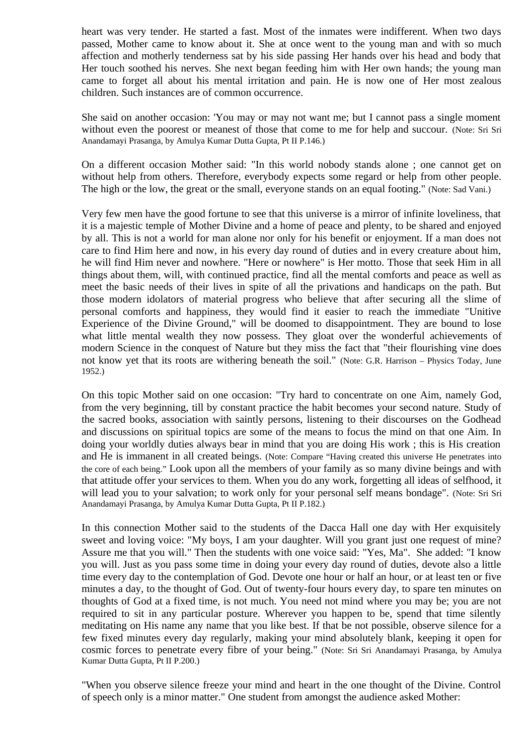heart was very tender. He started a fast. Most of the inmates were indifferent. When two days passed, Mother came to know about it. She at once went to the young man and with so much affection and motherly tenderness sat by his side passing Her hands over his head and body that Her touch soothed his nerves. She next began feeding him with Her own hands; the young man came to forget all about his mental irritation and pain. He is now one of Her most zealous children. Such instances are of common occurrence.

She said on another occasion: 'You may or may not want me; but I cannot pass a single moment without even the poorest or meanest of those that come to me for help and succour. (Note: Sri Sri Anandamayi Prasanga, by Amulya Kumar Dutta Gupta, Pt II P.146.)

On a different occasion Mother said: "In this world nobody stands alone ; one cannot get on without help from others. Therefore, everybody expects some regard or help from other people. The high or the low, the great or the small, everyone stands on an equal footing." (Note: Sad Vani.)

Very few men have the good fortune to see that this universe is a mirror of infinite loveliness, that it is a majestic temple of Mother Divine and a home of peace and plenty, to be shared and enjoyed by all. This is not a world for man alone nor only for his benefit or enjoyment. If a man does not care to find Him here and now, in his every day round of duties and in every creature about him, he will find Him never and nowhere. "Here or nowhere" is Her motto. Those that seek Him in all things about them, will, with continued practice, find all the mental comforts and peace as well as meet the basic needs of their lives in spite of all the privations and handicaps on the path. But those modern idolators of material progress who believe that after securing all the slime of personal comforts and happiness, they would find it easier to reach the immediate "Unitive Experience of the Divine Ground," will be doomed to disappointment. They are bound to lose what little mental wealth they now possess. They gloat over the wonderful achievements of modern Science in the conquest of Nature but they miss the fact that "their flourishing vine does not know yet that its roots are withering beneath the soil." (Note: G.R. Harrison – Physics Today, June 1952.)

On this topic Mother said on one occasion: "Try hard to concentrate on one Aim, namely God, from the very beginning, till by constant practice the habit becomes your second nature. Study of the sacred books, association with saintly persons, listening to their discourses on the Godhead and discussions on spiritual topics are some of the means to focus the mind on that one Aim. In doing your worldly duties always bear in mind that you are doing His work ; this is His creation and He is immanent in all created beings. (Note: Compare "Having created this universe He penetrates into the core of each being.") Look upon all the members of your family as so many divine beings and with that attitude offer your services to them. When you do any work, forgetting all ideas of selfhood, it will lead you to your salvation; to work only for your personal self means bondage". (Note: Sri Sri Anandamayi Prasanga, by Amulya Kumar Dutta Gupta, Pt II P.182.)

In this connection Mother said to the students of the Dacca Hall one day with Her exquisitely sweet and loving voice: "My boys, I am your daughter. Will you grant just one request of mine? Assure me that you will." Then the students with one voice said: "Yes, Ma". She added: "I know you will. Just as you pass some time in doing your every day round of duties, devote also a little time every day to the contemplation of God. Devote one hour or half an hour, or at least ten or five minutes a day, to the thought of God. Out of twenty-four hours every day, to spare ten minutes on thoughts of God at a fixed time, is not much. You need not mind where you may be; you are not required to sit in any particular posture. Wherever you happen to be, spend that time silently meditating on His name any name that you like best. If that be not possible, observe silence for a few fixed minutes every day regularly, making your mind absolutely blank, keeping it open for cosmic forces to penetrate every fibre of your being." (Note: Sri Sri Anandamayi Prasanga, by Amulya Kumar Dutta Gupta, Pt II P.200.)

"When you observe silence freeze your mind and heart in the one thought of the Divine. Control of speech only is a minor matter." One student from amongst the audience asked Mother: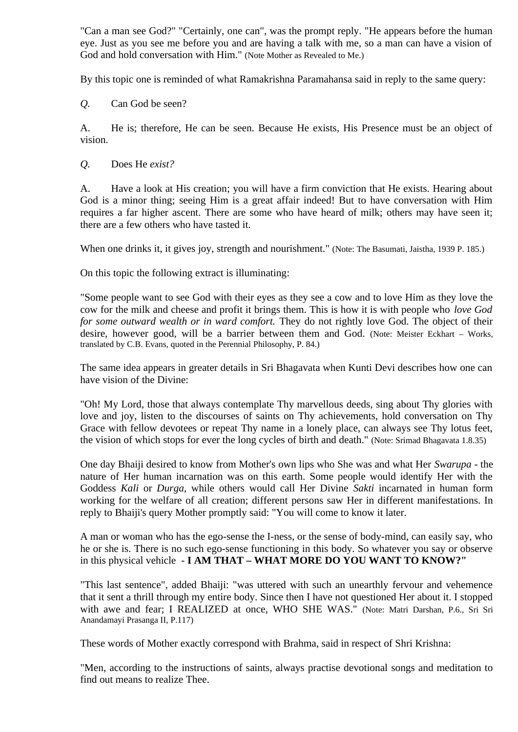"Can a man see God?" "Certainly, one can", was the prompt reply. "He appears before the human eye. Just as you see me before you and are having a talk with me, so a man can have a vision of God and hold conversation with Him." (Note Mother as Revealed to Me.)

By this topic one is reminded of what Ramakrishna Paramahansa said in reply to the same query:

*Q.* Can God be seen?

A. He is; therefore, He can be seen. Because He exists, His Presence must be an object of vision.

*Q.* Does He *exist?*

A. Have a look at His creation; you will have a firm conviction that He exists. Hearing about God is a minor thing; seeing Him is a great affair indeed! But to have conversation with Him requires a far higher ascent. There are some who have heard of milk; others may have seen it; there are a few others who have tasted it.

When one drinks it, it gives joy, strength and nourishment." (Note: The Basumati, Jaistha, 1939 P. 185.)

On this topic the following extract is illuminating:

"Some people want to see God with their eyes as they see a cow and to love Him as they love the cow for the milk and cheese and profit it brings them. This is how it is with people who *love God for some outward wealth or in ward comfort.* They do not rightly love God. The object of their desire, however good, will be a barrier between them and God. (Note: Meister Eckhart – Works, translated by C.B. Evans, quoted in the Perennial Philosophy, P. 84.)

The same idea appears in greater details in Sri Bhagavata when Kunti Devi describes how one can have vision of the Divine:

"Oh! My Lord, those that always contemplate Thy marvellous deeds, sing about Thy glories with love and joy, listen to the discourses of saints on Thy achievements, hold conversation on Thy Grace with fellow devotees or repeat Thy name in a lonely place, can always see Thy lotus feet, the vision of which stops for ever the long cycles of birth and death." (Note: Srimad Bhagavata 1.8.35)

One day Bhaiji desired to know from Mother's own lips who She was and what Her *Swarupa* - the nature of Her human incarnation was on this earth. Some people would identify Her with the Goddess *Kali* or *Durga,* while others would call Her Divine *Sakti* incarnated in human form working for the welfare of all creation; different persons saw Her in different manifestations. In reply to Bhaiji's query Mother promptly said: "You will come to know it later.

A man or woman who has the ego-sense the I-ness, or the sense of body-mind, can easily say, who he or she is. There is no such ego-sense functioning in this body. So whatever you say or observe in this physical vehicle - **I AM THAT – WHAT MORE DO YOU WANT TO KNOW?"**

"This last sentence", added Bhaiji: "was uttered with such an unearthly fervour and vehemence that it sent a thrill through my entire body. Since then I have not questioned Her about it. I stopped with awe and fear; I REALIZED at once, WHO SHE WAS." (Note: Matri Darshan, P.6., Sri Sri Anandamayi Prasanga II, P.117)

These words of Mother exactly correspond with Brahma, said in respect of Shri Krishna:

"Men, according to the instructions of saints, always practise devotional songs and meditation to find out means to realize Thee.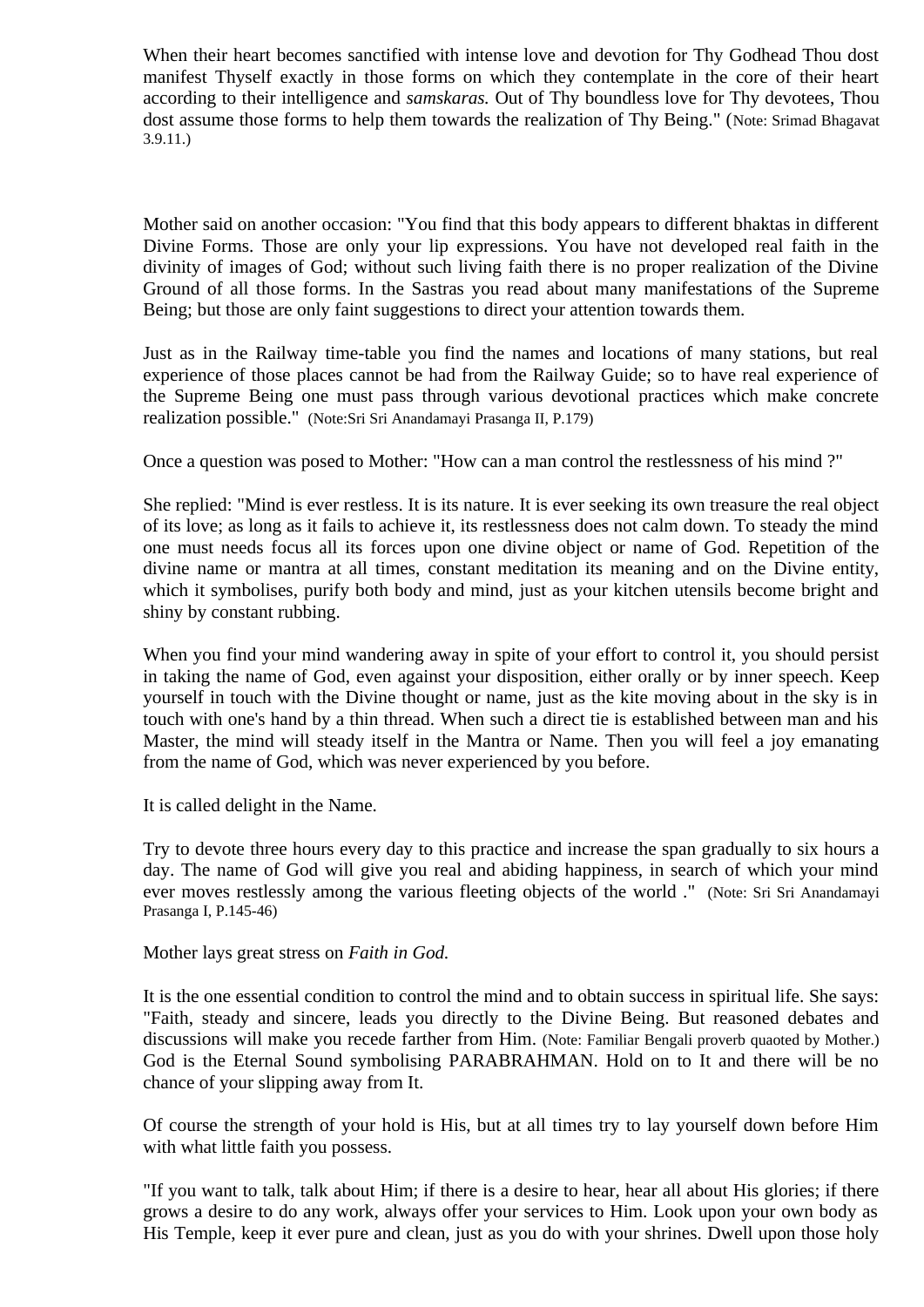When their heart becomes sanctified with intense love and devotion for Thy Godhead Thou dost manifest Thyself exactly in those forms on which they contemplate in the core of their heart according to their intelligence and *samskaras.* Out of Thy boundless love for Thy devotees, Thou dost assume those forms to help them towards the realization of Thy Being." (Note: Srimad Bhagavat 3.9.11.)

Mother said on another occasion: "You find that this body appears to different bhaktas in different Divine Forms. Those are only your lip expressions. You have not developed real faith in the divinity of images of God; without such living faith there is no proper realization of the Divine Ground of all those forms. In the Sastras you read about many manifestations of the Supreme Being; but those are only faint suggestions to direct your attention towards them.

Just as in the Railway time-table you find the names and locations of many stations, but real experience of those places cannot be had from the Railway Guide; so to have real experience of the Supreme Being one must pass through various devotional practices which make concrete realization possible." (Note:Sri Sri Anandamayi Prasanga II, P.179)

Once a question was posed to Mother: "How can a man control the restlessness of his mind ?"

She replied: "Mind is ever restless. It is its nature. It is ever seeking its own treasure the real object of its love; as long as it fails to achieve it, its restlessness does not calm down. To steady the mind one must needs focus all its forces upon one divine object or name of God. Repetition of the divine name or mantra at all times, constant meditation its meaning and on the Divine entity, which it symbolises, purify both body and mind, just as your kitchen utensils become bright and shiny by constant rubbing.

When you find your mind wandering away in spite of your effort to control it, you should persist in taking the name of God, even against your disposition, either orally or by inner speech. Keep yourself in touch with the Divine thought or name, just as the kite moving about in the sky is in touch with one's hand by a thin thread. When such a direct tie is established between man and his Master, the mind will steady itself in the Mantra or Name. Then you will feel a joy emanating from the name of God, which was never experienced by you before.

It is called delight in the Name.

Try to devote three hours every day to this practice and increase the span gradually to six hours a day. The name of God will give you real and abiding happiness, in search of which your mind ever moves restlessly among the various fleeting objects of the world ." (Note: Sri Sri Anandamayi Prasanga I, P.145-46)

Mother lays great stress on *Faith in God.*

It is the one essential condition to control the mind and to obtain success in spiritual life. She says: "Faith, steady and sincere, leads you directly to the Divine Being. But reasoned debates and discussions will make you recede farther from Him. (Note: Familiar Bengali proverb quaoted by Mother.) God is the Eternal Sound symbolising PARABRAHMAN. Hold on to It and there will be no chance of your slipping away from It.

Of course the strength of your hold is His, but at all times try to lay yourself down before Him with what little faith you possess.

"If you want to talk, talk about Him; if there is a desire to hear, hear all about His glories; if there grows a desire to do any work, always offer your services to Him. Look upon your own body as His Temple, keep it ever pure and clean, just as you do with your shrines. Dwell upon those holy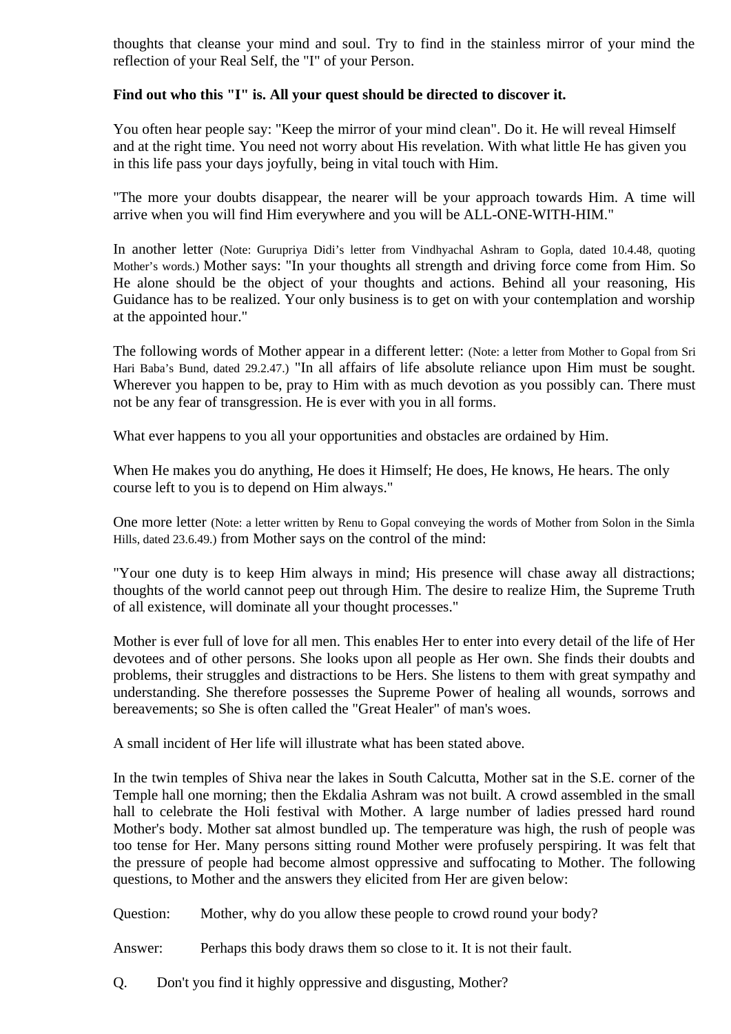thoughts that cleanse your mind and soul. Try to find in the stainless mirror of your mind the reflection of your Real Self, the "I" of your Person.

**Find out who this "I" is. All your quest should be directed to discover it.**

You often hear people say: "Keep the mirror of your mind clean". Do it. He will reveal Himself and at the right time. You need not worry about His revelation. With what little He has given you in this life pass your days joyfully, being in vital touch with Him.

"The more your doubts disappear, the nearer will be your approach towards Him. A time will arrive when you will find Him everywhere and you will be ALL-ONE-WITH-HIM."

In another letter (Note: Gurupriya Didi's letter from Vindhyachal Ashram to Gopla, dated 10.4.48, quoting Mother's words.) Mother says: "In your thoughts all strength and driving force come from Him. So He alone should be the object of your thoughts and actions. Behind all your reasoning, His Guidance has to be realized. Your only business is to get on with your contemplation and worship at the appointed hour."

The following words of Mother appear in a different letter: (Note: a letter from Mother to Gopal from Sri Hari Baba's Bund, dated 29.2.47.) "In all affairs of life absolute reliance upon Him must be sought. Wherever you happen to be, pray to Him with as much devotion as you possibly can. There must not be any fear of transgression. He is ever with you in all forms.

What ever happens to you all your opportunities and obstacles are ordained by Him.

When He makes you do anything, He does it Himself; He does, He knows, He hears. The only course left to you is to depend on Him always."

One more letter (Note: a letter written by Renu to Gopal conveying the words of Mother from Solon in the Simla Hills, dated 23.6.49.) from Mother says on the control of the mind:

"Your one duty is to keep Him always in mind; His presence will chase away all distractions; thoughts of the world cannot peep out through Him. The desire to realize Him, the Supreme Truth of all existence, will dominate all your thought processes."

Mother is ever full of love for all men. This enables Her to enter into every detail of the life of Her devotees and of other persons. She looks upon all people as Her own. She finds their doubts and problems, their struggles and distractions to be Hers. She listens to them with great sympathy and understanding. She therefore possesses the Supreme Power of healing all wounds, sorrows and bereavements; so She is often called the "Great Healer" of man's woes.

A small incident of Her life will illustrate what has been stated above.

In the twin temples of Shiva near the lakes in South Calcutta, Mother sat in the S.E. corner of the Temple hall one morning; then the Ekdalia Ashram was not built. A crowd assembled in the small hall to celebrate the Holi festival with Mother. A large number of ladies pressed hard round Mother's body. Mother sat almost bundled up. The temperature was high, the rush of people was too tense for Her. Many persons sitting round Mother were profusely perspiring. It was felt that the pressure of people had become almost oppressive and suffocating to Mother. The following questions, to Mother and the answers they elicited from Her are given below:

Question: Mother, why do you allow these people to crowd round your body?

Answer: Perhaps this body draws them so close to it. It is not their fault.

Q. Don't you find it highly oppressive and disgusting, Mother?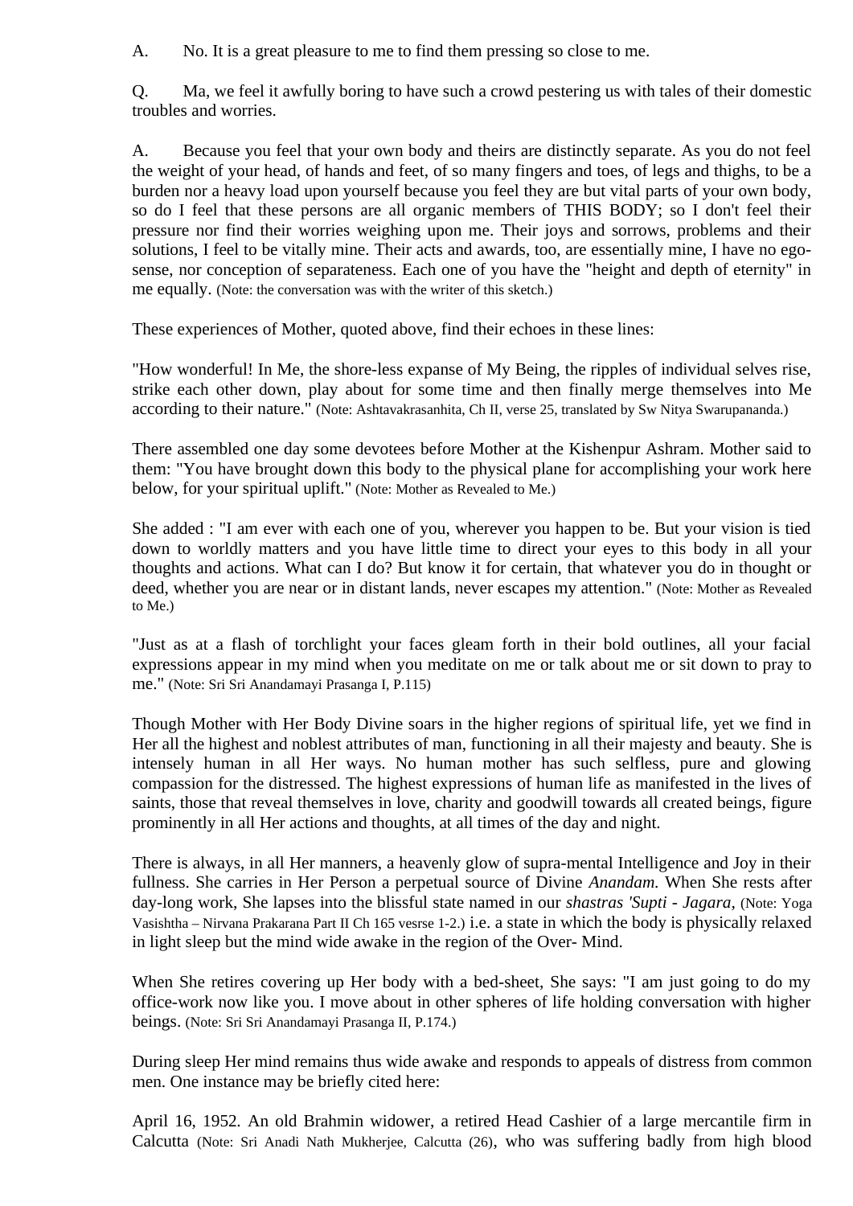A. No. It is a great pleasure to me to find them pressing so close to me.

Q. Ma, we feel it awfully boring to have such a crowd pestering us with tales of their domestic troubles and worries.

A. Because you feel that your own body and theirs are distinctly separate. As you do not feel the weight of your head, of hands and feet, of so many fingers and toes, of legs and thighs, to be a burden nor a heavy load upon yourself because you feel they are but vital parts of your own body, so do I feel that these persons are all organic members of THIS BODY; so I don't feel their pressure nor find their worries weighing upon me. Their joys and sorrows, problems and their solutions, I feel to be vitally mine. Their acts and awards, too, are essentially mine, I have no ego-sense, nor conception of separateness. Each one of you have the "height and depth of eternity" in me equally. (Note: the conversation was with the writer of this sketch.)

These experiences of Mother, quoted above, find their echoes in these lines:

"How wonderful! In Me, the shore-less expanse of My Being, the ripples of individual selves rise, strike each other down, play about for some time and then finally merge themselves into Me according to their nature." (Note: Ashtavakrasanhita, Ch II, verse 25, translated by Sw Nitya Swarupananda.)

There assembled one day some devotees before Mother at the Kishenpur Ashram. Mother said to them: "You have brought down this body to the physical plane for accomplishing your work here below, for your spiritual uplift." (Note: Mother as Revealed to Me.)

She added : "I am ever with each one of you, wherever you happen to be. But your vision is tied down to worldly matters and you have little time to direct your eyes to this body in all your thoughts and actions. What can I do? But know it for certain, that whatever you do in thought or deed, whether you are near or in distant lands, never escapes my attention." (Note: Mother as Revealed to Me.)

"Just as at a flash of torchlight your faces gleam forth in their bold outlines, all your facial expressions appear in my mind when you meditate on me or talk about me or sit down to pray to me." (Note: Sri Sri Anandamayi Prasanga I, P.115)

Though Mother with Her Body Divine soars in the higher regions of spiritual life, yet we find in Her all the highest and noblest attributes of man, functioning in all their majesty and beauty. She is intensely human in all Her ways. No human mother has such selfless, pure and glowing compassion for the distressed. The highest expressions of human life as manifested in the lives of saints, those that reveal themselves in love, charity and goodwill towards all created beings, figure prominently in all Her actions and thoughts, at all times of the day and night.

There is always, in all Her manners, a heavenly glow of supra-mental Intelligence and Joy in their fullness. She carries in Her Person a perpetual source of Divine *Anandam.* When She rests after day-long work, She lapses into the blissful state named in our *shastras 'Supti - Jagara*, (Note: Yoga Vasishtha – Nirvana Prakarana Part II Ch 165 vesrse 1-2.) i.e. a state in which the body is physically relaxed in light sleep but the mind wide awake in the region of the Over- Mind.

When She retires covering up Her body with a bed-sheet, She says: "I am just going to do my office-work now like you. I move about in other spheres of life holding conversation with higher beings. (Note: Sri Sri Anandamayi Prasanga II, P.174.)

During sleep Her mind remains thus wide awake and responds to appeals of distress from common men. One instance may be briefly cited here:

April 16, 1952. An old Brahmin widower, a retired Head Cashier of a large mercantile firm in Calcutta (Note: Sri Anadi Nath Mukherjee, Calcutta (26), who was suffering badly from high blood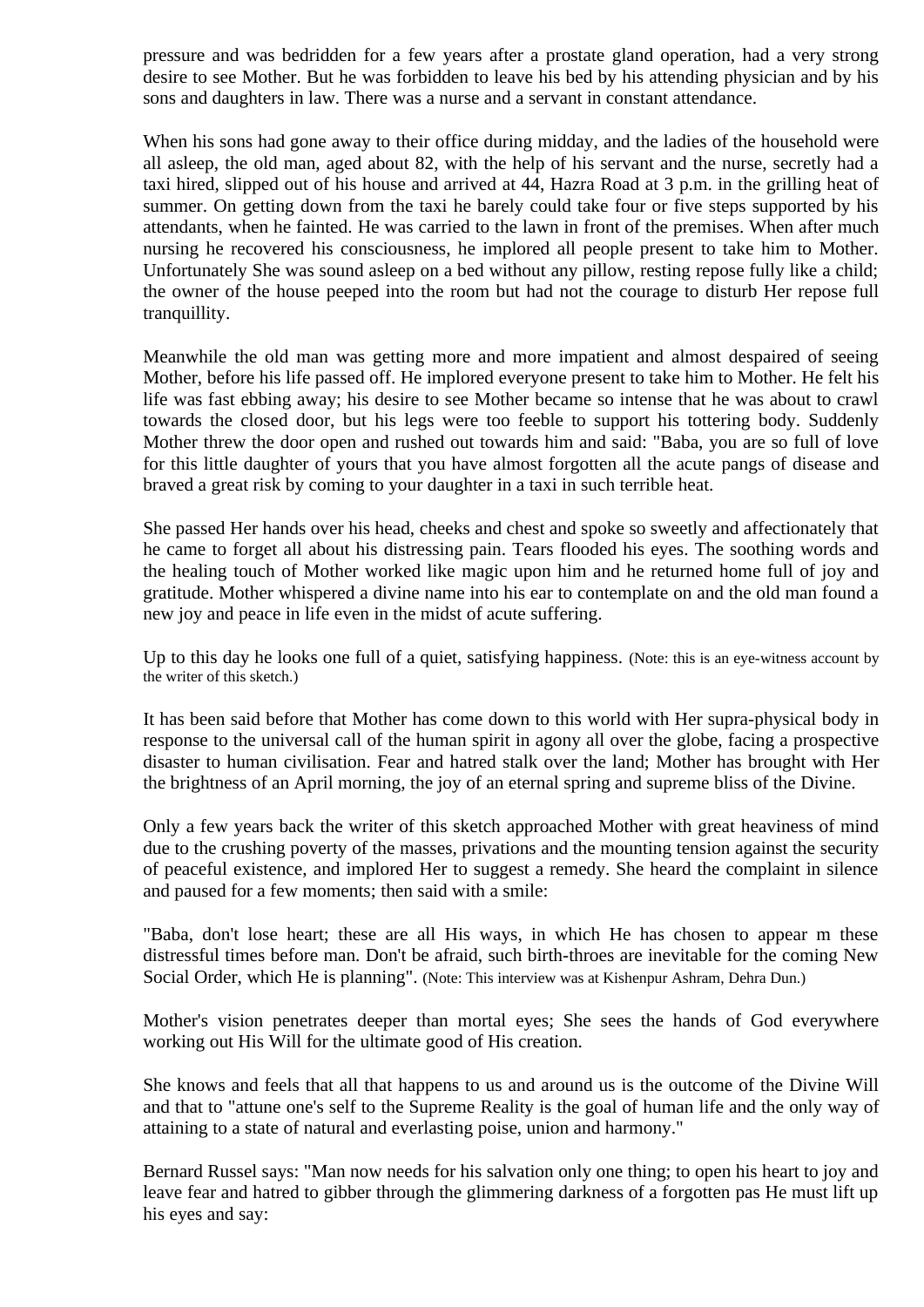pressure and was bedridden for a few years after a prostate gland operation, had a very strong desire to see Mother. But he was forbidden to leave his bed by his attending physician and by his sons and daughters in law. There was a nurse and a servant in constant attendance.

When his sons had gone away to their office during midday, and the ladies of the household were all asleep, the old man, aged about 82, with the help of his servant and the nurse, secretly had a taxi hired, slipped out of his house and arrived at 44, Hazra Road at 3 p.m. in the grilling heat of summer. On getting down from the taxi he barely could take four or five steps supported by his attendants, when he fainted. He was carried to the lawn in front of the premises. When after much nursing he recovered his consciousness, he implored all people present to take him to Mother. Unfortunately She was sound asleep on a bed without any pillow, resting repose fully like a child; the owner of the house peeped into the room but had not the courage to disturb Her repose full tranquillity.

Meanwhile the old man was getting more and more impatient and almost despaired of seeing Mother, before his life passed off. He implored everyone present to take him to Mother. He felt his life was fast ebbing away; his desire to see Mother became so intense that he was about to crawl towards the closed door, but his legs were too feeble to support his tottering body. Suddenly Mother threw the door open and rushed out towards him and said: "Baba, you are so full of love for this little daughter of yours that you have almost forgotten all the acute pangs of disease and braved a great risk by coming to your daughter in a taxi in such terrible heat.

She passed Her hands over his head, cheeks and chest and spoke so sweetly and affectionately that he came to forget all about his distressing pain. Tears flooded his eyes. The soothing words and the healing touch of Mother worked like magic upon him and he returned home full of joy and gratitude. Mother whispered a divine name into his ear to contemplate on and the old man found a new joy and peace in life even in the midst of acute suffering.

Up to this day he looks one full of a quiet, satisfying happiness. (Note: this is an eye-witness account by the writer of this sketch.)

It has been said before that Mother has come down to this world with Her supra-physical body in response to the universal call of the human spirit in agony all over the globe, facing a prospective disaster to human civilisation. Fear and hatred stalk over the land; Mother has brought with Her the brightness of an April morning, the joy of an eternal spring and supreme bliss of the Divine.

Only a few years back the writer of this sketch approached Mother with great heaviness of mind due to the crushing poverty of the masses, privations and the mounting tension against the security of peaceful existence, and implored Her to suggest a remedy. She heard the complaint in silence and paused for a few moments; then said with a smile:

"Baba, don't lose heart; these are all His ways, in which He has chosen to appear m these distressful times before man. Don't be afraid, such birth-throes are inevitable for the coming New Social Order, which He is planning". (Note: This interview was at Kishenpur Ashram, Dehra Dun.)

Mother's vision penetrates deeper than mortal eyes; She sees the hands of God everywhere working out His Will for the ultimate good of His creation.

She knows and feels that all that happens to us and around us is the outcome of the Divine Will and that to "attune one's self to the Supreme Reality is the goal of human life and the only way of attaining to a state of natural and everlasting poise, union and harmony."

Bernard Russel says: "Man now needs for his salvation only one thing; to open his heart to joy and leave fear and hatred to gibber through the glimmering darkness of a forgotten pas He must lift up his eyes and say: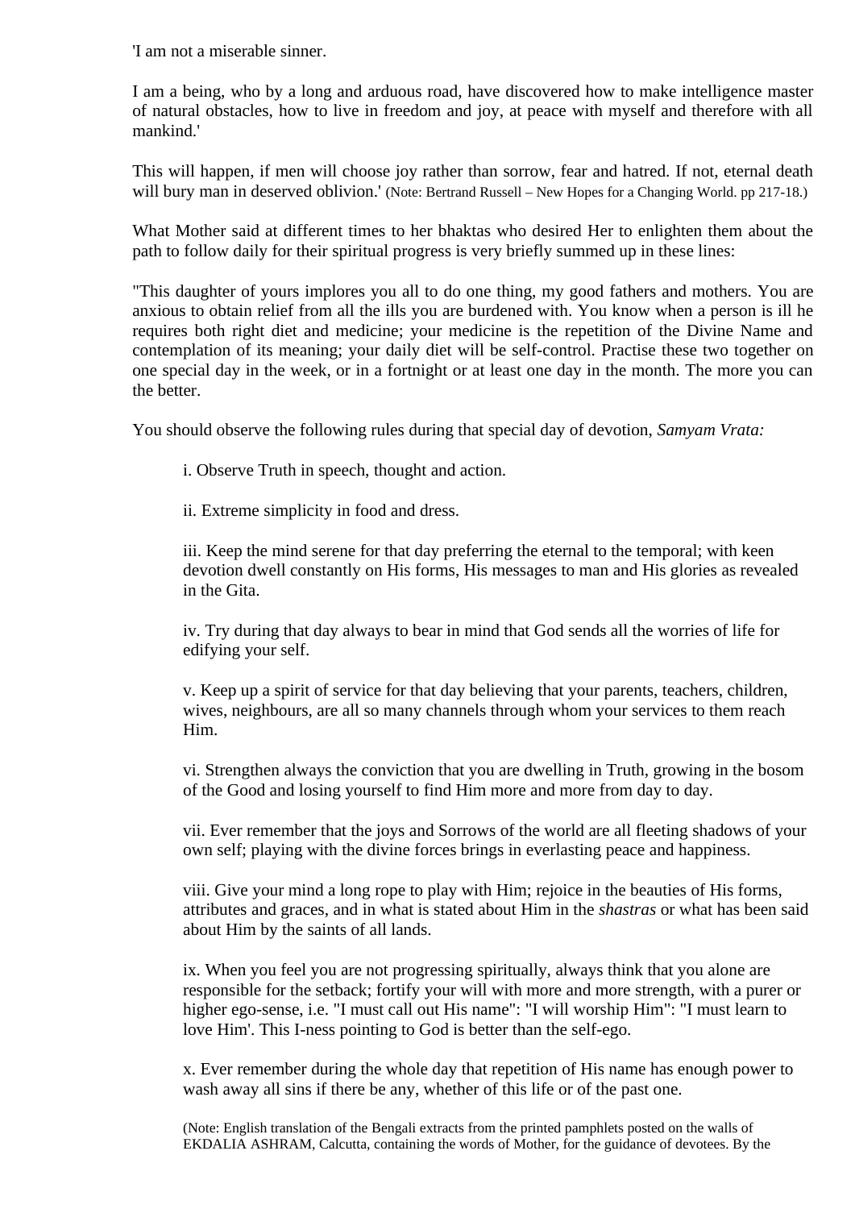'I am not a miserable sinner.

I am a being, who by a long and arduous road, have discovered how to make intelligence master of natural obstacles, how to live in freedom and joy, at peace with myself and therefore with all mankind.'

This will happen, if men will choose joy rather than sorrow, fear and hatred. If not, eternal death will bury man in deserved oblivion.' (Note: Bertrand Russell – New Hopes for a Changing World. pp 217-18.)

What Mother said at different times to her bhaktas who desired Her to enlighten them about the path to follow daily for their spiritual progress is very briefly summed up in these lines:

"This daughter of yours implores you all to do one thing, my good fathers and mothers. You are anxious to obtain relief from all the ills you are burdened with. You know when a person is ill he requires both right diet and medicine; your medicine is the repetition of the Divine Name and contemplation of its meaning; your daily diet will be self-control. Practise these two together on one special day in the week, or in a fortnight or at least one day in the month. The more you can the better.

You should observe the following rules during that special day of devotion, *Samyam Vrata:*

i. Observe Truth in speech, thought and action.

ii. Extreme simplicity in food and dress.

iii. Keep the mind serene for that day preferring the eternal to the temporal; with keen devotion dwell constantly on His forms, His messages to man and His glories as revealed in the Gita.

iv. Try during that day always to bear in mind that God sends all the worries of life for edifying your self.

v. Keep up a spirit of service for that day believing that your parents, teachers, children, wives, neighbours, are all so many channels through whom your services to them reach Him.

vi. Strengthen always the conviction that you are dwelling in Truth, growing in the bosom of the Good and losing yourself to find Him more and more from day to day.

vii. Ever remember that the joys and Sorrows of the world are all fleeting shadows of your own self; playing with the divine forces brings in everlasting peace and happiness.

viii. Give your mind a long rope to play with Him; rejoice in the beauties of His forms, attributes and graces, and in what is stated about Him in the *shastras* or what has been said about Him by the saints of all lands.

ix. When you feel you are not progressing spiritually, always think that you alone are responsible for the setback; fortify your will with more and more strength, with a purer or higher ego-sense, i.e. "I must call out His name": "I will worship Him": "I must learn to love Him'. This I-ness pointing to God is better than the self-ego.

x. Ever remember during the whole day that repetition of His name has enough power to wash away all sins if there be any, whether of this life or of the past one.

(Note: English translation of the Bengali extracts from the printed pamphlets posted on the walls of EKDALIA ASHRAM, Calcutta, containing the words of Mother, for the guidance of devotees. By the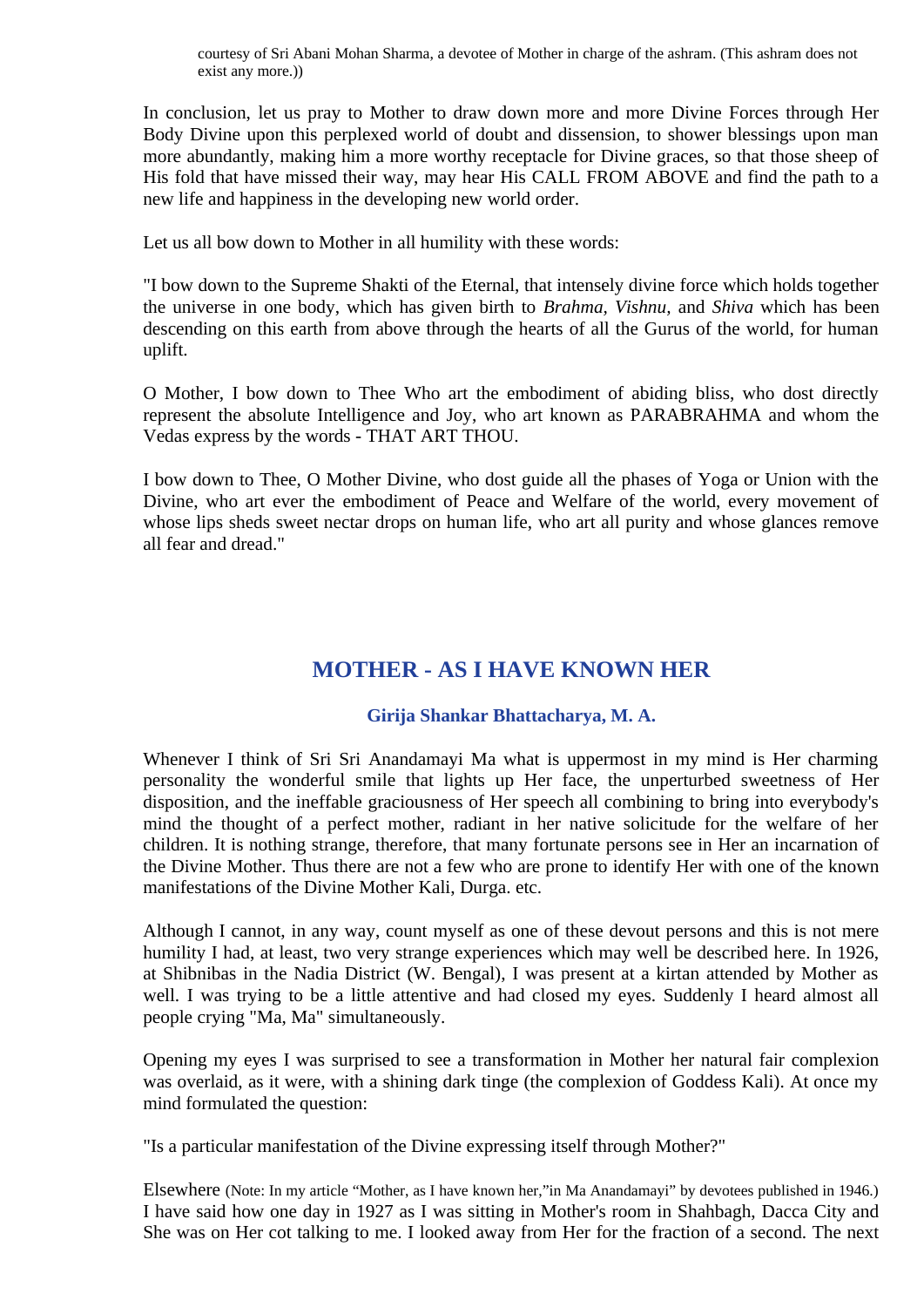courtesy of Sri Abani Mohan Sharma, a devotee of Mother in charge of the ashram. (This ashram does not exist any more.))

In conclusion, let us pray to Mother to draw down more and more Divine Forces through Her Body Divine upon this perplexed world of doubt and dissension, to shower blessings upon man more abundantly, making him a more worthy receptacle for Divine graces, so that those sheep of His fold that have missed their way, may hear His CALL FROM ABOVE and find the path to a new life and happiness in the developing new world order.

Let us all bow down to Mother in all humility with these words:

"I bow down to the Supreme Shakti of the Eternal, that intensely divine force which holds together the universe in one body, which has given birth to *Brahma, Vishnu,* and *Shiva* which has been descending on this earth from above through the hearts of all the Gurus of the world, for human uplift.

O Mother, I bow down to Thee Who art the embodiment of abiding bliss, who dost directly represent the absolute Intelligence and Joy, who art known as PARABRAHMA and whom the Vedas express by the words - THAT ART THOU.

I bow down to Thee, O Mother Divine, who dost guide all the phases of Yoga or Union with the Divine, who art ever the embodiment of Peace and Welfare of the world, every movement of whose lips sheds sweet nectar drops on human life, who art all purity and whose glances remove all fear and dread."

## MOTHER - AS I HAVE KNOWN HER

### Girija Shankar Bhattacharya, M. A.

Whenever I think of Sri Sri Anandamayi Ma what is uppermost in my mind is Her charming personality the wonderful smile that lights up Her face, the unperturbed sweetness of Her disposition, and the ineffable graciousness of Her speech all combining to bring into everybody's mind the thought of a perfect mother, radiant in her native solicitude for the welfare of her children. It is nothing strange, therefore, that many fortunate persons see in Her an incarnation of the Divine Mother. Thus there are not a few who are prone to identify Her with one of the known manifestations of the Divine Mother Kali, Durga. etc.

Although I cannot, in any way, count myself as one of these devout persons and this is not mere humility I had, at least, two very strange experiences which may well be described here. In 1926, at Shibnibas in the Nadia District (W. Bengal), I was present at a kirtan attended by Mother as well. I was trying to be a little attentive and had closed my eyes. Suddenly I heard almost all people crying "Ma, Ma" simultaneously.

Opening my eyes I was surprised to see a transformation in Mother her natural fair complexion was overlaid, as it were, with a shining dark tinge (the complexion of Goddess Kali). At once my mind formulated the question:

"Is a particular manifestation of the Divine expressing itself through Mother?"

Elsewhere (Note: In my article "Mother, as I have known her,"in Ma Anandamayi" by devotees published in 1946.) I have said how one day in 1927 as I was sitting in Mother's room in Shahbagh, Dacca City and She was on Her cot talking to me. I looked away from Her for the fraction of a second. The next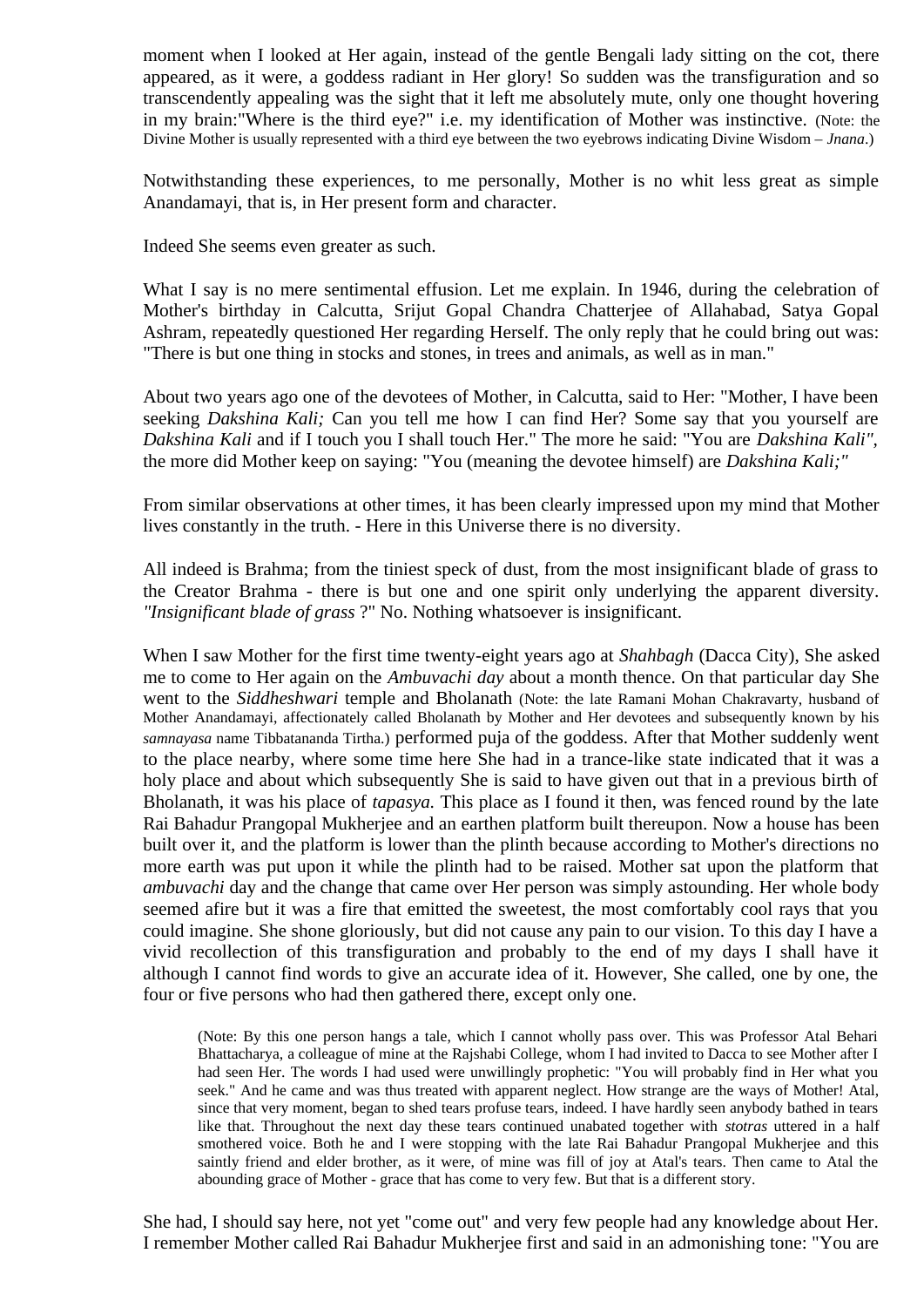moment when I looked at Her again, instead of the gentle Bengali lady sitting on the cot, there appeared, as it were, a goddess radiant in Her glory! So sudden was the transfiguration and so transcendently appealing was the sight that it left me absolutely mute, only one thought hovering in my brain:"Where is the third eye?" i.e. my identification of Mother was instinctive. (Note: the Divine Mother is usually represented with a third eye between the two eyebrows indicating Divine Wisdom – *Jnana*.)

Notwithstanding these experiences, to me personally, Mother is no whit less great as simple Anandamayi, that is, in Her present form and character.

Indeed She seems even greater as such.

What I say is no mere sentimental effusion. Let me explain. In 1946, during the celebration of Mother's birthday in Calcutta, Srijut Gopal Chandra Chatterjee of Allahabad, Satya Gopal Ashram, repeatedly questioned Her regarding Herself. The only reply that he could bring out was: "There is but one thing in stocks and stones, in trees and animals, as well as in man."

About two years ago one of the devotees of Mother, in Calcutta, said to Her: "Mother, I have been seeking *Dakshina Kali;* Can you tell me how I can find Her? Some say that you yourself are *Dakshina Kali* and if I touch you I shall touch Her." The more he said: "You are *Dakshina Kali",* the more did Mother keep on saying: "You (meaning the devotee himself) are *Dakshina Kali;"*

From similar observations at other times, it has been clearly impressed upon my mind that Mother lives constantly in the truth. - Here in this Universe there is no diversity.

All indeed is Brahma; from the tiniest speck of dust, from the most insignificant blade of grass to the Creator Brahma - there is but one and one spirit only underlying the apparent diversity. *"Insignificant blade of grass* ?" No. Nothing whatsoever is insignificant.

When I saw Mother for the first time twenty-eight years ago at *Shahbagh* (Dacca City), She asked me to come to Her again on the *Ambuvachi day* about a month thence. On that particular day She went to the *Siddheshwari* temple and Bholanath (Note: the late Ramani Mohan Chakravarty, husband of Mother Anandamayi, affectionately called Bholanath by Mother and Her devotees and subsequently known by his *samnayasa* name Tibbatananda Tirtha.) performed puja of the goddess. After that Mother suddenly went to the place nearby, where some time here She had in a trance-like state indicated that it was a holy place and about which subsequently She is said to have given out that in a previous birth of Bholanath, it was his place of *tapasya.* This place as I found it then, was fenced round by the late Rai Bahadur Prangopal Mukherjee and an earthen platform built thereupon. Now a house has been built over it, and the platform is lower than the plinth because according to Mother's directions no more earth was put upon it while the plinth had to be raised. Mother sat upon the platform that *ambuvachi* day and the change that came over Her person was simply astounding. Her whole body seemed afire but it was a fire that emitted the sweetest, the most comfortably cool rays that you could imagine. She shone gloriously, but did not cause any pain to our vision. To this day I have a vivid recollection of this transfiguration and probably to the end of my days I shall have it although I cannot find words to give an accurate idea of it. However, She called, one by one, the four or five persons who had then gathered there, except only one.

> (Note: By this one person hangs a tale, which I cannot wholly pass over. This was Professor Atal Behari Bhattacharya, a colleague of mine at the Rajshabi College, whom I had invited to Dacca to see Mother after I had seen Her. The words I had used were unwillingly prophetic: "You will probably find in Her what you seek." And he came and was thus treated with apparent neglect. How strange are the ways of Mother! Atal, since that very moment, began to shed tears profuse tears, indeed. I have hardly seen anybody bathed in tears like that. Throughout the next day these tears continued unabated together with *stotras* uttered in a half smothered voice. Both he and I were stopping with the late Rai Bahadur Prangopal Mukherjee and this saintly friend and elder brother, as it were, of mine was fill of joy at Atal's tears. Then came to Atal the abounding grace of Mother - grace that has come to very few. But that is a different story.

She had, I should say here, not yet "come out" and very few people had any knowledge about Her. I remember Mother called Rai Bahadur Mukherjee first and said in an admonishing tone: "You are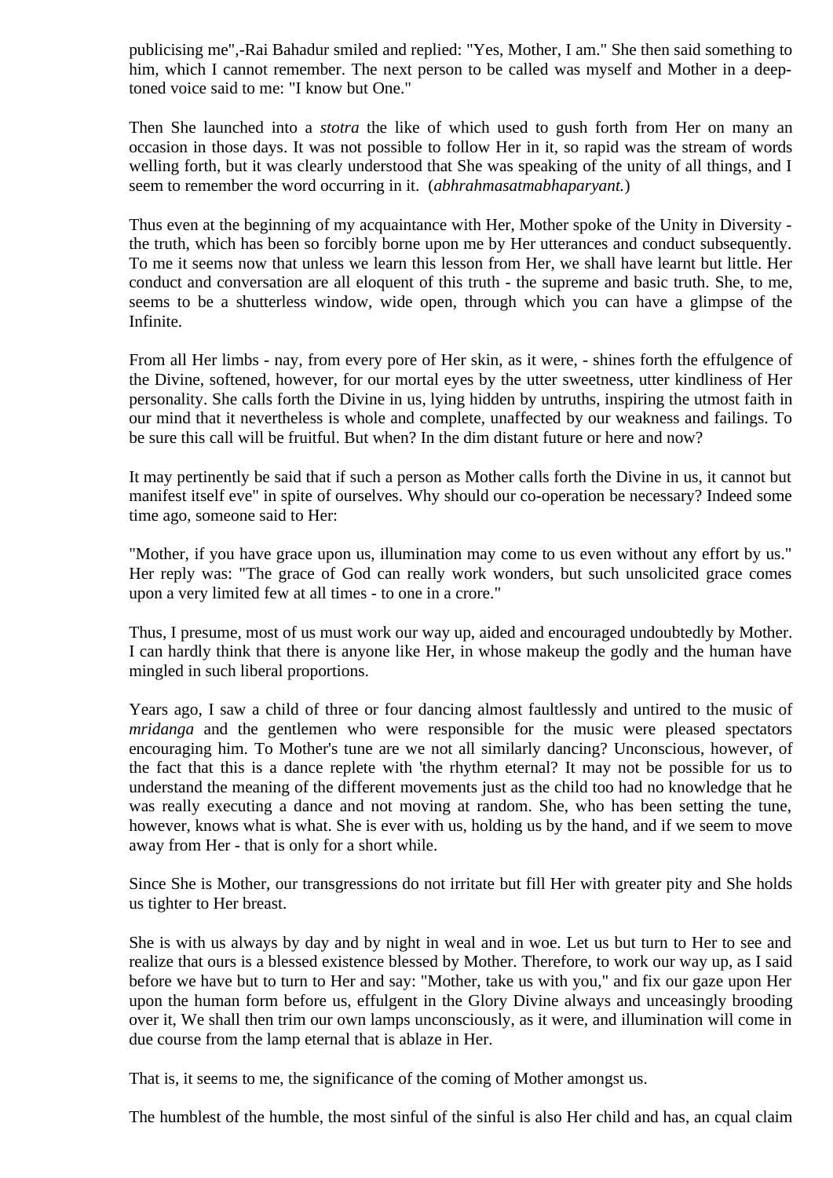publicising me",-Rai Bahadur smiled and replied: "Yes, Mother, I am." She then said something to him, which I cannot remember. The next person to be called was myself and Mother in a deep-toned voice said to me: "I know but One."

Then She launched into a *stotra* the like of which used to gush forth from Her on many an occasion in those days. It was not possible to follow Her in it, so rapid was the stream of words welling forth, but it was clearly understood that She was speaking of the unity of all things, and I seem to remember the word occurring in it. (*abhrahmasatmabhaparyant.*)

Thus even at the beginning of my acquaintance with Her, Mother spoke of the Unity in Diversity - the truth, which has been so forcibly borne upon me by Her utterances and conduct subsequently. To me it seems now that unless we learn this lesson from Her, we shall have learnt but little. Her conduct and conversation are all eloquent of this truth - the supreme and basic truth. She, to me, seems to be a shutterless window, wide open, through which you can have a glimpse of the Infinite.

From all Her limbs - nay, from every pore of Her skin, as it were, - shines forth the effulgence of the Divine, softened, however, for our mortal eyes by the utter sweetness, utter kindliness of Her personality. She calls forth the Divine in us, lying hidden by untruths, inspiring the utmost faith in our mind that it nevertheless is whole and complete, unaffected by our weakness and failings. To be sure this call will be fruitful. But when? In the dim distant future or here and now?

It may pertinently be said that if such a person as Mother calls forth the Divine in us, it cannot but manifest itself eve" in spite of ourselves. Why should our co-operation be necessary? Indeed some time ago, someone said to Her:

"Mother, if you have grace upon us, illumination may come to us even without any effort by us." Her reply was: "The grace of God can really work wonders, but such unsolicited grace comes upon a very limited few at all times - to one in a crore."

Thus, I presume, most of us must work our way up, aided and encouraged undoubtedly by Mother. I can hardly think that there is anyone like Her, in whose makeup the godly and the human have mingled in such liberal proportions.

Years ago, I saw a child of three or four dancing almost faultlessly and untired to the music of *mridanga* and the gentlemen who were responsible for the music were pleased spectators encouraging him. To Mother's tune are we not all similarly dancing? Unconscious, however, of the fact that this is a dance replete with 'the rhythm eternal? It may not be possible for us to understand the meaning of the different movements just as the child too had no knowledge that he was really executing a dance and not moving at random. She, who has been setting the tune, however, knows what is what. She is ever with us, holding us by the hand, and if we seem to move away from Her - that is only for a short while.

Since She is Mother, our transgressions do not irritate but fill Her with greater pity and She holds us tighter to Her breast.

She is with us always by day and by night in weal and in woe. Let us but turn to Her to see and realize that ours is a blessed existence blessed by Mother. Therefore, to work our way up, as I said before we have but to turn to Her and say: "Mother, take us with you," and fix our gaze upon Her upon the human form before us, effulgent in the Glory Divine always and unceasingly brooding over it, We shall then trim our own lamps unconsciously, as it were, and illumination will come in due course from the lamp eternal that is ablaze in Her.

That is, it seems to me, the significance of the coming of Mother amongst us.

The humblest of the humble, the most sinful of the sinful is also Her child and has, an cqual claim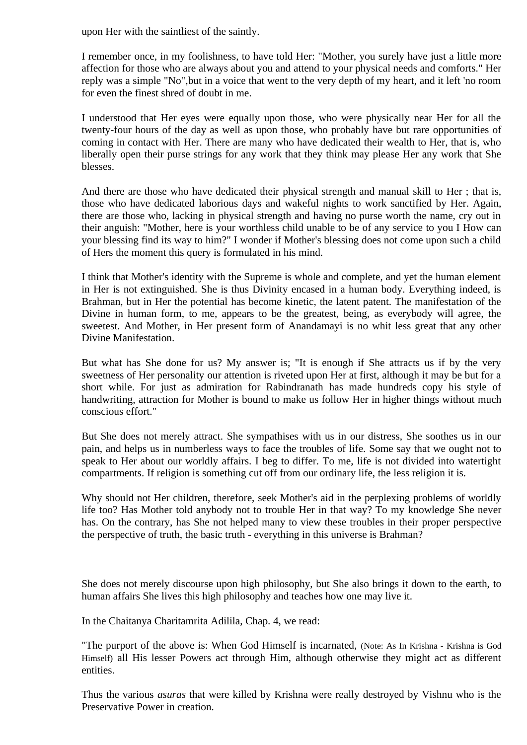upon Her with the saintliest of the saintly.

I remember once, in my foolishness, to have told Her: "Mother, you surely have just a little more affection for those who are always about you and attend to your physical needs and comforts." Her reply was a simple "No",but in a voice that went to the very depth of my heart, and it left 'no room for even the finest shred of doubt in me.

I understood that Her eyes were equally upon those, who were physically near Her for all the twenty-four hours of the day as well as upon those, who probably have but rare opportunities of coming in contact with Her. There are many who have dedicated their wealth to Her, that is, who liberally open their purse strings for any work that they think may please Her any work that She blesses.

And there are those who have dedicated their physical strength and manual skill to Her ; that is, those who have dedicated laborious days and wakeful nights to work sanctified by Her. Again, there are those who, lacking in physical strength and having no purse worth the name, cry out in their anguish: "Mother, here is your worthless child unable to be of any service to you I How can your blessing find its way to him?" I wonder if Mother's blessing does not come upon such a child of Hers the moment this query is formulated in his mind.

I think that Mother's identity with the Supreme is whole and complete, and yet the human element in Her is not extinguished. She is thus Divinity encased in a human body. Everything indeed, is Brahman, but in Her the potential has become kinetic, the latent patent. The manifestation of the Divine in human form, to me, appears to be the greatest, being, as everybody will agree, the sweetest. And Mother, in Her present form of Anandamayi is no whit less great that any other Divine Manifestation.

But what has She done for us? My answer is; "It is enough if She attracts us if by the very sweetness of Her personality our attention is riveted upon Her at first, although it may be but for a short while. For just as admiration for Rabindranath has made hundreds copy his style of handwriting, attraction for Mother is bound to make us follow Her in higher things without much conscious effort."

But She does not merely attract. She sympathises with us in our distress, She soothes us in our pain, and helps us in numberless ways to face the troubles of life. Some say that we ought not to speak to Her about our worldly affairs. I beg to differ. To me, life is not divided into watertight compartments. If religion is something cut off from our ordinary life, the less religion it is.

Why should not Her children, therefore, seek Mother's aid in the perplexing problems of worldly life too? Has Mother told anybody not to trouble Her in that way? To my knowledge She never has. On the contrary, has She not helped many to view these troubles in their proper perspective the perspective of truth, the basic truth - everything in this universe is Brahman?

She does not merely discourse upon high philosophy, but She also brings it down to the earth, to human affairs She lives this high philosophy and teaches how one may live it.

In the Chaitanya Charitamrita Adilila, Chap. 4, we read:

"The purport of the above is: When God Himself is incarnated, (Note: As In Krishna - Krishna is God Himself) all His lesser Powers act through Him, although otherwise they might act as different entities.

Thus the various *asuras* that were killed by Krishna were really destroyed by Vishnu who is the Preservative Power in creation.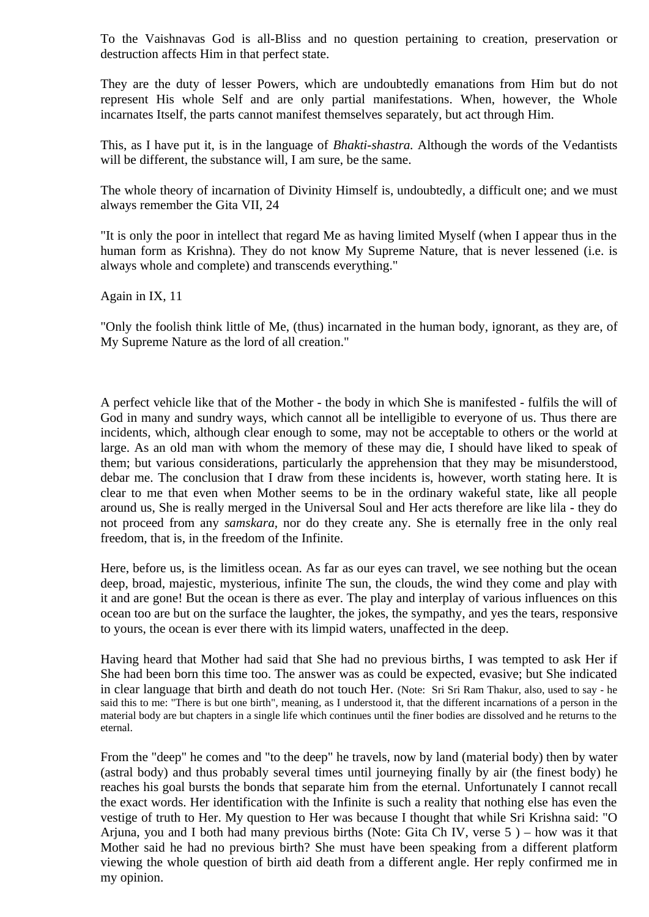To the Vaishnavas God is all-Bliss and no question pertaining to creation, preservation or destruction affects Him in that perfect state.

They are the duty of lesser Powers, which are undoubtedly emanations from Him but do not represent His whole Self and are only partial manifestations. When, however, the Whole incarnates Itself, the parts cannot manifest themselves separately, but act through Him.

This, as I have put it, is in the language of *Bhakti-shastra.* Although the words of the Vedantists will be different, the substance will, I am sure, be the same.

The whole theory of incarnation of Divinity Himself is, undoubtedly, a difficult one; and we must always remember the Gita VII, 24

"It is only the poor in intellect that regard Me as having limited Myself (when I appear thus in the human form as Krishna). They do not know My Supreme Nature, that is never lessened (i.e. is always whole and complete) and transcends everything."

Again in IX, 11

"Only the foolish think little of Me, (thus) incarnated in the human body, ignorant, as they are, of My Supreme Nature as the lord of all creation."

A perfect vehicle like that of the Mother - the body in which She is manifested - fulfils the will of God in many and sundry ways, which cannot all be intelligible to everyone of us. Thus there are incidents, which, although clear enough to some, may not be acceptable to others or the world at large. As an old man with whom the memory of these may die, I should have liked to speak of them; but various considerations, particularly the apprehension that they may be misunderstood, debar me. The conclusion that I draw from these incidents is, however, worth stating here. It is clear to me that even when Mother seems to be in the ordinary wakeful state, like all people around us, She is really merged in the Universal Soul and Her acts therefore are like lila - they do not proceed from any *samskara*, nor do they create any. She is eternally free in the only real freedom, that is, in the freedom of the Infinite.

Here, before us, is the limitless ocean. As far as our eyes can travel, we see nothing but the ocean deep, broad, majestic, mysterious, infinite The sun, the clouds, the wind they come and play with it and are gone! But the ocean is there as ever. The play and interplay of various influences on this ocean too are but on the surface the laughter, the jokes, the sympathy, and yes the tears, responsive to yours, the ocean is ever there with its limpid waters, unaffected in the deep.

Having heard that Mother had said that She had no previous births, I was tempted to ask Her if She had been born this time too. The answer was as could be expected, evasive; but She indicated in clear language that birth and death do not touch Her. (Note: Sri Sri Ram Thakur, also, used to say - he said this to me: "There is but one birth", meaning, as I understood it, that the different incarnations of a person in the material body are but chapters in a single life which continues until the finer bodies are dissolved and he returns to the eternal.

From the "deep" he comes and "to the deep" he travels, now by land (material body) then by water (astral body) and thus probably several times until journeying finally by air (the finest body) he reaches his goal bursts the bonds that separate him from the eternal. Unfortunately I cannot recall the exact words. Her identification with the Infinite is such a reality that nothing else has even the vestige of truth to Her. My question to Her was because I thought that while Sri Krishna said: "O Arjuna, you and I both had many previous births (Note: Gita Ch IV, verse 5 ) – how was it that Mother said he had no previous birth? She must have been speaking from a different platform viewing the whole question of birth aid death from a different angle. Her reply confirmed me in my opinion.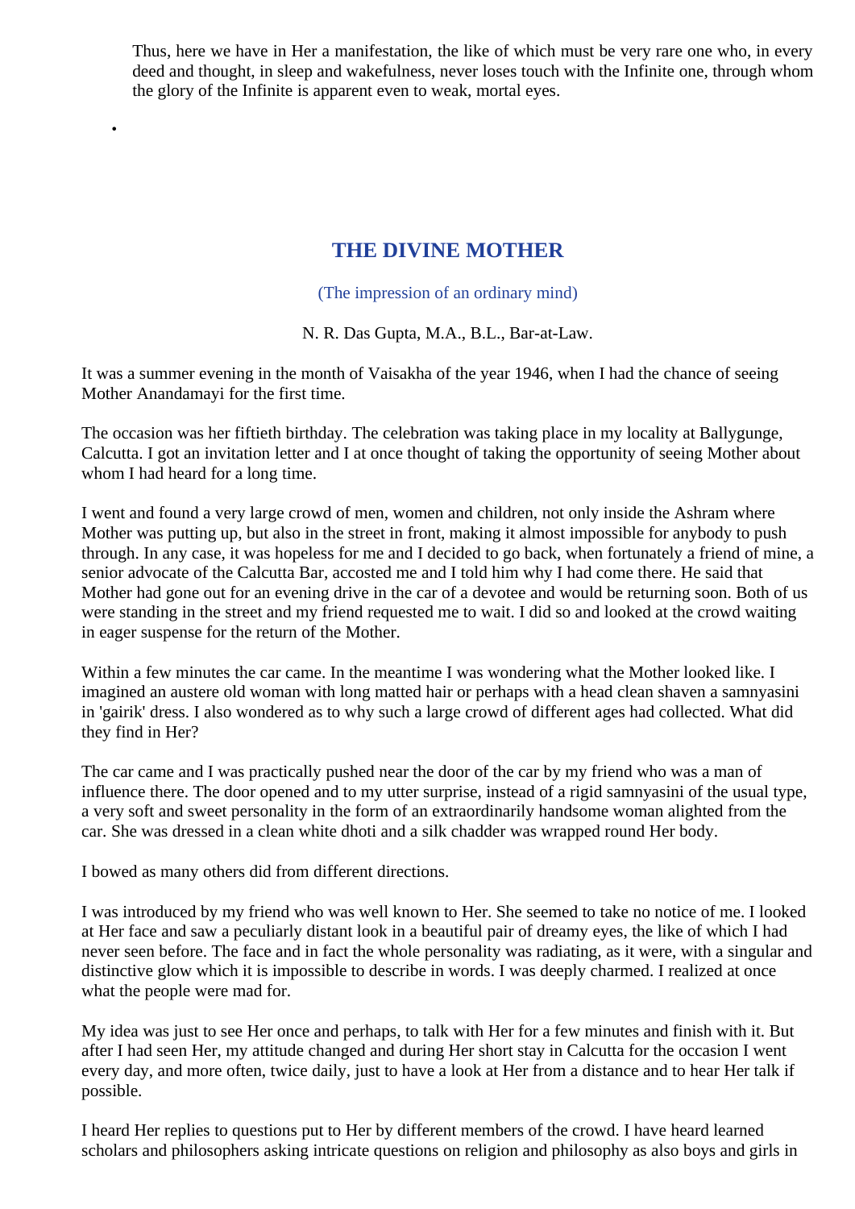Thus, here we have in Her a manifestation, the like of which must be very rare one who, in every deed and thought, in sleep and wakefulness, never loses touch with the Infinite one, through whom the glory of the Infinite is apparent even to weak, mortal eyes.

## THE DIVINE MOTHER

(The impression of an ordinary mind)

N. R. Das Gupta, M.A., B.L., Bar-at-Law.

It was a summer evening in the month of Vaisakha of the year 1946, when I had the chance of seeing Mother Anandamayi for the first time.

The occasion was her fiftieth birthday. The celebration was taking place in my locality at Ballygunge, Calcutta. I got an invitation letter and I at once thought of taking the opportunity of seeing Mother about whom I had heard for a long time.

I went and found a very large crowd of men, women and children, not only inside the Ashram where Mother was putting up, but also in the street in front, making it almost impossible for anybody to push through. In any case, it was hopeless for me and I decided to go back, when fortunately a friend of mine, a senior advocate of the Calcutta Bar, accosted me and I told him why I had come there. He said that Mother had gone out for an evening drive in the car of a devotee and would be returning soon. Both of us were standing in the street and my friend requested me to wait. I did so and looked at the crowd waiting in eager suspense for the return of the Mother.

Within a few minutes the car came. In the meantime I was wondering what the Mother looked like. I imagined an austere old woman with long matted hair or perhaps with a head clean shaven a samnyasini in 'gairik' dress. I also wondered as to why such a large crowd of different ages had collected. What did they find in Her?

The car came and I was practically pushed near the door of the car by my friend who was a man of influence there. The door opened and to my utter surprise, instead of a rigid samnyasini of the usual type, a very soft and sweet personality in the form of an extraordinarily handsome woman alighted from the car. She was dressed in a clean white dhoti and a silk chadder was wrapped round Her body.

I bowed as many others did from different directions.

I was introduced by my friend who was well known to Her. She seemed to take no notice of me. I looked at Her face and saw a peculiarly distant look in a beautiful pair of dreamy eyes, the like of which I had never seen before. The face and in fact the whole personality was radiating, as it were, with a singular and distinctive glow which it is impossible to describe in words. I was deeply charmed. I realized at once what the people were mad for.

My idea was just to see Her once and perhaps, to talk with Her for a few minutes and finish with it. But after I had seen Her, my attitude changed and during Her short stay in Calcutta for the occasion I went every day, and more often, twice daily, just to have a look at Her from a distance and to hear Her talk if possible.

I heard Her replies to questions put to Her by different members of the crowd. I have heard learned scholars and philosophers asking intricate questions on religion and philosophy as also boys and girls in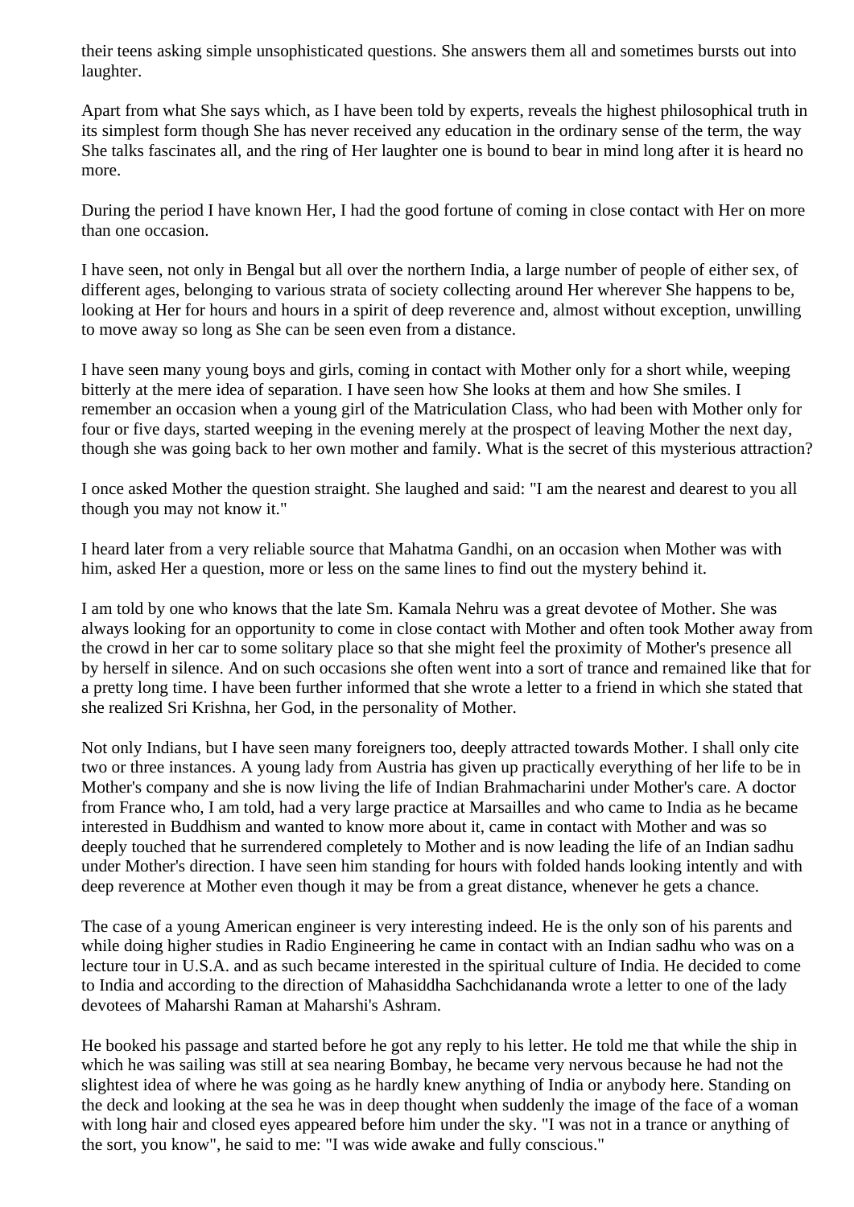their teens asking simple unsophisticated questions. She answers them all and sometimes bursts out into laughter.

Apart from what She says which, as I have been told by experts, reveals the highest philosophical truth in its simplest form though She has never received any education in the ordinary sense of the term, the way She talks fascinates all, and the ring of Her laughter one is bound to bear in mind long after it is heard no more.

During the period I have known Her, I had the good fortune of coming in close contact with Her on more than one occasion.

I have seen, not only in Bengal but all over the northern India, a large number of people of either sex, of different ages, belonging to various strata of society collecting around Her wherever She happens to be, looking at Her for hours and hours in a spirit of deep reverence and, almost without exception, unwilling to move away so long as She can be seen even from a distance.

I have seen many young boys and girls, coming in contact with Mother only for a short while, weeping bitterly at the mere idea of separation. I have seen how She looks at them and how She smiles. I remember an occasion when a young girl of the Matriculation Class, who had been with Mother only for four or five days, started weeping in the evening merely at the prospect of leaving Mother the next day, though she was going back to her own mother and family. What is the secret of this mysterious attraction?

I once asked Mother the question straight. She laughed and said: "I am the nearest and dearest to you all though you may not know it."

I heard later from a very reliable source that Mahatma Gandhi, on an occasion when Mother was with him, asked Her a question, more or less on the same lines to find out the mystery behind it.

I am told by one who knows that the late Sm. Kamala Nehru was a great devotee of Mother. She was always looking for an opportunity to come in close contact with Mother and often took Mother away from the crowd in her car to some solitary place so that she might feel the proximity of Mother's presence all by herself in silence. And on such occasions she often went into a sort of trance and remained like that for a pretty long time. I have been further informed that she wrote a letter to a friend in which she stated that she realized Sri Krishna, her God, in the personality of Mother.

Not only Indians, but I have seen many foreigners too, deeply attracted towards Mother. I shall only cite two or three instances. A young lady from Austria has given up practically everything of her life to be in Mother's company and she is now living the life of Indian Brahmacharini under Mother's care. A doctor from France who, I am told, had a very large practice at Marsailles and who came to India as he became interested in Buddhism and wanted to know more about it, came in contact with Mother and was so deeply touched that he surrendered completely to Mother and is now leading the life of an Indian sadhu under Mother's direction. I have seen him standing for hours with folded hands looking intently and with deep reverence at Mother even though it may be from a great distance, whenever he gets a chance.

The case of a young American engineer is very interesting indeed. He is the only son of his parents and while doing higher studies in Radio Engineering he came in contact with an Indian sadhu who was on a lecture tour in U.S.A. and as such became interested in the spiritual culture of India. He decided to come to India and according to the direction of Mahasiddha Sachchidananda wrote a letter to one of the lady devotees of Maharshi Raman at Maharshi's Ashram.

He booked his passage and started before he got any reply to his letter. He told me that while the ship in which he was sailing was still at sea nearing Bombay, he became very nervous because he had not the slightest idea of where he was going as he hardly knew anything of India or anybody here. Standing on the deck and looking at the sea he was in deep thought when suddenly the image of the face of a woman with long hair and closed eyes appeared before him under the sky. "I was not in a trance or anything of the sort, you know", he said to me: "I was wide awake and fully conscious."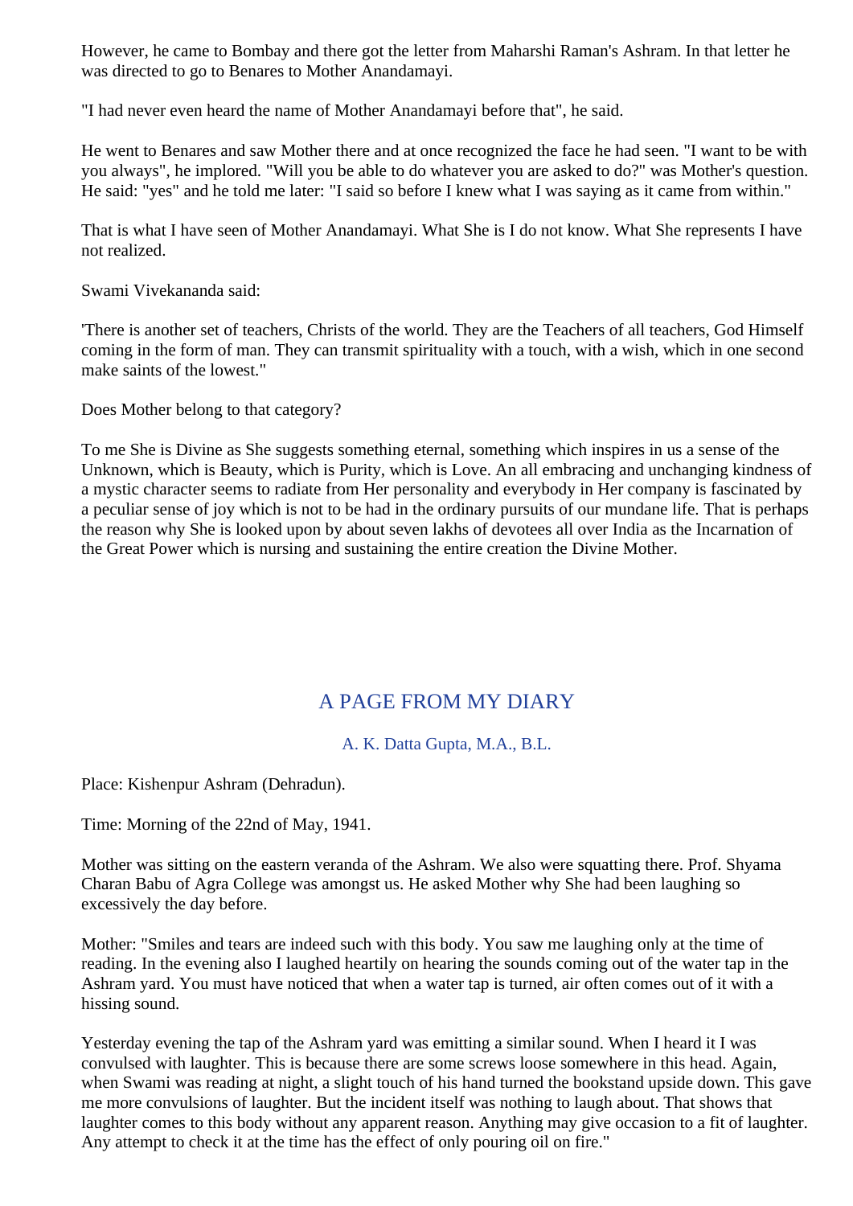However, he came to Bombay and there got the letter from Maharshi Raman's Ashram. In that letter he was directed to go to Benares to Mother Anandamayi.

"I had never even heard the name of Mother Anandamayi before that", he said.

He went to Benares and saw Mother there and at once recognized the face he had seen. "I want to be with you always", he implored. "Will you be able to do whatever you are asked to do?" was Mother's question. He said: "yes" and he told me later: "I said so before I knew what I was saying as it came from within."

That is what I have seen of Mother Anandamayi. What She is I do not know. What She represents I have not realized.

Swami Vivekananda said:

'There is another set of teachers, Christs of the world. They are the Teachers of all teachers, God Himself coming in the form of man. They can transmit spirituality with a touch, with a wish, which in one second make saints of the lowest."

Does Mother belong to that category?

To me She is Divine as She suggests something eternal, something which inspires in us a sense of the Unknown, which is Beauty, which is Purity, which is Love. An all embracing and unchanging kindness of a mystic character seems to radiate from Her personality and everybody in Her company is fascinated by a peculiar sense of joy which is not to be had in the ordinary pursuits of our mundane life. That is perhaps the reason why She is looked upon by about seven lakhs of devotees all over India as the Incarnation of the Great Power which is nursing and sustaining the entire creation the Divine Mother.

## A PAGE FROM MY DIARY

A. K. Datta Gupta, M.A., B.L.

Place: Kishenpur Ashram (Dehradun).

Time: Morning of the 22nd of May, 1941.

Mother was sitting on the eastern veranda of the Ashram. We also were squatting there. Prof. Shyama Charan Babu of Agra College was amongst us. He asked Mother why She had been laughing so excessively the day before.

Mother: "Smiles and tears are indeed such with this body. You saw me laughing only at the time of reading. In the evening also I laughed heartily on hearing the sounds coming out of the water tap in the Ashram yard. You must have noticed that when a water tap is turned, air often comes out of it with a hissing sound.

Yesterday evening the tap of the Ashram yard was emitting a similar sound. When I heard it I was convulsed with laughter. This is because there are some screws loose somewhere in this head. Again, when Swami was reading at night, a slight touch of his hand turned the bookstand upside down. This gave me more convulsions of laughter. But the incident itself was nothing to laugh about. That shows that laughter comes to this body without any apparent reason. Anything may give occasion to a fit of laughter. Any attempt to check it at the time has the effect of only pouring oil on fire."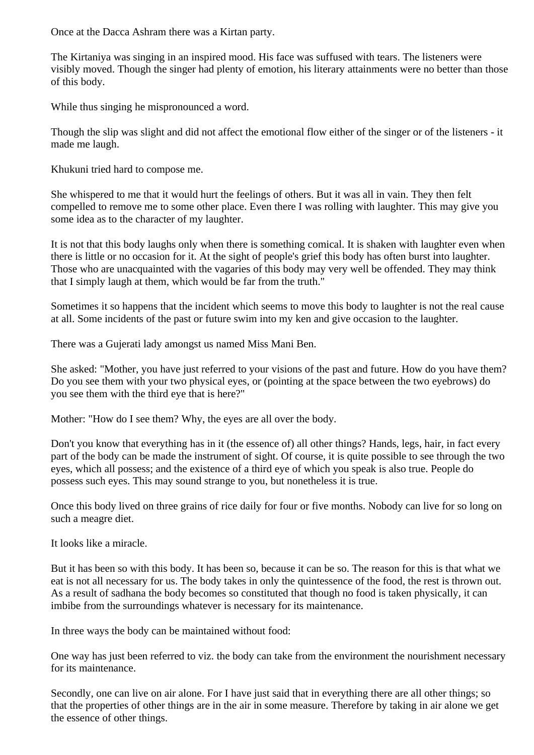Once at the Dacca Ashram there was a Kirtan party.

The Kirtaniya was singing in an inspired mood. His face was suffused with tears. The listeners were visibly moved. Though the singer had plenty of emotion, his literary attainments were no better than those of this body.

While thus singing he mispronounced a word.

Though the slip was slight and did not affect the emotional flow either of the singer or of the listeners - it made me laugh.

Khukuni tried hard to compose me.

She whispered to me that it would hurt the feelings of others. But it was all in vain. They then felt compelled to remove me to some other place. Even there I was rolling with laughter. This may give you some idea as to the character of my laughter.

It is not that this body laughs only when there is something comical. It is shaken with laughter even when there is little or no occasion for it. At the sight of people's grief this body has often burst into laughter. Those who are unacquainted with the vagaries of this body may very well be offended. They may think that I simply laugh at them, which would be far from the truth."

Sometimes it so happens that the incident which seems to move this body to laughter is not the real cause at all. Some incidents of the past or future swim into my ken and give occasion to the laughter.

There was a Gujerati lady amongst us named Miss Mani Ben.

She asked: "Mother, you have just referred to your visions of the past and future. How do you have them? Do you see them with your two physical eyes, or (pointing at the space between the two eyebrows) do you see them with the third eye that is here?"

Mother: "How do I see them? Why, the eyes are all over the body.

Don't you know that everything has in it (the essence of) all other things? Hands, legs, hair, in fact every part of the body can be made the instrument of sight. Of course, it is quite possible to see through the two eyes, which all possess; and the existence of a third eye of which you speak is also true. People do possess such eyes. This may sound strange to you, but nonetheless it is true.

Once this body lived on three grains of rice daily for four or five months. Nobody can live for so long on such a meagre diet.

It looks like a miracle.

But it has been so with this body. It has been so, because it can be so. The reason for this is that what we eat is not all necessary for us. The body takes in only the quintessence of the food, the rest is thrown out. As a result of sadhana the body becomes so constituted that though no food is taken physically, it can imbibe from the surroundings whatever is necessary for its maintenance.

In three ways the body can be maintained without food:

One way has just been referred to viz. the body can take from the environment the nourishment necessary for its maintenance.

Secondly, one can live on air alone. For I have just said that in everything there are all other things; so that the properties of other things are in the air in some measure. Therefore by taking in air alone we get the essence of other things.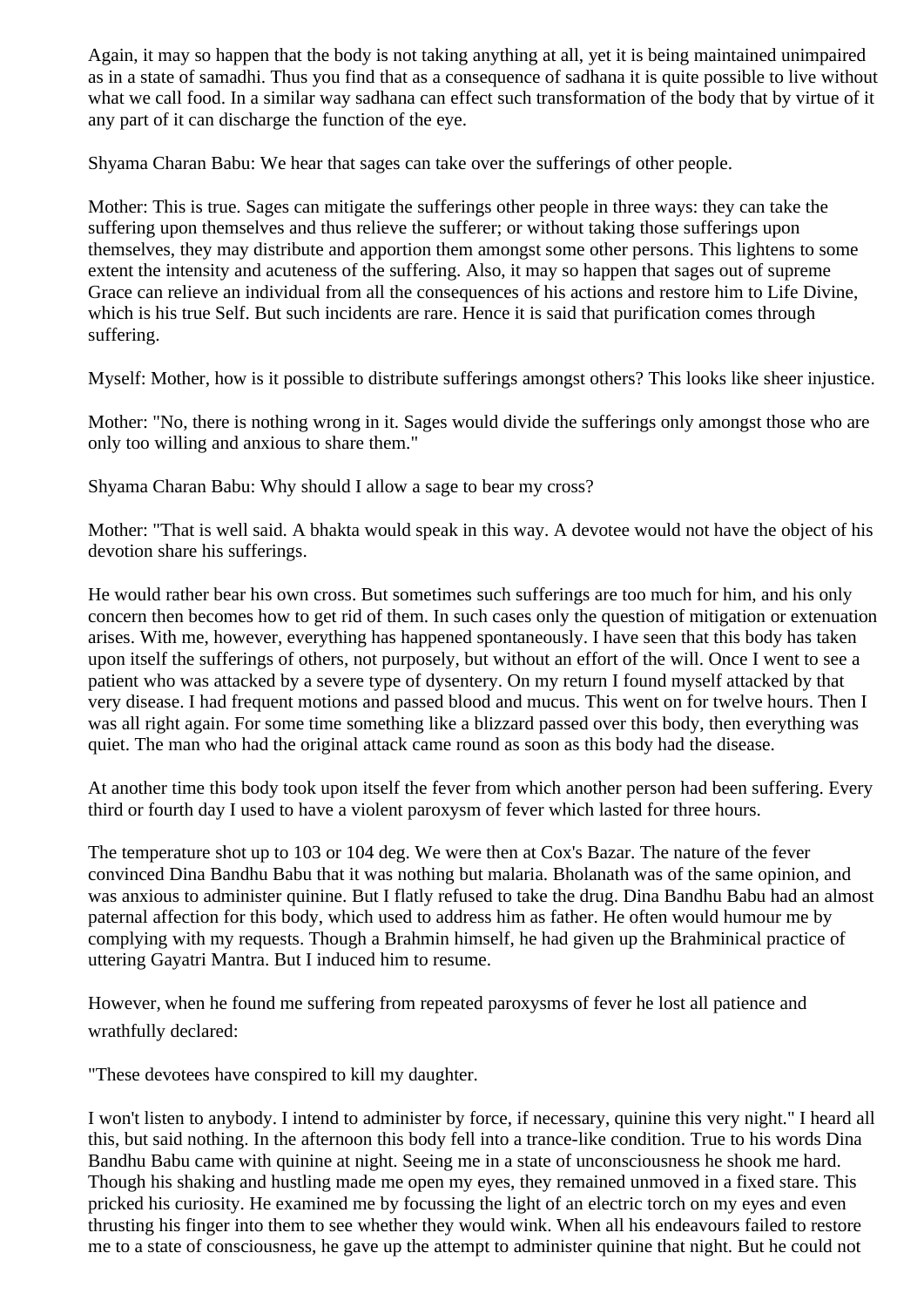Again, it may so happen that the body is not taking anything at all, yet it is being maintained unimpaired as in a state of samadhi. Thus you find that as a consequence of sadhana it is quite possible to live without what we call food. In a similar way sadhana can effect such transformation of the body that by virtue of it any part of it can discharge the function of the eye.

Shyama Charan Babu: We hear that sages can take over the sufferings of other people.

Mother: This is true. Sages can mitigate the sufferings other people in three ways: they can take the suffering upon themselves and thus relieve the sufferer; or without taking those sufferings upon themselves, they may distribute and apportion them amongst some other persons. This lightens to some extent the intensity and acuteness of the suffering. Also, it may so happen that sages out of supreme Grace can relieve an individual from all the consequences of his actions and restore him to Life Divine, which is his true Self. But such incidents are rare. Hence it is said that purification comes through suffering.

Myself: Mother, how is it possible to distribute sufferings amongst others? This looks like sheer injustice.

Mother: "No, there is nothing wrong in it. Sages would divide the sufferings only amongst those who are only too willing and anxious to share them."

Shyama Charan Babu: Why should I allow a sage to bear my cross?

Mother: "That is well said. A bhakta would speak in this way. A devotee would not have the object of his devotion share his sufferings.

He would rather bear his own cross. But sometimes such sufferings are too much for him, and his only concern then becomes how to get rid of them. In such cases only the question of mitigation or extenuation arises. With me, however, everything has happened spontaneously. I have seen that this body has taken upon itself the sufferings of others, not purposely, but without an effort of the will. Once I went to see a patient who was attacked by a severe type of dysentery. On my return I found myself attacked by that very disease. I had frequent motions and passed blood and mucus. This went on for twelve hours. Then I was all right again. For some time something like a blizzard passed over this body, then everything was quiet. The man who had the original attack came round as soon as this body had the disease.

At another time this body took upon itself the fever from which another person had been suffering. Every third or fourth day I used to have a violent paroxysm of fever which lasted for three hours.

The temperature shot up to 103 or 104 deg. We were then at Cox's Bazar. The nature of the fever convinced Dina Bandhu Babu that it was nothing but malaria. Bholanath was of the same opinion, and was anxious to administer quinine. But I flatly refused to take the drug. Dina Bandhu Babu had an almost paternal affection for this body, which used to address him as father. He often would humour me by complying with my requests. Though a Brahmin himself, he had given up the Brahminical practice of uttering Gayatri Mantra. But I induced him to resume.

However, when he found me suffering from repeated paroxysms of fever he lost all patience and wrathfully declared:

"These devotees have conspired to kill my daughter.

I won't listen to anybody. I intend to administer by force, if necessary, quinine this very night." I heard all this, but said nothing. In the afternoon this body fell into a trance-like condition. True to his words Dina Bandhu Babu came with quinine at night. Seeing me in a state of unconsciousness he shook me hard. Though his shaking and hustling made me open my eyes, they remained unmoved in a fixed stare. This pricked his curiosity. He examined me by focussing the light of an electric torch on my eyes and even thrusting his finger into them to see whether they would wink. When all his endeavours failed to restore me to a state of consciousness, he gave up the attempt to administer quinine that night. But he could not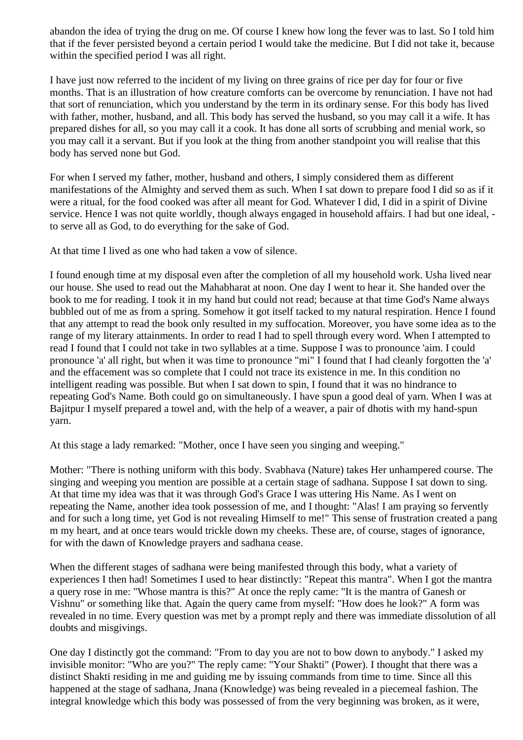abandon the idea of trying the drug on me. Of course I knew how long the fever was to last. So I told him that if the fever persisted beyond a certain period I would take the medicine. But I did not take it, because within the specified period I was all right.

I have just now referred to the incident of my living on three grains of rice per day for four or five months. That is an illustration of how creature comforts can be overcome by renunciation. I have not had that sort of renunciation, which you understand by the term in its ordinary sense. For this body has lived with father, mother, husband, and all. This body has served the husband, so you may call it a wife. It has prepared dishes for all, so you may call it a cook. It has done all sorts of scrubbing and menial work, so you may call it a servant. But if you look at the thing from another standpoint you will realise that this body has served none but God.

For when I served my father, mother, husband and others, I simply considered them as different manifestations of the Almighty and served them as such. When I sat down to prepare food I did so as if it were a ritual, for the food cooked was after all meant for God. Whatever I did, I did in a spirit of Divine service. Hence I was not quite worldly, though always engaged in household affairs. I had but one ideal, - to serve all as God, to do everything for the sake of God.

At that time I lived as one who had taken a vow of silence.

I found enough time at my disposal even after the completion of all my household work. Usha lived near our house. She used to read out the Mahabharat at noon. One day I went to hear it. She handed over the book to me for reading. I took it in my hand but could not read; because at that time God's Name always bubbled out of me as from a spring. Somehow it got itself tacked to my natural respiration. Hence I found that any attempt to read the book only resulted in my suffocation. Moreover, you have some idea as to the range of my literary attainments. In order to read I had to spell through every word. When I attempted to read I found that I could not take in two syllables at a time. Suppose I was to pronounce 'aim. I could pronounce 'a' all right, but when it was time to pronounce "mi" I found that I had cleanly forgotten the 'a' and the effacement was so complete that I could not trace its existence in me. In this condition no intelligent reading was possible. But when I sat down to spin, I found that it was no hindrance to repeating God's Name. Both could go on simultaneously. I have spun a good deal of yarn. When I was at Bajitpur I myself prepared a towel and, with the help of a weaver, a pair of dhotis with my hand-spun yarn.

At this stage a lady remarked: "Mother, once I have seen you singing and weeping."

Mother: "There is nothing uniform with this body. Svabhava (Nature) takes Her unhampered course. The singing and weeping you mention are possible at a certain stage of sadhana. Suppose I sat down to sing. At that time my idea was that it was through God's Grace I was uttering His Name. As I went on repeating the Name, another idea took possession of me, and I thought: "Alas! I am praying so fervently and for such a long time, yet God is not revealing Himself to me!" This sense of frustration created a pang m my heart, and at once tears would trickle down my cheeks. These are, of course, stages of ignorance, for with the dawn of Knowledge prayers and sadhana cease.

When the different stages of sadhana were being manifested through this body, what a variety of experiences I then had! Sometimes I used to hear distinctly: "Repeat this mantra". When I got the mantra a query rose in me: "Whose mantra is this?" At once the reply came: "It is the mantra of Ganesh or Vishnu" or something like that. Again the query came from myself: "How does he look?" A form was revealed in no time. Every question was met by a prompt reply and there was immediate dissolution of all doubts and misgivings.

One day I distinctly got the command: "From to day you are not to bow down to anybody." I asked my invisible monitor: "Who are you?" The reply came: "Your Shakti" (Power). I thought that there was a distinct Shakti residing in me and guiding me by issuing commands from time to time. Since all this happened at the stage of sadhana, Jnana (Knowledge) was being revealed in a piecemeal fashion. The integral knowledge which this body was possessed of from the very beginning was broken, as it were,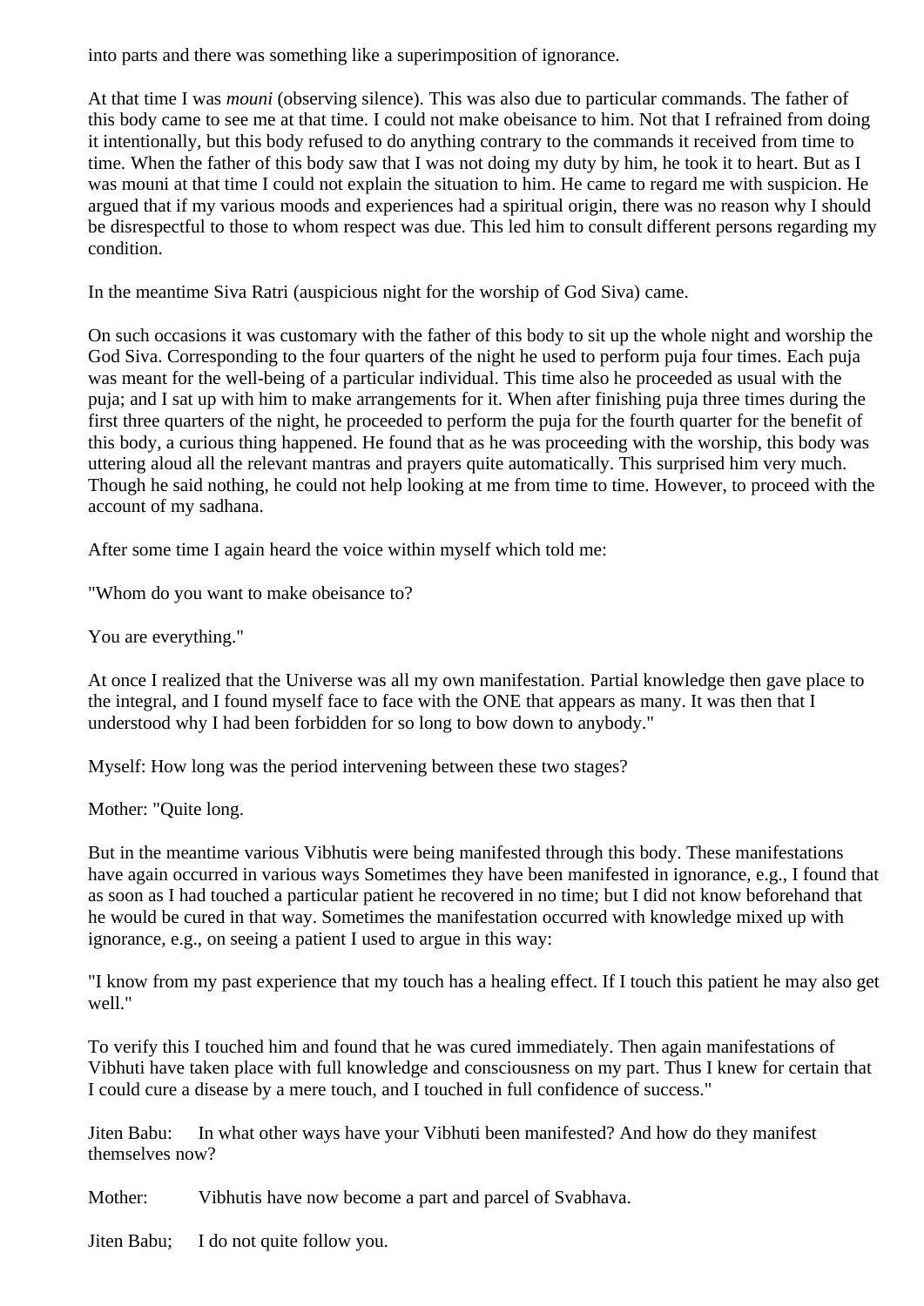into parts and there was something like a superimposition of ignorance.

At that time I was *mouni* (observing silence). This was also due to particular commands. The father of this body came to see me at that time. I could not make obeisance to him. Not that I refrained from doing it intentionally, but this body refused to do anything contrary to the commands it received from time to time. When the father of this body saw that I was not doing my duty by him, he took it to heart. But as I was mouni at that time I could not explain the situation to him. He came to regard me with suspicion. He argued that if my various moods and experiences had a spiritual origin, there was no reason why I should be disrespectful to those to whom respect was due. This led him to consult different persons regarding my condition.

In the meantime Siva Ratri (auspicious night for the worship of God Siva) came.

On such occasions it was customary with the father of this body to sit up the whole night and worship the God Siva. Corresponding to the four quarters of the night he used to perform puja four times. Each puja was meant for the well-being of a particular individual. This time also he proceeded as usual with the puja; and I sat up with him to make arrangements for it. When after finishing puja three times during the first three quarters of the night, he proceeded to perform the puja for the fourth quarter for the benefit of this body, a curious thing happened. He found that as he was proceeding with the worship, this body was uttering aloud all the relevant mantras and prayers quite automatically. This surprised him very much. Though he said nothing, he could not help looking at me from time to time. However, to proceed with the account of my sadhana.

After some time I again heard the voice within myself which told me:

"Whom do you want to make obeisance to?

You are everything."

At once I realized that the Universe was all my own manifestation. Partial knowledge then gave place to the integral, and I found myself face to face with the ONE that appears as many. It was then that I understood why I had been forbidden for so long to bow down to anybody."

Myself: How long was the period intervening between these two stages?

Mother: "Quite long.

But in the meantime various Vibhutis were being manifested through this body. These manifestations have again occurred in various ways Sometimes they have been manifested in ignorance, e.g., I found that as soon as I had touched a particular patient he recovered in no time; but I did not know beforehand that he would be cured in that way. Sometimes the manifestation occurred with knowledge mixed up with ignorance, e.g., on seeing a patient I used to argue in this way:

"I know from my past experience that my touch has a healing effect. If I touch this patient he may also get well."

To verify this I touched him and found that he was cured immediately. Then again manifestations of Vibhuti have taken place with full knowledge and consciousness on my part. Thus I knew for certain that I could cure a disease by a mere touch, and I touched in full confidence of success."

Jiten Babu: In what other ways have your Vibhuti been manifested? And how do they manifest themselves now?

Mother: Vibhutis have now become a part and parcel of Svabhava.

Jiten Babu; I do not quite follow you.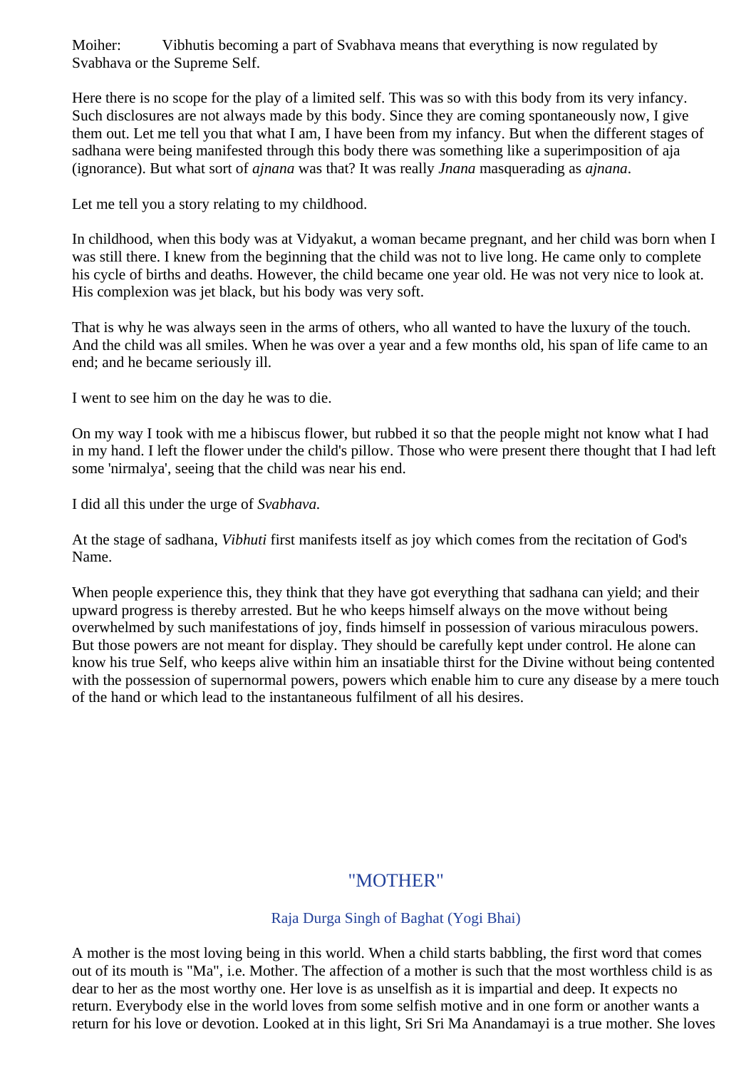Moiher: Vibhutis becoming a part of Svabhava means that everything is now regulated by Svabhava or the Supreme Self.

Here there is no scope for the play of a limited self. This was so with this body from its very infancy. Such disclosures are not always made by this body. Since they are coming spontaneously now, I give them out. Let me tell you that what I am, I have been from my infancy. But when the different stages of sadhana were being manifested through this body there was something like a superimposition of aja (ignorance). But what sort of *ajnana* was that? It was really *Jnana* masquerading as *ajnana*.

Let me tell you a story relating to my childhood.

In childhood, when this body was at Vidyakut, a woman became pregnant, and her child was born when I was still there. I knew from the beginning that the child was not to live long. He came only to complete his cycle of births and deaths. However, the child became one year old. He was not very nice to look at. His complexion was jet black, but his body was very soft.

That is why he was always seen in the arms of others, who all wanted to have the luxury of the touch. And the child was all smiles. When he was over a year and a few months old, his span of life came to an end; and he became seriously ill.

I went to see him on the day he was to die.

On my way I took with me a hibiscus flower, but rubbed it so that the people might not know what I had in my hand. I left the flower under the child's pillow. Those who were present there thought that I had left some 'nirmalya', seeing that the child was near his end.

I did all this under the urge of *Svabhava.*

At the stage of sadhana, *Vibhuti* first manifests itself as joy which comes from the recitation of God's Name.

When people experience this, they think that they have got everything that sadhana can yield; and their upward progress is thereby arrested. But he who keeps himself always on the move without being overwhelmed by such manifestations of joy, finds himself in possession of various miraculous powers. But those powers are not meant for display. They should be carefully kept under control. He alone can know his true Self, who keeps alive within him an insatiable thirst for the Divine without being contented with the possession of supernormal powers, powers which enable him to cure any disease by a mere touch of the hand or which lead to the instantaneous fulfilment of all his desires.

## "MOTHER"

### Raja Durga Singh of Baghat (Yogi Bhai)

A mother is the most loving being in this world. When a child starts babbling, the first word that comes out of its mouth is "Ma", i.e. Mother. The affection of a mother is such that the most worthless child is as dear to her as the most worthy one. Her love is as unselfish as it is impartial and deep. It expects no return. Everybody else in the world loves from some selfish motive and in one form or another wants a return for his love or devotion. Looked at in this light, Sri Sri Ma Anandamayi is a true mother. She loves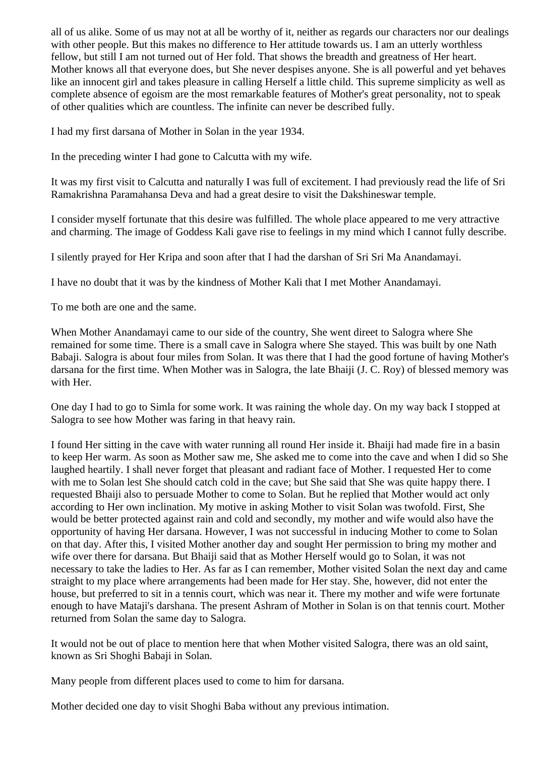all of us alike. Some of us may not at all be worthy of it, neither as regards our characters nor our dealings with other people. But this makes no difference to Her attitude towards us. I am an utterly worthless fellow, but still I am not turned out of Her fold. That shows the breadth and greatness of Her heart. Mother knows all that everyone does, but She never despises anyone. She is all powerful and yet behaves like an innocent girl and takes pleasure in calling Herself a little child. This supreme simplicity as well as complete absence of egoism are the most remarkable features of Mother's great personality, not to speak of other qualities which are countless. The infinite can never be described fully.

I had my first darsana of Mother in Solan in the year 1934.

In the preceding winter I had gone to Calcutta with my wife.

It was my first visit to Calcutta and naturally I was full of excitement. I had previously read the life of Sri Ramakrishna Paramahansa Deva and had a great desire to visit the Dakshineswar temple.

I consider myself fortunate that this desire was fulfilled. The whole place appeared to me very attractive and charming. The image of Goddess Kali gave rise to feelings in my mind which I cannot fully describe.

I silently prayed for Her Kripa and soon after that I had the darshan of Sri Sri Ma Anandamayi.

I have no doubt that it was by the kindness of Mother Kali that I met Mother Anandamayi.

To me both are one and the same.

When Mother Anandamayi came to our side of the country, She went direet to Salogra where She remained for some time. There is a small cave in Salogra where She stayed. This was built by one Nath Babaji. Salogra is about four miles from Solan. It was there that I had the good fortune of having Mother's darsana for the first time. When Mother was in Salogra, the late Bhaiji (J. C. Roy) of blessed memory was with Her.

One day I had to go to Simla for some work. It was raining the whole day. On my way back I stopped at Salogra to see how Mother was faring in that heavy rain.

I found Her sitting in the cave with water running all round Her inside it. Bhaiji had made fire in a basin to keep Her warm. As soon as Mother saw me, She asked me to come into the cave and when I did so She laughed heartily. I shall never forget that pleasant and radiant face of Mother. I requested Her to come with me to Solan lest She should catch cold in the cave; but She said that She was quite happy there. I requested Bhaiji also to persuade Mother to come to Solan. But he replied that Mother would act only according to Her own inclination. My motive in asking Mother to visit Solan was twofold. First, She would be better protected against rain and cold and secondly, my mother and wife would also have the opportunity of having Her darsana. However, I was not successful in inducing Mother to come to Solan on that day. After this, I visited Mother another day and sought Her permission to bring my mother and wife over there for darsana. But Bhaiji said that as Mother Herself would go to Solan, it was not necessary to take the ladies to Her. As far as I can remember, Mother visited Solan the next day and came straight to my place where arrangements had been made for Her stay. She, however, did not enter the house, but preferred to sit in a tennis court, which was near it. There my mother and wife were fortunate enough to have Mataji's darshana. The present Ashram of Mother in Solan is on that tennis court. Mother returned from Solan the same day to Salogra.

It would not be out of place to mention here that when Mother visited Salogra, there was an old saint, known as Sri Shoghi Babaji in Solan.

Many people from different places used to come to him for darsana.

Mother decided one day to visit Shoghi Baba without any previous intimation.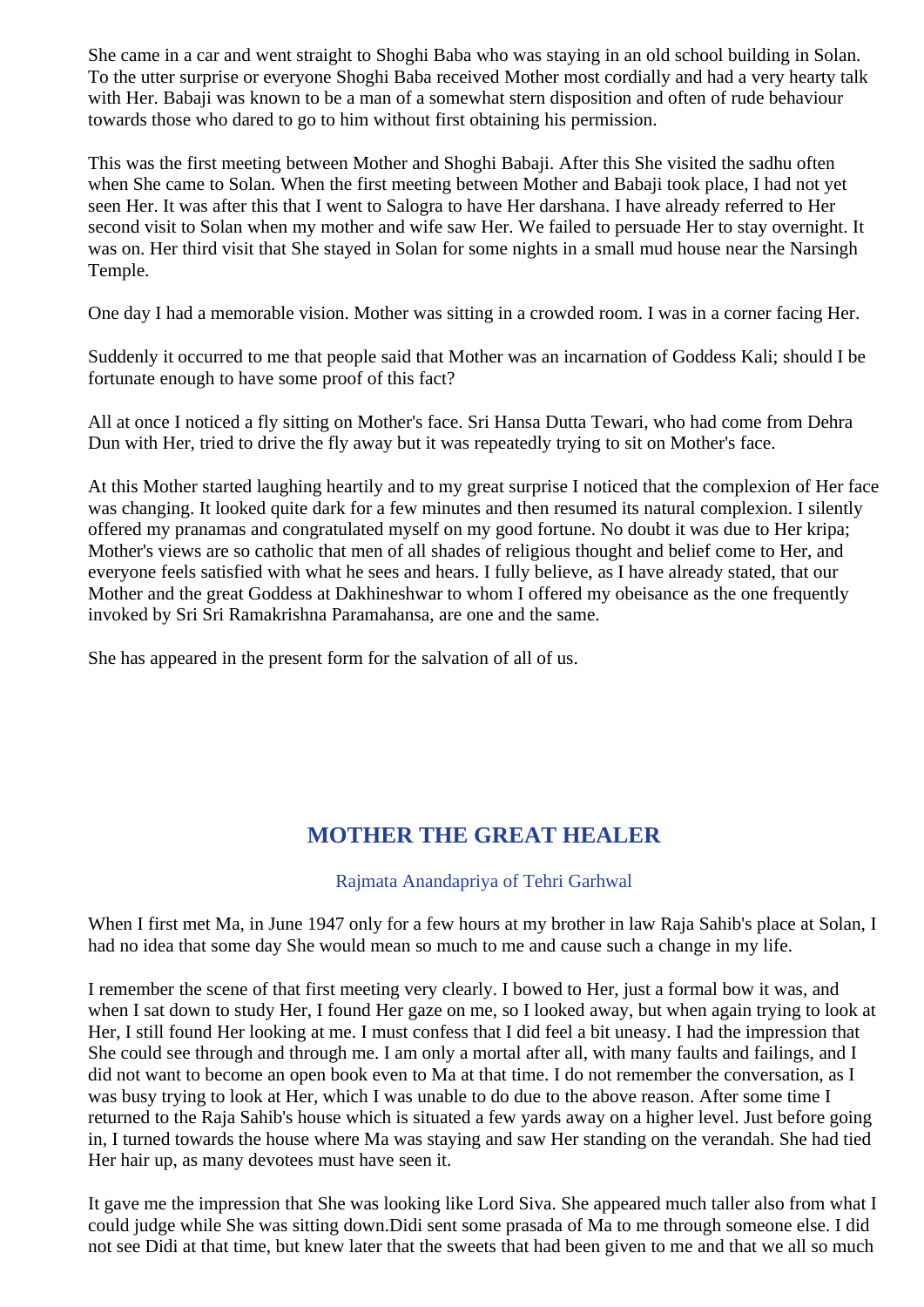She came in a car and went straight to Shoghi Baba who was staying in an old school building in Solan. To the utter surprise or everyone Shoghi Baba received Mother most cordially and had a very hearty talk with Her. Babaji was known to be a man of a somewhat stern disposition and often of rude behaviour towards those who dared to go to him without first obtaining his permission.

This was the first meeting between Mother and Shoghi Babaji. After this She visited the sadhu often when She came to Solan. When the first meeting between Mother and Babaji took place, I had not yet seen Her. It was after this that I went to Salogra to have Her darshana. I have already referred to Her second visit to Solan when my mother and wife saw Her. We failed to persuade Her to stay overnight. It was on. Her third visit that She stayed in Solan for some nights in a small mud house near the Narsingh Temple.

One day I had a memorable vision. Mother was sitting in a crowded room. I was in a corner facing Her.

Suddenly it occurred to me that people said that Mother was an incarnation of Goddess Kali; should I be fortunate enough to have some proof of this fact?

All at once I noticed a fly sitting on Mother's face. Sri Hansa Dutta Tewari, who had come from Dehra Dun with Her, tried to drive the fly away but it was repeatedly trying to sit on Mother's face.

At this Mother started laughing heartily and to my great surprise I noticed that the complexion of Her face was changing. It looked quite dark for a few minutes and then resumed its natural complexion. I silently offered my pranamas and congratulated myself on my good fortune. No doubt it was due to Her kripa; Mother's views are so catholic that men of all shades of religious thought and belief come to Her, and everyone feels satisfied with what he sees and hears. I fully believe, as I have already stated, that our Mother and the great Goddess at Dakhineshwar to whom I offered my obeisance as the one frequently invoked by Sri Sri Ramakrishna Paramahansa, are one and the same.

She has appeared in the present form for the salvation of all of us.

## MOTHER THE GREAT HEALER

Rajmata Anandapriya of Tehri Garhwal

When I first met Ma, in June 1947 only for a few hours at my brother in law Raja Sahib's place at Solan, I had no idea that some day She would mean so much to me and cause such a change in my life.

I remember the scene of that first meeting very clearly. I bowed to Her, just a formal bow it was, and when I sat down to study Her, I found Her gaze on me, so I looked away, but when again trying to look at Her, I still found Her looking at me. I must confess that I did feel a bit uneasy. I had the impression that She could see through and through me. I am only a mortal after all, with many faults and failings, and I did not want to become an open book even to Ma at that time. I do not remember the conversation, as I was busy trying to look at Her, which I was unable to do due to the above reason. After some time I returned to the Raja Sahib's house which is situated a few yards away on a higher level. Just before going in, I turned towards the house where Ma was staying and saw Her standing on the verandah. She had tied Her hair up, as many devotees must have seen it.

It gave me the impression that She was looking like Lord Siva. She appeared much taller also from what I could judge while She was sitting down.Didi sent some prasada of Ma to me through someone else. I did not see Didi at that time, but knew later that the sweets that had been given to me and that we all so much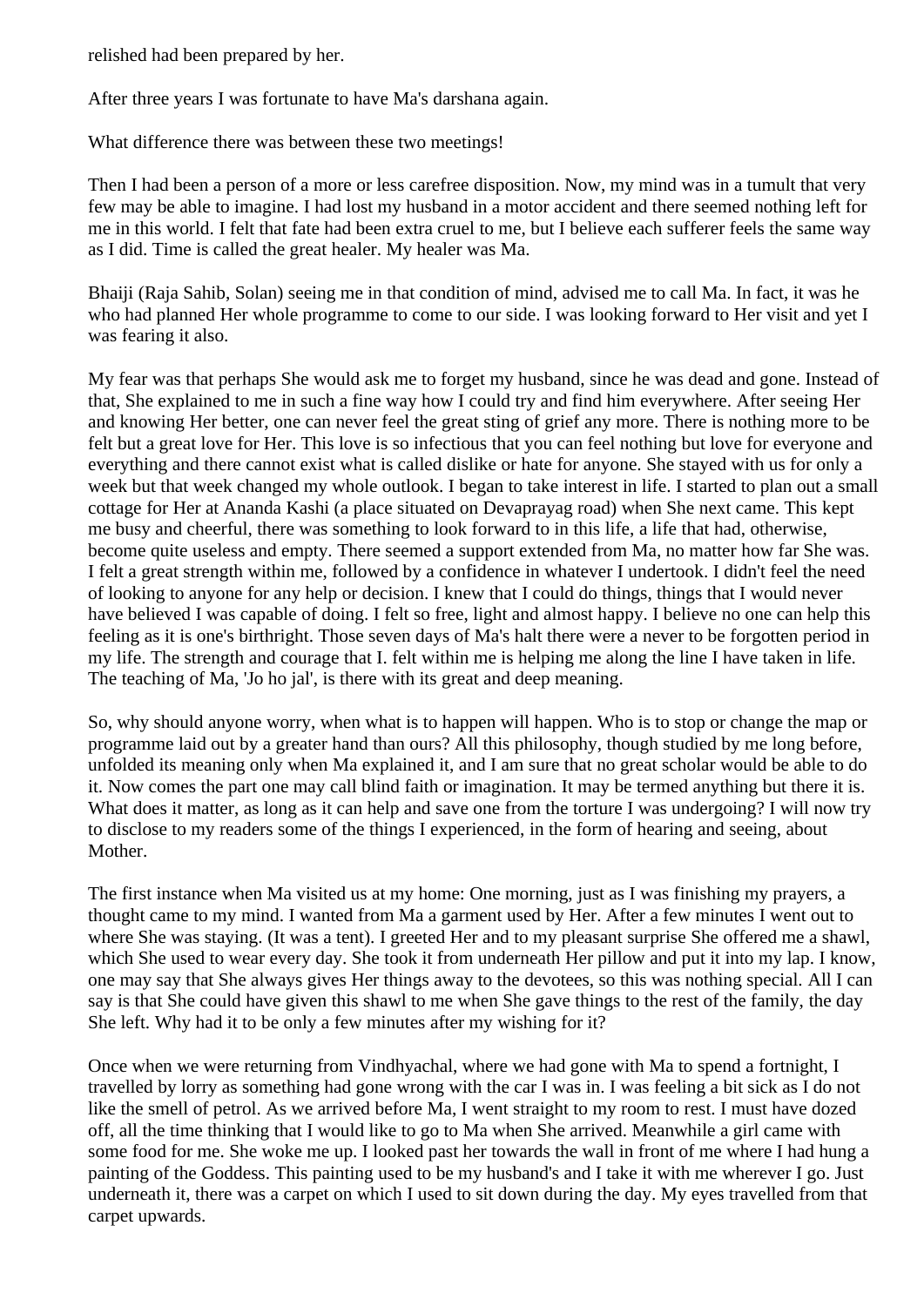relished had been prepared by her.

After three years I was fortunate to have Ma's darshana again.

What difference there was between these two meetings!

Then I had been a person of a more or less carefree disposition. Now, my mind was in a tumult that very few may be able to imagine. I had lost my husband in a motor accident and there seemed nothing left for me in this world. I felt that fate had been extra cruel to me, but I believe each sufferer feels the same way as I did. Time is called the great healer. My healer was Ma.

Bhaiji (Raja Sahib, Solan) seeing me in that condition of mind, advised me to call Ma. In fact, it was he who had planned Her whole programme to come to our side. I was looking forward to Her visit and yet I was fearing it also.

My fear was that perhaps She would ask me to forget my husband, since he was dead and gone. Instead of that, She explained to me in such a fine way how I could try and find him everywhere. After seeing Her and knowing Her better, one can never feel the great sting of grief any more. There is nothing more to be felt but a great love for Her. This love is so infectious that you can feel nothing but love for everyone and everything and there cannot exist what is called dislike or hate for anyone. She stayed with us for only a week but that week changed my whole outlook. I began to take interest in life. I started to plan out a small cottage for Her at Ananda Kashi (a place situated on Devaprayag road) when She next came. This kept me busy and cheerful, there was something to look forward to in this life, a life that had, otherwise, become quite useless and empty. There seemed a support extended from Ma, no matter how far She was. I felt a great strength within me, followed by a confidence in whatever I undertook. I didn't feel the need of looking to anyone for any help or decision. I knew that I could do things, things that I would never have believed I was capable of doing. I felt so free, light and almost happy. I believe no one can help this feeling as it is one's birthright. Those seven days of Ma's halt there were a never to be forgotten period in my life. The strength and courage that I. felt within me is helping me along the line I have taken in life. The teaching of Ma, 'Jo ho jal', is there with its great and deep meaning.

So, why should anyone worry, when what is to happen will happen. Who is to stop or change the map or programme laid out by a greater hand than ours? All this philosophy, though studied by me long before, unfolded its meaning only when Ma explained it, and I am sure that no great scholar would be able to do it. Now comes the part one may call blind faith or imagination. It may be termed anything but there it is. What does it matter, as long as it can help and save one from the torture I was undergoing? I will now try to disclose to my readers some of the things I experienced, in the form of hearing and seeing, about Mother.

The first instance when Ma visited us at my home: One morning, just as I was finishing my prayers, a thought came to my mind. I wanted from Ma a garment used by Her. After a few minutes I went out to where She was staying. (It was a tent). I greeted Her and to my pleasant surprise She offered me a shawl, which She used to wear every day. She took it from underneath Her pillow and put it into my lap. I know, one may say that She always gives Her things away to the devotees, so this was nothing special. All I can say is that She could have given this shawl to me when She gave things to the rest of the family, the day She left. Why had it to be only a few minutes after my wishing for it?

Once when we were returning from Vindhyachal, where we had gone with Ma to spend a fortnight, I travelled by lorry as something had gone wrong with the car I was in. I was feeling a bit sick as I do not like the smell of petrol. As we arrived before Ma, I went straight to my room to rest. I must have dozed off, all the time thinking that I would like to go to Ma when She arrived. Meanwhile a girl came with some food for me. She woke me up. I looked past her towards the wall in front of me where I had hung a painting of the Goddess. This painting used to be my husband's and I take it with me wherever I go. Just underneath it, there was a carpet on which I used to sit down during the day. My eyes travelled from that carpet upwards.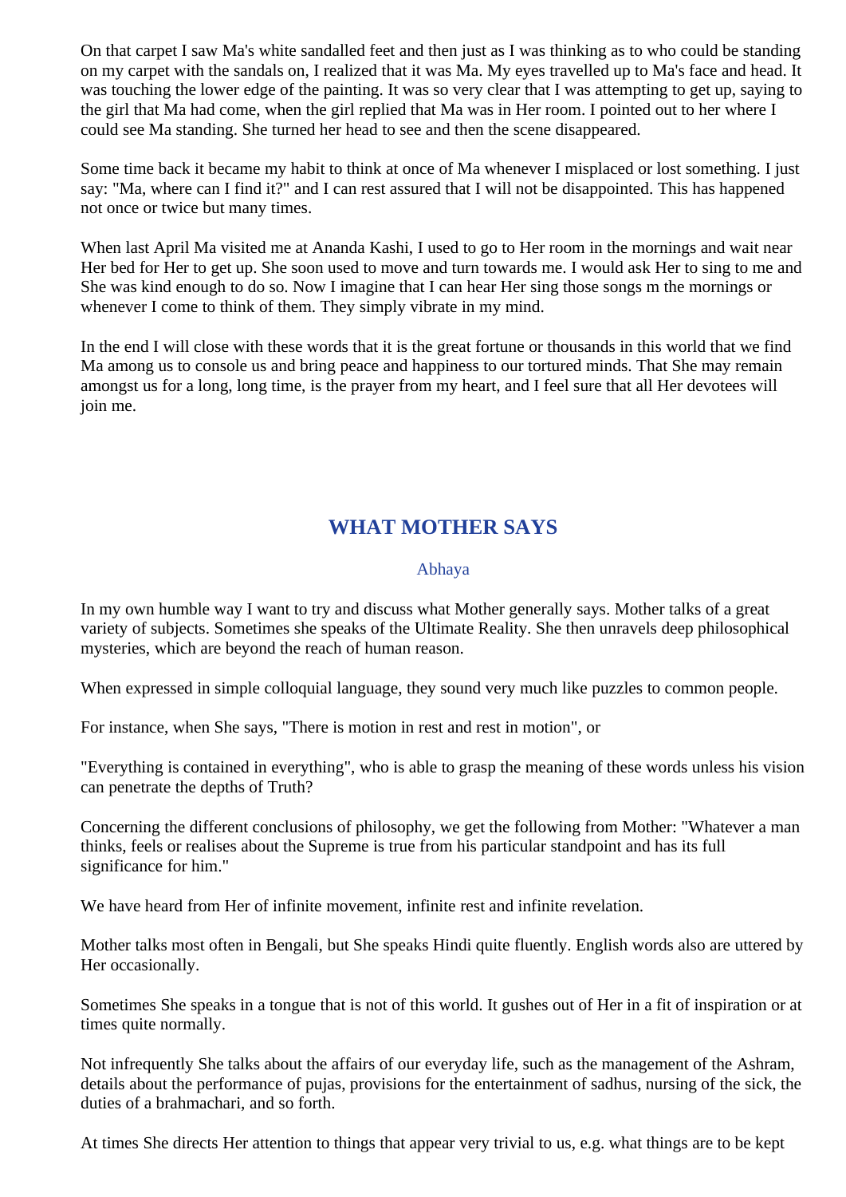On that carpet I saw Ma's white sandalled feet and then just as I was thinking as to who could be standing on my carpet with the sandals on, I realized that it was Ma. My eyes travelled up to Ma's face and head. It was touching the lower edge of the painting. It was so very clear that I was attempting to get up, saying to the girl that Ma had come, when the girl replied that Ma was in Her room. I pointed out to her where I could see Ma standing. She turned her head to see and then the scene disappeared.

Some time back it became my habit to think at once of Ma whenever I misplaced or lost something. I just say: "Ma, where can I find it?" and I can rest assured that I will not be disappointed. This has happened not once or twice but many times.

When last April Ma visited me at Ananda Kashi, I used to go to Her room in the mornings and wait near Her bed for Her to get up. She soon used to move and turn towards me. I would ask Her to sing to me and She was kind enough to do so. Now I imagine that I can hear Her sing those songs m the mornings or whenever I come to think of them. They simply vibrate in my mind.

In the end I will close with these words that it is the great fortune or thousands in this world that we find Ma among us to console us and bring peace and happiness to our tortured minds. That She may remain amongst us for a long, long time, is the prayer from my heart, and I feel sure that all Her devotees will join me.

## WHAT MOTHER SAYS

Abhaya

In my own humble way I want to try and discuss what Mother generally says. Mother talks of a great variety of subjects. Sometimes she speaks of the Ultimate Reality. She then unravels deep philosophical mysteries, which are beyond the reach of human reason.

When expressed in simple colloquial language, they sound very much like puzzles to common people.

For instance, when She says, "There is motion in rest and rest in motion", or

"Everything is contained in everything", who is able to grasp the meaning of these words unless his vision can penetrate the depths of Truth?

Concerning the different conclusions of philosophy, we get the following from Mother: "Whatever a man thinks, feels or realises about the Supreme is true from his particular standpoint and has its full significance for him."

We have heard from Her of infinite movement, infinite rest and infinite revelation.

Mother talks most often in Bengali, but She speaks Hindi quite fluently. English words also are uttered by Her occasionally.

Sometimes She speaks in a tongue that is not of this world. It gushes out of Her in a fit of inspiration or at times quite normally.

Not infrequently She talks about the affairs of our everyday life, such as the management of the Ashram, details about the performance of pujas, provisions for the entertainment of sadhus, nursing of the sick, the duties of a brahmachari, and so forth.

At times She directs Her attention to things that appear very trivial to us, e.g. what things are to be kept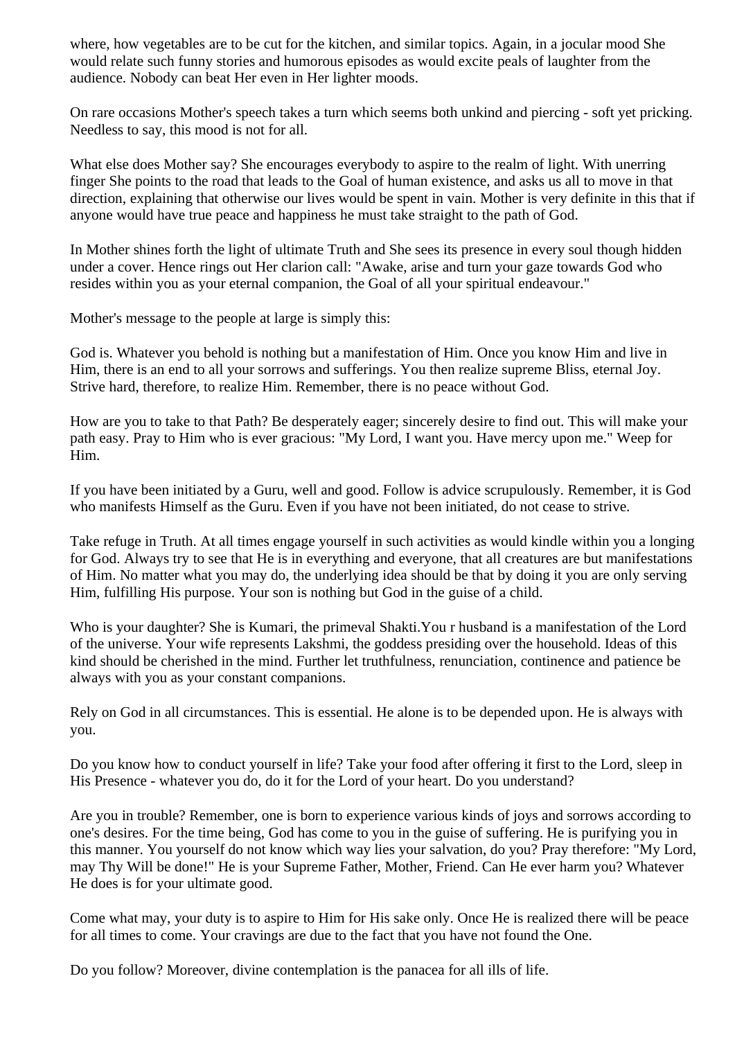where, how vegetables are to be cut for the kitchen, and similar topics. Again, in a jocular mood She would relate such funny stories and humorous episodes as would excite peals of laughter from the audience. Nobody can beat Her even in Her lighter moods.

On rare occasions Mother's speech takes a turn which seems both unkind and piercing - soft yet pricking. Needless to say, this mood is not for all.

What else does Mother say? She encourages everybody to aspire to the realm of light. With unerring finger She points to the road that leads to the Goal of human existence, and asks us all to move in that direction, explaining that otherwise our lives would be spent in vain. Mother is very definite in this that if anyone would have true peace and happiness he must take straight to the path of God.

In Mother shines forth the light of ultimate Truth and She sees its presence in every soul though hidden under a cover. Hence rings out Her clarion call: "Awake, arise and turn your gaze towards God who resides within you as your eternal companion, the Goal of all your spiritual endeavour."

Mother's message to the people at large is simply this:

God is. Whatever you behold is nothing but a manifestation of Him. Once you know Him and live in Him, there is an end to all your sorrows and sufferings. You then realize supreme Bliss, eternal Joy. Strive hard, therefore, to realize Him. Remember, there is no peace without God.

How are you to take to that Path? Be desperately eager; sincerely desire to find out. This will make your path easy. Pray to Him who is ever gracious: "My Lord, I want you. Have mercy upon me." Weep for Him.

If you have been initiated by a Guru, well and good. Follow is advice scrupulously. Remember, it is God who manifests Himself as the Guru. Even if you have not been initiated, do not cease to strive.

Take refuge in Truth. At all times engage yourself in such activities as would kindle within you a longing for God. Always try to see that He is in everything and everyone, that all creatures are but manifestations of Him. No matter what you may do, the underlying idea should be that by doing it you are only serving Him, fulfilling His purpose. Your son is nothing but God in the guise of a child.

Who is your daughter? She is Kumari, the primeval Shakti.You r husband is a manifestation of the Lord of the universe. Your wife represents Lakshmi, the goddess presiding over the household. Ideas of this kind should be cherished in the mind. Further let truthfulness, renunciation, continence and patience be always with you as your constant companions.

Rely on God in all circumstances. This is essential. He alone is to be depended upon. He is always with you.

Do you know how to conduct yourself in life? Take your food after offering it first to the Lord, sleep in His Presence - whatever you do, do it for the Lord of your heart. Do you understand?

Are you in trouble? Remember, one is born to experience various kinds of joys and sorrows according to one's desires. For the time being, God has come to you in the guise of suffering. He is purifying you in this manner. You yourself do not know which way lies your salvation, do you? Pray therefore: "My Lord, may Thy Will be done!" He is your Supreme Father, Mother, Friend. Can He ever harm you? Whatever He does is for your ultimate good.

Come what may, your duty is to aspire to Him for His sake only. Once He is realized there will be peace for all times to come. Your cravings are due to the fact that you have not found the One.

Do you follow? Moreover, divine contemplation is the panacea for all ills of life.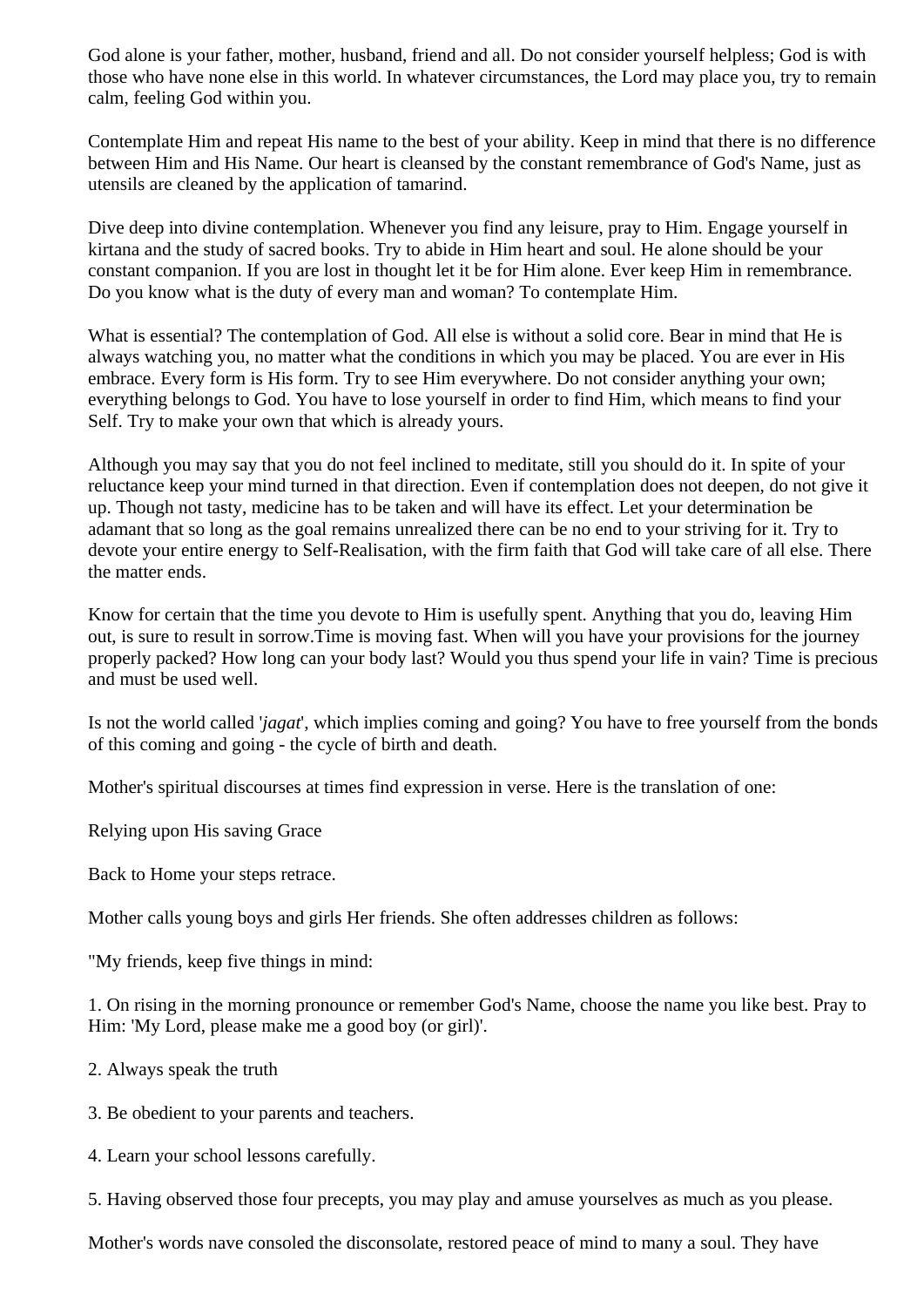God alone is your father, mother, husband, friend and all. Do not consider yourself helpless; God is with those who have none else in this world. In whatever circumstances, the Lord may place you, try to remain calm, feeling God within you.

Contemplate Him and repeat His name to the best of your ability. Keep in mind that there is no difference between Him and His Name. Our heart is cleansed by the constant remembrance of God's Name, just as utensils are cleaned by the application of tamarind.

Dive deep into divine contemplation. Whenever you find any leisure, pray to Him. Engage yourself in kirtana and the study of sacred books. Try to abide in Him heart and soul. He alone should be your constant companion. If you are lost in thought let it be for Him alone. Ever keep Him in remembrance. Do you know what is the duty of every man and woman? To contemplate Him.

What is essential? The contemplation of God. All else is without a solid core. Bear in mind that He is always watching you, no matter what the conditions in which you may be placed. You are ever in His embrace. Every form is His form. Try to see Him everywhere. Do not consider anything your own; everything belongs to God. You have to lose yourself in order to find Him, which means to find your Self. Try to make your own that which is already yours.

Although you may say that you do not feel inclined to meditate, still you should do it. In spite of your reluctance keep your mind turned in that direction. Even if contemplation does not deepen, do not give it up. Though not tasty, medicine has to be taken and will have its effect. Let your determination be adamant that so long as the goal remains unrealized there can be no end to your striving for it. Try to devote your entire energy to Self-Realisation, with the firm faith that God will take care of all else. There the matter ends.

Know for certain that the time you devote to Him is usefully spent. Anything that you do, leaving Him out, is sure to result in sorrow.Time is moving fast. When will you have your provisions for the journey properly packed? How long can your body last? Would you thus spend your life in vain? Time is precious and must be used well.

Is not the world called '*jagat*', which implies coming and going? You have to free yourself from the bonds of this coming and going - the cycle of birth and death.

Mother's spiritual discourses at times find expression in verse. Here is the translation of one:

Relying upon His saving Grace

Back to Home your steps retrace.

Mother calls young boys and girls Her friends. She often addresses children as follows:

"My friends, keep five things in mind:

1. On rising in the morning pronounce or remember God's Name, choose the name you like best. Pray to Him: 'My Lord, please make me a good boy (or girl)'.

2. Always speak the truth

3. Be obedient to your parents and teachers.

4. Learn your school lessons carefully.

5. Having observed those four precepts, you may play and amuse yourselves as much as you please.

Mother's words nave consoled the disconsolate, restored peace of mind to many a soul. They have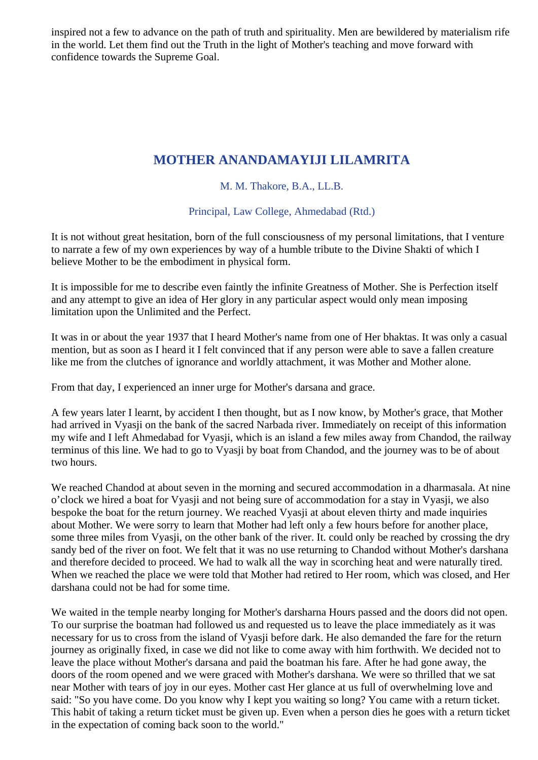inspired not a few to advance on the path of truth and spirituality. Men are bewildered by materialism rife in the world. Let them find out the Truth in the light of Mother's teaching and move forward with confidence towards the Supreme Goal.

## MOTHER ANANDAMAYIJI LILAMRITA

M. M. Thakore, B.A., LL.B.

Principal, Law College, Ahmedabad (Rtd.)

It is not without great hesitation, born of the full consciousness of my personal limitations, that I venture to narrate a few of my own experiences by way of a humble tribute to the Divine Shakti of which I believe Mother to be the embodiment in physical form.

It is impossible for me to describe even faintly the infinite Greatness of Mother. She is Perfection itself and any attempt to give an idea of Her glory in any particular aspect would only mean imposing limitation upon the Unlimited and the Perfect.

It was in or about the year 1937 that I heard Mother's name from one of Her bhaktas. It was only a casual mention, but as soon as I heard it I felt convinced that if any person were able to save a fallen creature like me from the clutches of ignorance and worldly attachment, it was Mother and Mother alone.

From that day, I experienced an inner urge for Mother's darsana and grace.

A few years later I learnt, by accident I then thought, but as I now know, by Mother's grace, that Mother had arrived in Vyasji on the bank of the sacred Narbada river. Immediately on receipt of this information my wife and I left Ahmedabad for Vyasji, which is an island a few miles away from Chandod, the railway terminus of this line. We had to go to Vyasji by boat from Chandod, and the journey was to be of about two hours.

We reached Chandod at about seven in the morning and secured accommodation in a dharmasala. At nine o'clock we hired a boat for Vyasji and not being sure of accommodation for a stay in Vyasji, we also bespoke the boat for the return journey. We reached Vyasji at about eleven thirty and made inquiries about Mother. We were sorry to learn that Mother had left only a few hours before for another place, some three miles from Vyasji, on the other bank of the river. It. could only be reached by crossing the dry sandy bed of the river on foot. We felt that it was no use returning to Chandod without Mother's darshana and therefore decided to proceed. We had to walk all the way in scorching heat and were naturally tired. When we reached the place we were told that Mother had retired to Her room, which was closed, and Her darshana could not be had for some time.

We waited in the temple nearby longing for Mother's darsharna Hours passed and the doors did not open. To our surprise the boatman had followed us and requested us to leave the place immediately as it was necessary for us to cross from the island of Vyasji before dark. He also demanded the fare for the return journey as originally fixed, in case we did not like to come away with him forthwith. We decided not to leave the place without Mother's darsana and paid the boatman his fare. After he had gone away, the doors of the room opened and we were graced with Mother's darshana. We were so thrilled that we sat near Mother with tears of joy in our eyes. Mother cast Her glance at us full of overwhelming love and said: "So you have come. Do you know why I kept you waiting so long? You came with a return ticket. This habit of taking a return ticket must be given up. Even when a person dies he goes with a return ticket in the expectation of coming back soon to the world."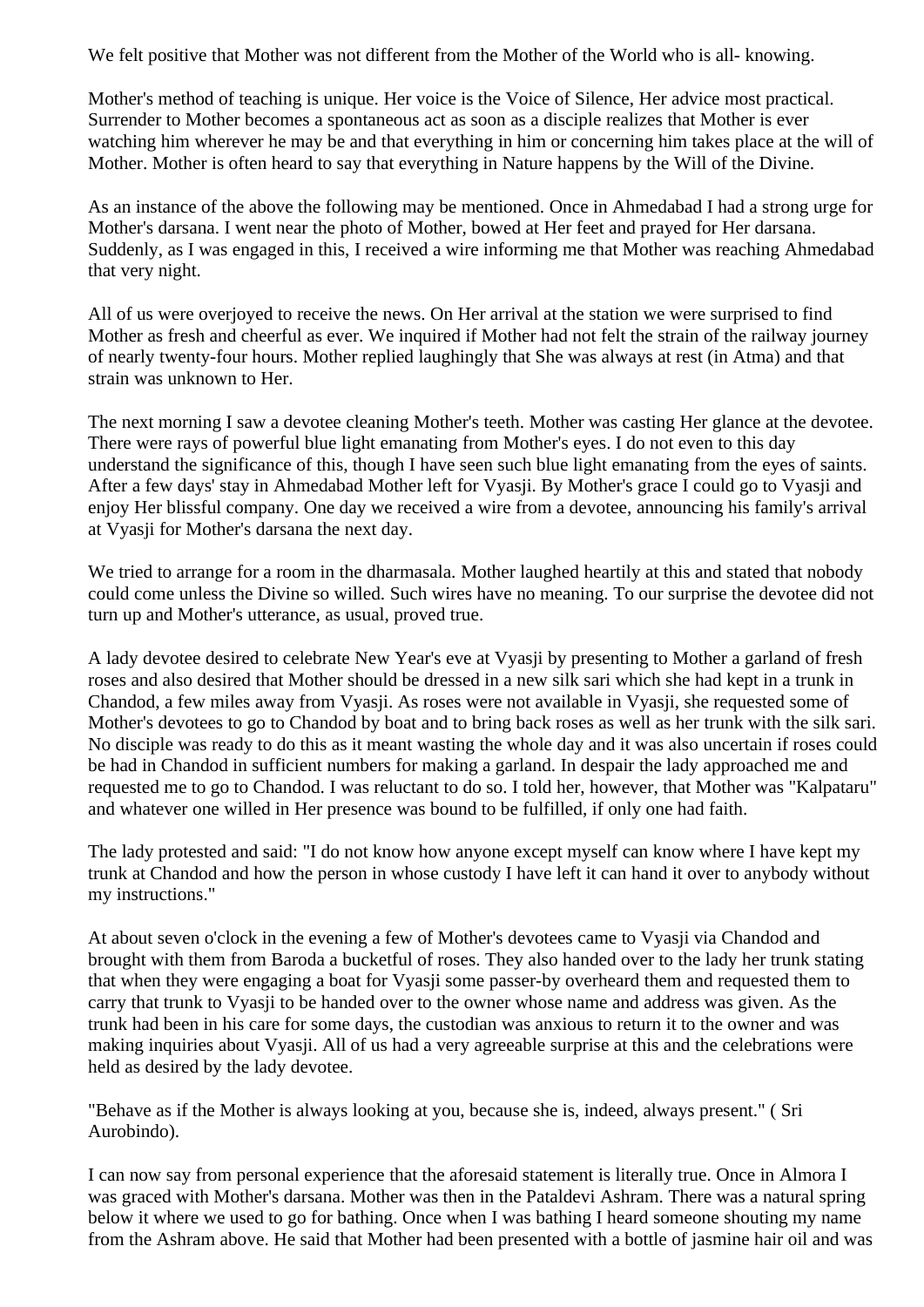We felt positive that Mother was not different from the Mother of the World who is all- knowing.

Mother's method of teaching is unique. Her voice is the Voice of Silence, Her advice most practical. Surrender to Mother becomes a spontaneous act as soon as a disciple realizes that Mother is ever watching him wherever he may be and that everything in him or concerning him takes place at the will of Mother. Mother is often heard to say that everything in Nature happens by the Will of the Divine.

As an instance of the above the following may be mentioned. Once in Ahmedabad I had a strong urge for Mother's darsana. I went near the photo of Mother, bowed at Her feet and prayed for Her darsana. Suddenly, as I was engaged in this, I received a wire informing me that Mother was reaching Ahmedabad that very night.

All of us were overjoyed to receive the news. On Her arrival at the station we were surprised to find Mother as fresh and cheerful as ever. We inquired if Mother had not felt the strain of the railway journey of nearly twenty-four hours. Mother replied laughingly that She was always at rest (in Atma) and that strain was unknown to Her.

The next morning I saw a devotee cleaning Mother's teeth. Mother was casting Her glance at the devotee. There were rays of powerful blue light emanating from Mother's eyes. I do not even to this day understand the significance of this, though I have seen such blue light emanating from the eyes of saints. After a few days' stay in Ahmedabad Mother left for Vyasji. By Mother's grace I could go to Vyasji and enjoy Her blissful company. One day we received a wire from a devotee, announcing his family's arrival at Vyasji for Mother's darsana the next day.

We tried to arrange for a room in the dharmasala. Mother laughed heartily at this and stated that nobody could come unless the Divine so willed. Such wires have no meaning. To our surprise the devotee did not turn up and Mother's utterance, as usual, proved true.

A lady devotee desired to celebrate New Year's eve at Vyasji by presenting to Mother a garland of fresh roses and also desired that Mother should be dressed in a new silk sari which she had kept in a trunk in Chandod, a few miles away from Vyasji. As roses were not available in Vyasji, she requested some of Mother's devotees to go to Chandod by boat and to bring back roses as well as her trunk with the silk sari. No disciple was ready to do this as it meant wasting the whole day and it was also uncertain if roses could be had in Chandod in sufficient numbers for making a garland. In despair the lady approached me and requested me to go to Chandod. I was reluctant to do so. I told her, however, that Mother was "Kalpataru" and whatever one willed in Her presence was bound to be fulfilled, if only one had faith.

The lady protested and said: "I do not know how anyone except myself can know where I have kept my trunk at Chandod and how the person in whose custody I have left it can hand it over to anybody without my instructions."

At about seven o'clock in the evening a few of Mother's devotees came to Vyasji via Chandod and brought with them from Baroda a bucketful of roses. They also handed over to the lady her trunk stating that when they were engaging a boat for Vyasji some passer-by overheard them and requested them to carry that trunk to Vyasji to be handed over to the owner whose name and address was given. As the trunk had been in his care for some days, the custodian was anxious to return it to the owner and was making inquiries about Vyasji. All of us had a very agreeable surprise at this and the celebrations were held as desired by the lady devotee.

"Behave as if the Mother is always looking at you, because she is, indeed, always present." ( Sri Aurobindo).

I can now say from personal experience that the aforesaid statement is literally true. Once in Almora I was graced with Mother's darsana. Mother was then in the Pataldevi Ashram. There was a natural spring below it where we used to go for bathing. Once when I was bathing I heard someone shouting my name from the Ashram above. He said that Mother had been presented with a bottle of jasmine hair oil and was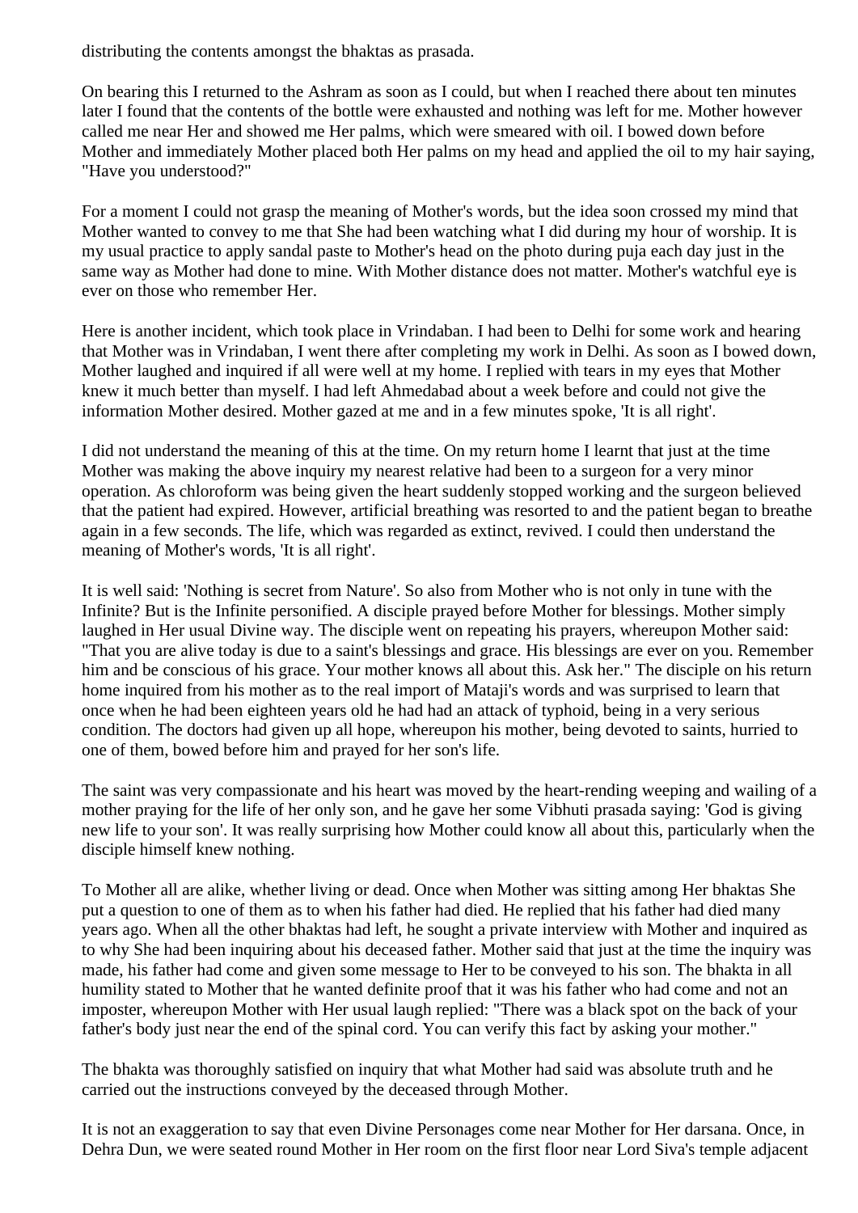distributing the contents amongst the bhaktas as prasada.

On bearing this I returned to the Ashram as soon as I could, but when I reached there about ten minutes later I found that the contents of the bottle were exhausted and nothing was left for me. Mother however called me near Her and showed me Her palms, which were smeared with oil. I bowed down before Mother and immediately Mother placed both Her palms on my head and applied the oil to my hair saying, "Have you understood?"

For a moment I could not grasp the meaning of Mother's words, but the idea soon crossed my mind that Mother wanted to convey to me that She had been watching what I did during my hour of worship. It is my usual practice to apply sandal paste to Mother's head on the photo during puja each day just in the same way as Mother had done to mine. With Mother distance does not matter. Mother's watchful eye is ever on those who remember Her.

Here is another incident, which took place in Vrindaban. I had been to Delhi for some work and hearing that Mother was in Vrindaban, I went there after completing my work in Delhi. As soon as I bowed down, Mother laughed and inquired if all were well at my home. I replied with tears in my eyes that Mother knew it much better than myself. I had left Ahmedabad about a week before and could not give the information Mother desired. Mother gazed at me and in a few minutes spoke, 'It is all right'.

I did not understand the meaning of this at the time. On my return home I learnt that just at the time Mother was making the above inquiry my nearest relative had been to a surgeon for a very minor operation. As chloroform was being given the heart suddenly stopped working and the surgeon believed that the patient had expired. However, artificial breathing was resorted to and the patient began to breathe again in a few seconds. The life, which was regarded as extinct, revived. I could then understand the meaning of Mother's words, 'It is all right'.

It is well said: 'Nothing is secret from Nature'. So also from Mother who is not only in tune with the Infinite? But is the Infinite personified. A disciple prayed before Mother for blessings. Mother simply laughed in Her usual Divine way. The disciple went on repeating his prayers, whereupon Mother said: "That you are alive today is due to a saint's blessings and grace. His blessings are ever on you. Remember him and be conscious of his grace. Your mother knows all about this. Ask her." The disciple on his return home inquired from his mother as to the real import of Mataji's words and was surprised to learn that once when he had been eighteen years old he had had an attack of typhoid, being in a very serious condition. The doctors had given up all hope, whereupon his mother, being devoted to saints, hurried to one of them, bowed before him and prayed for her son's life.

The saint was very compassionate and his heart was moved by the heart-rending weeping and wailing of a mother praying for the life of her only son, and he gave her some Vibhuti prasada saying: 'God is giving new life to your son'. It was really surprising how Mother could know all about this, particularly when the disciple himself knew nothing.

To Mother all are alike, whether living or dead. Once when Mother was sitting among Her bhaktas She put a question to one of them as to when his father had died. He replied that his father had died many years ago. When all the other bhaktas had left, he sought a private interview with Mother and inquired as to why She had been inquiring about his deceased father. Mother said that just at the time the inquiry was made, his father had come and given some message to Her to be conveyed to his son. The bhakta in all humility stated to Mother that he wanted definite proof that it was his father who had come and not an imposter, whereupon Mother with Her usual laugh replied: "There was a black spot on the back of your father's body just near the end of the spinal cord. You can verify this fact by asking your mother."

The bhakta was thoroughly satisfied on inquiry that what Mother had said was absolute truth and he carried out the instructions conveyed by the deceased through Mother.

It is not an exaggeration to say that even Divine Personages come near Mother for Her darsana. Once, in Dehra Dun, we were seated round Mother in Her room on the first floor near Lord Siva's temple adjacent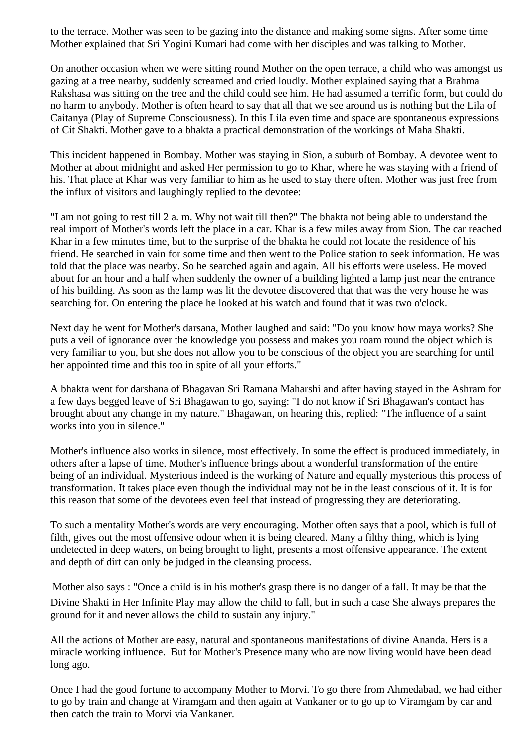to the terrace. Mother was seen to be gazing into the distance and making some signs. After some time Mother explained that Sri Yogini Kumari had come with her disciples and was talking to Mother.

On another occasion when we were sitting round Mother on the open terrace, a child who was amongst us gazing at a tree nearby, suddenly screamed and cried loudly. Mother explained saying that a Brahma Rakshasa was sitting on the tree and the child could see him. He had assumed a terrific form, but could do no harm to anybody. Mother is often heard to say that all that we see around us is nothing but the Lila of Caitanya (Play of Supreme Consciousness). In this Lila even time and space are spontaneous expressions of Cit Shakti. Mother gave to a bhakta a practical demonstration of the workings of Maha Shakti.

This incident happened in Bombay. Mother was staying in Sion, a suburb of Bombay. A devotee went to Mother at about midnight and asked Her permission to go to Khar, where he was staying with a friend of his. That place at Khar was very familiar to him as he used to stay there often. Mother was just free from the influx of visitors and laughingly replied to the devotee:

"I am not going to rest till 2 a. m. Why not wait till then?" The bhakta not being able to understand the real import of Mother's words left the place in a car. Khar is a few miles away from Sion. The car reached Khar in a few minutes time, but to the surprise of the bhakta he could not locate the residence of his friend. He searched in vain for some time and then went to the Police station to seek information. He was told that the place was nearby. So he searched again and again. All his efforts were useless. He moved about for an hour and a half when suddenly the owner of a building lighted a lamp just near the entrance of his building. As soon as the lamp was lit the devotee discovered that that was the very house he was searching for. On entering the place he looked at his watch and found that it was two o'clock.

Next day he went for Mother's darsana, Mother laughed and said: "Do you know how maya works? She puts a veil of ignorance over the knowledge you possess and makes you roam round the object which is very familiar to you, but she does not allow you to be conscious of the object you are searching for until her appointed time and this too in spite of all your efforts."

A bhakta went for darshana of Bhagavan Sri Ramana Maharshi and after having stayed in the Ashram for a few days begged leave of Sri Bhagawan to go, saying: "I do not know if Sri Bhagawan's contact has brought about any change in my nature." Bhagawan, on hearing this, replied: "The influence of a saint works into you in silence."

Mother's influence also works in silence, most effectively. In some the effect is produced immediately, in others after a lapse of time. Mother's influence brings about a wonderful transformation of the entire being of an individual. Mysterious indeed is the working of Nature and equally mysterious this process of transformation. It takes place even though the individual may not be in the least conscious of it. It is for this reason that some of the devotees even feel that instead of progressing they are deteriorating.

To such a mentality Mother's words are very encouraging. Mother often says that a pool, which is full of filth, gives out the most offensive odour when it is being cleared. Many a filthy thing, which is lying undetected in deep waters, on being brought to light, presents a most offensive appearance. The extent and depth of dirt can only be judged in the cleansing process.

Mother also says : "Once a child is in his mother's grasp there is no danger of a fall. It may be that the Divine Shakti in Her Infinite Play may allow the child to fall, but in such a case She always prepares the ground for it and never allows the child to sustain any injury."

All the actions of Mother are easy, natural and spontaneous manifestations of divine Ananda. Hers is a miracle working influence. But for Mother's Presence many who are now living would have been dead long ago.

Once I had the good fortune to accompany Mother to Morvi. To go there from Ahmedabad, we had either to go by train and change at Viramgam and then again at Vankaner or to go up to Viramgam by car and then catch the train to Morvi via Vankaner.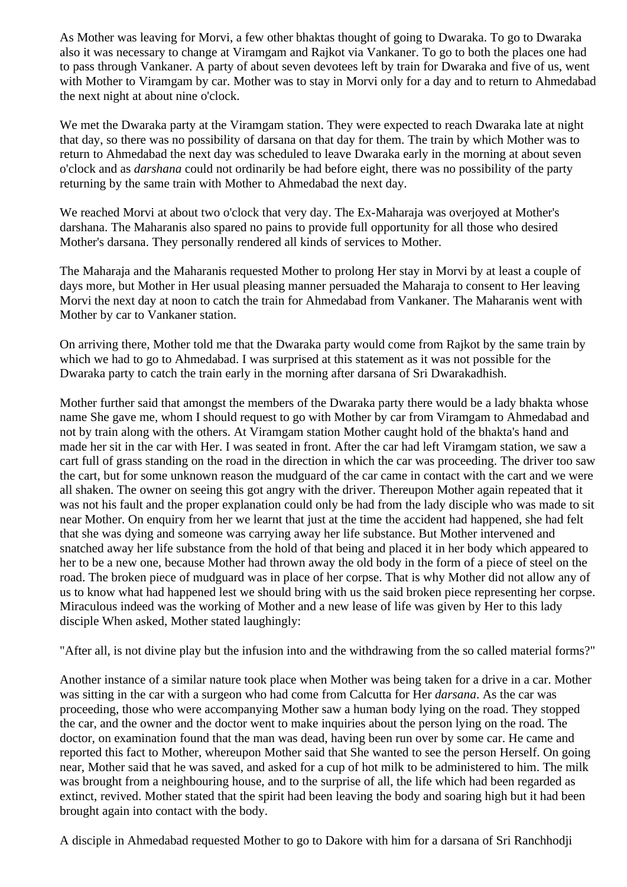As Mother was leaving for Morvi, a few other bhaktas thought of going to Dwaraka. To go to Dwaraka also it was necessary to change at Viramgam and Rajkot via Vankaner. To go to both the places one had to pass through Vankaner. A party of about seven devotees left by train for Dwaraka and five of us, went with Mother to Viramgam by car. Mother was to stay in Morvi only for a day and to return to Ahmedabad the next night at about nine o'clock.

We met the Dwaraka party at the Viramgam station. They were expected to reach Dwaraka late at night that day, so there was no possibility of darsana on that day for them. The train by which Mother was to return to Ahmedabad the next day was scheduled to leave Dwaraka early in the morning at about seven o'clock and as *darshana* could not ordinarily be had before eight, there was no possibility of the party returning by the same train with Mother to Ahmedabad the next day.

We reached Morvi at about two o'clock that very day. The Ex-Maharaja was overjoyed at Mother's darshana. The Maharanis also spared no pains to provide full opportunity for all those who desired Mother's darsana. They personally rendered all kinds of services to Mother.

The Maharaja and the Maharanis requested Mother to prolong Her stay in Morvi by at least a couple of days more, but Mother in Her usual pleasing manner persuaded the Maharaja to consent to Her leaving Morvi the next day at noon to catch the train for Ahmedabad from Vankaner. The Maharanis went with Mother by car to Vankaner station.

On arriving there, Mother told me that the Dwaraka party would come from Rajkot by the same train by which we had to go to Ahmedabad. I was surprised at this statement as it was not possible for the Dwaraka party to catch the train early in the morning after darsana of Sri Dwarakadhish.

Mother further said that amongst the members of the Dwaraka party there would be a lady bhakta whose name She gave me, whom I should request to go with Mother by car from Viramgam to Ahmedabad and not by train along with the others. At Viramgam station Mother caught hold of the bhakta's hand and made her sit in the car with Her. I was seated in front. After the car had left Viramgam station, we saw a cart full of grass standing on the road in the direction in which the car was proceeding. The driver too saw the cart, but for some unknown reason the mudguard of the car came in contact with the cart and we were all shaken. The owner on seeing this got angry with the driver. Thereupon Mother again repeated that it was not his fault and the proper explanation could only be had from the lady disciple who was made to sit near Mother. On enquiry from her we learnt that just at the time the accident had happened, she had felt that she was dying and someone was carrying away her life substance. But Mother intervened and snatched away her life substance from the hold of that being and placed it in her body which appeared to her to be a new one, because Mother had thrown away the old body in the form of a piece of steel on the road. The broken piece of mudguard was in place of her corpse. That is why Mother did not allow any of us to know what had happened lest we should bring with us the said broken piece representing her corpse. Miraculous indeed was the working of Mother and a new lease of life was given by Her to this lady disciple When asked, Mother stated laughingly:

"After all, is not divine play but the infusion into and the withdrawing from the so called material forms?"

Another instance of a similar nature took place when Mother was being taken for a drive in a car. Mother was sitting in the car with a surgeon who had come from Calcutta for Her *darsana*. As the car was proceeding, those who were accompanying Mother saw a human body lying on the road. They stopped the car, and the owner and the doctor went to make inquiries about the person lying on the road. The doctor, on examination found that the man was dead, having been run over by some car. He came and reported this fact to Mother, whereupon Mother said that She wanted to see the person Herself. On going near, Mother said that he was saved, and asked for a cup of hot milk to be administered to him. The milk was brought from a neighbouring house, and to the surprise of all, the life which had been regarded as extinct, revived. Mother stated that the spirit had been leaving the body and soaring high but it had been brought again into contact with the body.

A disciple in Ahmedabad requested Mother to go to Dakore with him for a darsana of Sri Ranchhodji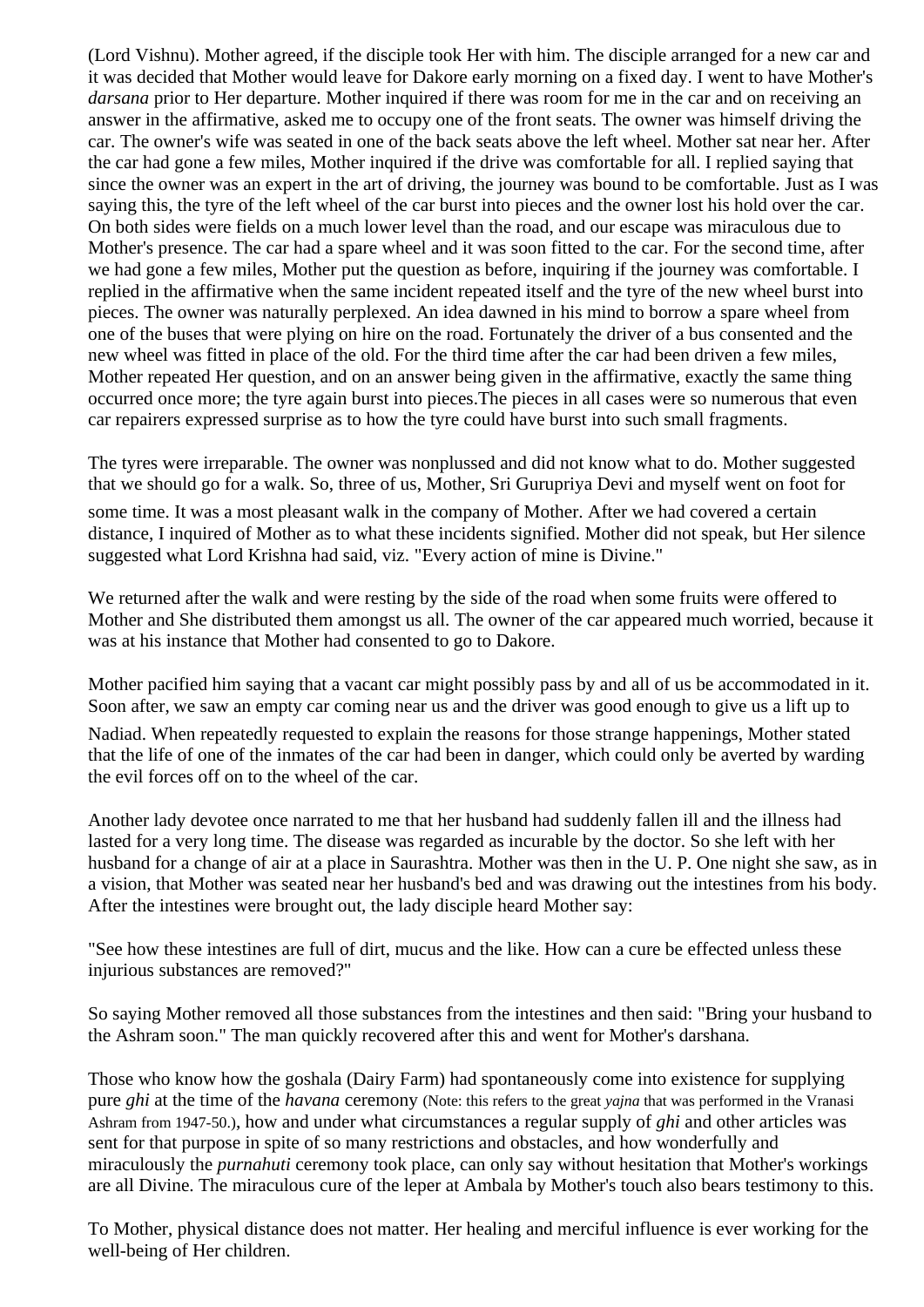(Lord Vishnu). Mother agreed, if the disciple took Her with him. The disciple arranged for a new car and it was decided that Mother would leave for Dakore early morning on a fixed day. I went to have Mother's *darsana* prior to Her departure. Mother inquired if there was room for me in the car and on receiving an answer in the affirmative, asked me to occupy one of the front seats. The owner was himself driving the car. The owner's wife was seated in one of the back seats above the left wheel. Mother sat near her. After the car had gone a few miles, Mother inquired if the drive was comfortable for all. I replied saying that since the owner was an expert in the art of driving, the journey was bound to be comfortable. Just as I was saying this, the tyre of the left wheel of the car burst into pieces and the owner lost his hold over the car. On both sides were fields on a much lower level than the road, and our escape was miraculous due to Mother's presence. The car had a spare wheel and it was soon fitted to the car. For the second time, after we had gone a few miles, Mother put the question as before, inquiring if the journey was comfortable. I replied in the affirmative when the same incident repeated itself and the tyre of the new wheel burst into pieces. The owner was naturally perplexed. An idea dawned in his mind to borrow a spare wheel from one of the buses that were plying on hire on the road. Fortunately the driver of a bus consented and the new wheel was fitted in place of the old. For the third time after the car had been driven a few miles, Mother repeated Her question, and on an answer being given in the affirmative, exactly the same thing occurred once more; the tyre again burst into pieces.The pieces in all cases were so numerous that even car repairers expressed surprise as to how the tyre could have burst into such small fragments.

The tyres were irreparable. The owner was nonplussed and did not know what to do. Mother suggested that we should go for a walk. So, three of us, Mother, Sri Gurupriya Devi and myself went on foot for some time. It was a most pleasant walk in the company of Mother. After we had covered a certain distance, I inquired of Mother as to what these incidents signified. Mother did not speak, but Her silence suggested what Lord Krishna had said, viz. "Every action of mine is Divine."

We returned after the walk and were resting by the side of the road when some fruits were offered to Mother and She distributed them amongst us all. The owner of the car appeared much worried, because it was at his instance that Mother had consented to go to Dakore.

Mother pacified him saying that a vacant car might possibly pass by and all of us be accommodated in it. Soon after, we saw an empty car coming near us and the driver was good enough to give us a lift up to Nadiad. When repeatedly requested to explain the reasons for those strange happenings, Mother stated that the life of one of the inmates of the car had been in danger, which could only be averted by warding the evil forces off on to the wheel of the car.

Another lady devotee once narrated to me that her husband had suddenly fallen ill and the illness had lasted for a very long time. The disease was regarded as incurable by the doctor. So she left with her husband for a change of air at a place in Saurashtra. Mother was then in the U. P. One night she saw, as in a vision, that Mother was seated near her husband's bed and was drawing out the intestines from his body. After the intestines were brought out, the lady disciple heard Mother say:

"See how these intestines are full of dirt, mucus and the like. How can a cure be effected unless these injurious substances are removed?"

So saying Mother removed all those substances from the intestines and then said: "Bring your husband to the Ashram soon." The man quickly recovered after this and went for Mother's darshana.

Those who know how the goshala (Dairy Farm) had spontaneously come into existence for supplying pure *ghi* at the time of the *havana* ceremony (Note: this refers to the great *yajna* that was performed in the Vranasi Ashram from 1947-50.), how and under what circumstances a regular supply of *ghi* and other articles was sent for that purpose in spite of so many restrictions and obstacles, and how wonderfully and miraculously the *purnahuti* ceremony took place, can only say without hesitation that Mother's workings are all Divine. The miraculous cure of the leper at Ambala by Mother's touch also bears testimony to this.

To Mother, physical distance does not matter. Her healing and merciful influence is ever working for the well-being of Her children.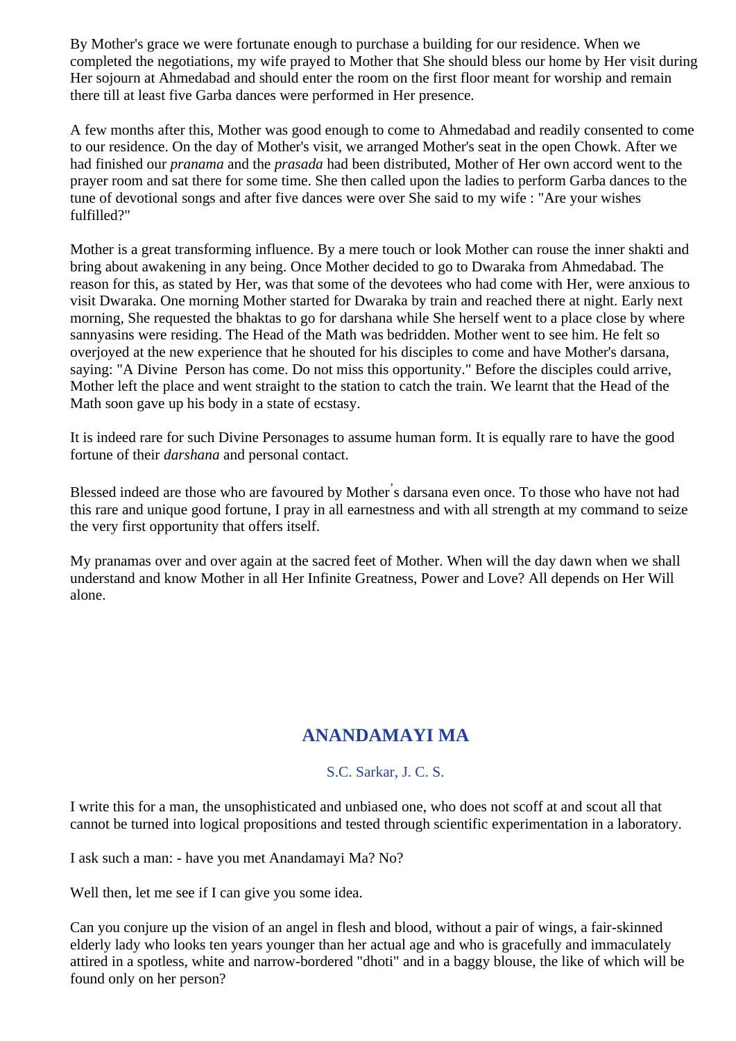By Mother's grace we were fortunate enough to purchase a building for our residence. When we completed the negotiations, my wife prayed to Mother that She should bless our home by Her visit during Her sojourn at Ahmedabad and should enter the room on the first floor meant for worship and remain there till at least five Garba dances were performed in Her presence.

A few months after this, Mother was good enough to come to Ahmedabad and readily consented to come to our residence. On the day of Mother's visit, we arranged Mother's seat in the open Chowk. After we had finished our *pranama* and the *prasada* had been distributed, Mother of Her own accord went to the prayer room and sat there for some time. She then called upon the ladies to perform Garba dances to the tune of devotional songs and after five dances were over She said to my wife : "Are your wishes fulfilled?"

Mother is a great transforming influence. By a mere touch or look Mother can rouse the inner shakti and bring about awakening in any being. Once Mother decided to go to Dwaraka from Ahmedabad. The reason for this, as stated by Her, was that some of the devotees who had come with Her, were anxious to visit Dwaraka. One morning Mother started for Dwaraka by train and reached there at night. Early next morning, She requested the bhaktas to go for darshana while She herself went to a place close by where sannyasins were residing. The Head of the Math was bedridden. Mother went to see him. He felt so overjoyed at the new experience that he shouted for his disciples to come and have Mother's darsana, saying: "A Divine Person has come. Do not miss this opportunity." Before the disciples could arrive, Mother left the place and went straight to the station to catch the train. We learnt that the Head of the Math soon gave up his body in a state of ecstasy.

It is indeed rare for such Divine Personages to assume human form. It is equally rare to have the good fortune of their *darshana* and personal contact.

Blessed indeed are those who are favoured by Mother's darsana even once. To those who have not had this rare and unique good fortune, I pray in all earnestness and with all strength at my command to seize the very first opportunity that offers itself.

My pranamas over and over again at the sacred feet of Mother. When will the day dawn when we shall understand and know Mother in all Her Infinite Greatness, Power and Love? All depends on Her Will alone.

## ANANDAMAYI MA

S.C. Sarkar, J. C. S.

I write this for a man, the unsophisticated and unbiased one, who does not scoff at and scout all that cannot be turned into logical propositions and tested through scientific experimentation in a laboratory.

I ask such a man: - have you met Anandamayi Ma? No?

Well then, let me see if I can give you some idea.

Can you conjure up the vision of an angel in flesh and blood, without a pair of wings, a fair-skinned elderly lady who looks ten years younger than her actual age and who is gracefully and immaculately attired in a spotless, white and narrow-bordered "dhoti" and in a baggy blouse, the like of which will be found only on her person?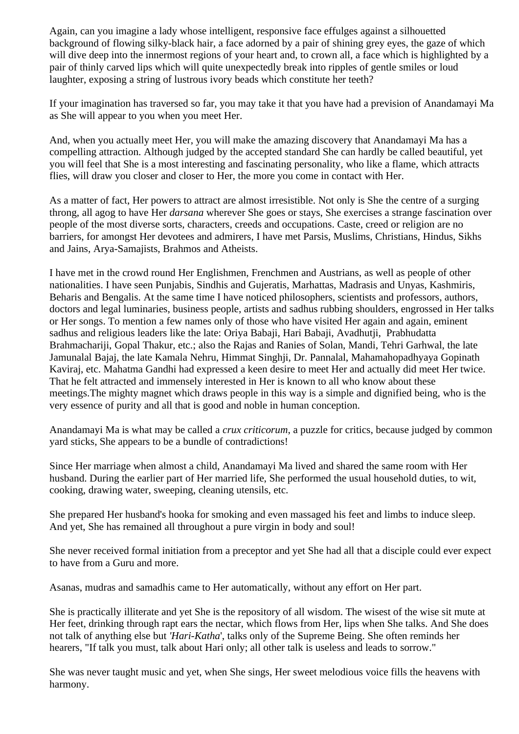Again, can you imagine a lady whose intelligent, responsive face effulges against a silhouetted background of flowing silky-black hair, a face adorned by a pair of shining grey eyes, the gaze of which will dive deep into the innermost regions of your heart and, to crown all, a face which is highlighted by a pair of thinly carved lips which will quite unexpectedly break into ripples of gentle smiles or loud laughter, exposing a string of lustrous ivory beads which constitute her teeth?

If your imagination has traversed so far, you may take it that you have had a prevision of Anandamayi Ma as She will appear to you when you meet Her.

And, when you actually meet Her, you will make the amazing discovery that Anandamayi Ma has a compelling attraction. Although judged by the accepted standard She can hardly be called beautiful, yet you will feel that She is a most interesting and fascinating personality, who like a flame, which attracts flies, will draw you closer and closer to Her, the more you come in contact with Her.

As a matter of fact, Her powers to attract are almost irresistible. Not only is She the centre of a surging throng, all agog to have Her *darsana* wherever She goes or stays, She exercises a strange fascination over people of the most diverse sorts, characters, creeds and occupations. Caste, creed or religion are no barriers, for amongst Her devotees and admirers, I have met Parsis, Muslims, Christians, Hindus, Sikhs and Jains, Arya-Samajists, Brahmos and Atheists.

I have met in the crowd round Her Englishmen, Frenchmen and Austrians, as well as people of other nationalities. I have seen Punjabis, Sindhis and Gujeratis, Marhattas, Madrasis and Unyas, Kashmiris, Beharis and Bengalis. At the same time I have noticed philosophers, scientists and professors, authors, doctors and legal luminaries, business people, artists and sadhus rubbing shoulders, engrossed in Her talks or Her songs. To mention a few names only of those who have visited Her again and again, eminent sadhus and religious leaders like the late: Oriya Babaji, Hari Babaji, Avadhutji, Prabhudatta Brahmachariji, Gopal Thakur, etc.; also the Rajas and Ranies of Solan, Mandi, Tehri Garhwal, the late Jamunalal Bajaj, the late Kamala Nehru, Himmat Singhji, Dr. Pannalal, Mahamahopadhyaya Gopinath Kaviraj, etc. Mahatma Gandhi had expressed a keen desire to meet Her and actually did meet Her twice. That he felt attracted and immensely interested in Her is known to all who know about these meetings.The mighty magnet which draws people in this way is a simple and dignified being, who is the very essence of purity and all that is good and noble in human conception.

Anandamayi Ma is what may be called a *crux criticorum*, a puzzle for critics, because judged by common yard sticks, She appears to be a bundle of contradictions!

Since Her marriage when almost a child, Anandamayi Ma lived and shared the same room with Her husband. During the earlier part of Her married life, She performed the usual household duties, to wit, cooking, drawing water, sweeping, cleaning utensils, etc.

She prepared Her husband's hooka for smoking and even massaged his feet and limbs to induce sleep. And yet, She has remained all throughout a pure virgin in body and soul!

She never received formal initiation from a preceptor and yet She had all that a disciple could ever expect to have from a Guru and more.

Asanas, mudras and samadhis came to Her automatically, without any effort on Her part.

She is practically illiterate and yet She is the repository of all wisdom. The wisest of the wise sit mute at Her feet, drinking through rapt ears the nectar, which flows from Her, lips when She talks. And She does not talk of anything else but *'Hari-Katha*', talks only of the Supreme Being. She often reminds her hearers, "If talk you must, talk about Hari only; all other talk is useless and leads to sorrow."

She was never taught music and yet, when She sings, Her sweet melodious voice fills the heavens with harmony.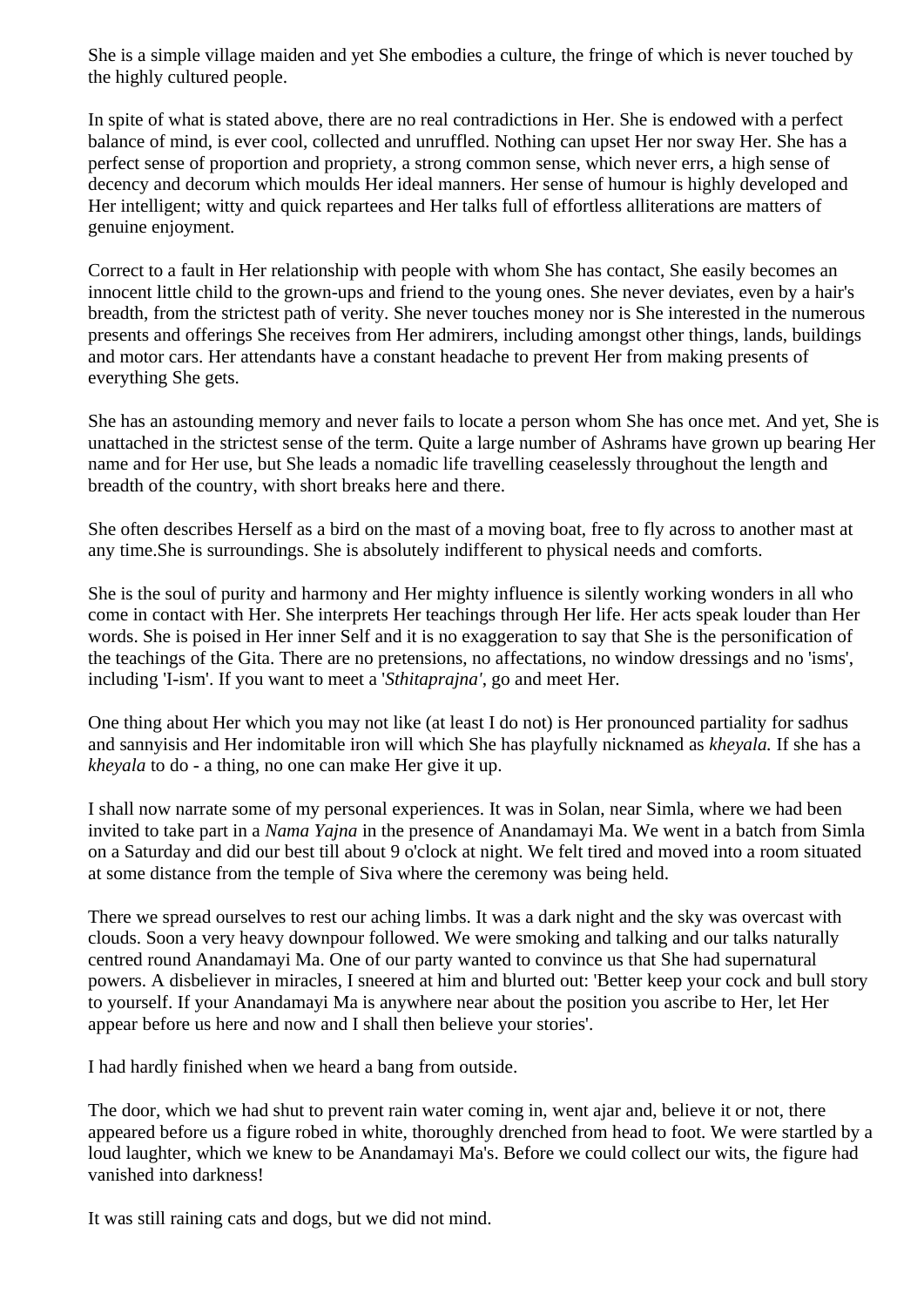She is a simple village maiden and yet She embodies a culture, the fringe of which is never touched by the highly cultured people.

In spite of what is stated above, there are no real contradictions in Her. She is endowed with a perfect balance of mind, is ever cool, collected and unruffled. Nothing can upset Her nor sway Her. She has a perfect sense of proportion and propriety, a strong common sense, which never errs, a high sense of decency and decorum which moulds Her ideal manners. Her sense of humour is highly developed and Her intelligent; witty and quick repartees and Her talks full of effortless alliterations are matters of genuine enjoyment.

Correct to a fault in Her relationship with people with whom She has contact, She easily becomes an innocent little child to the grown-ups and friend to the young ones. She never deviates, even by a hair's breadth, from the strictest path of verity. She never touches money nor is She interested in the numerous presents and offerings She receives from Her admirers, including amongst other things, lands, buildings and motor cars. Her attendants have a constant headache to prevent Her from making presents of everything She gets.

She has an astounding memory and never fails to locate a person whom She has once met. And yet, She is unattached in the strictest sense of the term. Quite a large number of Ashrams have grown up bearing Her name and for Her use, but She leads a nomadic life travelling ceaselessly throughout the length and breadth of the country, with short breaks here and there.

She often describes Herself as a bird on the mast of a moving boat, free to fly across to another mast at any time.She is surroundings. She is absolutely indifferent to physical needs and comforts.

She is the soul of purity and harmony and Her mighty influence is silently working wonders in all who come in contact with Her. She interprets Her teachings through Her life. Her acts speak louder than Her words. She is poised in Her inner Self and it is no exaggeration to say that She is the personification of the teachings of the Gita. There are no pretensions, no affectations, no window dressings and no 'isms', including 'I-ism'. If you want to meet a '*Sthitaprajna'*, go and meet Her.

One thing about Her which you may not like (at least I do not) is Her pronounced partiality for sadhus and sannyisis and Her indomitable iron will which She has playfully nicknamed as *kheyala.* If she has a *kheyala* to do - a thing, no one can make Her give it up.

I shall now narrate some of my personal experiences. It was in Solan, near Simla, where we had been invited to take part in a *Nama Yajna* in the presence of Anandamayi Ma. We went in a batch from Simla on a Saturday and did our best till about 9 o'clock at night. We felt tired and moved into a room situated at some distance from the temple of Siva where the ceremony was being held.

There we spread ourselves to rest our aching limbs. It was a dark night and the sky was overcast with clouds. Soon a very heavy downpour followed. We were smoking and talking and our talks naturally centred round Anandamayi Ma. One of our party wanted to convince us that She had supernatural powers. A disbeliever in miracles, I sneered at him and blurted out: 'Better keep your cock and bull story to yourself. If your Anandamayi Ma is anywhere near about the position you ascribe to Her, let Her appear before us here and now and I shall then believe your stories'.

I had hardly finished when we heard a bang from outside.

The door, which we had shut to prevent rain water coming in, went ajar and, believe it or not, there appeared before us a figure robed in white, thoroughly drenched from head to foot. We were startled by a loud laughter, which we knew to be Anandamayi Ma's. Before we could collect our wits, the figure had vanished into darkness!

It was still raining cats and dogs, but we did not mind.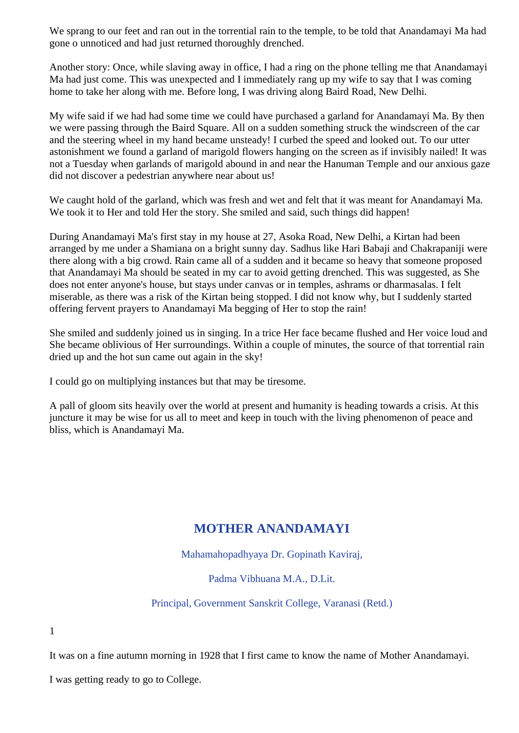We sprang to our feet and ran out in the torrential rain to the temple, to be told that Anandamayi Ma had gone o unnoticed and had just returned thoroughly drenched.

Another story: Once, while slaving away in office, I had a ring on the phone telling me that Anandamayi Ma had just come. This was unexpected and I immediately rang up my wife to say that I was coming home to take her along with me. Before long, I was driving along Baird Road, New Delhi.

My wife said if we had had some time we could have purchased a garland for Anandamayi Ma. By then we were passing through the Baird Square. All on a sudden something struck the windscreen of the car and the steering wheel in my hand became unsteady! I curbed the speed and looked out. To our utter astonishment we found a garland of marigold flowers hanging on the screen as if invisibly nailed! It was not a Tuesday when garlands of marigold abound in and near the Hanuman Temple and our anxious gaze did not discover a pedestrian anywhere near about us!

We caught hold of the garland, which was fresh and wet and felt that it was meant for Anandamayi Ma. We took it to Her and told Her the story. She smiled and said, such things did happen!

During Anandamayi Ma's first stay in my house at 27, Asoka Road, New Delhi, a Kirtan had been arranged by me under a Shamiana on a bright sunny day. Sadhus like Hari Babaji and Chakrapaniji were there along with a big crowd. Rain came all of a sudden and it became so heavy that someone proposed that Anandamayi Ma should be seated in my car to avoid getting drenched. This was suggested, as She does not enter anyone's house, but stays under canvas or in temples, ashrams or dharmasalas. I felt miserable, as there was a risk of the Kirtan being stopped. I did not know why, but I suddenly started offering fervent prayers to Anandamayi Ma begging of Her to stop the rain!

She smiled and suddenly joined us in singing. In a trice Her face became flushed and Her voice loud and She became oblivious of Her surroundings. Within a couple of minutes, the source of that torrential rain dried up and the hot sun came out again in the sky!

I could go on multiplying instances but that may be tiresome.

A pall of gloom sits heavily over the world at present and humanity is heading towards a crisis. At this juncture it may be wise for us all to meet and keep in touch with the living phenomenon of peace and bliss, which is Anandamayi Ma.

## MOTHER ANANDAMAYI

Mahamahopadhyaya Dr. Gopinath Kaviraj,

Padma Vibhuana M.A., D.Lit.

Principal, Government Sanskrit College, Varanasi (Retd.)

1

It was on a fine autumn morning in 1928 that I first came to know the name of Mother Anandamayi.

I was getting ready to go to College.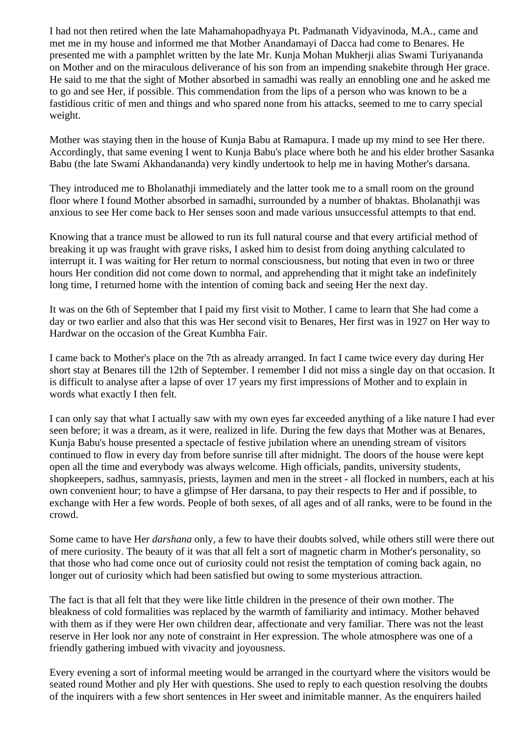I had not then retired when the late Mahamahopadhyaya Pt. Padmanath Vidyavinoda, M.A., came and met me in my house and informed me that Mother Anandamayi of Dacca had come to Benares. He presented me with a pamphlet written by the late Mr. Kunja Mohan Mukherji alias Swami Turiyananda on Mother and on the miraculous deliverance of his son from an impending snakebite through Her grace. He said to me that the sight of Mother absorbed in samadhi was really an ennobling one and he asked me to go and see Her, if possible. This commendation from the lips of a person who was known to be a fastidious critic of men and things and who spared none from his attacks, seemed to me to carry special weight.

Mother was staying then in the house of Kunja Babu at Ramapura. I made up my mind to see Her there. Accordingly, that same evening I went to Kunja Babu's place where both he and his elder brother Sasanka Babu (the late Swami Akhandananda) very kindly undertook to help me in having Mother's darsana.

They introduced me to Bholanathji immediately and the latter took me to a small room on the ground floor where I found Mother absorbed in samadhi, surrounded by a number of bhaktas. Bholanathji was anxious to see Her come back to Her senses soon and made various unsuccessful attempts to that end.

Knowing that a trance must be allowed to run its full natural course and that every artificial method of breaking it up was fraught with grave risks, I asked him to desist from doing anything calculated to interrupt it. I was waiting for Her return to normal consciousness, but noting that even in two or three hours Her condition did not come down to normal, and apprehending that it might take an indefinitely long time, I returned home with the intention of coming back and seeing Her the next day.

It was on the 6th of September that I paid my first visit to Mother. I came to learn that She had come a day or two earlier and also that this was Her second visit to Benares, Her first was in 1927 on Her way to Hardwar on the occasion of the Great Kumbha Fair.

I came back to Mother's place on the 7th as already arranged. In fact I came twice every day during Her short stay at Benares till the 12th of September. I remember I did not miss a single day on that occasion. It is difficult to analyse after a lapse of over 17 years my first impressions of Mother and to explain in words what exactly I then felt.

I can only say that what I actually saw with my own eyes far exceeded anything of a like nature I had ever seen before; it was a dream, as it were, realized in life. During the few days that Mother was at Benares, Kunja Babu's house presented a spectacle of festive jubilation where an unending stream of visitors continued to flow in every day from before sunrise till after midnight. The doors of the house were kept open all the time and everybody was always welcome. High officials, pandits, university students, shopkeepers, sadhus, samnyasis, priests, laymen and men in the street - all flocked in numbers, each at his own convenient hour; to have a glimpse of Her darsana, to pay their respects to Her and if possible, to exchange with Her a few words. People of both sexes, of all ages and of all ranks, were to be found in the crowd.

Some came to have Her *darshana* only, a few to have their doubts solved, while others still were there out of mere curiosity. The beauty of it was that all felt a sort of magnetic charm in Mother's personality, so that those who had come once out of curiosity could not resist the temptation of coming back again, no longer out of curiosity which had been satisfied but owing to some mysterious attraction.

The fact is that all felt that they were like little children in the presence of their own mother. The bleakness of cold formalities was replaced by the warmth of familiarity and intimacy. Mother behaved with them as if they were Her own children dear, affectionate and very familiar. There was not the least reserve in Her look nor any note of constraint in Her expression. The whole atmosphere was one of a friendly gathering imbued with vivacity and joyousness.

Every evening a sort of informal meeting would be arranged in the courtyard where the visitors would be seated round Mother and ply Her with questions. She used to reply to each question resolving the doubts of the inquirers with a few short sentences in Her sweet and inimitable manner. As the enquirers hailed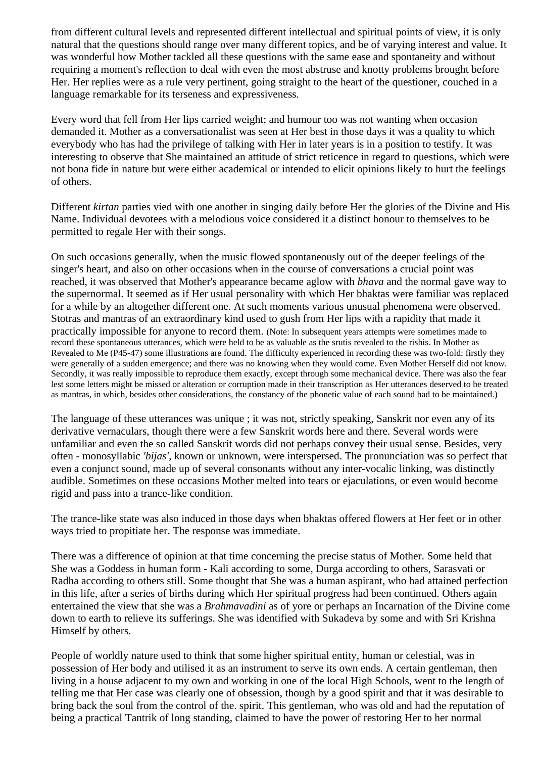from different cultural levels and represented different intellectual and spiritual points of view, it is only natural that the questions should range over many different topics, and be of varying interest and value. It was wonderful how Mother tackled all these questions with the same ease and spontaneity and without requiring a moment's reflection to deal with even the most abstruse and knotty problems brought before Her. Her replies were as a rule very pertinent, going straight to the heart of the questioner, couched in a language remarkable for its terseness and expressiveness.

Every word that fell from Her lips carried weight; and humour too was not wanting when occasion demanded it. Mother as a conversationalist was seen at Her best in those days it was a quality to which everybody who has had the privilege of talking with Her in later years is in a position to testify. It was interesting to observe that She maintained an attitude of strict reticence in regard to questions, which were not bona fide in nature but were either academical or intended to elicit opinions likely to hurt the feelings of others.

Different *kirtan* parties vied with one another in singing daily before Her the glories of the Divine and His Name. Individual devotees with a melodious voice considered it a distinct honour to themselves to be permitted to regale Her with their songs.

On such occasions generally, when the music flowed spontaneously out of the deeper feelings of the singer's heart, and also on other occasions when in the course of conversations a crucial point was reached, it was observed that Mother's appearance became aglow with *bhava* and the normal gave way to the supernormal. It seemed as if Her usual personality with which Her bhaktas were familiar was replaced for a while by an altogether different one. At such moments various unusual phenomena were observed. Stotras and mantras of an extraordinary kind used to gush from Her lips with a rapidity that made it practically impossible for anyone to record them. (Note: In subsequent years attempts were sometimes made to record these spontaneous utterances, which were held to be as valuable as the srutis revealed to the rishis. In Mother as Revealed to Me (P45-47) some illustrations are found. The difficulty experienced in recording these was two-fold: firstly they were generally of a sudden emergence; and there was no knowing when they would come. Even Mother Herself did not know. Secondly, it was really impossible to reproduce them exactly, except through some mechanical device. There was also the fear lest some letters might be missed or alteration or corruption made in their transcription as Her utterances deserved to be treated as mantras, in which, besides other considerations, the constancy of the phonetic value of each sound had to be maintained.)

The language of these utterances was unique ; it was not, strictly speaking, Sanskrit nor even any of its derivative vernaculars, though there were a few Sanskrit words here and there. Several words were unfamiliar and even the so called Sanskrit words did not perhaps convey their usual sense. Besides, very often - monosyllabic *'bijas'*, known or unknown, were interspersed. The pronunciation was so perfect that even a conjunct sound, made up of several consonants without any inter-vocalic linking, was distinctly audible. Sometimes on these occasions Mother melted into tears or ejaculations, or even would become rigid and pass into a trance-like condition.

The trance-like state was also induced in those days when bhaktas offered flowers at Her feet or in other ways tried to propitiate her. The response was immediate.

There was a difference of opinion at that time concerning the precise status of Mother. Some held that She was a Goddess in human form - Kali according to some, Durga according to others, Sarasvati or Radha according to others still. Some thought that She was a human aspirant, who had attained perfection in this life, after a series of births during which Her spiritual progress had been continued. Others again entertained the view that she was a *Brahmavadini* as of yore or perhaps an Incarnation of the Divine come down to earth to relieve its sufferings. She was identified with Sukadeva by some and with Sri Krishna Himself by others.

People of worldly nature used to think that some higher spiritual entity, human or celestial, was in possession of Her body and utilised it as an instrument to serve its own ends. A certain gentleman, then living in a house adjacent to my own and working in one of the local High Schools, went to the length of telling me that Her case was clearly one of obsession, though by a good spirit and that it was desirable to bring back the soul from the control of the. spirit. This gentleman, who was old and had the reputation of being a practical Tantrik of long standing, claimed to have the power of restoring Her to her normal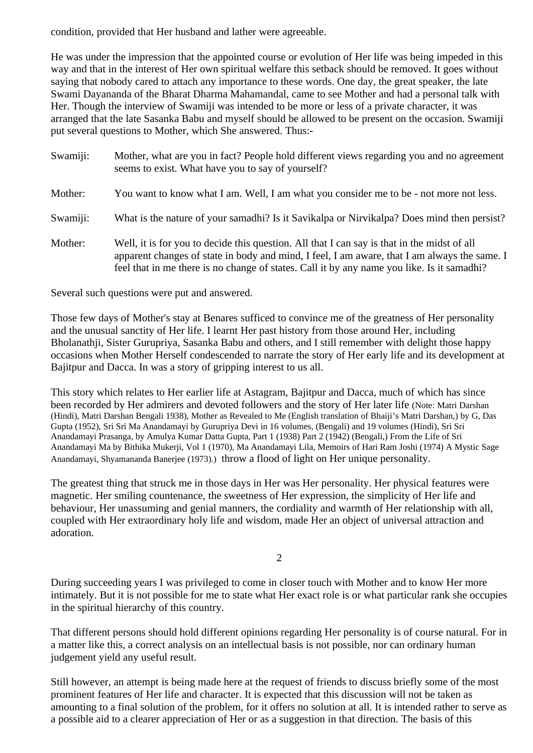condition, provided that Her husband and lather were agreeable.

He was under the impression that the appointed course or evolution of Her life was being impeded in this way and that in the interest of Her own spiritual welfare this setback should be removed. It goes without saying that nobody cared to attach any importance to these words. One day, the great speaker, the late Swami Dayananda of the Bharat Dharma Mahamandal, came to see Mother and had a personal talk with Her. Though the interview of Swamiji was intended to be more or less of a private character, it was arranged that the late Sasanka Babu and myself should be allowed to be present on the occasion. Swamiji put several questions to Mother, which She answered. Thus:-

Swamiji: Mother, what are you in fact? People hold different views regarding you and no agreement seems to exist. What have you to say of yourself?

Mother: You want to know what I am. Well, I am what you consider me to be - not more not less.

Swamiji: What is the nature of your samadhi? Is it Savikalpa or Nirvikalpa? Does mind then persist?

Mother: Well, it is for you to decide this question. All that I can say is that in the midst of all apparent changes of state in body and mind, I feel, I am aware, that I am always the same. I feel that in me there is no change of states. Call it by any name you like. Is it samadhi?

Several such questions were put and answered.

Those few days of Mother's stay at Benares sufficed to convince me of the greatness of Her personality and the unusual sanctity of Her life. I learnt Her past history from those around Her, including Bholanathji, Sister Gurupriya, Sasanka Babu and others, and I still remember with delight those happy occasions when Mother Herself condescended to narrate the story of Her early life and its development at Bajitpur and Dacca. In was a story of gripping interest to us all.

This story which relates to Her earlier life at Astagram, Bajitpur and Dacca, much of which has since been recorded by Her admirers and devoted followers and the story of Her later life (Note: Matri Darshan (Hindi), Matri Darshan Bengali 1938), Mother as Revealed to Me (English translation of Bhaiji's Matri Darshan,) by G, Das Gupta (1952), Sri Sri Ma Anandamayi by Gurupriya Devi in 16 volumes, (Bengali) and 19 volumes (Hindi), Sri Sri Anandamayi Prasanga, by Amulya Kumar Datta Gupta, Part 1 (1938) Part 2 (1942) (Bengali,) From the Life of Sri Anandamayi Ma by Bithika Mukerji, Vol 1 (1970), Ma Anandamayi Lila, Memoirs of Hari Ram Joshi (1974) A Mystic Sage Anandamayi, Shyamananda Banerjee (1973).) throw a flood of light on Her unique personality.

The greatest thing that struck me in those days in Her was Her personality. Her physical features were magnetic. Her smiling countenance, the sweetness of Her expression, the simplicity of Her life and behaviour, Her unassuming and genial manners, the cordiality and warmth of Her relationship with all, coupled with Her extraordinary holy life and wisdom, made Her an object of universal attraction and adoration.

## 2

During succeeding years I was privileged to come in closer touch with Mother and to know Her more intimately. But it is not possible for me to state what Her exact role is or what particular rank she occupies in the spiritual hierarchy of this country.

That different persons should hold different opinions regarding Her personality is of course natural. For in a matter like this, a correct analysis on an intellectual basis is not possible, nor can ordinary human judgement yield any useful result.

Still however, an attempt is being made here at the request of friends to discuss briefly some of the most prominent features of Her life and character. It is expected that this discussion will not be taken as amounting to a final solution of the problem, for it offers no solution at all. It is intended rather to serve as a possible aid to a clearer appreciation of Her or as a suggestion in that direction. The basis of this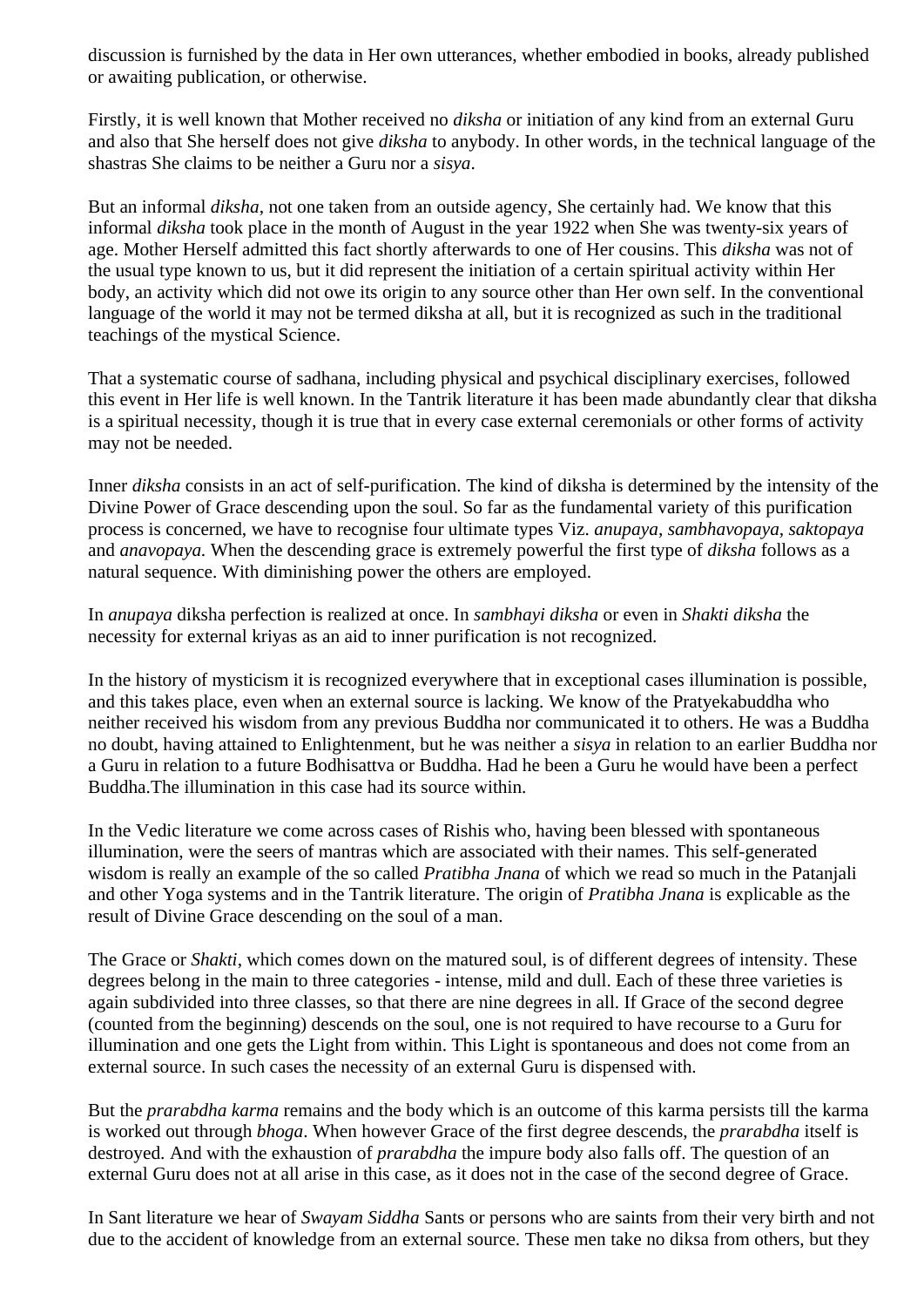discussion is furnished by the data in Her own utterances, whether embodied in books, already published or awaiting publication, or otherwise.

Firstly, it is well known that Mother received no *diksha* or initiation of any kind from an external Guru and also that She herself does not give *diksha* to anybody. In other words, in the technical language of the shastras She claims to be neither a Guru nor a *sisya*.

But an informal *diksha*, not one taken from an outside agency, She certainly had. We know that this informal *diksha* took place in the month of August in the year 1922 when She was twenty-six years of age. Mother Herself admitted this fact shortly afterwards to one of Her cousins. This *diksha* was not of the usual type known to us, but it did represent the initiation of a certain spiritual activity within Her body, an activity which did not owe its origin to any source other than Her own self. In the conventional language of the world it may not be termed diksha at all, but it is recognized as such in the traditional teachings of the mystical Science.

That a systematic course of sadhana, including physical and psychical disciplinary exercises, followed this event in Her life is well known. In the Tantrik literature it has been made abundantly clear that diksha is a spiritual necessity, though it is true that in every case external ceremonials or other forms of activity may not be needed.

Inner *diksha* consists in an act of self-purification. The kind of diksha is determined by the intensity of the Divine Power of Grace descending upon the soul. So far as the fundamental variety of this purification process is concerned, we have to recognise four ultimate types Viz. *anupaya*, *sambhavopaya*, *saktopaya* and *anavopaya*. When the descending grace is extremely powerful the first type of *diksha* follows as a natural sequence. With diminishing power the others are employed.

In *anupaya* diksha perfection is realized at once. In *sambhayi diksha* or even in *Shakti diksha* the necessity for external kriyas as an aid to inner purification is not recognized.

In the history of mysticism it is recognized everywhere that in exceptional cases illumination is possible, and this takes place, even when an external source is lacking. We know of the Pratyekabuddha who neither received his wisdom from any previous Buddha nor communicated it to others. He was a Buddha no doubt, having attained to Enlightenment, but he was neither a *sisya* in relation to an earlier Buddha nor a Guru in relation to a future Bodhisattva or Buddha. Had he been a Guru he would have been a perfect Buddha.The illumination in this case had its source within.

In the Vedic literature we come across cases of Rishis who, having been blessed with spontaneous illumination, were the seers of mantras which are associated with their names. This self-generated wisdom is really an example of the so called *Pratibha Jnana* of which we read so much in the Patanjali and other Yoga systems and in the Tantrik literature. The origin of *Pratibha Jnana* is explicable as the result of Divine Grace descending on the soul of a man.

The Grace or *Shakti*, which comes down on the matured soul, is of different degrees of intensity. These degrees belong in the main to three categories - intense, mild and dull. Each of these three varieties is again subdivided into three classes, so that there are nine degrees in all. If Grace of the second degree (counted from the beginning) descends on the soul, one is not required to have recourse to a Guru for illumination and one gets the Light from within. This Light is spontaneous and does not come from an external source. In such cases the necessity of an external Guru is dispensed with.

But the *prarabdha karma* remains and the body which is an outcome of this karma persists till the karma is worked out through *bhoga*. When however Grace of the first degree descends, the *prarabdha* itself is destroyed. And with the exhaustion of *prarabdha* the impure body also falls off. The question of an external Guru does not at all arise in this case, as it does not in the case of the second degree of Grace.

In Sant literature we hear of *Swayam Siddha* Sants or persons who are saints from their very birth and not due to the accident of knowledge from an external source. These men take no diksa from others, but they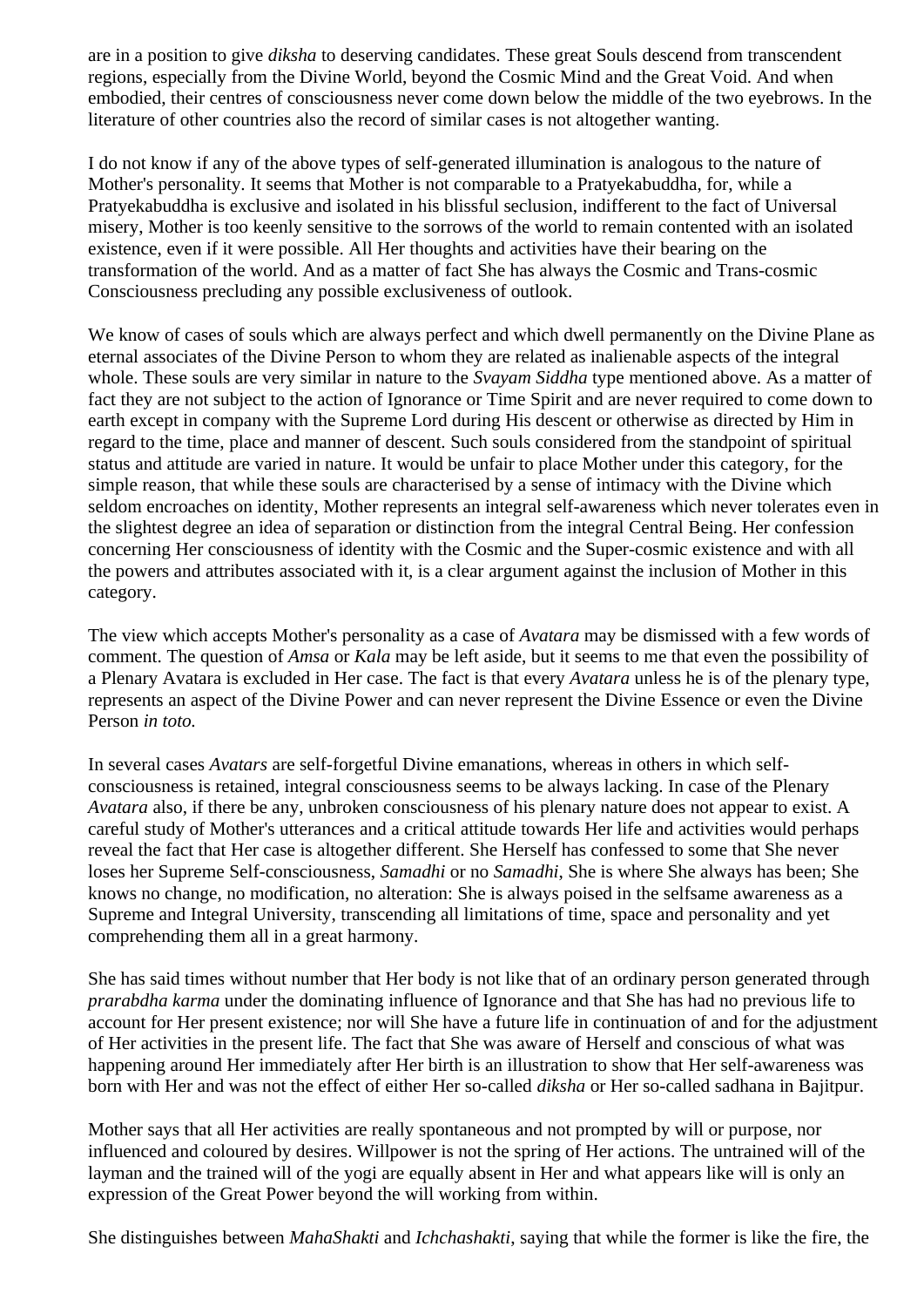are in a position to give *diksha* to deserving candidates. These great Souls descend from transcendent regions, especially from the Divine World, beyond the Cosmic Mind and the Great Void. And when embodied, their centres of consciousness never come down below the middle of the two eyebrows. In the literature of other countries also the record of similar cases is not altogether wanting.

I do not know if any of the above types of self-generated illumination is analogous to the nature of Mother's personality. It seems that Mother is not comparable to a Pratyekabuddha, for, while a Pratyekabuddha is exclusive and isolated in his blissful seclusion, indifferent to the fact of Universal misery, Mother is too keenly sensitive to the sorrows of the world to remain contented with an isolated existence, even if it were possible. All Her thoughts and activities have their bearing on the transformation of the world. And as a matter of fact She has always the Cosmic and Trans-cosmic Consciousness precluding any possible exclusiveness of outlook.

We know of cases of souls which are always perfect and which dwell permanently on the Divine Plane as eternal associates of the Divine Person to whom they are related as inalienable aspects of the integral whole. These souls are very similar in nature to the *Svayam Siddha* type mentioned above. As a matter of fact they are not subject to the action of Ignorance or Time Spirit and are never required to come down to earth except in company with the Supreme Lord during His descent or otherwise as directed by Him in regard to the time, place and manner of descent. Such souls considered from the standpoint of spiritual status and attitude are varied in nature. It would be unfair to place Mother under this category, for the simple reason, that while these souls are characterised by a sense of intimacy with the Divine which seldom encroaches on identity, Mother represents an integral self-awareness which never tolerates even in the slightest degree an idea of separation or distinction from the integral Central Being. Her confession concerning Her consciousness of identity with the Cosmic and the Super-cosmic existence and with all the powers and attributes associated with it, is a clear argument against the inclusion of Mother in this category.

The view which accepts Mother's personality as a case of *Avatara* may be dismissed with a few words of comment. The question of *Amsa* or *Kala* may be left aside, but it seems to me that even the possibility of a Plenary Avatara is excluded in Her case. The fact is that every *Avatara* unless he is of the plenary type, represents an aspect of the Divine Power and can never represent the Divine Essence or even the Divine Person *in toto.*

In several cases *Avatars* are self-forgetful Divine emanations, whereas in others in which self-consciousness is retained, integral consciousness seems to be always lacking. In case of the Plenary *Avatara* also, if there be any, unbroken consciousness of his plenary nature does not appear to exist. A careful study of Mother's utterances and a critical attitude towards Her life and activities would perhaps reveal the fact that Her case is altogether different. She Herself has confessed to some that She never loses her Supreme Self-consciousness, *Samadhi* or no *Samadhi*, She is where She always has been; She knows no change, no modification, no alteration: She is always poised in the selfsame awareness as a Supreme and Integral University, transcending all limitations of time, space and personality and yet comprehending them all in a great harmony.

She has said times without number that Her body is not like that of an ordinary person generated through *prarabdha karma* under the dominating influence of Ignorance and that She has had no previous life to account for Her present existence; nor will She have a future life in continuation of and for the adjustment of Her activities in the present life. The fact that She was aware of Herself and conscious of what was happening around Her immediately after Her birth is an illustration to show that Her self-awareness was born with Her and was not the effect of either Her so-called *diksha* or Her so-called sadhana in Bajitpur.

Mother says that all Her activities are really spontaneous and not prompted by will or purpose, nor influenced and coloured by desires. Willpower is not the spring of Her actions. The untrained will of the layman and the trained will of the yogi are equally absent in Her and what appears like will is only an expression of the Great Power beyond the will working from within.

She distinguishes between *MahaShakti* and *Ichchashakti*, saying that while the former is like the fire, the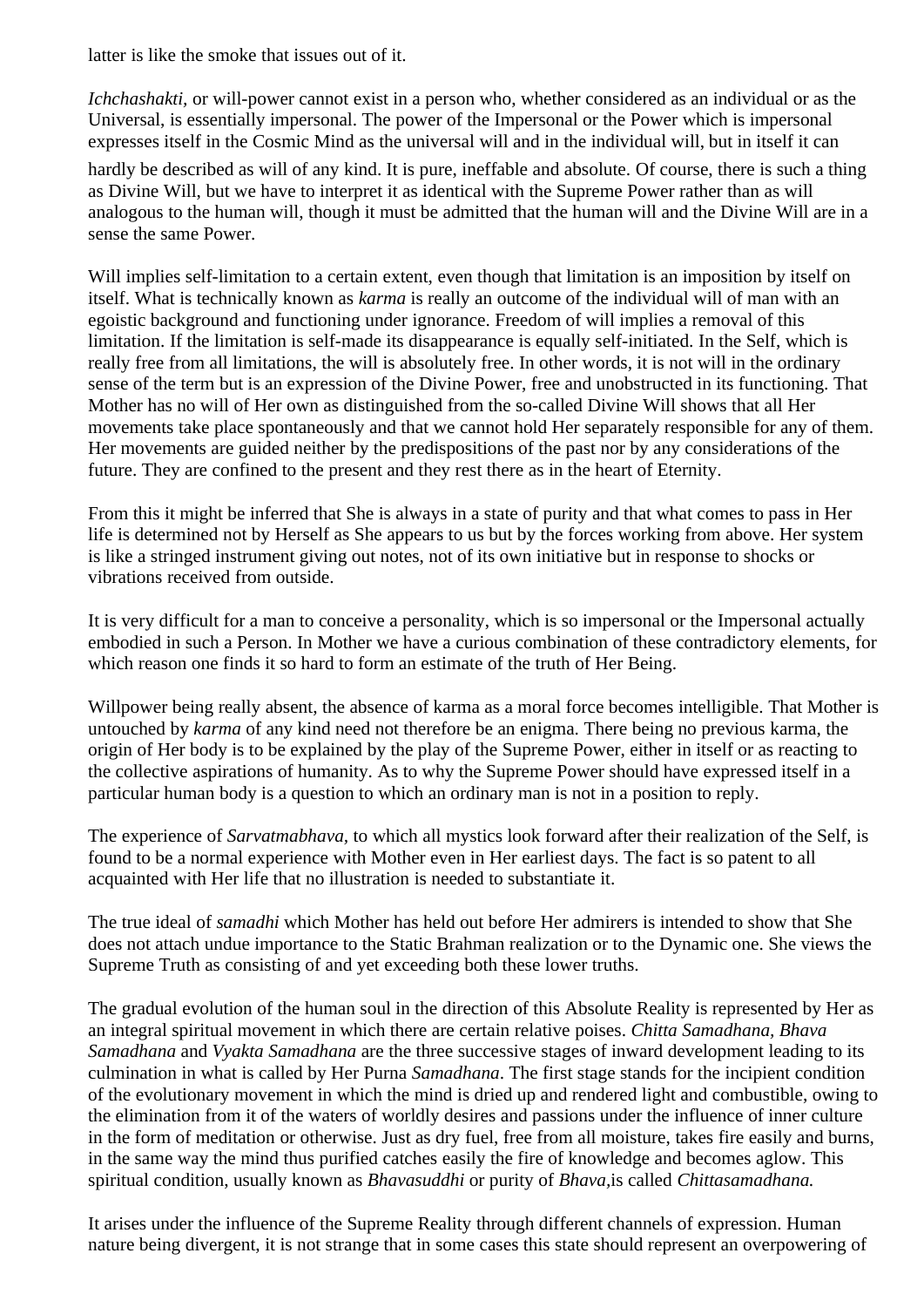latter is like the smoke that issues out of it.

*Ichchashakti,* or will-power cannot exist in a person who, whether considered as an individual or as the Universal, is essentially impersonal. The power of the Impersonal or the Power which is impersonal expresses itself in the Cosmic Mind as the universal will and in the individual will, but in itself it can hardly be described as will of any kind. It is pure, ineffable and absolute. Of course, there is such a thing as Divine Will, but we have to interpret it as identical with the Supreme Power rather than as will analogous to the human will, though it must be admitted that the human will and the Divine Will are in a sense the same Power.

Will implies self-limitation to a certain extent, even though that limitation is an imposition by itself on itself. What is technically known as *karma* is really an outcome of the individual will of man with an egoistic background and functioning under ignorance. Freedom of will implies a removal of this limitation. If the limitation is self-made its disappearance is equally self-initiated. In the Self, which is really free from all limitations, the will is absolutely free. In other words, it is not will in the ordinary sense of the term but is an expression of the Divine Power, free and unobstructed in its functioning. That Mother has no will of Her own as distinguished from the so-called Divine Will shows that all Her movements take place spontaneously and that we cannot hold Her separately responsible for any of them. Her movements are guided neither by the predispositions of the past nor by any considerations of the future. They are confined to the present and they rest there as in the heart of Eternity.

From this it might be inferred that She is always in a state of purity and that what comes to pass in Her life is determined not by Herself as She appears to us but by the forces working from above. Her system is like a stringed instrument giving out notes, not of its own initiative but in response to shocks or vibrations received from outside.

It is very difficult for a man to conceive a personality, which is so impersonal or the Impersonal actually embodied in such a Person. In Mother we have a curious combination of these contradictory elements, for which reason one finds it so hard to form an estimate of the truth of Her Being.

Willpower being really absent, the absence of karma as a moral force becomes intelligible. That Mother is untouched by *karma* of any kind need not therefore be an enigma. There being no previous karma, the origin of Her body is to be explained by the play of the Supreme Power, either in itself or as reacting to the collective aspirations of humanity. As to why the Supreme Power should have expressed itself in a particular human body is a question to which an ordinary man is not in a position to reply.

The experience of *Sarvatmabhava*, to which all mystics look forward after their realization of the Self, is found to be a normal experience with Mother even in Her earliest days. The fact is so patent to all acquainted with Her life that no illustration is needed to substantiate it.

The true ideal of *samadhi* which Mother has held out before Her admirers is intended to show that She does not attach undue importance to the Static Brahman realization or to the Dynamic one. She views the Supreme Truth as consisting of and yet exceeding both these lower truths.

The gradual evolution of the human soul in the direction of this Absolute Reality is represented by Her as an integral spiritual movement in which there are certain relative poises. *Chitta Samadhana, Bhava Samadhana* and *Vyakta Samadhana* are the three successive stages of inward development leading to its culmination in what is called by Her Purna *Samadhana*. The first stage stands for the incipient condition of the evolutionary movement in which the mind is dried up and rendered light and combustible, owing to the elimination from it of the waters of worldly desires and passions under the influence of inner culture in the form of meditation or otherwise. Just as dry fuel, free from all moisture, takes fire easily and burns, in the same way the mind thus purified catches easily the fire of knowledge and becomes aglow. This spiritual condition, usually known as *Bhavasuddhi* or purity of *Bhava*,is called *Chittasamadhana.*

It arises under the influence of the Supreme Reality through different channels of expression. Human nature being divergent, it is not strange that in some cases this state should represent an overpowering of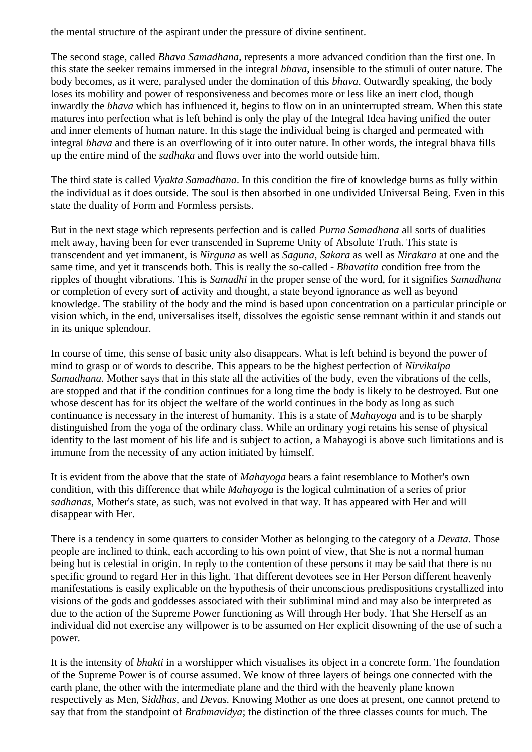the mental structure of the aspirant under the pressure of divine sentinent.

The second stage, called *Bhava Samadhana*, represents a more advanced condition than the first one. In this state the seeker remains immersed in the integral *bhava*, insensible to the stimuli of outer nature. The body becomes, as it were, paralysed under the domination of this *bhava*. Outwardly speaking, the body loses its mobility and power of responsiveness and becomes more or less like an inert clod, though inwardly the *bhava* which has influenced it, begins to flow on in an uninterrupted stream. When this state matures into perfection what is left behind is only the play of the Integral Idea having unified the outer and inner elements of human nature. In this stage the individual being is charged and permeated with integral *bhava* and there is an overflowing of it into outer nature. In other words, the integral bhava fills up the entire mind of the *sadhaka* and flows over into the world outside him.

The third state is called *Vyakta Samadhana*. In this condition the fire of knowledge burns as fully within the individual as it does outside. The soul is then absorbed in one undivided Universal Being. Even in this state the duality of Form and Formless persists.

But in the next stage which represents perfection and is called *Purna Samadhana* all sorts of dualities melt away, having been for ever transcended in Supreme Unity of Absolute Truth. This state is transcendent and yet immanent, is *Nirguna* as well as *Saguna*, *Sakara* as well as *Nirakara* at one and the same time, and yet it transcends both. This is really the so-called - *Bhavatita* condition free from the ripples of thought vibrations. This is *Samadhi* in the proper sense of the word, for it signifies *Samadhana* or completion of every sort of activity and thought, a state beyond ignorance as well as beyond knowledge. The stability of the body and the mind is based upon concentration on a particular principle or vision which, in the end, universalises itself, dissolves the egoistic sense remnant within it and stands out in its unique splendour.

In course of time, this sense of basic unity also disappears. What is left behind is beyond the power of mind to grasp or of words to describe. This appears to be the highest perfection of *Nirvikalpa Samadhana.* Mother says that in this state all the activities of the body, even the vibrations of the cells, are stopped and that if the condition continues for a long time the body is likely to be destroyed. But one whose descent has for its object the welfare of the world continues in the body as long as such continuance is necessary in the interest of humanity. This is a state of *Mahayoga* and is to be sharply distinguished from the yoga of the ordinary class. While an ordinary yogi retains his sense of physical identity to the last moment of his life and is subject to action, a Mahayogi is above such limitations and is immune from the necessity of any action initiated by himself.

It is evident from the above that the state of *Mahayoga* bears a faint resemblance to Mother's own condition, with this difference that while *Mahayoga* is the logical culmination of a series of prior *sadhanas*, Mother's state, as such, was not evolved in that way. It has appeared with Her and will disappear with Her.

There is a tendency in some quarters to consider Mother as belonging to the category of a *Devata*. Those people are inclined to think, each according to his own point of view, that She is not a normal human being but is celestial in origin. In reply to the contention of these persons it may be said that there is no specific ground to regard Her in this light. That different devotees see in Her Person different heavenly manifestations is easily explicable on the hypothesis of their unconscious predispositions crystallized into visions of the gods and goddesses associated with their subliminal mind and may also be interpreted as due to the action of the Supreme Power functioning as Will through Her body. That She Herself as an individual did not exercise any willpower is to be assumed on Her explicit disowning of the use of such a power.

It is the intensity of *bhakti* in a worshipper which visualises its object in a concrete form. The foundation of the Supreme Power is of course assumed. We know of three layers of beings one connected with the earth plane, the other with the intermediate plane and the third with the heavenly plane known respectively as Men, S*iddhas,* and *Devas.* Knowing Mother as one does at present, one cannot pretend to say that from the standpoint of *Brahmavidya*; the distinction of the three classes counts for much. The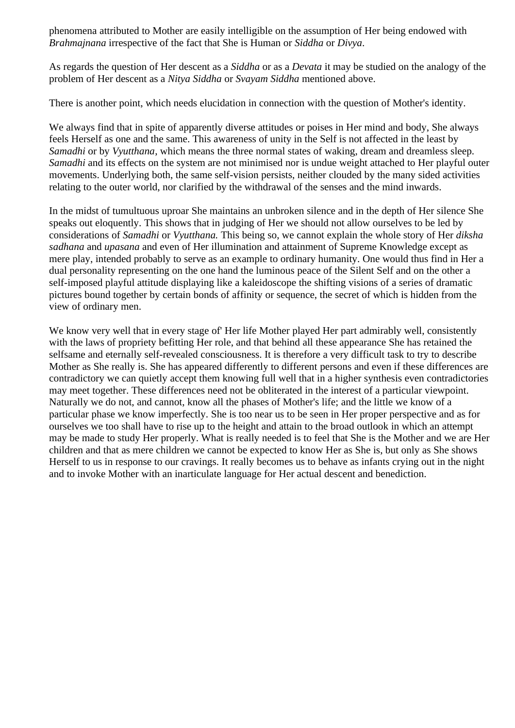phenomena attributed to Mother are easily intelligible on the assumption of Her being endowed with *Brahmajnana* irrespective of the fact that She is Human or *Siddha* or *Divya*.

As regards the question of Her descent as a *Siddha* or as a *Devata* it may be studied on the analogy of the problem of Her descent as a *Nitya Siddha* or *Svayam Siddha* mentioned above.

There is another point, which needs elucidation in connection with the question of Mother's identity.

We always find that in spite of apparently diverse attitudes or poises in Her mind and body, She always feels Herself as one and the same. This awareness of unity in the Self is not affected in the least by *Samadhi* or by *Vyutthana*, which means the three normal states of waking, dream and dreamless sleep. *Samadhi* and its effects on the system are not minimised nor is undue weight attached to Her playful outer movements. Underlying both, the same self-vision persists, neither clouded by the many sided activities relating to the outer world, nor clarified by the withdrawal of the senses and the mind inwards.

In the midst of tumultuous uproar She maintains an unbroken silence and in the depth of Her silence She speaks out eloquently. This shows that in judging of Her we should not allow ourselves to be led by considerations of *Samadhi* or *Vyutthana.* This being so, we cannot explain the whole story of Her *diksha sadhana* and *upasana* and even of Her illumination and attainment of Supreme Knowledge except as mere play, intended probably to serve as an example to ordinary humanity. One would thus find in Her a dual personality representing on the one hand the luminous peace of the Silent Self and on the other a self-imposed playful attitude displaying like a kaleidoscope the shifting visions of a series of dramatic pictures bound together by certain bonds of affinity or sequence, the secret of which is hidden from the view of ordinary men.

We know very well that in every stage of' Her life Mother played Her part admirably well, consistently with the laws of propriety befitting Her role, and that behind all these appearance She has retained the selfsame and eternally self-revealed consciousness. It is therefore a very difficult task to try to describe Mother as She really is. She has appeared differently to different persons and even if these differences are contradictory we can quietly accept them knowing full well that in a higher synthesis even contradictories may meet together. These differences need not be obliterated in the interest of a particular viewpoint. Naturally we do not, and cannot, know all the phases of Mother's life; and the little we know of a particular phase we know imperfectly. She is too near us to be seen in Her proper perspective and as for ourselves we too shall have to rise up to the height and attain to the broad outlook in which an attempt may be made to study Her properly. What is really needed is to feel that She is the Mother and we are Her children and that as mere children we cannot be expected to know Her as She is, but only as She shows Herself to us in response to our cravings. It really becomes us to behave as infants crying out in the night and to invoke Mother with an inarticulate language for Her actual descent and benediction.